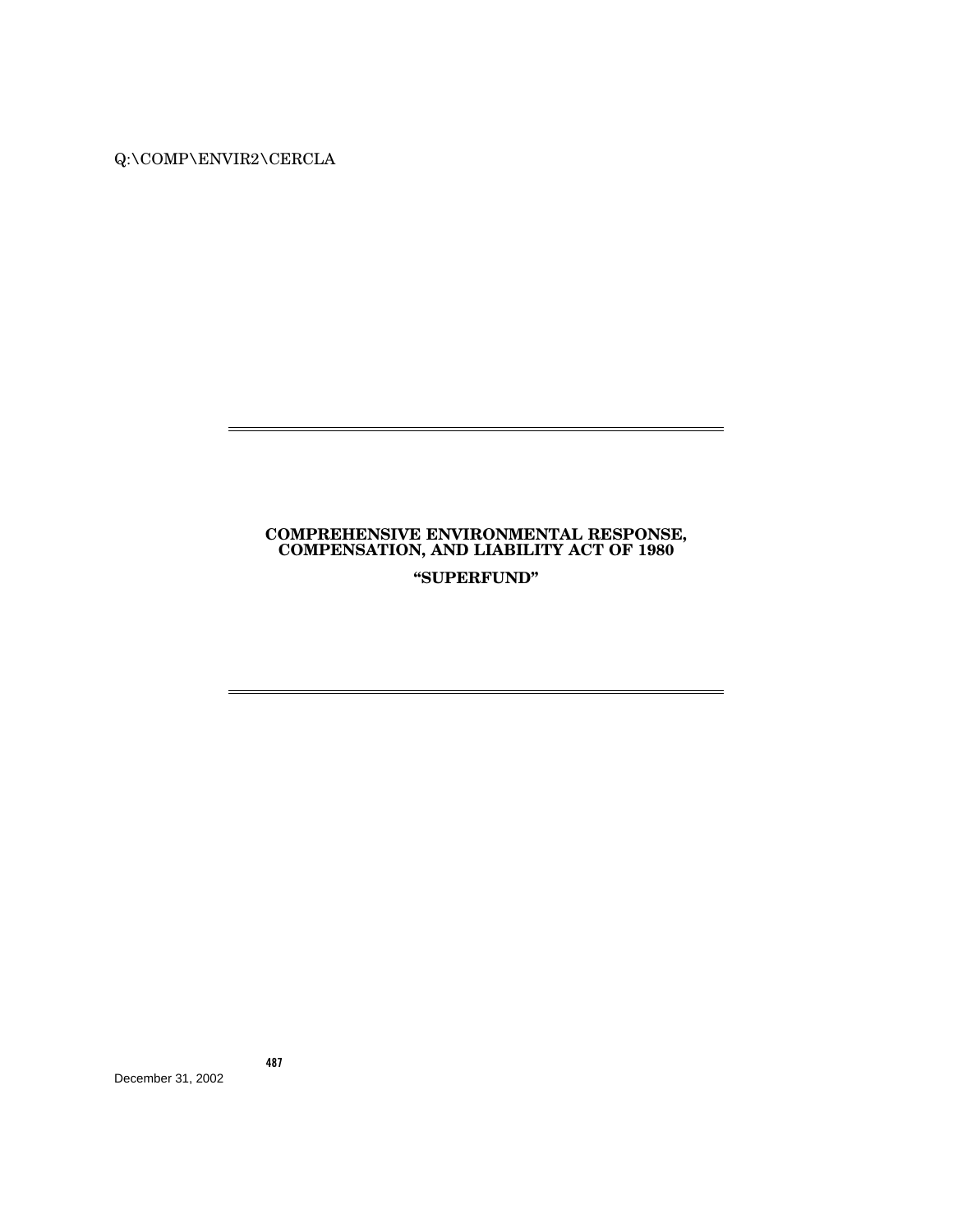# COMPREHENSIVE ENVIRONMENTAL RESPONSE, COMPENSATION, AND LIABILITY ACT OF 1980

## "SUPERFUND"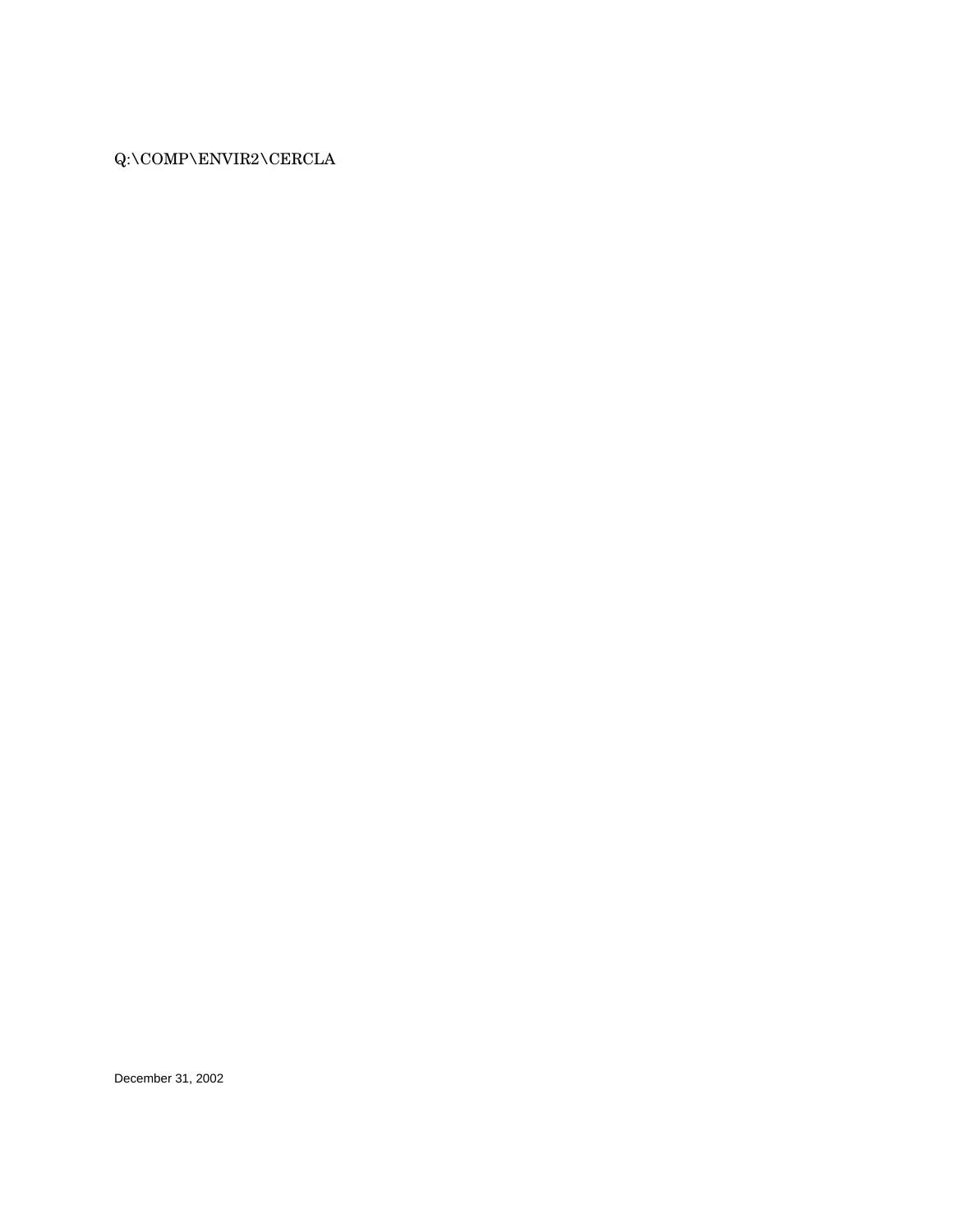Q:\COMP\ENVIR2\CERCLA

December 31, 2002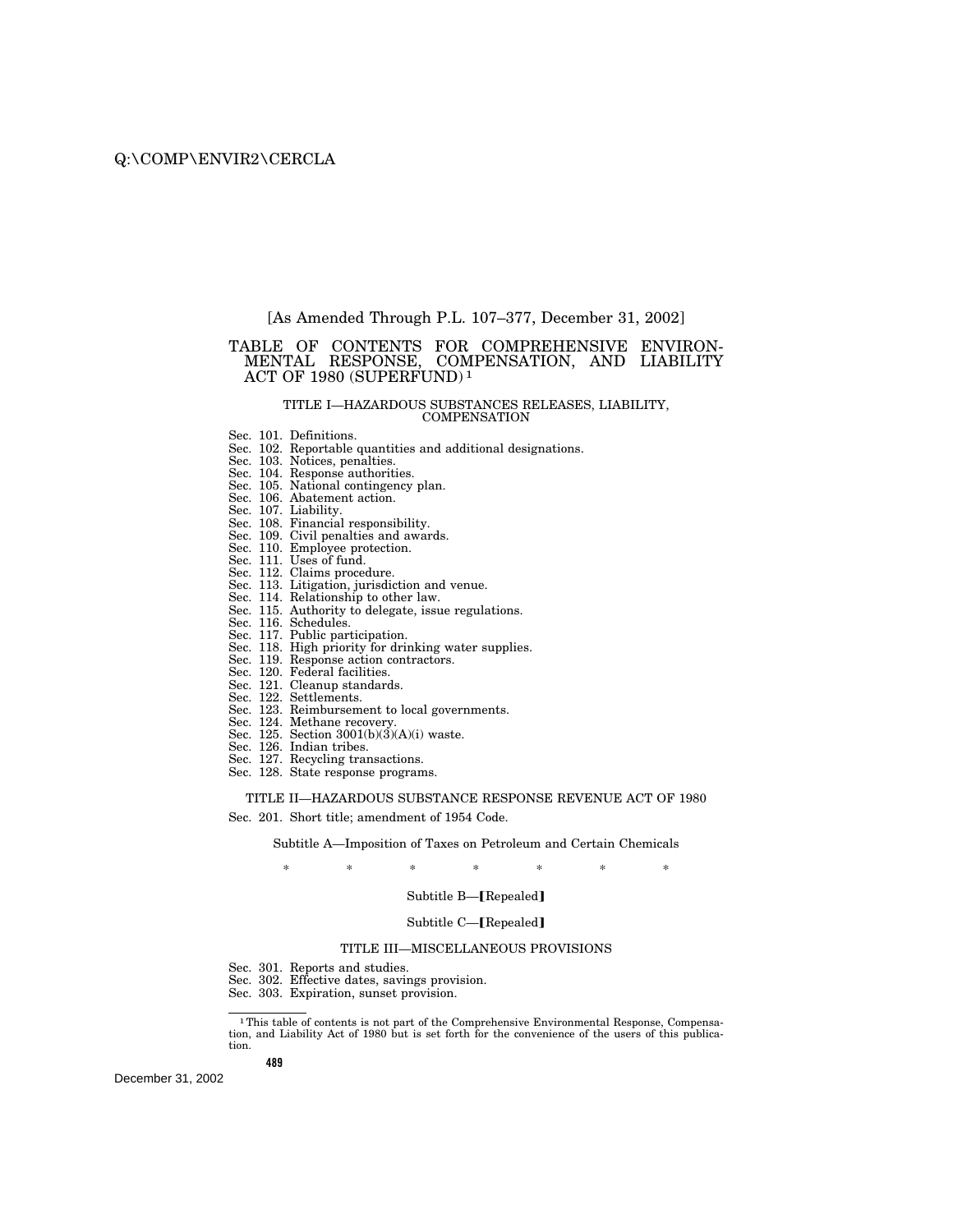[As Amended Through P.L. 107–377, December 31, 2002]

# TABLE OF CONTENTS FOR COMPREHENSIVE ENVIRONMENTAL RESPONSE, COMPENSATION, AND LIABILITY ACT OF 1980 (SUPERFUND)[1]

## TITLE I—HAZARDOUS SUBSTANCES RELEASES, LIABILITY, COMPENSATION

Sec. 101. Definitions.
Sec. 102. Reportable quantities and additional designations.
Sec. 103. Notices, penalties.
Sec. 104. Response authorities.
Sec. 105. National contingency plan.
Sec. 106. Abatement action.
Sec. 107. Liability.
Sec. 108. Financial responsibility.
Sec. 109. Civil penalties and awards.
Sec. 110. Employee protection.
Sec. 111. Uses of fund.
Sec. 112. Claims procedure.
Sec. 113. Litigation, jurisdiction and venue.
Sec. 114. Relationship to other law.
Sec. 115. Authority to delegate, issue regulations.
Sec. 116. Schedules.
Sec. 117. Public participation.
Sec. 118. High priority for drinking water supplies.
Sec. 119. Response action contractors.
Sec. 120. Federal facilities.
Sec. 121. Cleanup standards.
Sec. 122. Settlements.
Sec. 123. Reimbursement to local governments.
Sec. 124. Methane recovery.
Sec. 125. Section 3001(b)(3)(A)(i) waste.
Sec. 126. Indian tribes.
Sec. 127. Recycling transactions.
Sec. 128. State response programs.

## TITLE II—HAZARDOUS SUBSTANCE RESPONSE REVENUE ACT OF 1980

Sec. 201. Short title; amendment of 1954 Code.

### Subtitle A—Imposition of Taxes on Petroleum and Certain Chemicals

\* \* \* \* \* \* \*

### Subtitle B—【Repealed】

### Subtitle C—【Repealed】

## TITLE III—MISCELLANEOUS PROVISIONS

Sec. 301. Reports and studies.
Sec. 302. Effective dates, savings provision.
Sec. 303. Expiration, sunset provision.

---

[1] This table of contents is not part of the Comprehensive Environmental Response, Compensation, and Liability Act of 1980 but is set forth for the convenience of the users of this publication.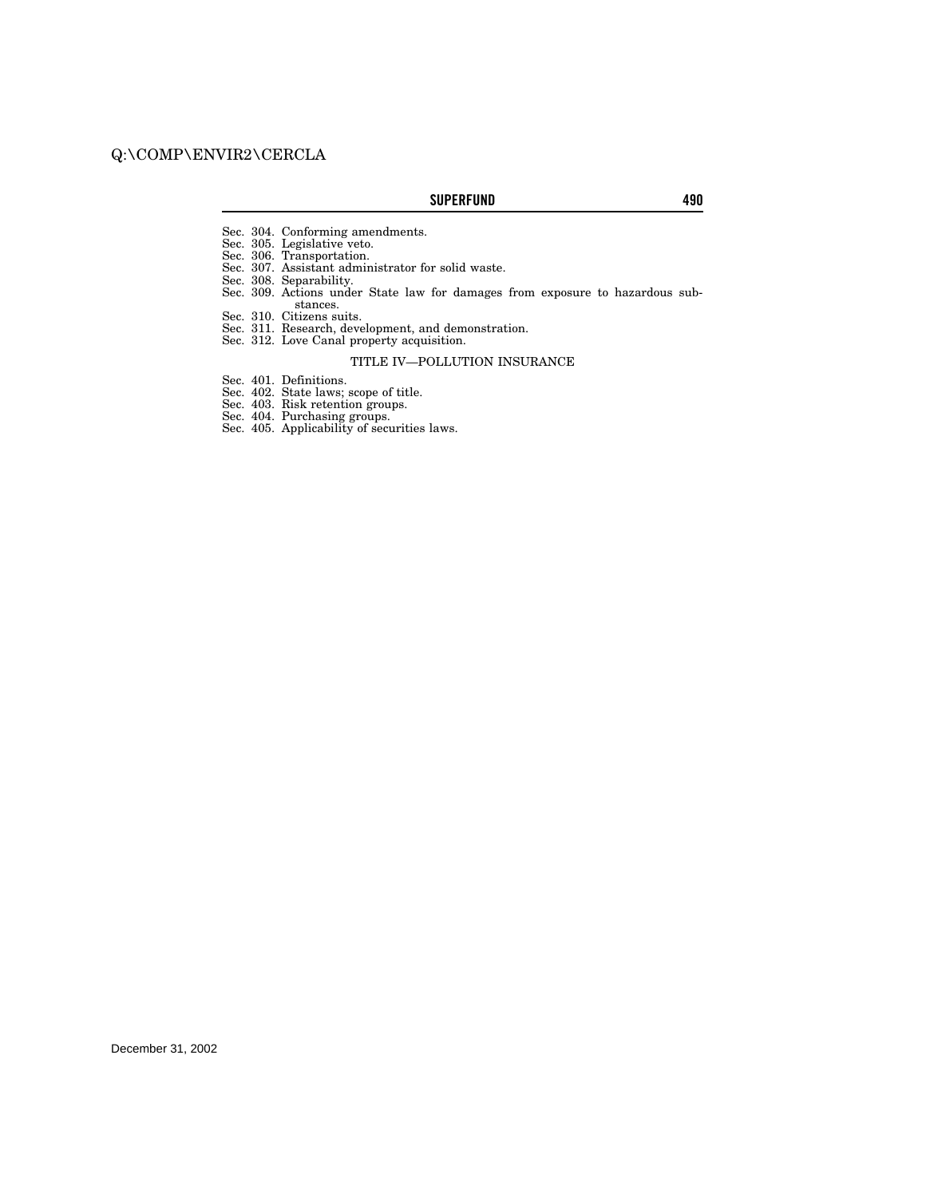Sec. 304. Conforming amendments.
Sec. 305. Legislative veto.
Sec. 306. Transportation.
Sec. 307. Assistant administrator for solid waste.
Sec. 308. Separability.
Sec. 309. Actions under State law for damages from exposure to hazardous substances.
Sec. 310. Citizens suits.
Sec. 311. Research, development, and demonstration.
Sec. 312. Love Canal property acquisition.

TITLE IV—POLLUTION INSURANCE

Sec. 401. Definitions.
Sec. 402. State laws; scope of title.
Sec. 403. Risk retention groups.
Sec. 404. Purchasing groups.
Sec. 405. Applicability of securities laws.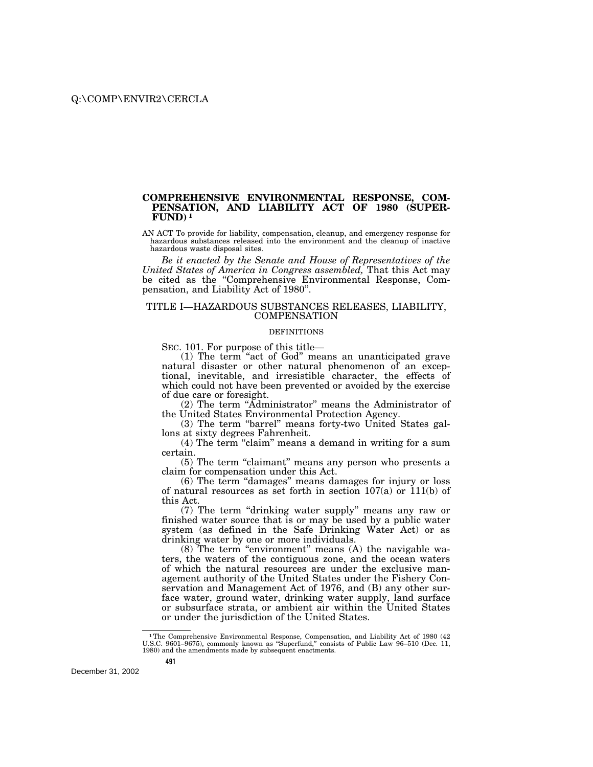# COMPREHENSIVE ENVIRONMENTAL RESPONSE, COMPENSATION, AND LIABILITY ACT OF 1980 (SUPERFUND) [1]

AN ACT To provide for liability, compensation, cleanup, and emergency response for hazardous substances released into the environment and the cleanup of inactive hazardous waste disposal sites.

*Be it enacted by the Senate and House of Representatives of the United States of America in Congress assembled,* That this Act may be cited as the "Comprehensive Environmental Response, Compensation, and Liability Act of 1980".

## TITLE I—HAZARDOUS SUBSTANCES RELEASES, LIABILITY, COMPENSATION

### DEFINITIONS

SEC. 101. For purpose of this title—

(1) The term "act of God" means an unanticipated grave natural disaster or other natural phenomenon of an exceptional, inevitable, and irresistible character, the effects of which could not have been prevented or avoided by the exercise of due care or foresight.

(2) The term "Administrator" means the Administrator of the United States Environmental Protection Agency.

(3) The term "barrel" means forty-two United States gallons at sixty degrees Fahrenheit.

(4) The term "claim" means a demand in writing for a sum certain.

(5) The term "claimant" means any person who presents a claim for compensation under this Act.

(6) The term "damages" means damages for injury or loss of natural resources as set forth in section 107(a) or 111(b) of this Act.

(7) The term "drinking water supply" means any raw or finished water source that is or may be used by a public water system (as defined in the Safe Drinking Water Act) or as drinking water by one or more individuals.

(8) The term "environment" means (A) the navigable waters, the waters of the contiguous zone, and the ocean waters of which the natural resources are under the exclusive management authority of the United States under the Fishery Conservation and Management Act of 1976, and (B) any other surface water, ground water, drinking water supply, land surface or subsurface strata, or ambient air within the United States or under the jurisdiction of the United States.

---

[1] The Comprehensive Environmental Response, Compensation, and Liability Act of 1980 (42 U.S.C. 9601–9675), commonly known as "Superfund," consists of Public Law 96–510 (Dec. 11, 1980) and the amendments made by subsequent enactments.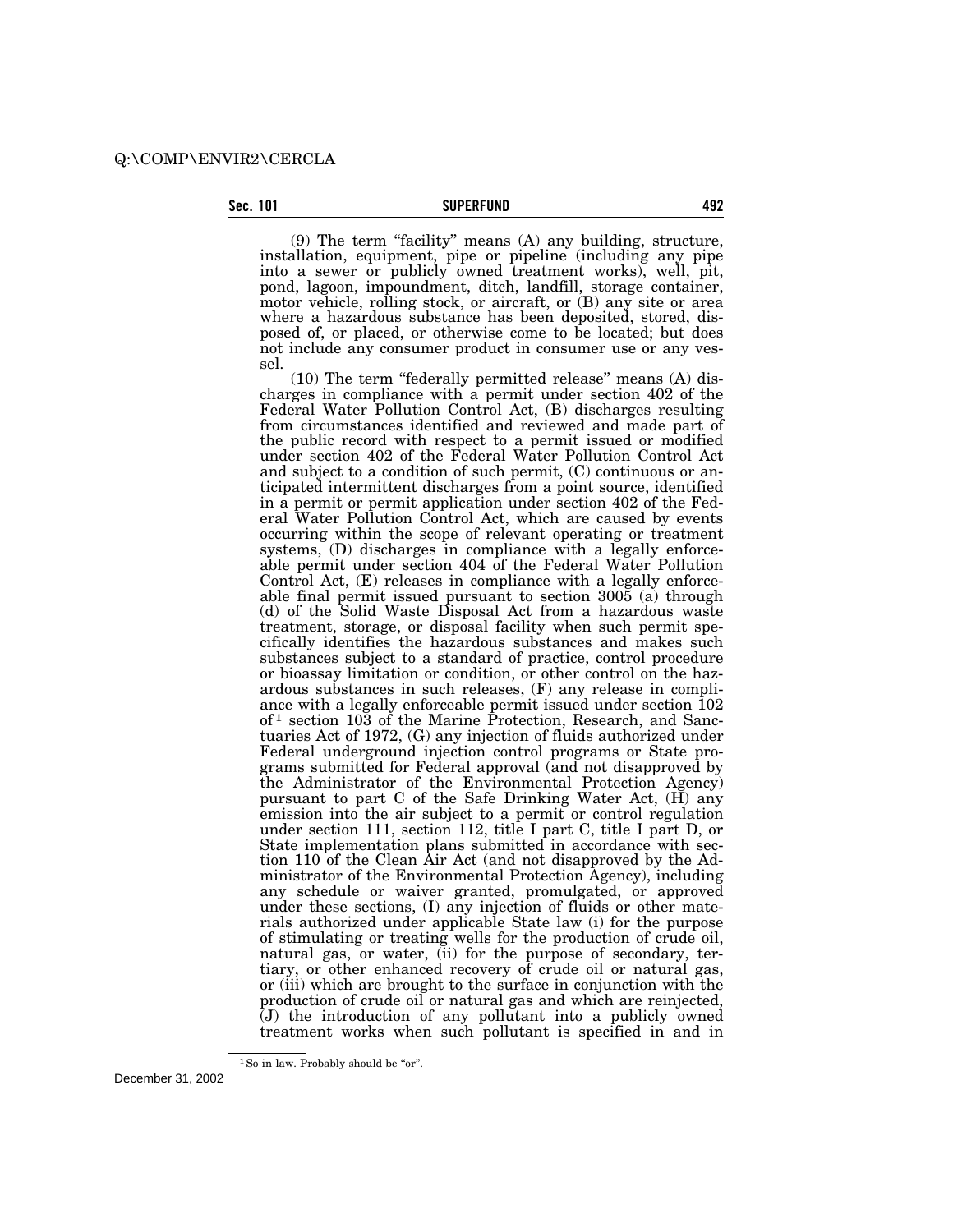(9) The term "facility" means (A) any building, structure, installation, equipment, pipe or pipeline (including any pipe into a sewer or publicly owned treatment works), well, pit, pond, lagoon, impoundment, ditch, landfill, storage container, motor vehicle, rolling stock, or aircraft, or (B) any site or area where a hazardous substance has been deposited, stored, disposed of, or placed, or otherwise come to be located; but does not include any consumer product in consumer use or any vessel.

(10) The term "federally permitted release" means (A) discharges in compliance with a permit under section 402 of the Federal Water Pollution Control Act, (B) discharges resulting from circumstances identified and reviewed and made part of the public record with respect to a permit issued or modified under section 402 of the Federal Water Pollution Control Act and subject to a condition of such permit, (C) continuous or anticipated intermittent discharges from a point source, identified in a permit or permit application under section 402 of the Federal Water Pollution Control Act, which are caused by events occurring within the scope of relevant operating or treatment systems, (D) discharges in compliance with a legally enforceable permit under section 404 of the Federal Water Pollution Control Act, (E) releases in compliance with a legally enforceable final permit issued pursuant to section 3005 (a) through (d) of the Solid Waste Disposal Act from a hazardous waste treatment, storage, or disposal facility when such permit specifically identifies the hazardous substances and makes such substances subject to a standard of practice, control procedure or bioassay limitation or condition, or other control on the hazardous substances in such releases, (F) any release in compliance with a legally enforceable permit issued under section 102 of[1] section 103 of the Marine Protection, Research, and Sanctuaries Act of 1972, (G) any injection of fluids authorized under Federal underground injection control programs or State programs submitted for Federal approval (and not disapproved by the Administrator of the Environmental Protection Agency) pursuant to part C of the Safe Drinking Water Act, (H) any emission into the air subject to a permit or control regulation under section 111, section 112, title I part C, title I part D, or State implementation plans submitted in accordance with section 110 of the Clean Air Act (and not disapproved by the Administrator of the Environmental Protection Agency), including any schedule or waiver granted, promulgated, or approved under these sections, (I) any injection of fluids or other materials authorized under applicable State law (i) for the purpose of stimulating or treating wells for the production of crude oil, natural gas, or water, (ii) for the purpose of secondary, tertiary, or other enhanced recovery of crude oil or natural gas, or (iii) which are brought to the surface in conjunction with the production of crude oil or natural gas and which are reinjected, (J) the introduction of any pollutant into a publicly owned treatment works when such pollutant is specified in and in

[1] So in law. Probably should be "or".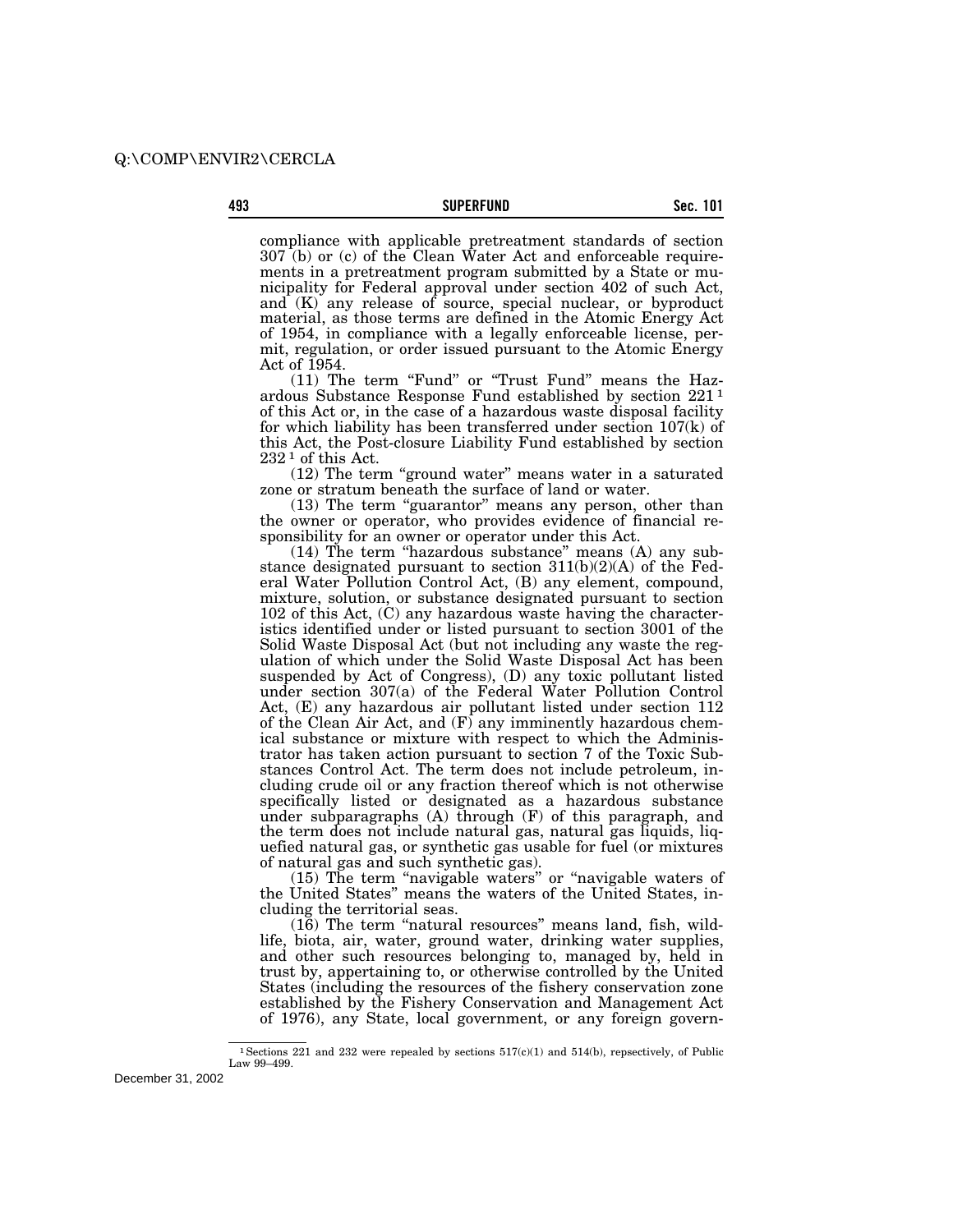compliance with applicable pretreatment standards of section 307 (b) or (c) of the Clean Water Act and enforceable requirements in a pretreatment program submitted by a State or municipality for Federal approval under section 402 of such Act, and (K) any release of source, special nuclear, or byproduct material, as those terms are defined in the Atomic Energy Act of 1954, in compliance with a legally enforceable license, permit, regulation, or order issued pursuant to the Atomic Energy Act of 1954.

(11) The term "Fund" or "Trust Fund" means the Hazardous Substance Response Fund established by section 221 [1] of this Act or, in the case of a hazardous waste disposal facility for which liability has been transferred under section 107(k) of this Act, the Post-closure Liability Fund established by section 232 [1] of this Act.

(12) The term "ground water" means water in a saturated zone or stratum beneath the surface of land or water.

(13) The term "guarantor" means any person, other than the owner or operator, who provides evidence of financial responsibility for an owner or operator under this Act.

(14) The term "hazardous substance" means (A) any substance designated pursuant to section 311(b)(2)(A) of the Federal Water Pollution Control Act, (B) any element, compound, mixture, solution, or substance designated pursuant to section 102 of this Act, (C) any hazardous waste having the characteristics identified under or listed pursuant to section 3001 of the Solid Waste Disposal Act (but not including any waste the regulation of which under the Solid Waste Disposal Act has been suspended by Act of Congress), (D) any toxic pollutant listed under section 307(a) of the Federal Water Pollution Control Act, (E) any hazardous air pollutant listed under section 112 of the Clean Air Act, and (F) any imminently hazardous chemical substance or mixture with respect to which the Administrator has taken action pursuant to section 7 of the Toxic Substances Control Act. The term does not include petroleum, including crude oil or any fraction thereof which is not otherwise specifically listed or designated as a hazardous substance under subparagraphs (A) through (F) of this paragraph, and the term does not include natural gas, natural gas liquids, liquefied natural gas, or synthetic gas usable for fuel (or mixtures of natural gas and such synthetic gas).

(15) The term "navigable waters" or "navigable waters of the United States" means the waters of the United States, including the territorial seas.

(16) The term "natural resources" means land, fish, wildlife, biota, air, water, ground water, drinking water supplies, and other such resources belonging to, managed by, held in trust by, appertaining to, or otherwise controlled by the United States (including the resources of the fishery conservation zone established by the Fishery Conservation and Management Act of 1976), any State, local government, or any foreign govern-

---

[1] Sections 221 and 232 were repealed by sections 517(c)(1) and 514(b), repsectively, of Public Law 99–499.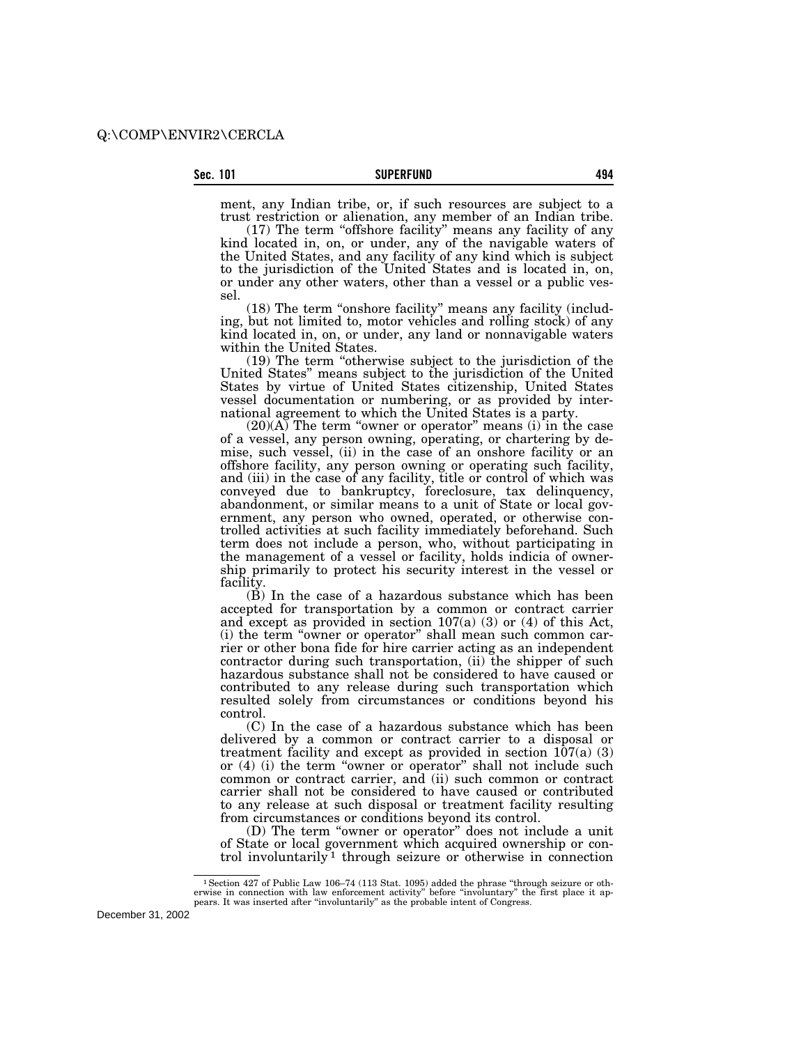ment, any Indian tribe, or, if such resources are subject to a trust restriction or alienation, any member of an Indian tribe.

(17) The term "offshore facility" means any facility of any kind located in, on, or under, any of the navigable waters of the United States, and any facility of any kind which is subject to the jurisdiction of the United States and is located in, on, or under any other waters, other than a vessel or a public vessel.

(18) The term "onshore facility" means any facility (including, but not limited to, motor vehicles and rolling stock) of any kind located in, on, or under, any land or nonnavigable waters within the United States.

(19) The term "otherwise subject to the jurisdiction of the United States" means subject to the jurisdiction of the United States by virtue of United States citizenship, United States vessel documentation or numbering, or as provided by international agreement to which the United States is a party.

(20)(A) The term "owner or operator" means (i) in the case of a vessel, any person owning, operating, or chartering by demise, such vessel, (ii) in the case of an onshore facility or an offshore facility, any person owning or operating such facility, and (iii) in the case of any facility, title or control of which was conveyed due to bankruptcy, foreclosure, tax delinquency, abandonment, or similar means to a unit of State or local government, any person who owned, operated, or otherwise controlled activities at such facility immediately beforehand. Such term does not include a person, who, without participating in the management of a vessel or facility, holds indicia of ownership primarily to protect his security interest in the vessel or facility.

(B) In the case of a hazardous substance which has been accepted for transportation by a common or contract carrier and except as provided in section 107(a) (3) or (4) of this Act, (i) the term "owner or operator" shall mean such common carrier or other bona fide for hire carrier acting as an independent contractor during such transportation, (ii) the shipper of such hazardous substance shall not be considered to have caused or contributed to any release during such transportation which resulted solely from circumstances or conditions beyond his control.

(C) In the case of a hazardous substance which has been delivered by a common or contract carrier to a disposal or treatment facility and except as provided in section 107(a) (3) or (4) (i) the term "owner or operator" shall not include such common or contract carrier, and (ii) such common or contract carrier shall not be considered to have caused or contributed to any release at such disposal or treatment facility resulting from circumstances or conditions beyond its control.

(D) The term "owner or operator" does not include a unit of State or local government which acquired ownership or control involuntarily[1] through seizure or otherwise in connection

[1] Section 427 of Public Law 106–74 (113 Stat. 1095) added the phrase "through seizure or otherwise in connection with law enforcement activity" before "involuntary" the first place it appears. It was inserted after "involuntarily" as the probable intent of Congress.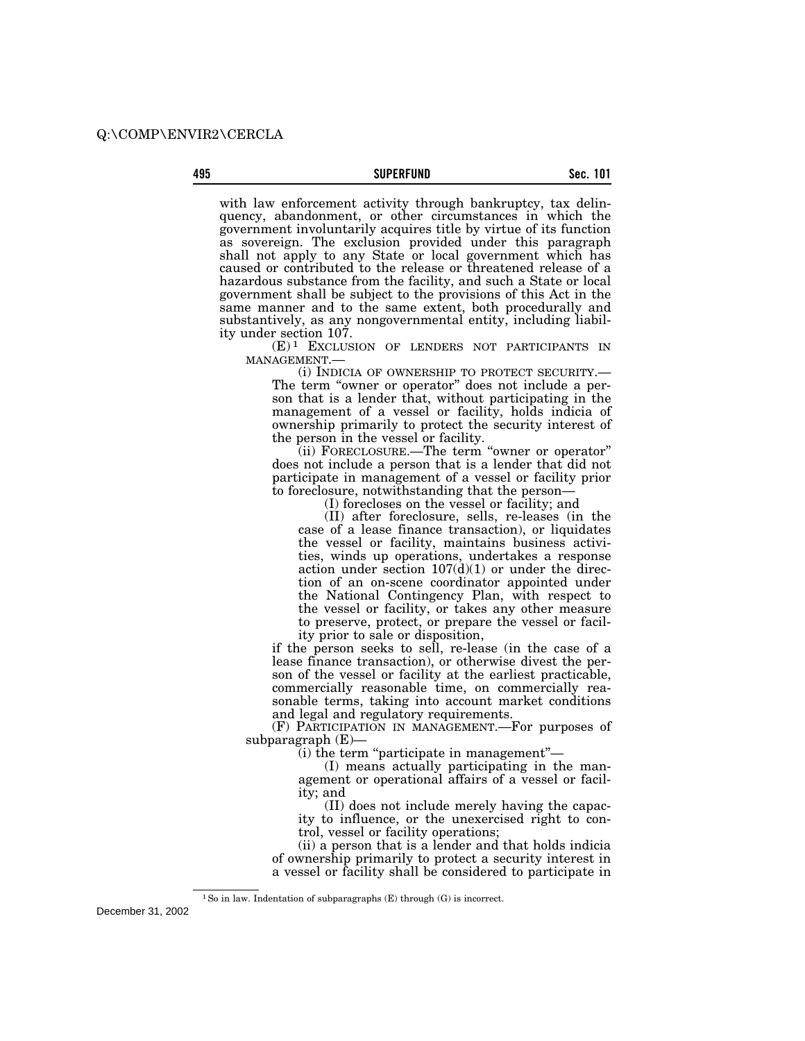with law enforcement activity through bankruptcy, tax delinquency, abandonment, or other circumstances in which the government involuntarily acquires title by virtue of its function as sovereign. The exclusion provided under this paragraph shall not apply to any State or local government which has caused or contributed to the release or threatened release of a hazardous substance from the facility, and such a State or local government shall be subject to the provisions of this Act in the same manner and to the same extent, both procedurally and substantively, as any nongovernmental entity, including liability under section 107.

(E)[1] EXCLUSION OF LENDERS NOT PARTICIPANTS IN MANAGEMENT.—

(i) INDICIA OF OWNERSHIP TO PROTECT SECURITY.—The term "owner or operator" does not include a person that is a lender that, without participating in the management of a vessel or facility, holds indicia of ownership primarily to protect the security interest of the person in the vessel or facility.

(ii) FORECLOSURE.—The term "owner or operator" does not include a person that is a lender that did not participate in management of a vessel or facility prior to foreclosure, notwithstanding that the person—

(I) forecloses on the vessel or facility; and

(II) after foreclosure, sells, re-leases (in the case of a lease finance transaction), or liquidates the vessel or facility, maintains business activities, winds up operations, undertakes a response action under section 107(d)(1) or under the direction of an on-scene coordinator appointed under the National Contingency Plan, with respect to the vessel or facility, or takes any other measure to preserve, protect, or prepare the vessel or facility prior to sale or disposition,

if the person seeks to sell, re-lease (in the case of a lease finance transaction), or otherwise divest the person of the vessel or facility at the earliest practicable, commercially reasonable time, on commercially reasonable terms, taking into account market conditions and legal and regulatory requirements.

(F) PARTICIPATION IN MANAGEMENT.—For purposes of subparagraph (E)—

(i) the term "participate in management"—

(I) means actually participating in the management or operational affairs of a vessel or facility; and

(II) does not include merely having the capacity to influence, or the unexercised right to control, vessel or facility operations;

(ii) a person that is a lender and that holds indicia of ownership primarily to protect a security interest in a vessel or facility shall be considered to participate in

---

[1] So in law. Indentation of subparagraphs (E) through (G) is incorrect.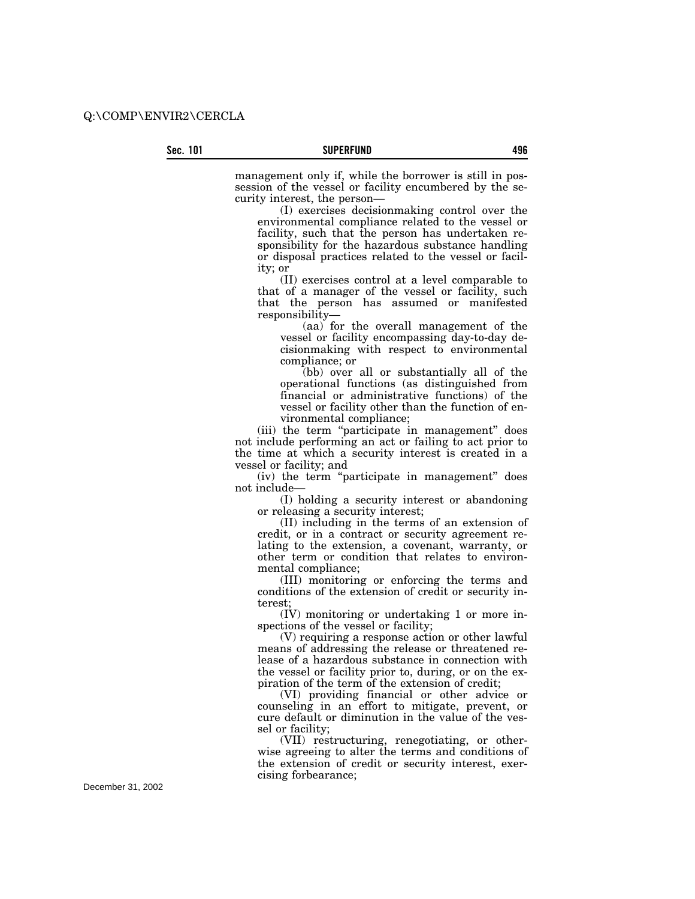management only if, while the borrower is still in possession of the vessel or facility encumbered by the security interest, the person—

(I) exercises decisionmaking control over the environmental compliance related to the vessel or facility, such that the person has undertaken responsibility for the hazardous substance handling or disposal practices related to the vessel or facility; or

(II) exercises control at a level comparable to that of a manager of the vessel or facility, such that the person has assumed or manifested responsibility—

(aa) for the overall management of the vessel or facility encompassing day-to-day decisionmaking with respect to environmental compliance; or

(bb) over all or substantially all of the operational functions (as distinguished from financial or administrative functions) of the vessel or facility other than the function of environmental compliance;

(iii) the term "participate in management" does not include performing an act or failing to act prior to the time at which a security interest is created in a vessel or facility; and

(iv) the term "participate in management" does not include—

(I) holding a security interest or abandoning or releasing a security interest;

(II) including in the terms of an extension of credit, or in a contract or security agreement relating to the extension, a covenant, warranty, or other term or condition that relates to environmental compliance;

(III) monitoring or enforcing the terms and conditions of the extension of credit or security interest;

(IV) monitoring or undertaking 1 or more inspections of the vessel or facility;

(V) requiring a response action or other lawful means of addressing the release or threatened release of a hazardous substance in connection with the vessel or facility prior to, during, or on the expiration of the term of the extension of credit;

(VI) providing financial or other advice or counseling in an effort to mitigate, prevent, or cure default or diminution in the value of the vessel or facility;

(VII) restructuring, renegotiating, or otherwise agreeing to alter the terms and conditions of the extension of credit or security interest, exercising forbearance;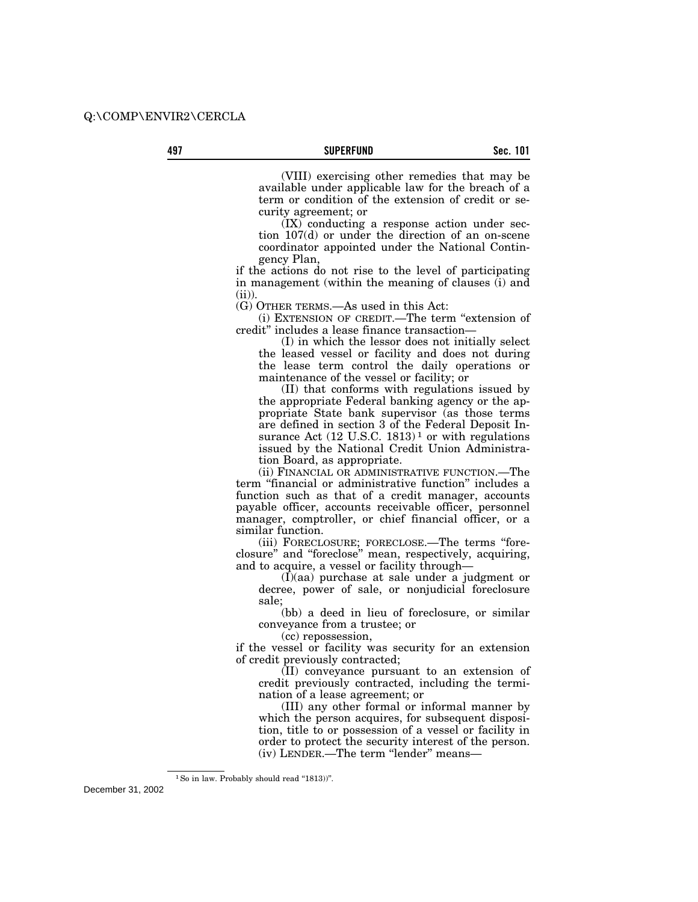(VIII) exercising other remedies that may be available under applicable law for the breach of a term or condition of the extension of credit or security agreement; or

(IX) conducting a response action under section 107(d) or under the direction of an on-scene coordinator appointed under the National Contingency Plan,

if the actions do not rise to the level of participating in management (within the meaning of clauses (i) and (ii)).

(G) OTHER TERMS.—As used in this Act:

(i) EXTENSION OF CREDIT.—The term "extension of credit" includes a lease finance transaction—

(I) in which the lessor does not initially select the leased vessel or facility and does not during the lease term control the daily operations or maintenance of the vessel or facility; or

(II) that conforms with regulations issued by the appropriate Federal banking agency or the appropriate State bank supervisor (as those terms are defined in section 3 of the Federal Deposit Insurance Act (12 U.S.C. 1813)[1] or with regulations issued by the National Credit Union Administration Board, as appropriate.

(ii) FINANCIAL OR ADMINISTRATIVE FUNCTION.—The term "financial or administrative function" includes a function such as that of a credit manager, accounts payable officer, accounts receivable officer, personnel manager, comptroller, or chief financial officer, or a similar function.

(iii) FORECLOSURE; FORECLOSE.—The terms "foreclosure" and "foreclose" mean, respectively, acquiring, and to acquire, a vessel or facility through—

(I)(aa) purchase at sale under a judgment or decree, power of sale, or nonjudicial foreclosure sale;

(bb) a deed in lieu of foreclosure, or similar conveyance from a trustee; or

(cc) repossession,

if the vessel or facility was security for an extension of credit previously contracted;

(II) conveyance pursuant to an extension of credit previously contracted, including the termination of a lease agreement; or

(III) any other formal or informal manner by which the person acquires, for subsequent disposition, title to or possession of a vessel or facility in order to protect the security interest of the person.

(iv) LENDER.—The term "lender" means—

[1] So in law. Probably should read "1813))".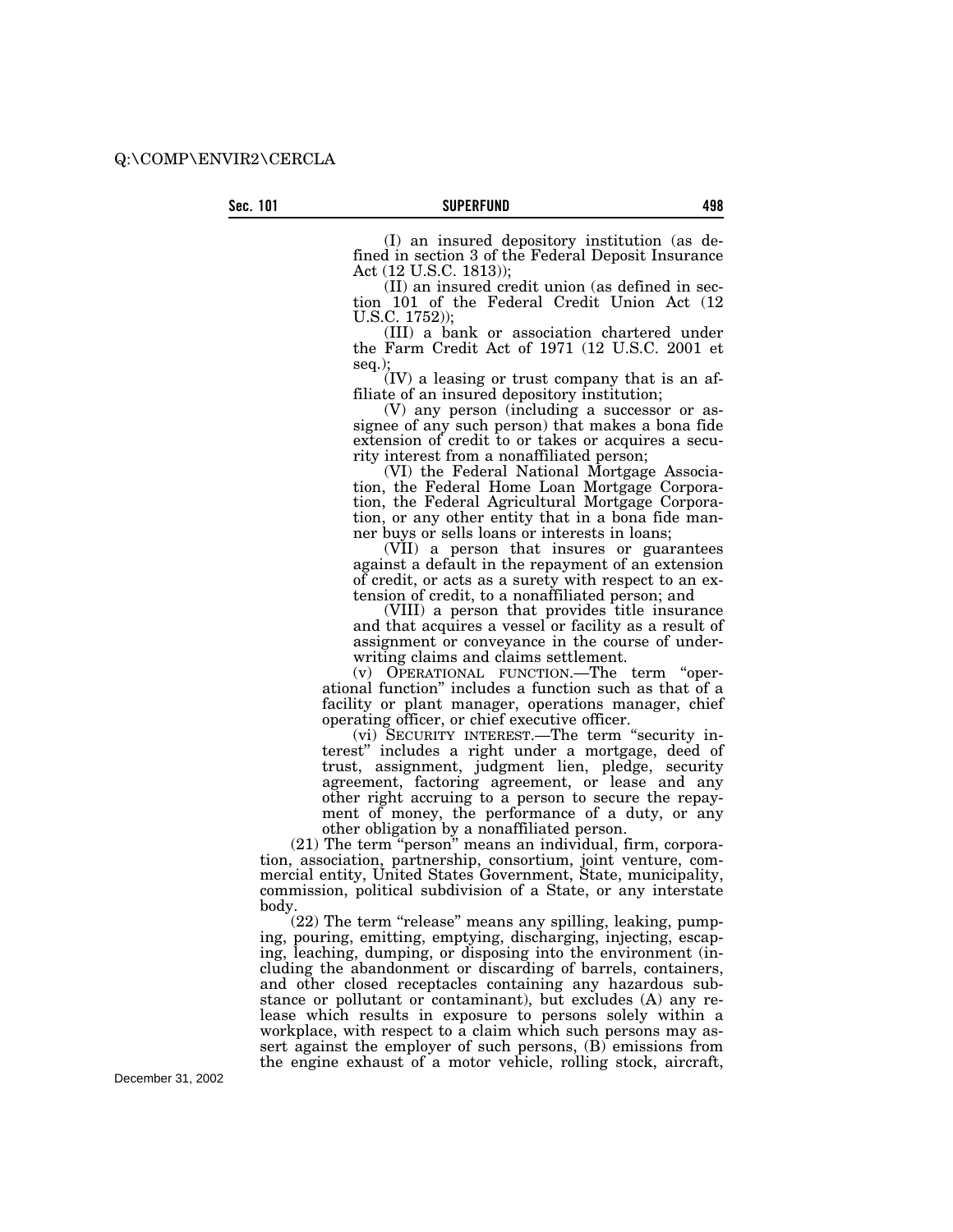(I) an insured depository institution (as defined in section 3 of the Federal Deposit Insurance Act (12 U.S.C. 1813));

(II) an insured credit union (as defined in section 101 of the Federal Credit Union Act (12 U.S.C. 1752));

(III) a bank or association chartered under the Farm Credit Act of 1971 (12 U.S.C. 2001 et seq.);

(IV) a leasing or trust company that is an affiliate of an insured depository institution;

(V) any person (including a successor or assignee of any such person) that makes a bona fide extension of credit to or takes or acquires a security interest from a nonaffiliated person;

(VI) the Federal National Mortgage Association, the Federal Home Loan Mortgage Corporation, the Federal Agricultural Mortgage Corporation, or any other entity that in a bona fide manner buys or sells loans or interests in loans;

(VII) a person that insures or guarantees against a default in the repayment of an extension of credit, or acts as a surety with respect to an extension of credit, to a nonaffiliated person; and

(VIII) a person that provides title insurance and that acquires a vessel or facility as a result of assignment or conveyance in the course of underwriting claims and claims settlement.

(v) OPERATIONAL FUNCTION.—The term "operational function" includes a function such as that of a facility or plant manager, operations manager, chief operating officer, or chief executive officer.

(vi) SECURITY INTEREST.—The term "security interest" includes a right under a mortgage, deed of trust, assignment, judgment lien, pledge, security agreement, factoring agreement, or lease and any other right accruing to a person to secure the repayment of money, the performance of a duty, or any other obligation by a nonaffiliated person.

(21) The term "person" means an individual, firm, corporation, association, partnership, consortium, joint venture, commercial entity, United States Government, State, municipality, commission, political subdivision of a State, or any interstate body.

(22) The term "release" means any spilling, leaking, pumping, pouring, emitting, emptying, discharging, injecting, escaping, leaching, dumping, or disposing into the environment (including the abandonment or discarding of barrels, containers, and other closed receptacles containing any hazardous substance or pollutant or contaminant), but excludes (A) any release which results in exposure to persons solely within a workplace, with respect to a claim which such persons may assert against the employer of such persons, (B) emissions from the engine exhaust of a motor vehicle, rolling stock, aircraft,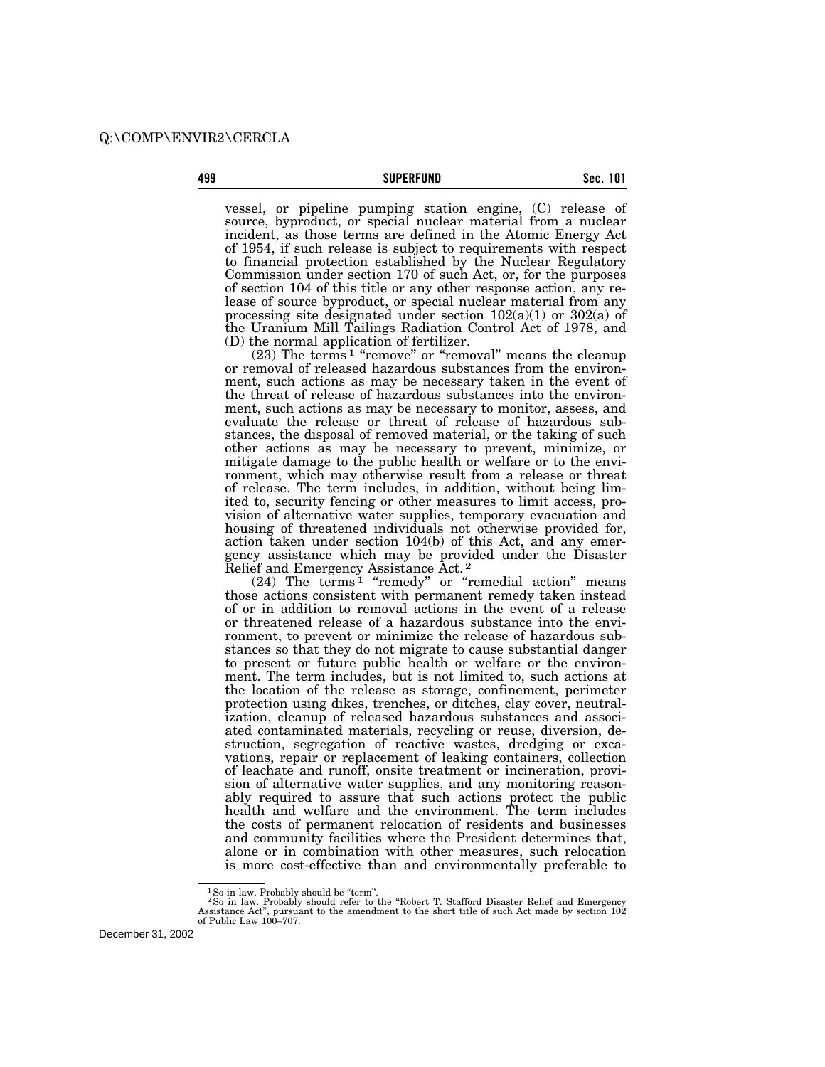vessel, or pipeline pumping station engine, (C) release of source, byproduct, or special nuclear material from a nuclear incident, as those terms are defined in the Atomic Energy Act of 1954, if such release is subject to requirements with respect to financial protection established by the Nuclear Regulatory Commission under section 170 of such Act, or, for the purposes of section 104 of this title or any other response action, any release of source byproduct, or special nuclear material from any processing site designated under section 102(a)(1) or 302(a) of the Uranium Mill Tailings Radiation Control Act of 1978, and (D) the normal application of fertilizer.

(23) The terms[1] "remove" or "removal" means the cleanup or removal of released hazardous substances from the environment, such actions as may be necessary taken in the event of the threat of release of hazardous substances into the environment, such actions as may be necessary to monitor, assess, and evaluate the release or threat of release of hazardous substances, the disposal of removed material, or the taking of such other actions as may be necessary to prevent, minimize, or mitigate damage to the public health or welfare or to the environment, which may otherwise result from a release or threat of release. The term includes, in addition, without being limited to, security fencing or other measures to limit access, provision of alternative water supplies, temporary evacuation and housing of threatened individuals not otherwise provided for, action taken under section 104(b) of this Act, and any emergency assistance which may be provided under the Disaster Relief and Emergency Assistance Act.[2]

(24) The terms[1] "remedy" or "remedial action" means those actions consistent with permanent remedy taken instead of or in addition to removal actions in the event of a release or threatened release of a hazardous substance into the environment, to prevent or minimize the release of hazardous substances so that they do not migrate to cause substantial danger to present or future public health or welfare or the environment. The term includes, but is not limited to, such actions at the location of the release as storage, confinement, perimeter protection using dikes, trenches, or ditches, clay cover, neutralization, cleanup of released hazardous substances and associated contaminated materials, recycling or reuse, diversion, destruction, segregation of reactive wastes, dredging or excavations, repair or replacement of leaking containers, collection of leachate and runoff, onsite treatment or incineration, provision of alternative water supplies, and any monitoring reasonably required to assure that such actions protect the public health and welfare and the environment. The term includes the costs of permanent relocation of residents and businesses and community facilities where the President determines that, alone or in combination with other measures, such relocation is more cost-effective than and environmentally preferable to

---

[1] So in law. Probably should be "term".

[2] So in law. Probably should refer to the "Robert T. Stafford Disaster Relief and Emergency Assistance Act", pursuant to the amendment to the short title of such Act made by section 102 of Public Law 100–707.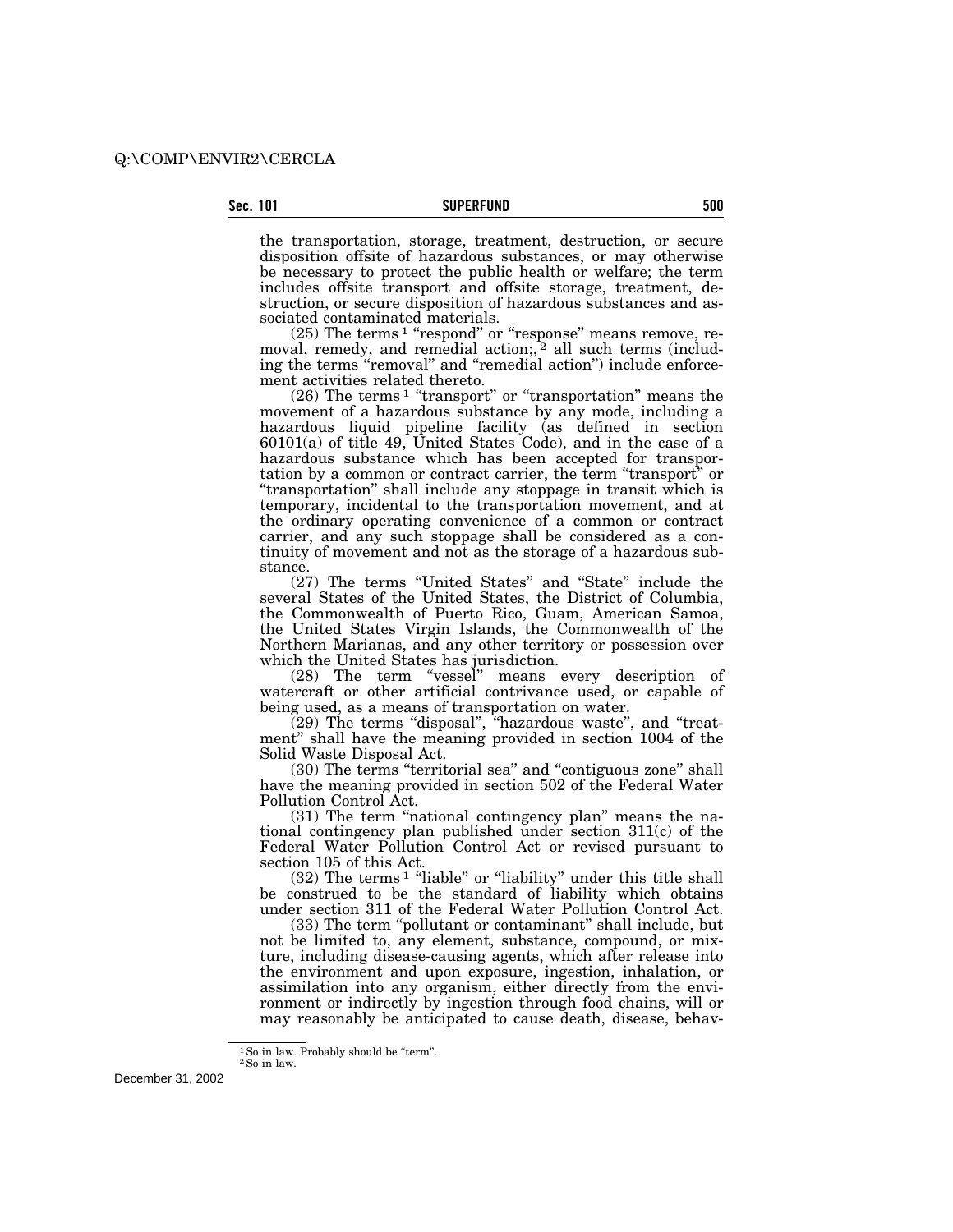the transportation, storage, treatment, destruction, or secure disposition offsite of hazardous substances, or may otherwise be necessary to protect the public health or welfare; the term includes offsite transport and offsite storage, treatment, destruction, or secure disposition of hazardous substances and associated contaminated materials.

(25) The terms [1] "respond" or "response" means remove, removal, remedy, and remedial action;, [2] all such terms (including the terms "removal" and "remedial action") include enforcement activities related thereto.

(26) The terms [1] "transport" or "transportation" means the movement of a hazardous substance by any mode, including a hazardous liquid pipeline facility (as defined in section 60101(a) of title 49, United States Code), and in the case of a hazardous substance which has been accepted for transportation by a common or contract carrier, the term "transport" or "transportation" shall include any stoppage in transit which is temporary, incidental to the transportation movement, and at the ordinary operating convenience of a common or contract carrier, and any such stoppage shall be considered as a continuity of movement and not as the storage of a hazardous substance.

(27) The terms "United States" and "State" include the several States of the United States, the District of Columbia, the Commonwealth of Puerto Rico, Guam, American Samoa, the United States Virgin Islands, the Commonwealth of the Northern Marianas, and any other territory or possession over which the United States has jurisdiction.

(28) The term "vessel" means every description of watercraft or other artificial contrivance used, or capable of being used, as a means of transportation on water.

(29) The terms "disposal", "hazardous waste", and "treatment" shall have the meaning provided in section 1004 of the Solid Waste Disposal Act.

(30) The terms "territorial sea" and "contiguous zone" shall have the meaning provided in section 502 of the Federal Water Pollution Control Act.

(31) The term "national contingency plan" means the national contingency plan published under section 311(c) of the Federal Water Pollution Control Act or revised pursuant to section 105 of this Act.

(32) The terms [1] "liable" or "liability" under this title shall be construed to be the standard of liability which obtains under section 311 of the Federal Water Pollution Control Act.

(33) The term "pollutant or contaminant" shall include, but not be limited to, any element, substance, compound, or mixture, including disease-causing agents, which after release into the environment and upon exposure, ingestion, inhalation, or assimilation into any organism, either directly from the environment or indirectly by ingestion through food chains, will or may reasonably be anticipated to cause death, disease, behav-

---

[1] So in law. Probably should be "term".

[2] So in law.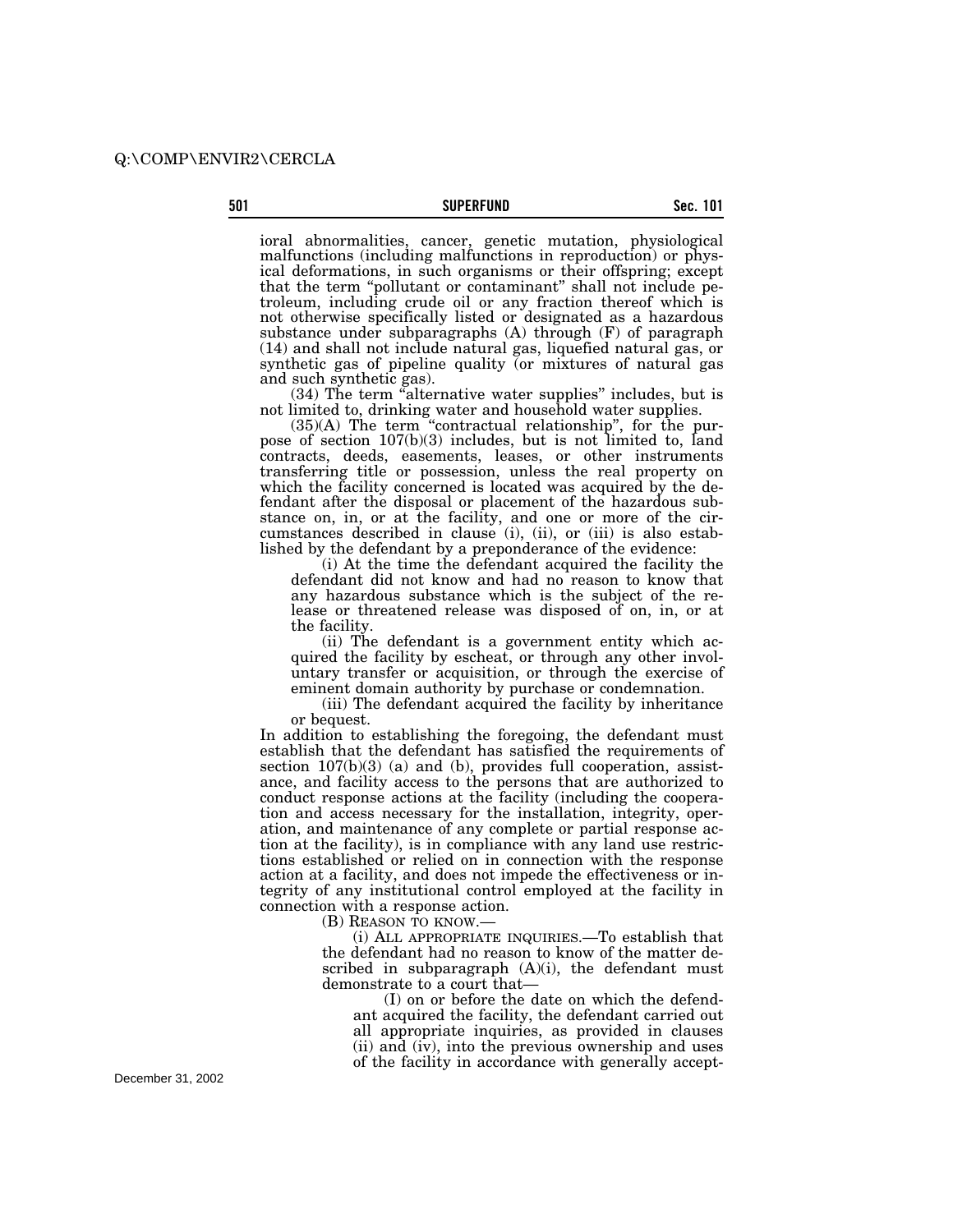ioral abnormalities, cancer, genetic mutation, physiological malfunctions (including malfunctions in reproduction) or physical deformations, in such organisms or their offspring; except that the term "pollutant or contaminant" shall not include petroleum, including crude oil or any fraction thereof which is not otherwise specifically listed or designated as a hazardous substance under subparagraphs (A) through (F) of paragraph (14) and shall not include natural gas, liquefied natural gas, or synthetic gas of pipeline quality (or mixtures of natural gas and such synthetic gas).

(34) The term "alternative water supplies" includes, but is not limited to, drinking water and household water supplies.

(35)(A) The term "contractual relationship", for the purpose of section 107(b)(3) includes, but is not limited to, land contracts, deeds, easements, leases, or other instruments transferring title or possession, unless the real property on which the facility concerned is located was acquired by the defendant after the disposal or placement of the hazardous substance on, in, or at the facility, and one or more of the circumstances described in clause (i), (ii), or (iii) is also established by the defendant by a preponderance of the evidence:

(i) At the time the defendant acquired the facility the defendant did not know and had no reason to know that any hazardous substance which is the subject of the release or threatened release was disposed of on, in, or at the facility.

(ii) The defendant is a government entity which acquired the facility by escheat, or through any other involuntary transfer or acquisition, or through the exercise of eminent domain authority by purchase or condemnation.

(iii) The defendant acquired the facility by inheritance or bequest.

In addition to establishing the foregoing, the defendant must establish that the defendant has satisfied the requirements of section 107(b)(3) (a) and (b), provides full cooperation, assistance, and facility access to the persons that are authorized to conduct response actions at the facility (including the cooperation and access necessary for the installation, integrity, operation, and maintenance of any complete or partial response action at the facility), is in compliance with any land use restrictions established or relied on in connection with the response action at a facility, and does not impede the effectiveness or integrity of any institutional control employed at the facility in connection with a response action.

(B) REASON TO KNOW.—

(i) ALL APPROPRIATE INQUIRIES.—To establish that the defendant had no reason to know of the matter described in subparagraph (A)(i), the defendant must demonstrate to a court that—

(I) on or before the date on which the defendant acquired the facility, the defendant carried out all appropriate inquiries, as provided in clauses (ii) and (iv), into the previous ownership and uses of the facility in accordance with generally accept-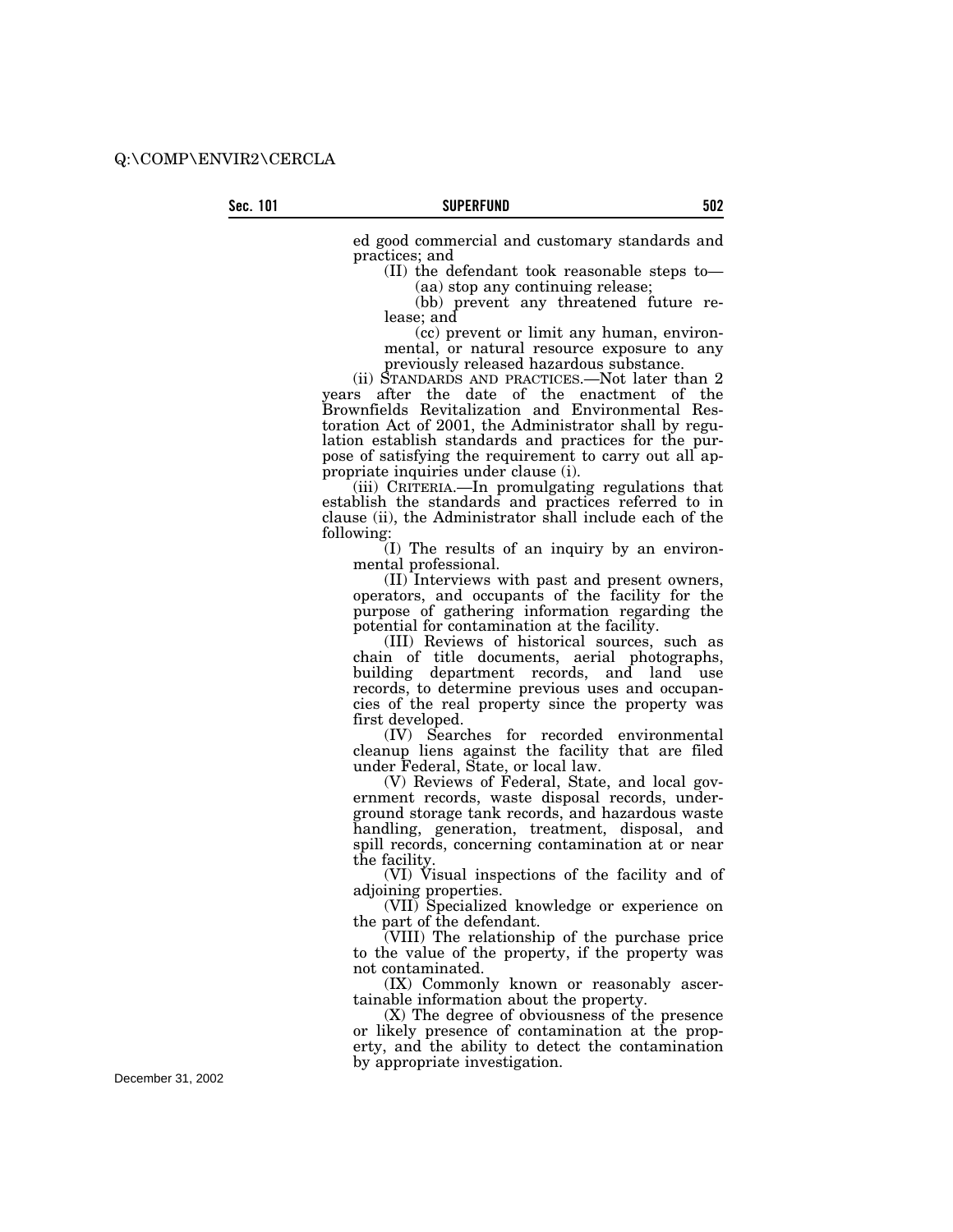ed good commercial and customary standards and practices; and

(II) the defendant took reasonable steps to—

(aa) stop any continuing release;

(bb) prevent any threatened future release; and

(cc) prevent or limit any human, environmental, or natural resource exposure to any previously released hazardous substance.

(ii) STANDARDS AND PRACTICES.—Not later than 2 years after the date of the enactment of the Brownfields Revitalization and Environmental Restoration Act of 2001, the Administrator shall by regulation establish standards and practices for the purpose of satisfying the requirement to carry out all appropriate inquiries under clause (i).

(iii) CRITERIA.—In promulgating regulations that establish the standards and practices referred to in clause (ii), the Administrator shall include each of the following:

(I) The results of an inquiry by an environmental professional.

(II) Interviews with past and present owners, operators, and occupants of the facility for the purpose of gathering information regarding the potential for contamination at the facility.

(III) Reviews of historical sources, such as chain of title documents, aerial photographs, building department records, and land use records, to determine previous uses and occupancies of the real property since the property was first developed.

(IV) Searches for recorded environmental cleanup liens against the facility that are filed under Federal, State, or local law.

(V) Reviews of Federal, State, and local government records, waste disposal records, underground storage tank records, and hazardous waste handling, generation, treatment, disposal, and spill records, concerning contamination at or near the facility.

(VI) Visual inspections of the facility and of adjoining properties.

(VII) Specialized knowledge or experience on the part of the defendant.

(VIII) The relationship of the purchase price to the value of the property, if the property was not contaminated.

(IX) Commonly known or reasonably ascertainable information about the property.

(X) The degree of obviousness of the presence or likely presence of contamination at the property, and the ability to detect the contamination by appropriate investigation.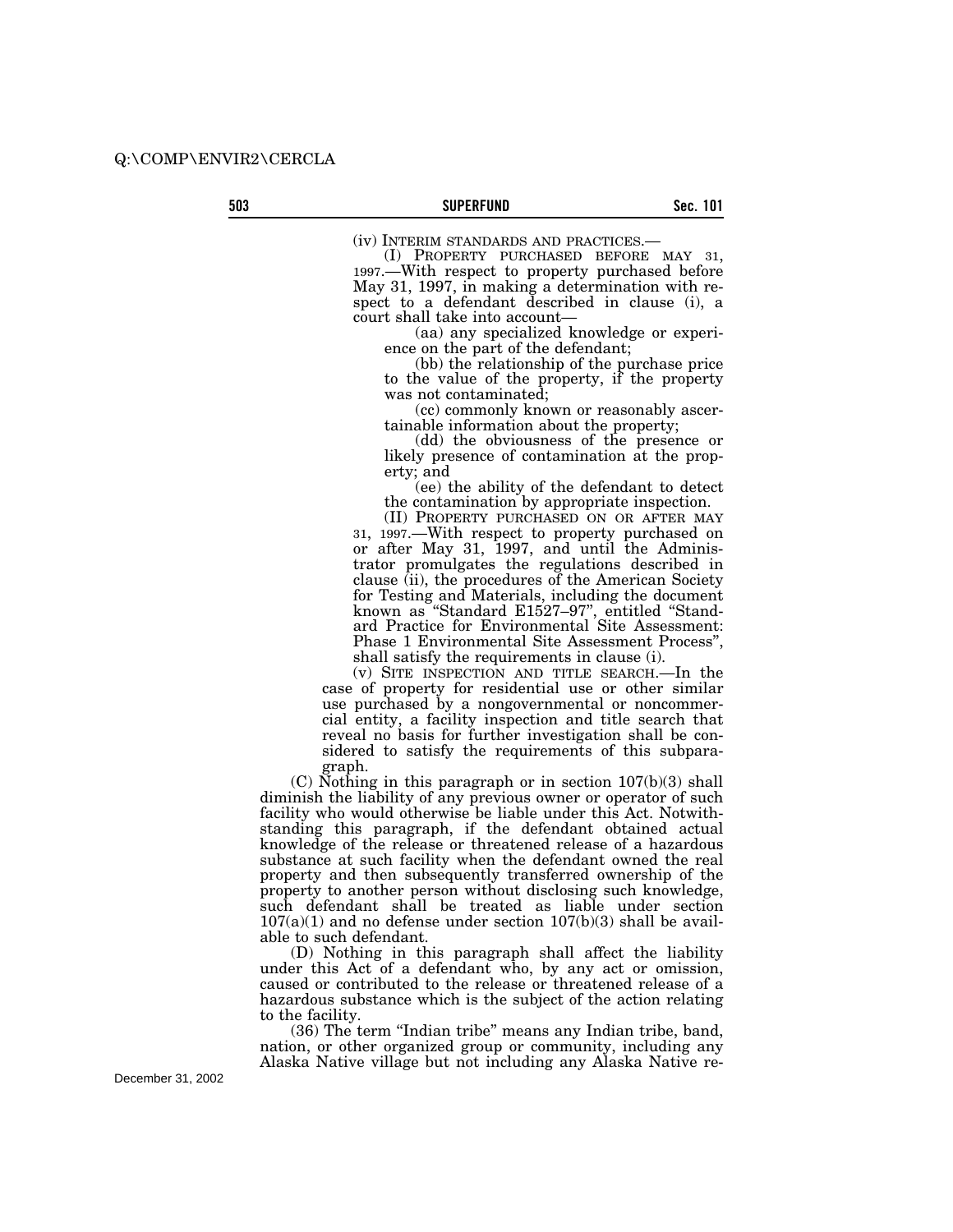(iv) INTERIM STANDARDS AND PRACTICES.—

(I) PROPERTY PURCHASED BEFORE MAY 31, 1997.—With respect to property purchased before May 31, 1997, in making a determination with respect to a defendant described in clause (i), a court shall take into account—

(aa) any specialized knowledge or experience on the part of the defendant;

(bb) the relationship of the purchase price to the value of the property, if the property was not contaminated;

(cc) commonly known or reasonably ascertainable information about the property;

(dd) the obviousness of the presence or likely presence of contamination at the property; and

(ee) the ability of the defendant to detect the contamination by appropriate inspection.

(II) PROPERTY PURCHASED ON OR AFTER MAY 31, 1997.—With respect to property purchased on or after May 31, 1997, and until the Administrator promulgates the regulations described in clause (ii), the procedures of the American Society for Testing and Materials, including the document known as "Standard E1527–97", entitled "Standard Practice for Environmental Site Assessment: Phase 1 Environmental Site Assessment Process", shall satisfy the requirements in clause (i).

(v) SITE INSPECTION AND TITLE SEARCH.—In the case of property for residential use or other similar use purchased by a nongovernmental or noncommercial entity, a facility inspection and title search that reveal no basis for further investigation shall be considered to satisfy the requirements of this subparagraph.

(C) Nothing in this paragraph or in section 107(b)(3) shall diminish the liability of any previous owner or operator of such facility who would otherwise be liable under this Act. Notwithstanding this paragraph, if the defendant obtained actual knowledge of the release or threatened release of a hazardous substance at such facility when the defendant owned the real property and then subsequently transferred ownership of the property to another person without disclosing such knowledge, such defendant shall be treated as liable under section 107(a)(1) and no defense under section 107(b)(3) shall be available to such defendant.

(D) Nothing in this paragraph shall affect the liability under this Act of a defendant who, by any act or omission, caused or contributed to the release or threatened release of a hazardous substance which is the subject of the action relating to the facility.

(36) The term "Indian tribe" means any Indian tribe, band, nation, or other organized group or community, including any Alaska Native village but not including any Alaska Native re-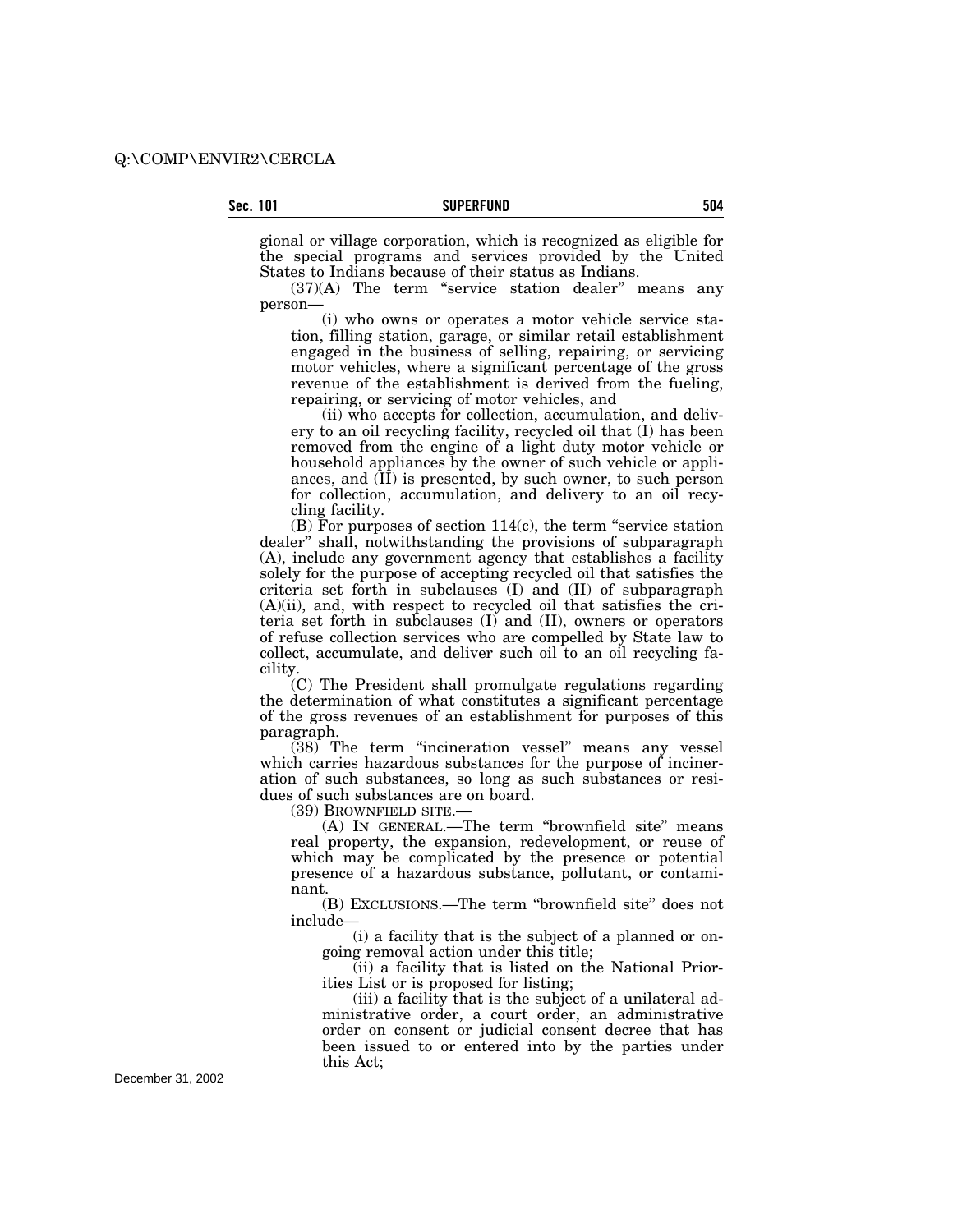gional or village corporation, which is recognized as eligible for the special programs and services provided by the United States to Indians because of their status as Indians.

(37)(A) The term "service station dealer" means any person—

(i) who owns or operates a motor vehicle service station, filling station, garage, or similar retail establishment engaged in the business of selling, repairing, or servicing motor vehicles, where a significant percentage of the gross revenue of the establishment is derived from the fueling, repairing, or servicing of motor vehicles, and

(ii) who accepts for collection, accumulation, and delivery to an oil recycling facility, recycled oil that (I) has been removed from the engine of a light duty motor vehicle or household appliances by the owner of such vehicle or appliances, and (II) is presented, by such owner, to such person for collection, accumulation, and delivery to an oil recycling facility.

(B) For purposes of section 114(c), the term "service station dealer" shall, notwithstanding the provisions of subparagraph (A), include any government agency that establishes a facility solely for the purpose of accepting recycled oil that satisfies the criteria set forth in subclauses (I) and (II) of subparagraph (A)(ii), and, with respect to recycled oil that satisfies the criteria set forth in subclauses (I) and (II), owners or operators of refuse collection services who are compelled by State law to collect, accumulate, and deliver such oil to an oil recycling facility.

(C) The President shall promulgate regulations regarding the determination of what constitutes a significant percentage of the gross revenues of an establishment for purposes of this paragraph.

(38) The term "incineration vessel" means any vessel which carries hazardous substances for the purpose of incineration of such substances, so long as such substances or residues of such substances are on board.

(39) BROWNFIELD SITE.—

(A) IN GENERAL.—The term "brownfield site" means real property, the expansion, redevelopment, or reuse of which may be complicated by the presence or potential presence of a hazardous substance, pollutant, or contaminant.

(B) EXCLUSIONS.—The term "brownfield site" does not include—

(i) a facility that is the subject of a planned or ongoing removal action under this title;

(ii) a facility that is listed on the National Priorities List or is proposed for listing;

(iii) a facility that is the subject of a unilateral administrative order, a court order, an administrative order on consent or judicial consent decree that has been issued to or entered into by the parties under this Act;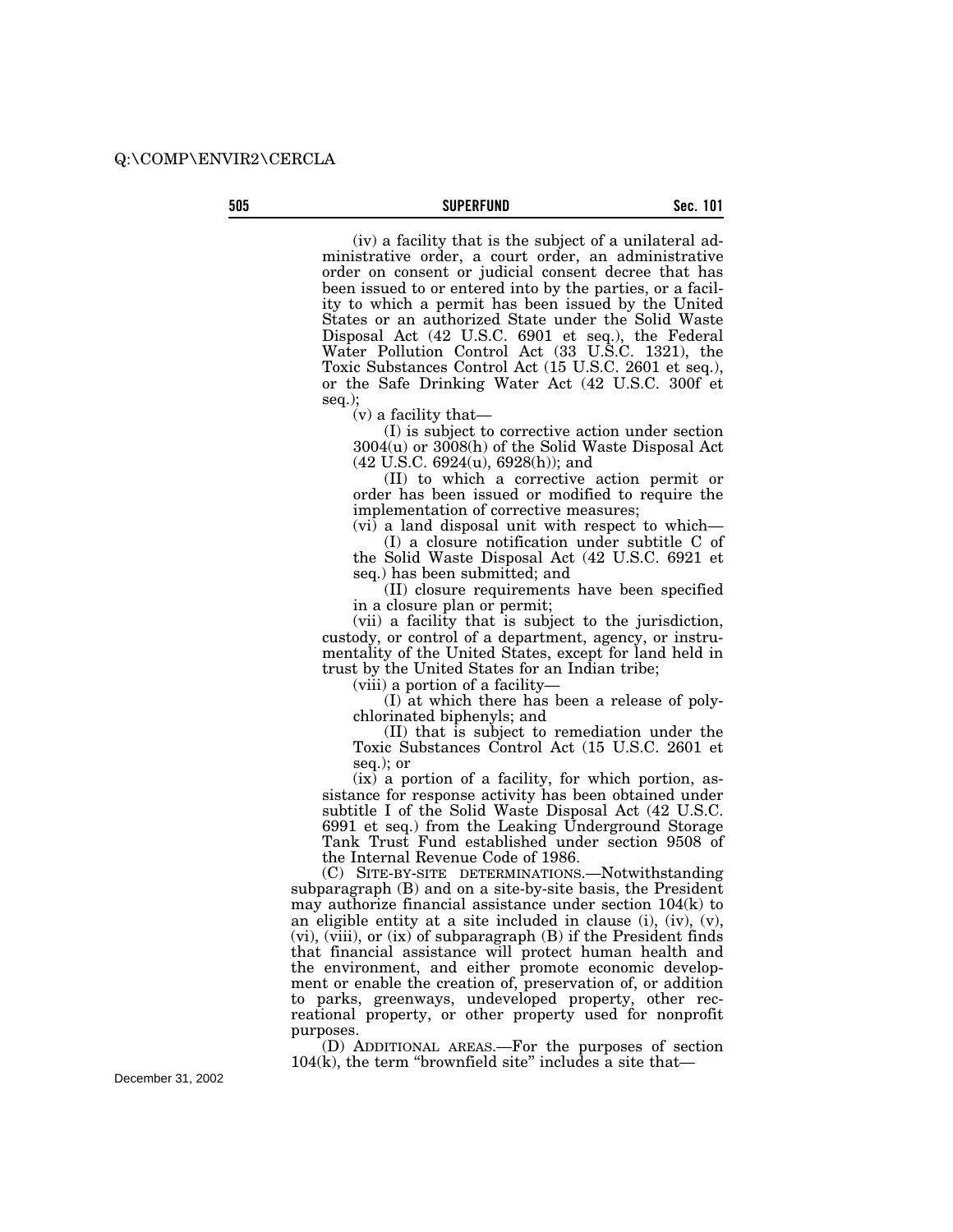(iv) a facility that is the subject of a unilateral administrative order, a court order, an administrative order on consent or judicial consent decree that has been issued to or entered into by the parties, or a facility to which a permit has been issued by the United States or an authorized State under the Solid Waste Disposal Act (42 U.S.C. 6901 et seq.), the Federal Water Pollution Control Act (33 U.S.C. 1321), the Toxic Substances Control Act (15 U.S.C. 2601 et seq.), or the Safe Drinking Water Act (42 U.S.C. 300f et seq.);

(v) a facility that—

(I) is subject to corrective action under section 3004(u) or 3008(h) of the Solid Waste Disposal Act (42 U.S.C. 6924(u), 6928(h)); and

(II) to which a corrective action permit or order has been issued or modified to require the implementation of corrective measures;

(vi) a land disposal unit with respect to which—

(I) a closure notification under subtitle C of the Solid Waste Disposal Act (42 U.S.C. 6921 et seq.) has been submitted; and

(II) closure requirements have been specified in a closure plan or permit;

(vii) a facility that is subject to the jurisdiction, custody, or control of a department, agency, or instrumentality of the United States, except for land held in trust by the United States for an Indian tribe;

(viii) a portion of a facility—

(I) at which there has been a release of polychlorinated biphenyls; and

(II) that is subject to remediation under the Toxic Substances Control Act (15 U.S.C. 2601 et seq.); or

(ix) a portion of a facility, for which portion, assistance for response activity has been obtained under subtitle I of the Solid Waste Disposal Act (42 U.S.C. 6991 et seq.) from the Leaking Underground Storage Tank Trust Fund established under section 9508 of the Internal Revenue Code of 1986.

(C) SITE-BY-SITE DETERMINATIONS.—Notwithstanding subparagraph (B) and on a site-by-site basis, the President may authorize financial assistance under section 104(k) to an eligible entity at a site included in clause (i), (iv), (v), (vi), (viii), or (ix) of subparagraph (B) if the President finds that financial assistance will protect human health and the environment, and either promote economic development or enable the creation of, preservation of, or addition to parks, greenways, undeveloped property, other recreational property, or other property used for nonprofit purposes.

(D) ADDITIONAL AREAS.—For the purposes of section 104(k), the term "brownfield site" includes a site that—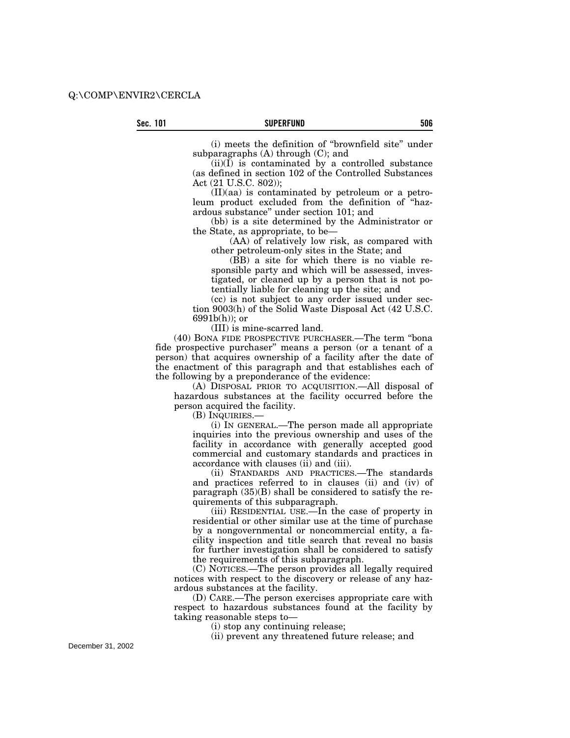(i) meets the definition of "brownfield site" under subparagraphs (A) through (C); and

(ii)(I) is contaminated by a controlled substance (as defined in section 102 of the Controlled Substances Act (21 U.S.C. 802));

(II)(aa) is contaminated by petroleum or a petroleum product excluded from the definition of "hazardous substance" under section 101; and

(bb) is a site determined by the Administrator or the State, as appropriate, to be—

(AA) of relatively low risk, as compared with other petroleum-only sites in the State; and

(BB) a site for which there is no viable responsible party and which will be assessed, investigated, or cleaned up by a person that is not potentially liable for cleaning up the site; and

(cc) is not subject to any order issued under section 9003(h) of the Solid Waste Disposal Act (42 U.S.C. 6991b(h)); or

(III) is mine-scarred land.

(40) BONA FIDE PROSPECTIVE PURCHASER.—The term "bona fide prospective purchaser" means a person (or a tenant of a person) that acquires ownership of a facility after the date of the enactment of this paragraph and that establishes each of the following by a preponderance of the evidence:

(A) DISPOSAL PRIOR TO ACQUISITION.—All disposal of hazardous substances at the facility occurred before the person acquired the facility.

(B) INQUIRIES.—

(i) IN GENERAL.—The person made all appropriate inquiries into the previous ownership and uses of the facility in accordance with generally accepted good commercial and customary standards and practices in accordance with clauses (ii) and (iii).

(ii) STANDARDS AND PRACTICES.—The standards and practices referred to in clauses (ii) and (iv) of paragraph (35)(B) shall be considered to satisfy the requirements of this subparagraph.

(iii) RESIDENTIAL USE.—In the case of property in residential or other similar use at the time of purchase by a nongovernmental or noncommercial entity, a facility inspection and title search that reveal no basis for further investigation shall be considered to satisfy the requirements of this subparagraph.

(C) NOTICES.—The person provides all legally required notices with respect to the discovery or release of any hazardous substances at the facility.

(D) CARE.—The person exercises appropriate care with respect to hazardous substances found at the facility by taking reasonable steps to—

(i) stop any continuing release;

(ii) prevent any threatened future release; and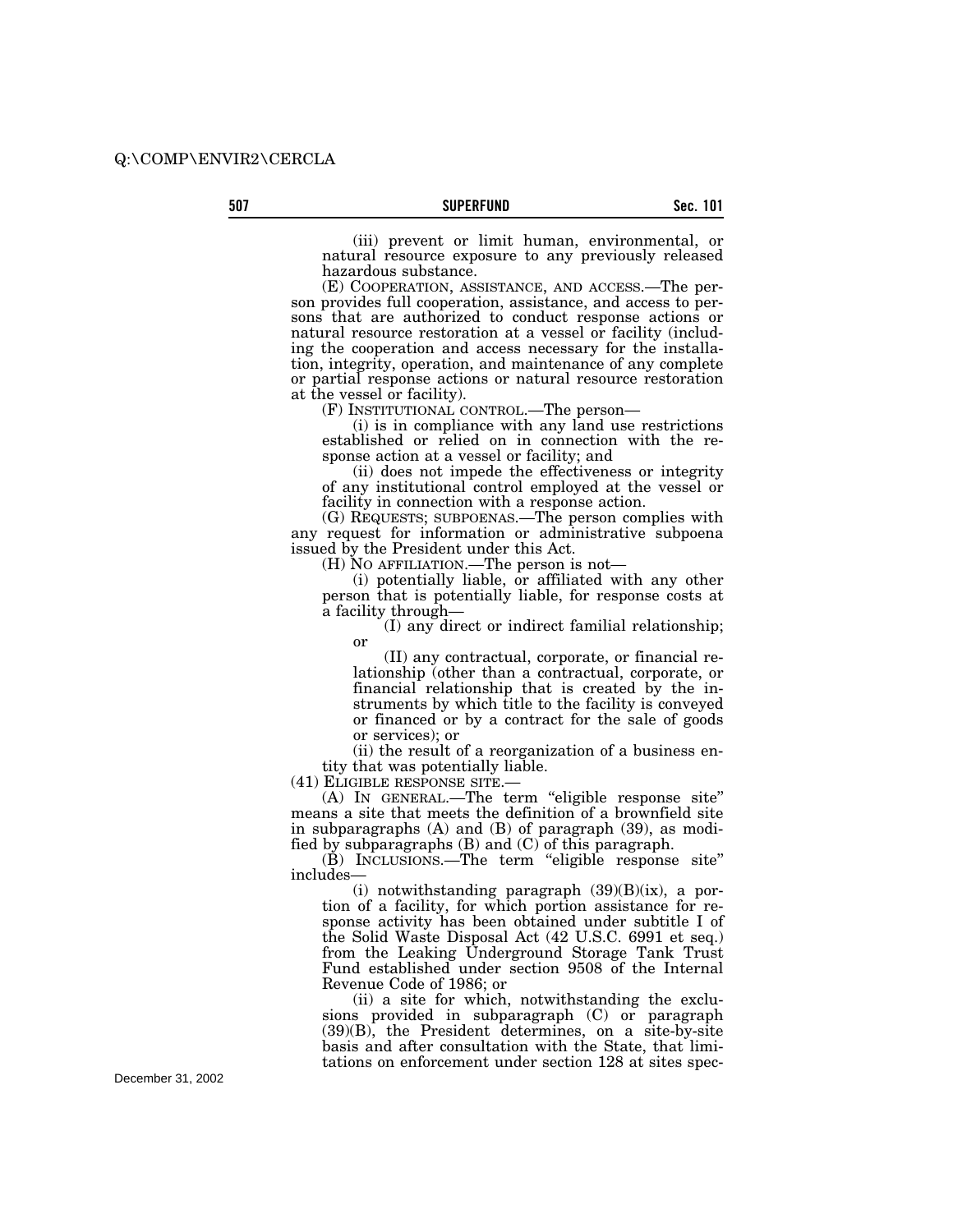(iii) prevent or limit human, environmental, or natural resource exposure to any previously released hazardous substance.

(E) COOPERATION, ASSISTANCE, AND ACCESS.—The person provides full cooperation, assistance, and access to persons that are authorized to conduct response actions or natural resource restoration at a vessel or facility (including the cooperation and access necessary for the installation, integrity, operation, and maintenance of any complete or partial response actions or natural resource restoration at the vessel or facility).

(F) INSTITUTIONAL CONTROL.—The person—

(i) is in compliance with any land use restrictions established or relied on in connection with the response action at a vessel or facility; and

(ii) does not impede the effectiveness or integrity of any institutional control employed at the vessel or facility in connection with a response action.

(G) REQUESTS; SUBPOENAS.—The person complies with any request for information or administrative subpoena issued by the President under this Act.

(H) NO AFFILIATION.—The person is not—

(i) potentially liable, or affiliated with any other person that is potentially liable, for response costs at a facility through—

(I) any direct or indirect familial relationship; or

(II) any contractual, corporate, or financial relationship (other than a contractual, corporate, or financial relationship that is created by the instruments by which title to the facility is conveyed or financed or by a contract for the sale of goods or services); or

(ii) the result of a reorganization of a business entity that was potentially liable.

(41) ELIGIBLE RESPONSE SITE.—

(A) IN GENERAL.—The term "eligible response site" means a site that meets the definition of a brownfield site in subparagraphs (A) and (B) of paragraph (39), as modified by subparagraphs (B) and (C) of this paragraph.

(B) INCLUSIONS.—The term "eligible response site" includes—

(i) notwithstanding paragraph (39)(B)(ix), a portion of a facility, for which portion assistance for response activity has been obtained under subtitle I of the Solid Waste Disposal Act (42 U.S.C. 6991 et seq.) from the Leaking Underground Storage Tank Trust Fund established under section 9508 of the Internal Revenue Code of 1986; or

(ii) a site for which, notwithstanding the exclusions provided in subparagraph (C) or paragraph (39)(B), the President determines, on a site-by-site basis and after consultation with the State, that limitations on enforcement under section 128 at sites spec-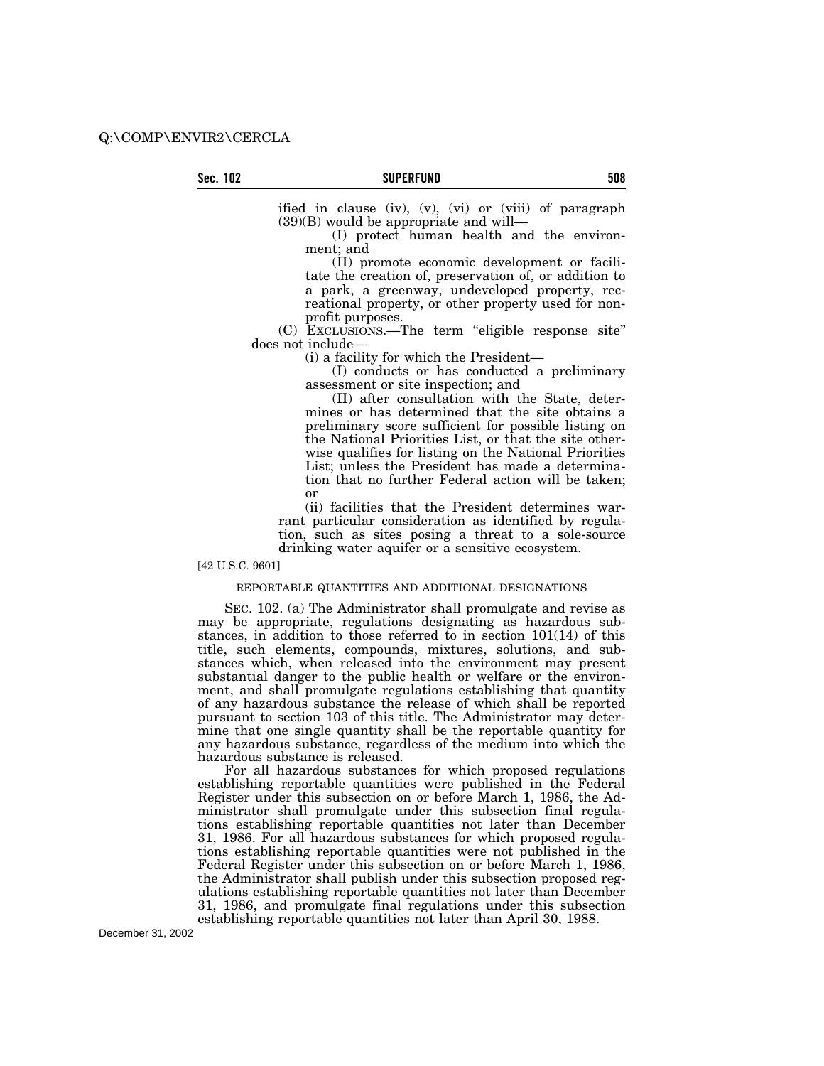ified in clause (iv), (v), (vi) or (viii) of paragraph (39)(B) would be appropriate and will—

(I) protect human health and the environment; and

(II) promote economic development or facilitate the creation of, preservation of, or addition to a park, a greenway, undeveloped property, recreational property, or other property used for nonprofit purposes.

(C) EXCLUSIONS.—The term "eligible response site" does not include—

(i) a facility for which the President—

(I) conducts or has conducted a preliminary assessment or site inspection; and

(II) after consultation with the State, determines or has determined that the site obtains a preliminary score sufficient for possible listing on the National Priorities List, or that the site otherwise qualifies for listing on the National Priorities List; unless the President has made a determination that no further Federal action will be taken; or

(ii) facilities that the President determines warrant particular consideration as identified by regulation, such as sites posing a threat to a sole-source drinking water aquifer or a sensitive ecosystem.

[42 U.S.C. 9601]

REPORTABLE QUANTITIES AND ADDITIONAL DESIGNATIONS

SEC. 102. (a) The Administrator shall promulgate and revise as may be appropriate, regulations designating as hazardous substances, in addition to those referred to in section 101(14) of this title, such elements, compounds, mixtures, solutions, and substances which, when released into the environment may present substantial danger to the public health or welfare or the environment, and shall promulgate regulations establishing that quantity of any hazardous substance the release of which shall be reported pursuant to section 103 of this title. The Administrator may determine that one single quantity shall be the reportable quantity for any hazardous substance, regardless of the medium into which the hazardous substance is released.

For all hazardous substances for which proposed regulations establishing reportable quantities were published in the Federal Register under this subsection on or before March 1, 1986, the Administrator shall promulgate under this subsection final regulations establishing reportable quantities not later than December 31, 1986. For all hazardous substances for which proposed regulations establishing reportable quantities were not published in the Federal Register under this subsection on or before March 1, 1986, the Administrator shall publish under this subsection proposed regulations establishing reportable quantities not later than December 31, 1986, and promulgate final regulations under this subsection establishing reportable quantities not later than April 30, 1988.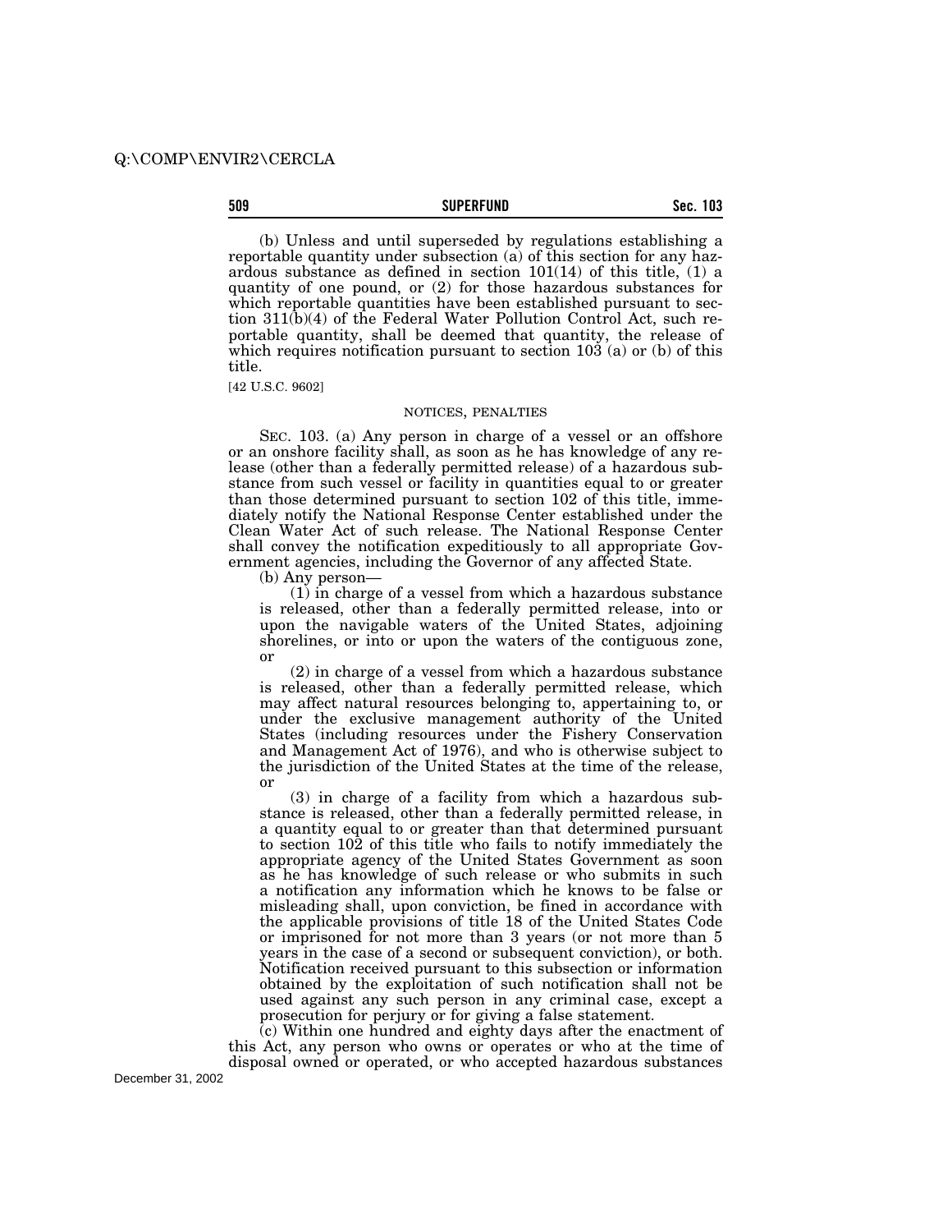(b) Unless and until superseded by regulations establishing a reportable quantity under subsection (a) of this section for any hazardous substance as defined in section 101(14) of this title, (1) a quantity of one pound, or (2) for those hazardous substances for which reportable quantities have been established pursuant to section 311(b)(4) of the Federal Water Pollution Control Act, such reportable quantity, shall be deemed that quantity, the release of which requires notification pursuant to section 103 (a) or (b) of this title.

[42 U.S.C. 9602]

NOTICES, PENALTIES

SEC. 103. (a) Any person in charge of a vessel or an offshore or an onshore facility shall, as soon as he has knowledge of any release (other than a federally permitted release) of a hazardous substance from such vessel or facility in quantities equal to or greater than those determined pursuant to section 102 of this title, immediately notify the National Response Center established under the Clean Water Act of such release. The National Response Center shall convey the notification expeditiously to all appropriate Government agencies, including the Governor of any affected State.

(b) Any person—

(1) in charge of a vessel from which a hazardous substance is released, other than a federally permitted release, into or upon the navigable waters of the United States, adjoining shorelines, or into or upon the waters of the contiguous zone, or

(2) in charge of a vessel from which a hazardous substance is released, other than a federally permitted release, which may affect natural resources belonging to, appertaining to, or under the exclusive management authority of the United States (including resources under the Fishery Conservation and Management Act of 1976), and who is otherwise subject to the jurisdiction of the United States at the time of the release, or

(3) in charge of a facility from which a hazardous substance is released, other than a federally permitted release, in a quantity equal to or greater than that determined pursuant to section 102 of this title who fails to notify immediately the appropriate agency of the United States Government as soon as he has knowledge of such release or who submits in such a notification any information which he knows to be false or misleading shall, upon conviction, be fined in accordance with the applicable provisions of title 18 of the United States Code or imprisoned for not more than 3 years (or not more than 5 years in the case of a second or subsequent conviction), or both. Notification received pursuant to this subsection or information obtained by the exploitation of such notification shall not be used against any such person in any criminal case, except a prosecution for perjury or for giving a false statement.

(c) Within one hundred and eighty days after the enactment of this Act, any person who owns or operates or who at the time of disposal owned or operated, or who accepted hazardous substances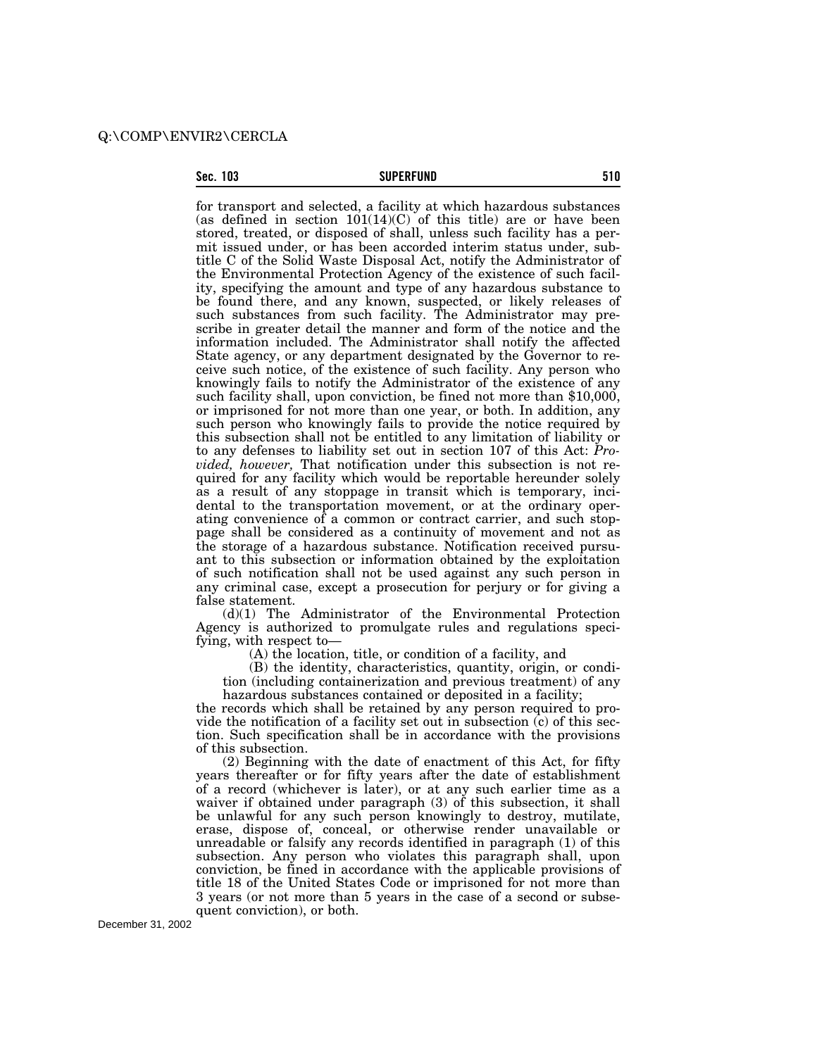for transport and selected, a facility at which hazardous substances (as defined in section 101(14)(C) of this title) are or have been stored, treated, or disposed of shall, unless such facility has a permit issued under, or has been accorded interim status under, subtitle C of the Solid Waste Disposal Act, notify the Administrator of the Environmental Protection Agency of the existence of such facility, specifying the amount and type of any hazardous substance to be found there, and any known, suspected, or likely releases of such substances from such facility. The Administrator may prescribe in greater detail the manner and form of the notice and the information included. The Administrator shall notify the affected State agency, or any department designated by the Governor to receive such notice, of the existence of such facility. Any person who knowingly fails to notify the Administrator of the existence of any such facility shall, upon conviction, be fined not more than $10,000, or imprisoned for not more than one year, or both. In addition, any such person who knowingly fails to provide the notice required by this subsection shall not be entitled to any limitation of liability or to any defenses to liability set out in section 107 of this Act: *Provided, however,* That notification under this subsection is not required for any facility which would be reportable hereunder solely as a result of any stoppage in transit which is temporary, incidental to the transportation movement, or at the ordinary operating convenience of a common or contract carrier, and such stoppage shall be considered as a continuity of movement and not as the storage of a hazardous substance. Notification received pursuant to this subsection or information obtained by the exploitation of such notification shall not be used against any such person in any criminal case, except a prosecution for perjury or for giving a false statement.

(d)(1) The Administrator of the Environmental Protection Agency is authorized to promulgate rules and regulations specifying, with respect to—

(A) the location, title, or condition of a facility, and

(B) the identity, characteristics, quantity, origin, or condition (including containerization and previous treatment) of any hazardous substances contained or deposited in a facility;

the records which shall be retained by any person required to provide the notification of a facility set out in subsection (c) of this section. Such specification shall be in accordance with the provisions of this subsection.

(2) Beginning with the date of enactment of this Act, for fifty years thereafter or for fifty years after the date of establishment of a record (whichever is later), or at any such earlier time as a waiver if obtained under paragraph (3) of this subsection, it shall be unlawful for any such person knowingly to destroy, mutilate, erase, dispose of, conceal, or otherwise render unavailable or unreadable or falsify any records identified in paragraph (1) of this subsection. Any person who violates this paragraph shall, upon conviction, be fined in accordance with the applicable provisions of title 18 of the United States Code or imprisoned for not more than 3 years (or not more than 5 years in the case of a second or subsequent conviction), or both.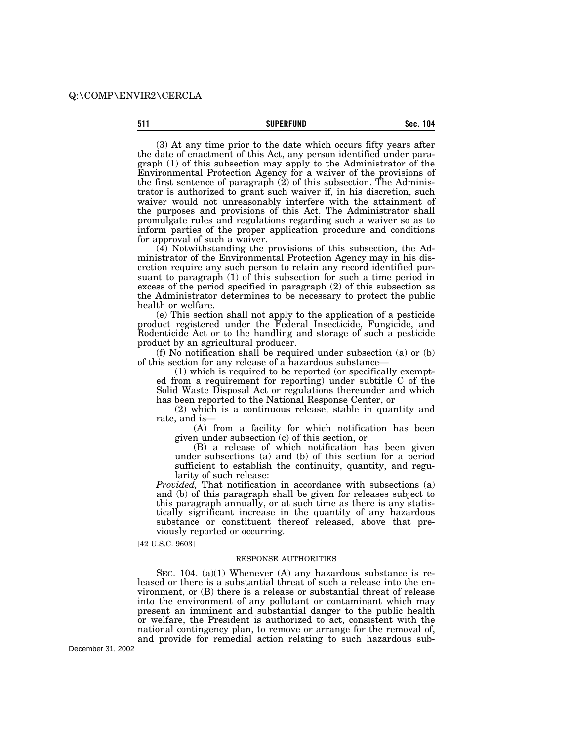(3) At any time prior to the date which occurs fifty years after the date of enactment of this Act, any person identified under paragraph (1) of this subsection may apply to the Administrator of the Environmental Protection Agency for a waiver of the provisions of the first sentence of paragraph (2) of this subsection. The Administrator is authorized to grant such waiver if, in his discretion, such waiver would not unreasonably interfere with the attainment of the purposes and provisions of this Act. The Administrator shall promulgate rules and regulations regarding such a waiver so as to inform parties of the proper application procedure and conditions for approval of such a waiver.

(4) Notwithstanding the provisions of this subsection, the Administrator of the Environmental Protection Agency may in his discretion require any such person to retain any record identified pursuant to paragraph (1) of this subsection for such a time period in excess of the period specified in paragraph (2) of this subsection as the Administrator determines to be necessary to protect the public health or welfare.

(e) This section shall not apply to the application of a pesticide product registered under the Federal Insecticide, Fungicide, and Rodenticide Act or to the handling and storage of such a pesticide product by an agricultural producer.

(f) No notification shall be required under subsection (a) or (b) of this section for any release of a hazardous substance—

(1) which is required to be reported (or specifically exempted from a requirement for reporting) under subtitle C of the Solid Waste Disposal Act or regulations thereunder and which has been reported to the National Response Center, or

(2) which is a continuous release, stable in quantity and rate, and is—

(A) from a facility for which notification has been given under subsection (c) of this section, or

(B) a release of which notification has been given under subsections (a) and (b) of this section for a period sufficient to establish the continuity, quantity, and regularity of such release:

*Provided,* That notification in accordance with subsections (a) and (b) of this paragraph shall be given for releases subject to this paragraph annually, or at such time as there is any statistically significant increase in the quantity of any hazardous substance or constituent thereof released, above that previously reported or occurring.

[42 U.S.C. 9603]

## RESPONSE AUTHORITIES

SEC. 104. (a)(1) Whenever (A) any hazardous substance is released or there is a substantial threat of such a release into the environment, or (B) there is a release or substantial threat of release into the environment of any pollutant or contaminant which may present an imminent and substantial danger to the public health or welfare, the President is authorized to act, consistent with the national contingency plan, to remove or arrange for the removal of, and provide for remedial action relating to such hazardous sub-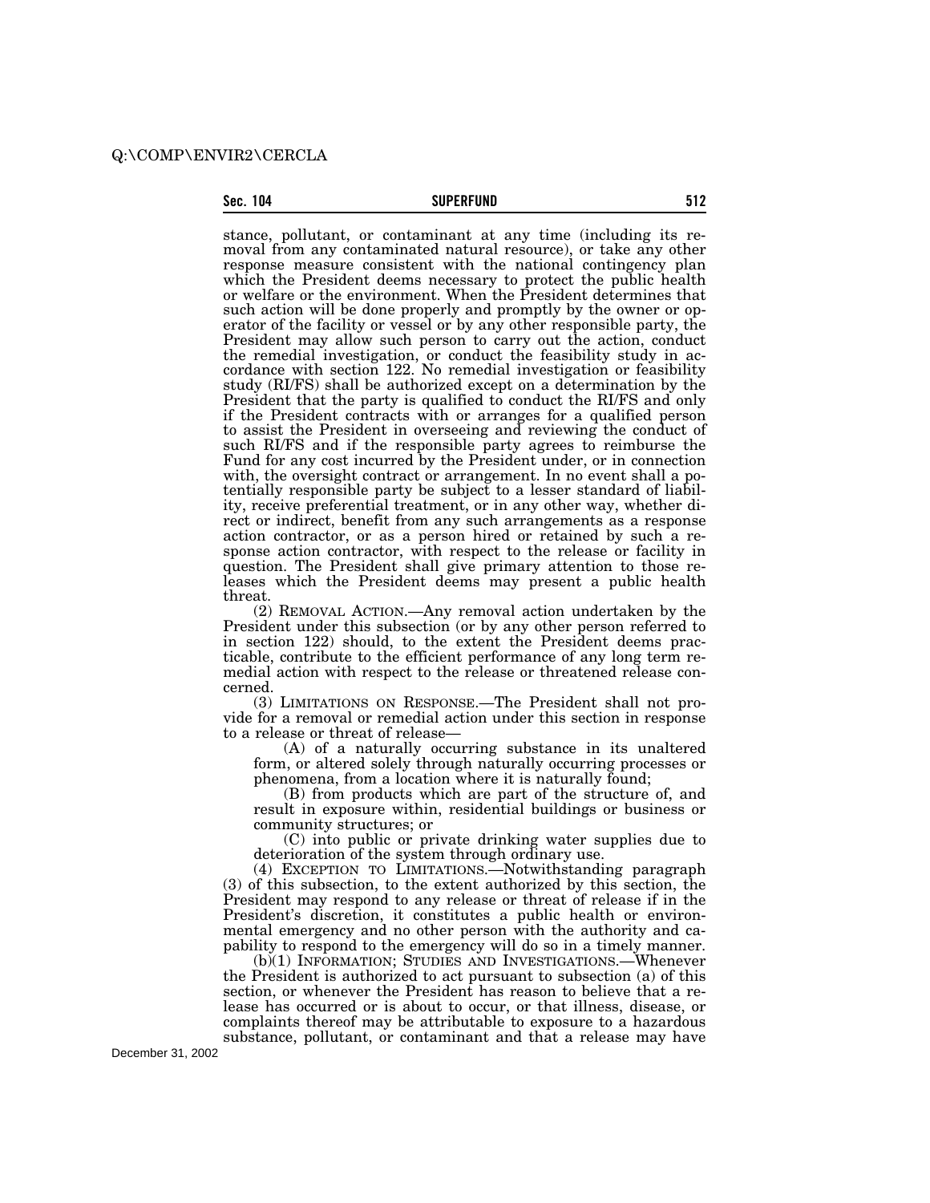stance, pollutant, or contaminant at any time (including its removal from any contaminated natural resource), or take any other response measure consistent with the national contingency plan which the President deems necessary to protect the public health or welfare or the environment. When the President determines that such action will be done properly and promptly by the owner or operator of the facility or vessel or by any other responsible party, the President may allow such person to carry out the action, conduct the remedial investigation, or conduct the feasibility study in accordance with section 122. No remedial investigation or feasibility study (RI/FS) shall be authorized except on a determination by the President that the party is qualified to conduct the RI/FS and only if the President contracts with or arranges for a qualified person to assist the President in overseeing and reviewing the conduct of such RI/FS and if the responsible party agrees to reimburse the Fund for any cost incurred by the President under, or in connection with, the oversight contract or arrangement. In no event shall a potentially responsible party be subject to a lesser standard of liability, receive preferential treatment, or in any other way, whether direct or indirect, benefit from any such arrangements as a response action contractor, or as a person hired or retained by such a response action contractor, with respect to the release or facility in question. The President shall give primary attention to those releases which the President deems may present a public health threat.

(2) REMOVAL ACTION.—Any removal action undertaken by the President under this subsection (or by any other person referred to in section 122) should, to the extent the President deems practicable, contribute to the efficient performance of any long term remedial action with respect to the release or threatened release concerned.

(3) LIMITATIONS ON RESPONSE.—The President shall not provide for a removal or remedial action under this section in response to a release or threat of release—

(A) of a naturally occurring substance in its unaltered form, or altered solely through naturally occurring processes or phenomena, from a location where it is naturally found;

(B) from products which are part of the structure of, and result in exposure within, residential buildings or business or community structures; or

(C) into public or private drinking water supplies due to deterioration of the system through ordinary use.

(4) EXCEPTION TO LIMITATIONS.—Notwithstanding paragraph (3) of this subsection, to the extent authorized by this section, the President may respond to any release or threat of release if in the President's discretion, it constitutes a public health or environmental emergency and no other person with the authority and capability to respond to the emergency will do so in a timely manner.

(b)(1) INFORMATION; STUDIES AND INVESTIGATIONS.—Whenever the President is authorized to act pursuant to subsection (a) of this section, or whenever the President has reason to believe that a release has occurred or is about to occur, or that illness, disease, or complaints thereof may be attributable to exposure to a hazardous substance, pollutant, or contaminant and that a release may have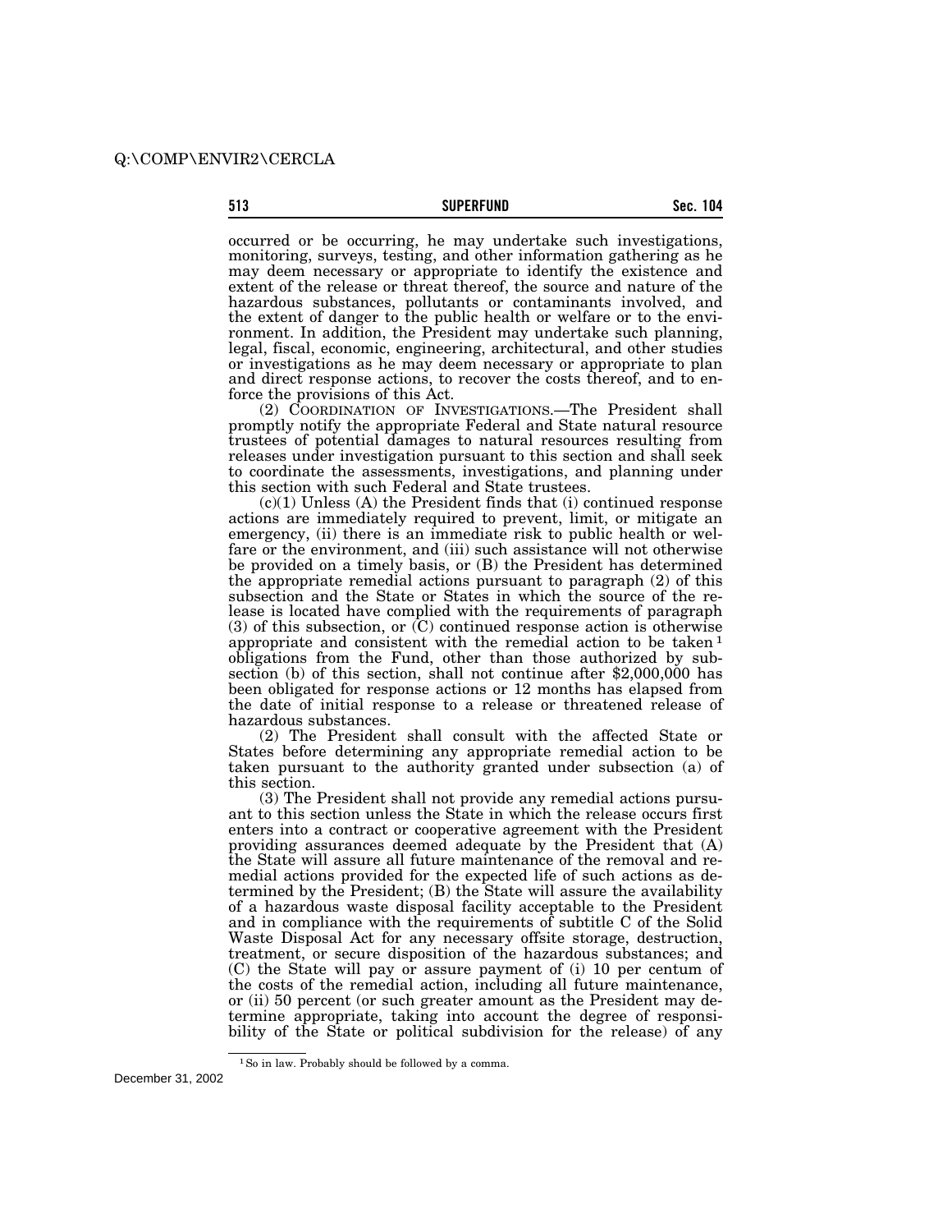occurred or be occurring, he may undertake such investigations, monitoring, surveys, testing, and other information gathering as he may deem necessary or appropriate to identify the existence and extent of the release or threat thereof, the source and nature of the hazardous substances, pollutants or contaminants involved, and the extent of danger to the public health or welfare or to the environment. In addition, the President may undertake such planning, legal, fiscal, economic, engineering, architectural, and other studies or investigations as he may deem necessary or appropriate to plan and direct response actions, to recover the costs thereof, and to enforce the provisions of this Act.

(2) COORDINATION OF INVESTIGATIONS.—The President shall promptly notify the appropriate Federal and State natural resource trustees of potential damages to natural resources resulting from releases under investigation pursuant to this section and shall seek to coordinate the assessments, investigations, and planning under this section with such Federal and State trustees.

(c)(1) Unless (A) the President finds that (i) continued response actions are immediately required to prevent, limit, or mitigate an emergency, (ii) there is an immediate risk to public health or welfare or the environment, and (iii) such assistance will not otherwise be provided on a timely basis, or (B) the President has determined the appropriate remedial actions pursuant to paragraph (2) of this subsection and the State or States in which the source of the release is located have complied with the requirements of paragraph (3) of this subsection, or (C) continued response action is otherwise appropriate and consistent with the remedial action to be taken[1] obligations from the Fund, other than those authorized by subsection (b) of this section, shall not continue after $2,000,000 has been obligated for response actions or 12 months has elapsed from the date of initial response to a release or threatened release of hazardous substances.

(2) The President shall consult with the affected State or States before determining any appropriate remedial action to be taken pursuant to the authority granted under subsection (a) of this section.

(3) The President shall not provide any remedial actions pursuant to this section unless the State in which the release occurs first enters into a contract or cooperative agreement with the President providing assurances deemed adequate by the President that (A) the State will assure all future maintenance of the removal and remedial actions provided for the expected life of such actions as determined by the President; (B) the State will assure the availability of a hazardous waste disposal facility acceptable to the President and in compliance with the requirements of subtitle C of the Solid Waste Disposal Act for any necessary offsite storage, destruction, treatment, or secure disposition of the hazardous substances; and (C) the State will pay or assure payment of (i) 10 per centum of the costs of the remedial action, including all future maintenance, or (ii) 50 percent (or such greater amount as the President may determine appropriate, taking into account the degree of responsibility of the State or political subdivision for the release) of any

[1] So in law. Probably should be followed by a comma.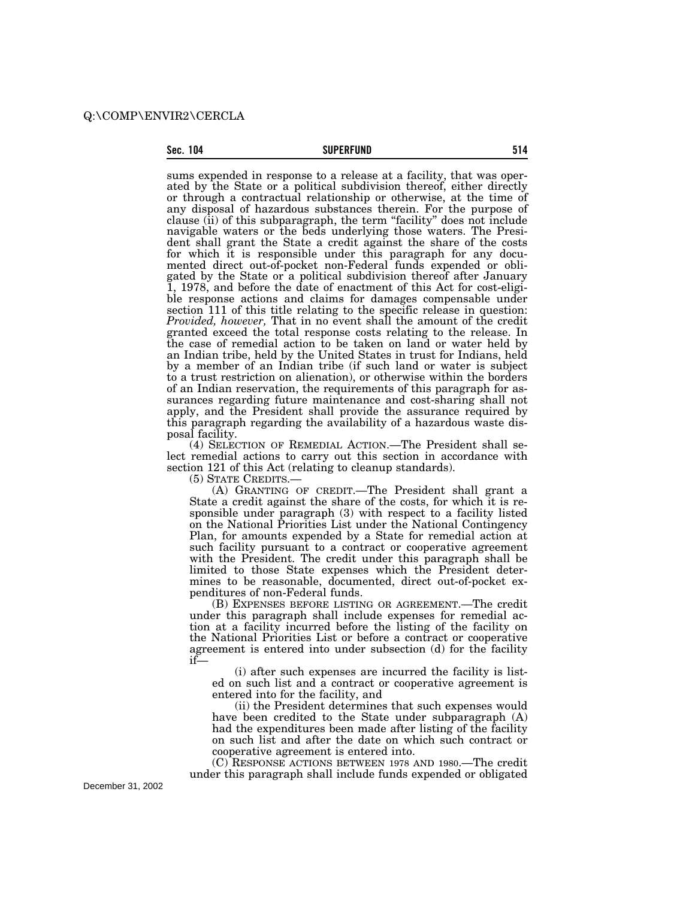sums expended in response to a release at a facility, that was operated by the State or a political subdivision thereof, either directly or through a contractual relationship or otherwise, at the time of any disposal of hazardous substances therein. For the purpose of clause (ii) of this subparagraph, the term "facility" does not include navigable waters or the beds underlying those waters. The President shall grant the State a credit against the share of the costs for which it is responsible under this paragraph for any documented direct out-of-pocket non-Federal funds expended or obligated by the State or a political subdivision thereof after January 1, 1978, and before the date of enactment of this Act for cost-eligible response actions and claims for damages compensable under section 111 of this title relating to the specific release in question: *Provided, however,* That in no event shall the amount of the credit granted exceed the total response costs relating to the release. In the case of remedial action to be taken on land or water held by an Indian tribe, held by the United States in trust for Indians, held by a member of an Indian tribe (if such land or water is subject to a trust restriction on alienation), or otherwise within the borders of an Indian reservation, the requirements of this paragraph for assurances regarding future maintenance and cost-sharing shall not apply, and the President shall provide the assurance required by this paragraph regarding the availability of a hazardous waste disposal facility.

(4) SELECTION OF REMEDIAL ACTION.—The President shall select remedial actions to carry out this section in accordance with section 121 of this Act (relating to cleanup standards).

(5) STATE CREDITS.—

(A) GRANTING OF CREDIT.—The President shall grant a State a credit against the share of the costs, for which it is responsible under paragraph (3) with respect to a facility listed on the National Priorities List under the National Contingency Plan, for amounts expended by a State for remedial action at such facility pursuant to a contract or cooperative agreement with the President. The credit under this paragraph shall be limited to those State expenses which the President determines to be reasonable, documented, direct out-of-pocket expenditures of non-Federal funds.

(B) EXPENSES BEFORE LISTING OR AGREEMENT.—The credit under this paragraph shall include expenses for remedial action at a facility incurred before the listing of the facility on the National Priorities List or before a contract or cooperative agreement is entered into under subsection (d) for the facility if—

(i) after such expenses are incurred the facility is listed on such list and a contract or cooperative agreement is entered into for the facility, and

(ii) the President determines that such expenses would have been credited to the State under subparagraph (A) had the expenditures been made after listing of the facility on such list and after the date on which such contract or cooperative agreement is entered into.

(C) RESPONSE ACTIONS BETWEEN 1978 AND 1980.—The credit under this paragraph shall include funds expended or obligated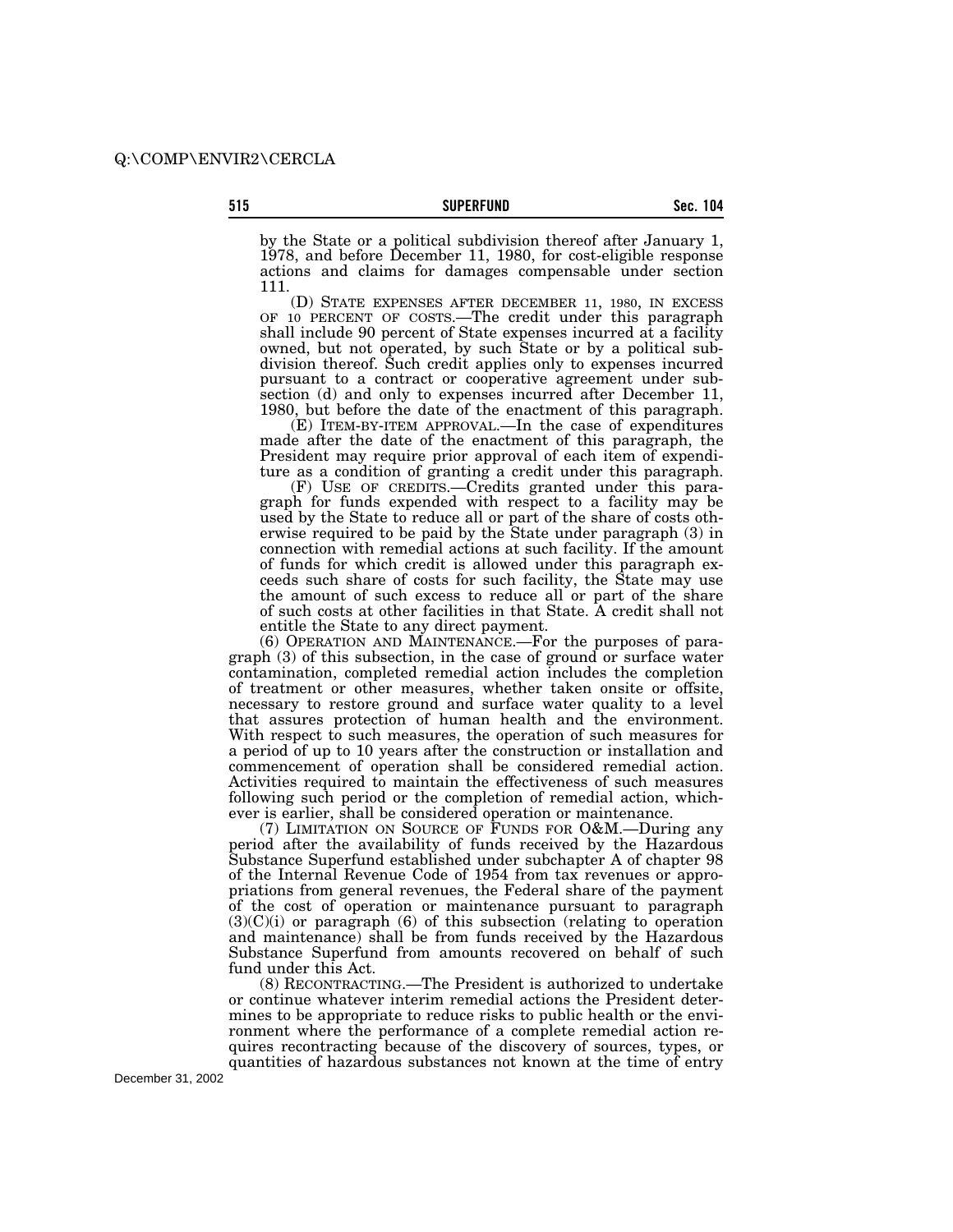by the State or a political subdivision thereof after January 1, 1978, and before December 11, 1980, for cost-eligible response actions and claims for damages compensable under section 111.

(D) STATE EXPENSES AFTER DECEMBER 11, 1980, IN EXCESS OF 10 PERCENT OF COSTS.—The credit under this paragraph shall include 90 percent of State expenses incurred at a facility owned, but not operated, by such State or by a political subdivision thereof. Such credit applies only to expenses incurred pursuant to a contract or cooperative agreement under subsection (d) and only to expenses incurred after December 11, 1980, but before the date of the enactment of this paragraph.

(E) ITEM-BY-ITEM APPROVAL.—In the case of expenditures made after the date of the enactment of this paragraph, the President may require prior approval of each item of expenditure as a condition of granting a credit under this paragraph.

(F) USE OF CREDITS.—Credits granted under this paragraph for funds expended with respect to a facility may be used by the State to reduce all or part of the share of costs otherwise required to be paid by the State under paragraph (3) in connection with remedial actions at such facility. If the amount of funds for which credit is allowed under this paragraph exceeds such share of costs for such facility, the State may use the amount of such excess to reduce all or part of the share of such costs at other facilities in that State. A credit shall not entitle the State to any direct payment.

(6) OPERATION AND MAINTENANCE.—For the purposes of paragraph (3) of this subsection, in the case of ground or surface water contamination, completed remedial action includes the completion of treatment or other measures, whether taken onsite or offsite, necessary to restore ground and surface water quality to a level that assures protection of human health and the environment. With respect to such measures, the operation of such measures for a period of up to 10 years after the construction or installation and commencement of operation shall be considered remedial action. Activities required to maintain the effectiveness of such measures following such period or the completion of remedial action, whichever is earlier, shall be considered operation or maintenance.

(7) LIMITATION ON SOURCE OF FUNDS FOR O&M.—During any period after the availability of funds received by the Hazardous Substance Superfund established under subchapter A of chapter 98 of the Internal Revenue Code of 1954 from tax revenues or appropriations from general revenues, the Federal share of the payment of the cost of operation or maintenance pursuant to paragraph (3)(C)(i) or paragraph (6) of this subsection (relating to operation and maintenance) shall be from funds received by the Hazardous Substance Superfund from amounts recovered on behalf of such fund under this Act.

(8) RECONTRACTING.—The President is authorized to undertake or continue whatever interim remedial actions the President determines to be appropriate to reduce risks to public health or the environment where the performance of a complete remedial action requires recontracting because of the discovery of sources, types, or quantities of hazardous substances not known at the time of entry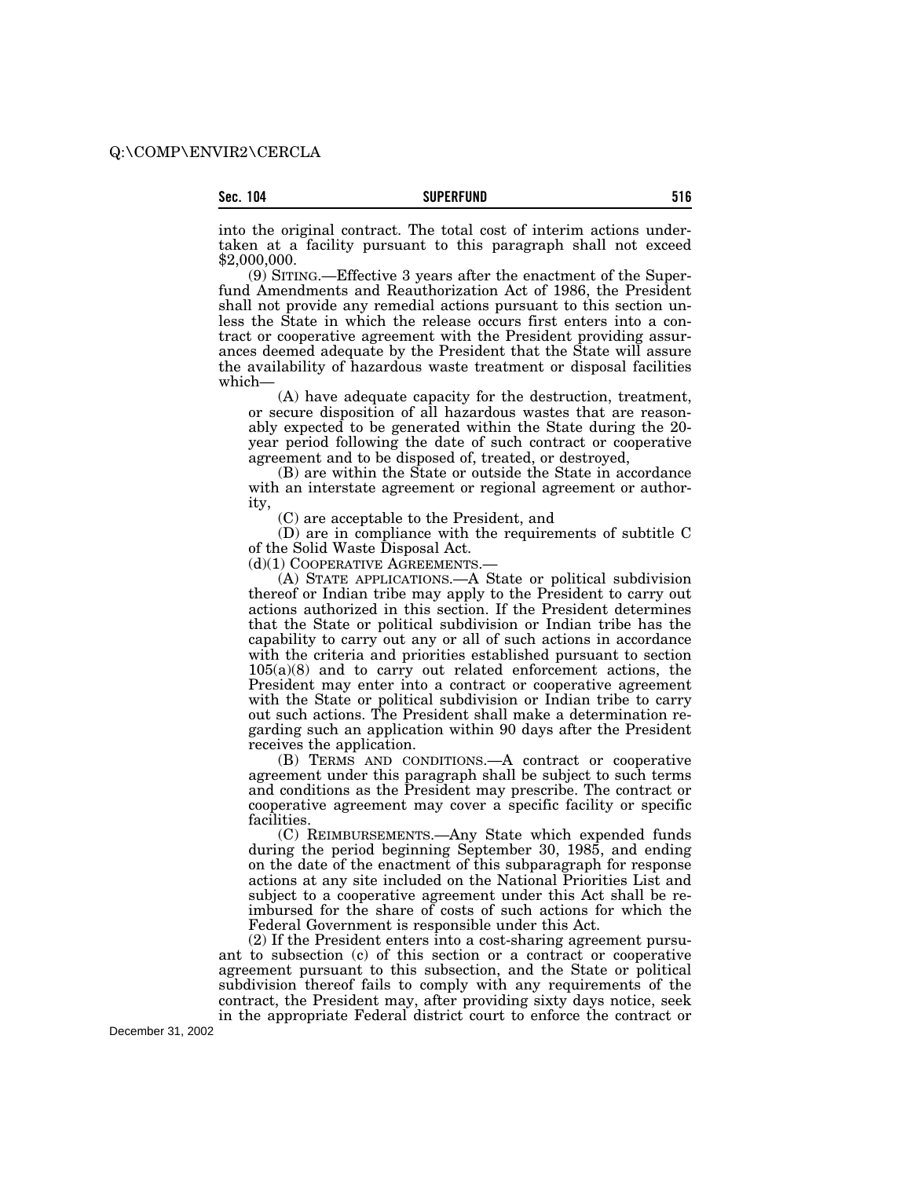into the original contract. The total cost of interim actions undertaken at a facility pursuant to this paragraph shall not exceed $2,000,000.

(9) SITING.—Effective 3 years after the enactment of the Superfund Amendments and Reauthorization Act of 1986, the President shall not provide any remedial actions pursuant to this section unless the State in which the release occurs first enters into a contract or cooperative agreement with the President providing assurances deemed adequate by the President that the State will assure the availability of hazardous waste treatment or disposal facilities which—

(A) have adequate capacity for the destruction, treatment, or secure disposition of all hazardous wastes that are reasonably expected to be generated within the State during the 20-year period following the date of such contract or cooperative agreement and to be disposed of, treated, or destroyed,

(B) are within the State or outside the State in accordance with an interstate agreement or regional agreement or authority,

(C) are acceptable to the President, and

(D) are in compliance with the requirements of subtitle C of the Solid Waste Disposal Act.

(d)(1) COOPERATIVE AGREEMENTS.—

(A) STATE APPLICATIONS.—A State or political subdivision thereof or Indian tribe may apply to the President to carry out actions authorized in this section. If the President determines that the State or political subdivision or Indian tribe has the capability to carry out any or all of such actions in accordance with the criteria and priorities established pursuant to section 105(a)(8) and to carry out related enforcement actions, the President may enter into a contract or cooperative agreement with the State or political subdivision or Indian tribe to carry out such actions. The President shall make a determination regarding such an application within 90 days after the President receives the application.

(B) TERMS AND CONDITIONS.—A contract or cooperative agreement under this paragraph shall be subject to such terms and conditions as the President may prescribe. The contract or cooperative agreement may cover a specific facility or specific facilities.

(C) REIMBURSEMENTS.—Any State which expended funds during the period beginning September 30, 1985, and ending on the date of the enactment of this subparagraph for response actions at any site included on the National Priorities List and subject to a cooperative agreement under this Act shall be reimbursed for the share of costs of such actions for which the Federal Government is responsible under this Act.

(2) If the President enters into a cost-sharing agreement pursuant to subsection (c) of this section or a contract or cooperative agreement pursuant to this subsection, and the State or political subdivision thereof fails to comply with any requirements of the contract, the President may, after providing sixty days notice, seek in the appropriate Federal district court to enforce the contract or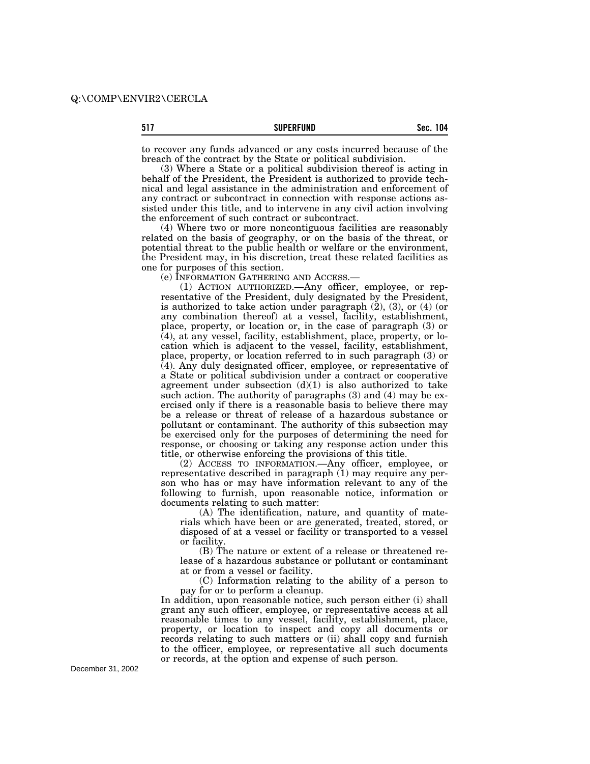to recover any funds advanced or any costs incurred because of the breach of the contract by the State or political subdivision.

(3) Where a State or a political subdivision thereof is acting in behalf of the President, the President is authorized to provide technical and legal assistance in the administration and enforcement of any contract or subcontract in connection with response actions assisted under this title, and to intervene in any civil action involving the enforcement of such contract or subcontract.

(4) Where two or more noncontiguous facilities are reasonably related on the basis of geography, or on the basis of the threat, or potential threat to the public health or welfare or the environment, the President may, in his discretion, treat these related facilities as one for purposes of this section.

(e) INFORMATION GATHERING AND ACCESS.—

(1) ACTION AUTHORIZED.—Any officer, employee, or representative of the President, duly designated by the President, is authorized to take action under paragraph (2), (3), or (4) (or any combination thereof) at a vessel, facility, establishment, place, property, or location or, in the case of paragraph (3) or (4), at any vessel, facility, establishment, place, property, or location which is adjacent to the vessel, facility, establishment, place, property, or location referred to in such paragraph (3) or (4). Any duly designated officer, employee, or representative of a State or political subdivision under a contract or cooperative agreement under subsection (d)(1) is also authorized to take such action. The authority of paragraphs (3) and (4) may be exercised only if there is a reasonable basis to believe there may be a release or threat of release of a hazardous substance or pollutant or contaminant. The authority of this subsection may be exercised only for the purposes of determining the need for response, or choosing or taking any response action under this title, or otherwise enforcing the provisions of this title.

(2) ACCESS TO INFORMATION.—Any officer, employee, or representative described in paragraph (1) may require any person who has or may have information relevant to any of the following to furnish, upon reasonable notice, information or documents relating to such matter:

(A) The identification, nature, and quantity of materials which have been or are generated, treated, stored, or disposed of at a vessel or facility or transported to a vessel or facility.

(B) The nature or extent of a release or threatened release of a hazardous substance or pollutant or contaminant at or from a vessel or facility.

(C) Information relating to the ability of a person to pay for or to perform a cleanup.

In addition, upon reasonable notice, such person either (i) shall grant any such officer, employee, or representative access at all reasonable times to any vessel, facility, establishment, place, property, or location to inspect and copy all documents or records relating to such matters or (ii) shall copy and furnish to the officer, employee, or representative all such documents or records, at the option and expense of such person.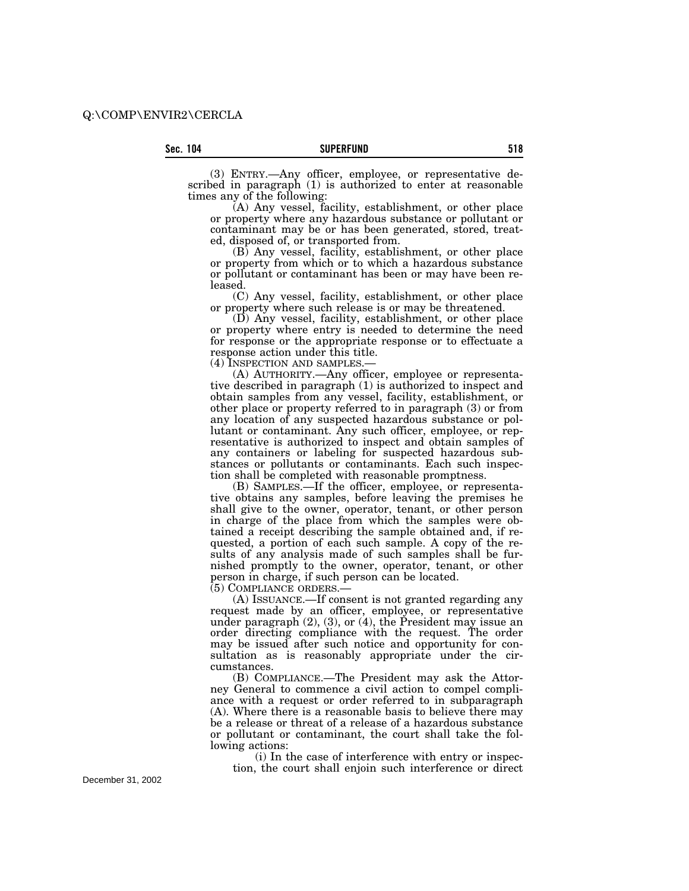(3) ENTRY.—Any officer, employee, or representative described in paragraph (1) is authorized to enter at reasonable times any of the following:

(A) Any vessel, facility, establishment, or other place or property where any hazardous substance or pollutant or contaminant may be or has been generated, stored, treated, disposed of, or transported from.

(B) Any vessel, facility, establishment, or other place or property from which or to which a hazardous substance or pollutant or contaminant has been or may have been released.

(C) Any vessel, facility, establishment, or other place or property where such release is or may be threatened.

(D) Any vessel, facility, establishment, or other place or property where entry is needed to determine the need for response or the appropriate response or to effectuate a response action under this title.

(4) INSPECTION AND SAMPLES.—

(A) AUTHORITY.—Any officer, employee or representative described in paragraph (1) is authorized to inspect and obtain samples from any vessel, facility, establishment, or other place or property referred to in paragraph (3) or from any location of any suspected hazardous substance or pollutant or contaminant. Any such officer, employee, or representative is authorized to inspect and obtain samples of any containers or labeling for suspected hazardous substances or pollutants or contaminants. Each such inspection shall be completed with reasonable promptness.

(B) SAMPLES.—If the officer, employee, or representative obtains any samples, before leaving the premises he shall give to the owner, operator, tenant, or other person in charge of the place from which the samples were obtained a receipt describing the sample obtained and, if requested, a portion of each such sample. A copy of the results of any analysis made of such samples shall be furnished promptly to the owner, operator, tenant, or other person in charge, if such person can be located.

(5) COMPLIANCE ORDERS.—

(A) ISSUANCE.—If consent is not granted regarding any request made by an officer, employee, or representative under paragraph (2), (3), or (4), the President may issue an order directing compliance with the request. The order may be issued after such notice and opportunity for consultation as is reasonably appropriate under the circumstances.

(B) COMPLIANCE.—The President may ask the Attorney General to commence a civil action to compel compliance with a request or order referred to in subparagraph (A). Where there is a reasonable basis to believe there may be a release or threat of a release of a hazardous substance or pollutant or contaminant, the court shall take the following actions:

(i) In the case of interference with entry or inspection, the court shall enjoin such interference or direct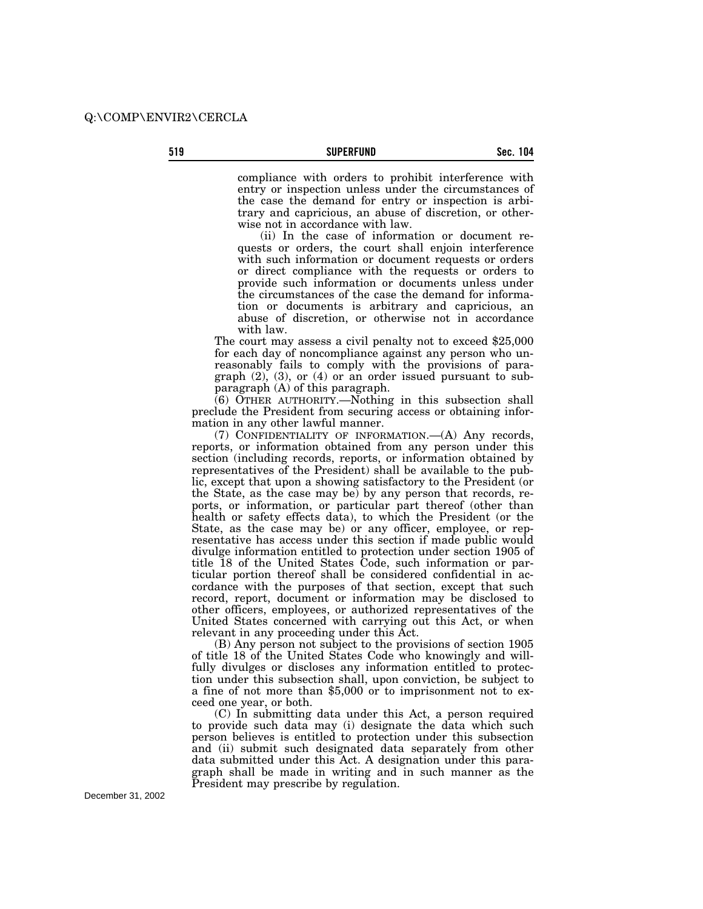compliance with orders to prohibit interference with entry or inspection unless under the circumstances of the case the demand for entry or inspection is arbitrary and capricious, an abuse of discretion, or otherwise not in accordance with law.

(ii) In the case of information or document requests or orders, the court shall enjoin interference with such information or document requests or orders or direct compliance with the requests or orders to provide such information or documents unless under the circumstances of the case the demand for information or documents is arbitrary and capricious, an abuse of discretion, or otherwise not in accordance with law.

The court may assess a civil penalty not to exceed $25,000 for each day of noncompliance against any person who unreasonably fails to comply with the provisions of paragraph (2), (3), or (4) or an order issued pursuant to subparagraph (A) of this paragraph.

(6) OTHER AUTHORITY.—Nothing in this subsection shall preclude the President from securing access or obtaining information in any other lawful manner.

(7) CONFIDENTIALITY OF INFORMATION.—(A) Any records, reports, or information obtained from any person under this section (including records, reports, or information obtained by representatives of the President) shall be available to the public, except that upon a showing satisfactory to the President (or the State, as the case may be) by any person that records, reports, or information, or particular part thereof (other than health or safety effects data), to which the President (or the State, as the case may be) or any officer, employee, or representative has access under this section if made public would divulge information entitled to protection under section 1905 of title 18 of the United States Code, such information or particular portion thereof shall be considered confidential in accordance with the purposes of that section, except that such record, report, document or information may be disclosed to other officers, employees, or authorized representatives of the United States concerned with carrying out this Act, or when relevant in any proceeding under this Act.

(B) Any person not subject to the provisions of section 1905 of title 18 of the United States Code who knowingly and willfully divulges or discloses any information entitled to protection under this subsection shall, upon conviction, be subject to a fine of not more than $5,000 or to imprisonment not to exceed one year, or both.

(C) In submitting data under this Act, a person required to provide such data may (i) designate the data which such person believes is entitled to protection under this subsection and (ii) submit such designated data separately from other data submitted under this Act. A designation under this paragraph shall be made in writing and in such manner as the President may prescribe by regulation.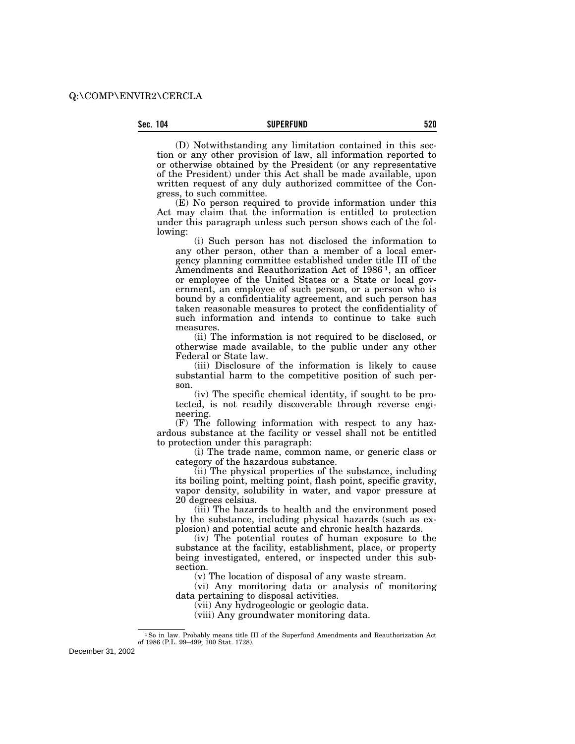(D) Notwithstanding any limitation contained in this section or any other provision of law, all information reported to or otherwise obtained by the President (or any representative of the President) under this Act shall be made available, upon written request of any duly authorized committee of the Congress, to such committee.

(E) No person required to provide information under this Act may claim that the information is entitled to protection under this paragraph unless such person shows each of the following:

(i) Such person has not disclosed the information to any other person, other than a member of a local emergency planning committee established under title III of the Amendments and Reauthorization Act of 1986 [1], an officer or employee of the United States or a State or local government, an employee of such person, or a person who is bound by a confidentiality agreement, and such person has taken reasonable measures to protect the confidentiality of such information and intends to continue to take such measures.

(ii) The information is not required to be disclosed, or otherwise made available, to the public under any other Federal or State law.

(iii) Disclosure of the information is likely to cause substantial harm to the competitive position of such person.

(iv) The specific chemical identity, if sought to be protected, is not readily discoverable through reverse engineering.

(F) The following information with respect to any hazardous substance at the facility or vessel shall not be entitled to protection under this paragraph:

(i) The trade name, common name, or generic class or category of the hazardous substance.

(ii) The physical properties of the substance, including its boiling point, melting point, flash point, specific gravity, vapor density, solubility in water, and vapor pressure at 20 degrees celsius.

(iii) The hazards to health and the environment posed by the substance, including physical hazards (such as explosion) and potential acute and chronic health hazards.

(iv) The potential routes of human exposure to the substance at the facility, establishment, place, or property being investigated, entered, or inspected under this subsection.

(v) The location of disposal of any waste stream.

(vi) Any monitoring data or analysis of monitoring data pertaining to disposal activities.

(vii) Any hydrogeologic or geologic data.

(viii) Any groundwater monitoring data.

---

[1] So in law. Probably means title III of the Superfund Amendments and Reauthorization Act of 1986 (P.L. 99–499; 100 Stat. 1728).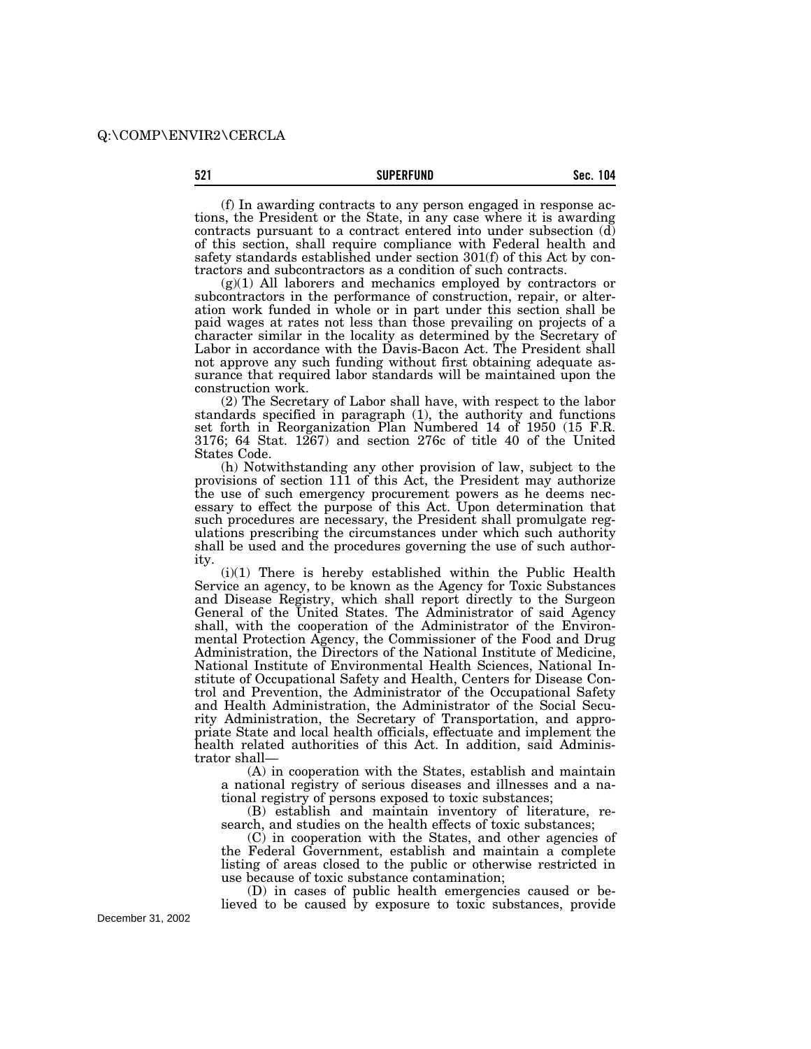(f) In awarding contracts to any person engaged in response actions, the President or the State, in any case where it is awarding contracts pursuant to a contract entered into under subsection (d) of this section, shall require compliance with Federal health and safety standards established under section 301(f) of this Act by contractors and subcontractors as a condition of such contracts.

(g)(1) All laborers and mechanics employed by contractors or subcontractors in the performance of construction, repair, or alteration work funded in whole or in part under this section shall be paid wages at rates not less than those prevailing on projects of a character similar in the locality as determined by the Secretary of Labor in accordance with the Davis-Bacon Act. The President shall not approve any such funding without first obtaining adequate assurance that required labor standards will be maintained upon the construction work.

(2) The Secretary of Labor shall have, with respect to the labor standards specified in paragraph (1), the authority and functions set forth in Reorganization Plan Numbered 14 of 1950 (15 F.R. 3176; 64 Stat. 1267) and section 276c of title 40 of the United States Code.

(h) Notwithstanding any other provision of law, subject to the provisions of section 111 of this Act, the President may authorize the use of such emergency procurement powers as he deems necessary to effect the purpose of this Act. Upon determination that such procedures are necessary, the President shall promulgate regulations prescribing the circumstances under which such authority shall be used and the procedures governing the use of such authority.

(i)(1) There is hereby established within the Public Health Service an agency, to be known as the Agency for Toxic Substances and Disease Registry, which shall report directly to the Surgeon General of the United States. The Administrator of said Agency shall, with the cooperation of the Administrator of the Environmental Protection Agency, the Commissioner of the Food and Drug Administration, the Directors of the National Institute of Medicine, National Institute of Environmental Health Sciences, National Institute of Occupational Safety and Health, Centers for Disease Control and Prevention, the Administrator of the Occupational Safety and Health Administration, the Administrator of the Social Security Administration, the Secretary of Transportation, and appropriate State and local health officials, effectuate and implement the health related authorities of this Act. In addition, said Administrator shall—

(A) in cooperation with the States, establish and maintain a national registry of serious diseases and illnesses and a national registry of persons exposed to toxic substances;

(B) establish and maintain inventory of literature, research, and studies on the health effects of toxic substances;

(C) in cooperation with the States, and other agencies of the Federal Government, establish and maintain a complete listing of areas closed to the public or otherwise restricted in use because of toxic substance contamination;

(D) in cases of public health emergencies caused or believed to be caused by exposure to toxic substances, provide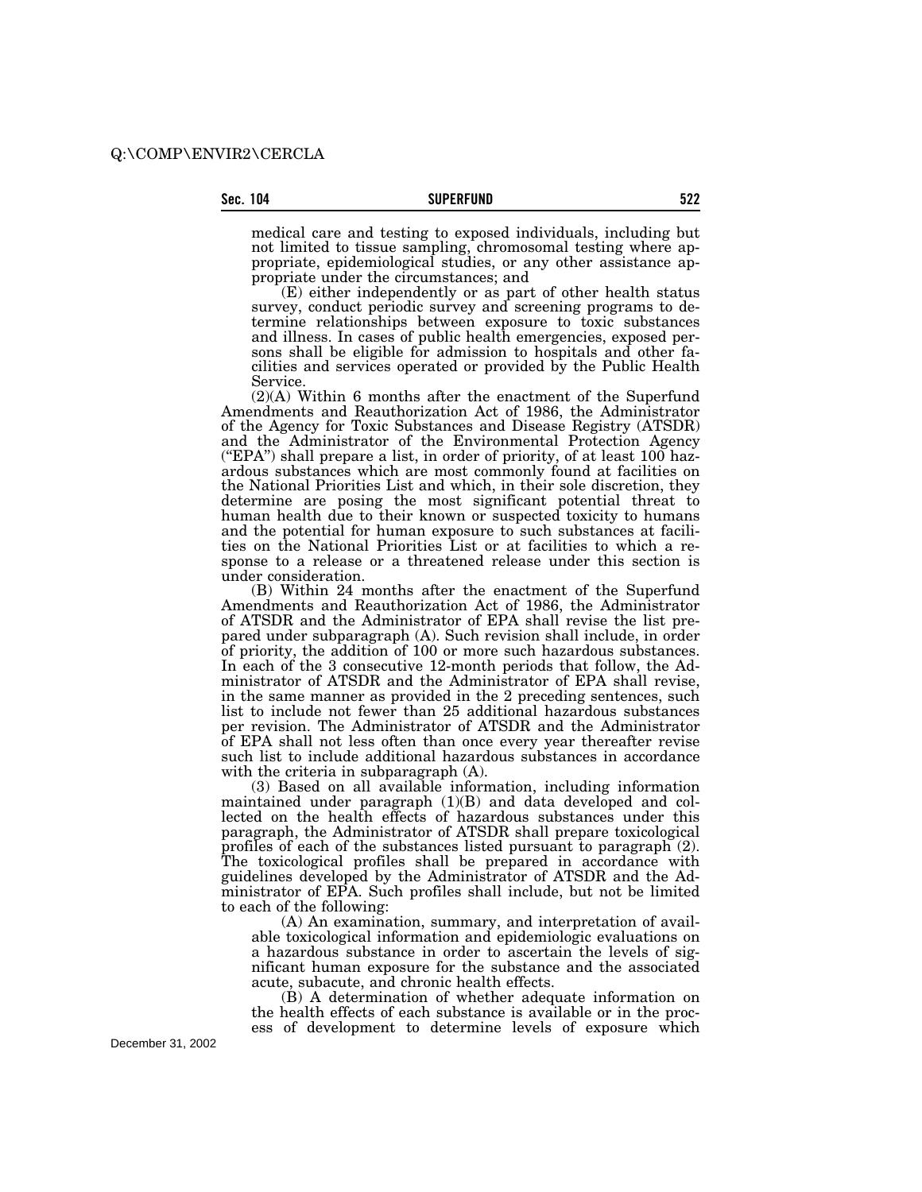medical care and testing to exposed individuals, including but not limited to tissue sampling, chromosomal testing where appropriate, epidemiological studies, or any other assistance appropriate under the circumstances; and

(E) either independently or as part of other health status survey, conduct periodic survey and screening programs to determine relationships between exposure to toxic substances and illness. In cases of public health emergencies, exposed persons shall be eligible for admission to hospitals and other facilities and services operated or provided by the Public Health Service.

(2)(A) Within 6 months after the enactment of the Superfund Amendments and Reauthorization Act of 1986, the Administrator of the Agency for Toxic Substances and Disease Registry (ATSDR) and the Administrator of the Environmental Protection Agency ("EPA") shall prepare a list, in order of priority, of at least 100 hazardous substances which are most commonly found at facilities on the National Priorities List and which, in their sole discretion, they determine are posing the most significant potential threat to human health due to their known or suspected toxicity to humans and the potential for human exposure to such substances at facilities on the National Priorities List or at facilities to which a response to a release or a threatened release under this section is under consideration.

(B) Within 24 months after the enactment of the Superfund Amendments and Reauthorization Act of 1986, the Administrator of ATSDR and the Administrator of EPA shall revise the list prepared under subparagraph (A). Such revision shall include, in order of priority, the addition of 100 or more such hazardous substances. In each of the 3 consecutive 12-month periods that follow, the Administrator of ATSDR and the Administrator of EPA shall revise, in the same manner as provided in the 2 preceding sentences, such list to include not fewer than 25 additional hazardous substances per revision. The Administrator of ATSDR and the Administrator of EPA shall not less often than once every year thereafter revise such list to include additional hazardous substances in accordance with the criteria in subparagraph (A).

(3) Based on all available information, including information maintained under paragraph (1)(B) and data developed and collected on the health effects of hazardous substances under this paragraph, the Administrator of ATSDR shall prepare toxicological profiles of each of the substances listed pursuant to paragraph (2). The toxicological profiles shall be prepared in accordance with guidelines developed by the Administrator of ATSDR and the Administrator of EPA. Such profiles shall include, but not be limited to each of the following:

(A) An examination, summary, and interpretation of available toxicological information and epidemiologic evaluations on a hazardous substance in order to ascertain the levels of significant human exposure for the substance and the associated acute, subacute, and chronic health effects.

(B) A determination of whether adequate information on the health effects of each substance is available or in the process of development to determine levels of exposure which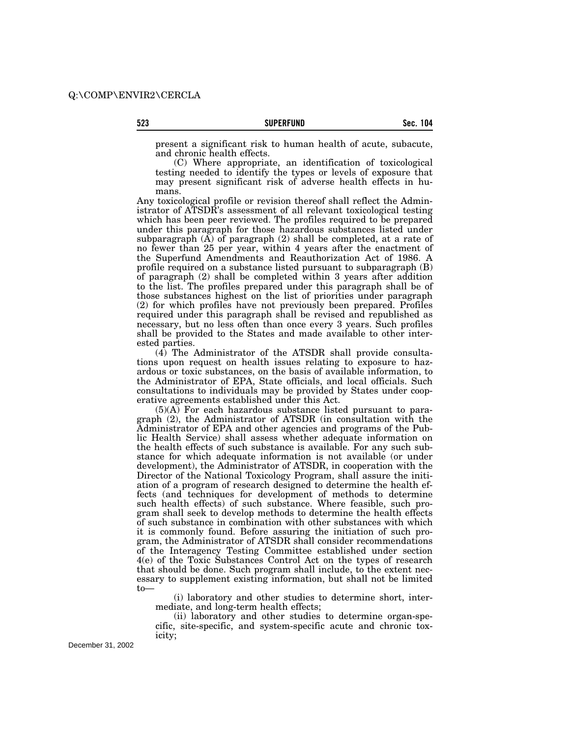present a significant risk to human health of acute, subacute, and chronic health effects.

(C) Where appropriate, an identification of toxicological testing needed to identify the types or levels of exposure that may present significant risk of adverse health effects in humans.

Any toxicological profile or revision thereof shall reflect the Administrator of ATSDR's assessment of all relevant toxicological testing which has been peer reviewed. The profiles required to be prepared under this paragraph for those hazardous substances listed under subparagraph (A) of paragraph (2) shall be completed, at a rate of no fewer than 25 per year, within 4 years after the enactment of the Superfund Amendments and Reauthorization Act of 1986. A profile required on a substance listed pursuant to subparagraph (B) of paragraph (2) shall be completed within 3 years after addition to the list. The profiles prepared under this paragraph shall be of those substances highest on the list of priorities under paragraph (2) for which profiles have not previously been prepared. Profiles required under this paragraph shall be revised and republished as necessary, but no less often than once every 3 years. Such profiles shall be provided to the States and made available to other interested parties.

(4) The Administrator of the ATSDR shall provide consultations upon request on health issues relating to exposure to hazardous or toxic substances, on the basis of available information, to the Administrator of EPA, State officials, and local officials. Such consultations to individuals may be provided by States under cooperative agreements established under this Act.

(5)(A) For each hazardous substance listed pursuant to paragraph (2), the Administrator of ATSDR (in consultation with the Administrator of EPA and other agencies and programs of the Public Health Service) shall assess whether adequate information on the health effects of such substance is available. For any such substance for which adequate information is not available (or under development), the Administrator of ATSDR, in cooperation with the Director of the National Toxicology Program, shall assure the initiation of a program of research designed to determine the health effects (and techniques for development of methods to determine such health effects) of such substance. Where feasible, such program shall seek to develop methods to determine the health effects of such substance in combination with other substances with which it is commonly found. Before assuring the initiation of such program, the Administrator of ATSDR shall consider recommendations of the Interagency Testing Committee established under section 4(e) of the Toxic Substances Control Act on the types of research that should be done. Such program shall include, to the extent necessary to supplement existing information, but shall not be limited to—

(i) laboratory and other studies to determine short, intermediate, and long-term health effects;

(ii) laboratory and other studies to determine organ-specific, site-specific, and system-specific acute and chronic toxicity;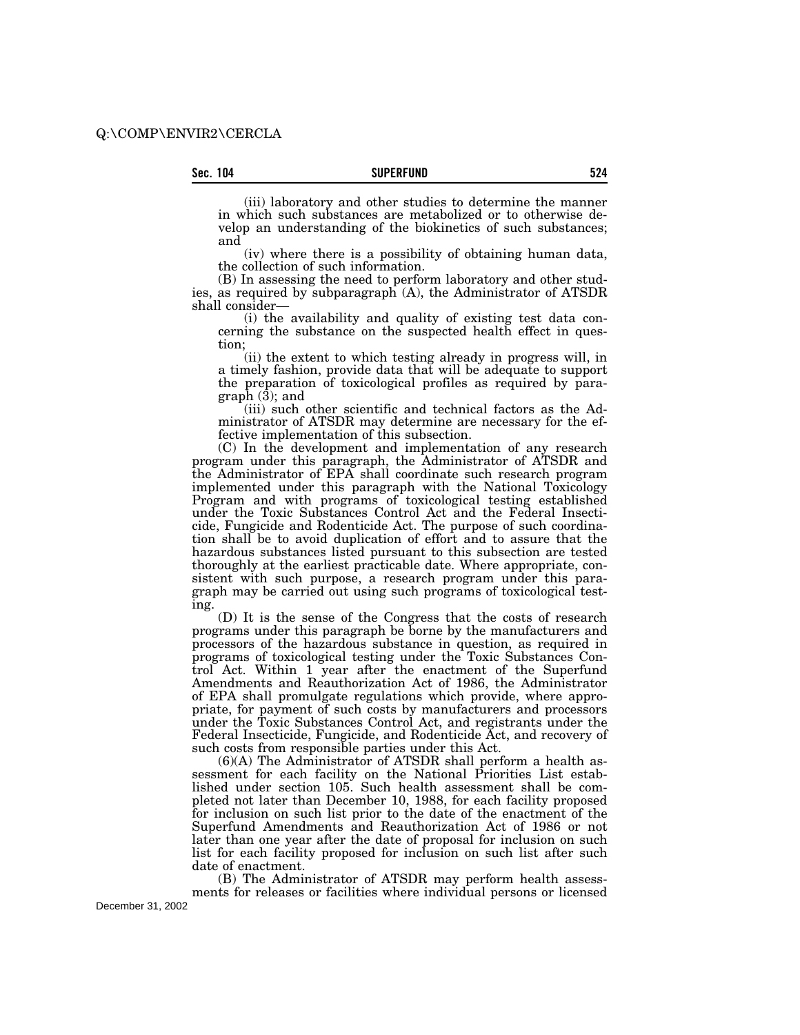(iii) laboratory and other studies to determine the manner in which such substances are metabolized or to otherwise develop an understanding of the biokinetics of such substances; and

(iv) where there is a possibility of obtaining human data, the collection of such information.

(B) In assessing the need to perform laboratory and other studies, as required by subparagraph (A), the Administrator of ATSDR shall consider—

(i) the availability and quality of existing test data concerning the substance on the suspected health effect in question;

(ii) the extent to which testing already in progress will, in a timely fashion, provide data that will be adequate to support the preparation of toxicological profiles as required by paragraph (3); and

(iii) such other scientific and technical factors as the Administrator of ATSDR may determine are necessary for the effective implementation of this subsection.

(C) In the development and implementation of any research program under this paragraph, the Administrator of ATSDR and the Administrator of EPA shall coordinate such research program implemented under this paragraph with the National Toxicology Program and with programs of toxicological testing established under the Toxic Substances Control Act and the Federal Insecticide, Fungicide and Rodenticide Act. The purpose of such coordination shall be to avoid duplication of effort and to assure that the hazardous substances listed pursuant to this subsection are tested thoroughly at the earliest practicable date. Where appropriate, consistent with such purpose, a research program under this paragraph may be carried out using such programs of toxicological testing.

(D) It is the sense of the Congress that the costs of research programs under this paragraph be borne by the manufacturers and processors of the hazardous substance in question, as required in programs of toxicological testing under the Toxic Substances Control Act. Within 1 year after the enactment of the Superfund Amendments and Reauthorization Act of 1986, the Administrator of EPA shall promulgate regulations which provide, where appropriate, for payment of such costs by manufacturers and processors under the Toxic Substances Control Act, and registrants under the Federal Insecticide, Fungicide, and Rodenticide Act, and recovery of such costs from responsible parties under this Act.

(6)(A) The Administrator of ATSDR shall perform a health assessment for each facility on the National Priorities List established under section 105. Such health assessment shall be completed not later than December 10, 1988, for each facility proposed for inclusion on such list prior to the date of the enactment of the Superfund Amendments and Reauthorization Act of 1986 or not later than one year after the date of proposal for inclusion on such list for each facility proposed for inclusion on such list after such date of enactment.

(B) The Administrator of ATSDR may perform health assessments for releases or facilities where individual persons or licensed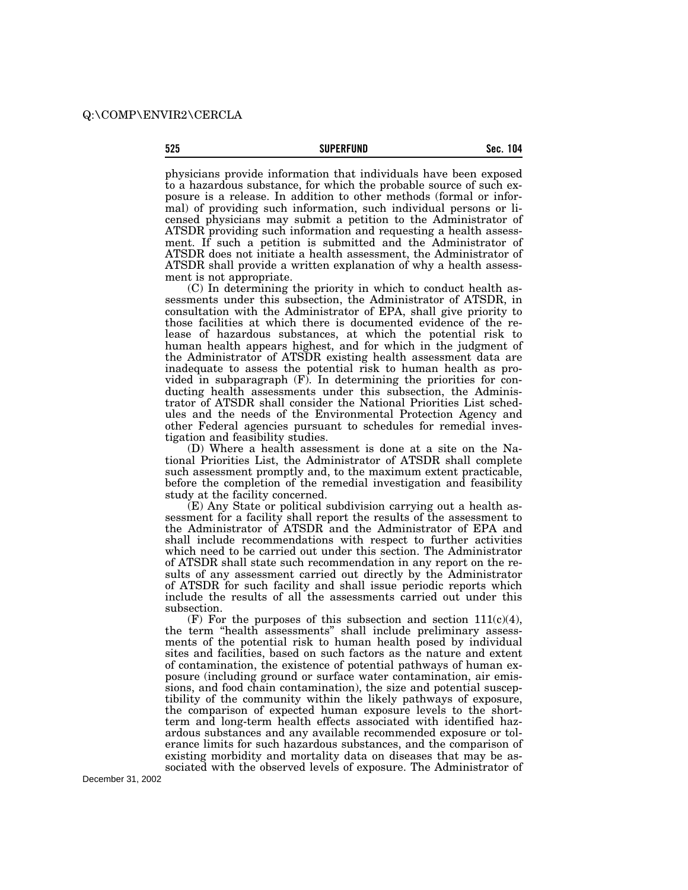physicians provide information that individuals have been exposed to a hazardous substance, for which the probable source of such exposure is a release. In addition to other methods (formal or informal) of providing such information, such individual persons or licensed physicians may submit a petition to the Administrator of ATSDR providing such information and requesting a health assessment. If such a petition is submitted and the Administrator of ATSDR does not initiate a health assessment, the Administrator of ATSDR shall provide a written explanation of why a health assessment is not appropriate.

(C) In determining the priority in which to conduct health assessments under this subsection, the Administrator of ATSDR, in consultation with the Administrator of EPA, shall give priority to those facilities at which there is documented evidence of the release of hazardous substances, at which the potential risk to human health appears highest, and for which in the judgment of the Administrator of ATSDR existing health assessment data are inadequate to assess the potential risk to human health as provided in subparagraph (F). In determining the priorities for conducting health assessments under this subsection, the Administrator of ATSDR shall consider the National Priorities List schedules and the needs of the Environmental Protection Agency and other Federal agencies pursuant to schedules for remedial investigation and feasibility studies.

(D) Where a health assessment is done at a site on the National Priorities List, the Administrator of ATSDR shall complete such assessment promptly and, to the maximum extent practicable, before the completion of the remedial investigation and feasibility study at the facility concerned.

(E) Any State or political subdivision carrying out a health assessment for a facility shall report the results of the assessment to the Administrator of ATSDR and the Administrator of EPA and shall include recommendations with respect to further activities which need to be carried out under this section. The Administrator of ATSDR shall state such recommendation in any report on the results of any assessment carried out directly by the Administrator of ATSDR for such facility and shall issue periodic reports which include the results of all the assessments carried out under this subsection.

(F) For the purposes of this subsection and section 111(c)(4), the term "health assessments" shall include preliminary assessments of the potential risk to human health posed by individual sites and facilities, based on such factors as the nature and extent of contamination, the existence of potential pathways of human exposure (including ground or surface water contamination, air emissions, and food chain contamination), the size and potential susceptibility of the community within the likely pathways of exposure, the comparison of expected human exposure levels to the short-term and long-term health effects associated with identified hazardous substances and any available recommended exposure or tolerance limits for such hazardous substances, and the comparison of existing morbidity and mortality data on diseases that may be associated with the observed levels of exposure. The Administrator of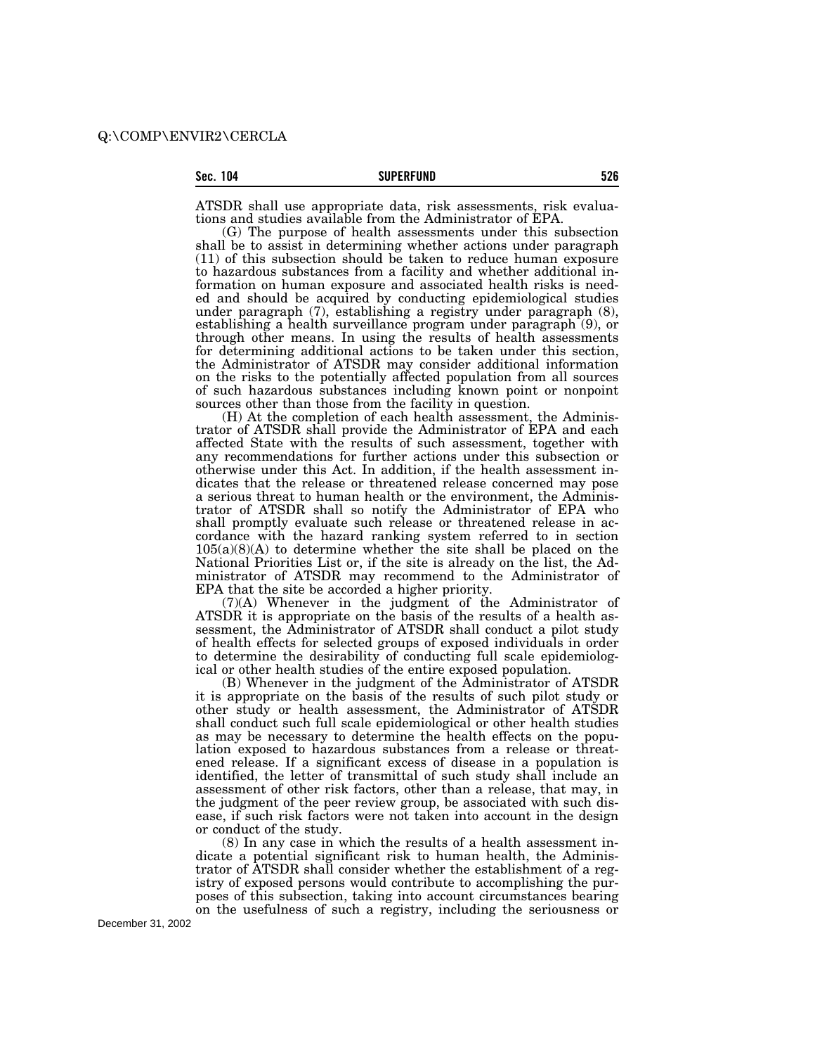ATSDR shall use appropriate data, risk assessments, risk evaluations and studies available from the Administrator of EPA.

(G) The purpose of health assessments under this subsection shall be to assist in determining whether actions under paragraph (11) of this subsection should be taken to reduce human exposure to hazardous substances from a facility and whether additional information on human exposure and associated health risks is needed and should be acquired by conducting epidemiological studies under paragraph (7), establishing a registry under paragraph (8), establishing a health surveillance program under paragraph (9), or through other means. In using the results of health assessments for determining additional actions to be taken under this section, the Administrator of ATSDR may consider additional information on the risks to the potentially affected population from all sources of such hazardous substances including known point or nonpoint sources other than those from the facility in question.

(H) At the completion of each health assessment, the Administrator of ATSDR shall provide the Administrator of EPA and each affected State with the results of such assessment, together with any recommendations for further actions under this subsection or otherwise under this Act. In addition, if the health assessment indicates that the release or threatened release concerned may pose a serious threat to human health or the environment, the Administrator of ATSDR shall so notify the Administrator of EPA who shall promptly evaluate such release or threatened release in accordance with the hazard ranking system referred to in section 105(a)(8)(A) to determine whether the site shall be placed on the National Priorities List or, if the site is already on the list, the Administrator of ATSDR may recommend to the Administrator of EPA that the site be accorded a higher priority.

(7)(A) Whenever in the judgment of the Administrator of ATSDR it is appropriate on the basis of the results of a health assessment, the Administrator of ATSDR shall conduct a pilot study of health effects for selected groups of exposed individuals in order to determine the desirability of conducting full scale epidemiological or other health studies of the entire exposed population.

(B) Whenever in the judgment of the Administrator of ATSDR it is appropriate on the basis of the results of such pilot study or other study or health assessment, the Administrator of ATSDR shall conduct such full scale epidemiological or other health studies as may be necessary to determine the health effects on the population exposed to hazardous substances from a release or threatened release. If a significant excess of disease in a population is identified, the letter of transmittal of such study shall include an assessment of other risk factors, other than a release, that may, in the judgment of the peer review group, be associated with such disease, if such risk factors were not taken into account in the design or conduct of the study.

(8) In any case in which the results of a health assessment indicate a potential significant risk to human health, the Administrator of ATSDR shall consider whether the establishment of a registry of exposed persons would contribute to accomplishing the purposes of this subsection, taking into account circumstances bearing on the usefulness of such a registry, including the seriousness or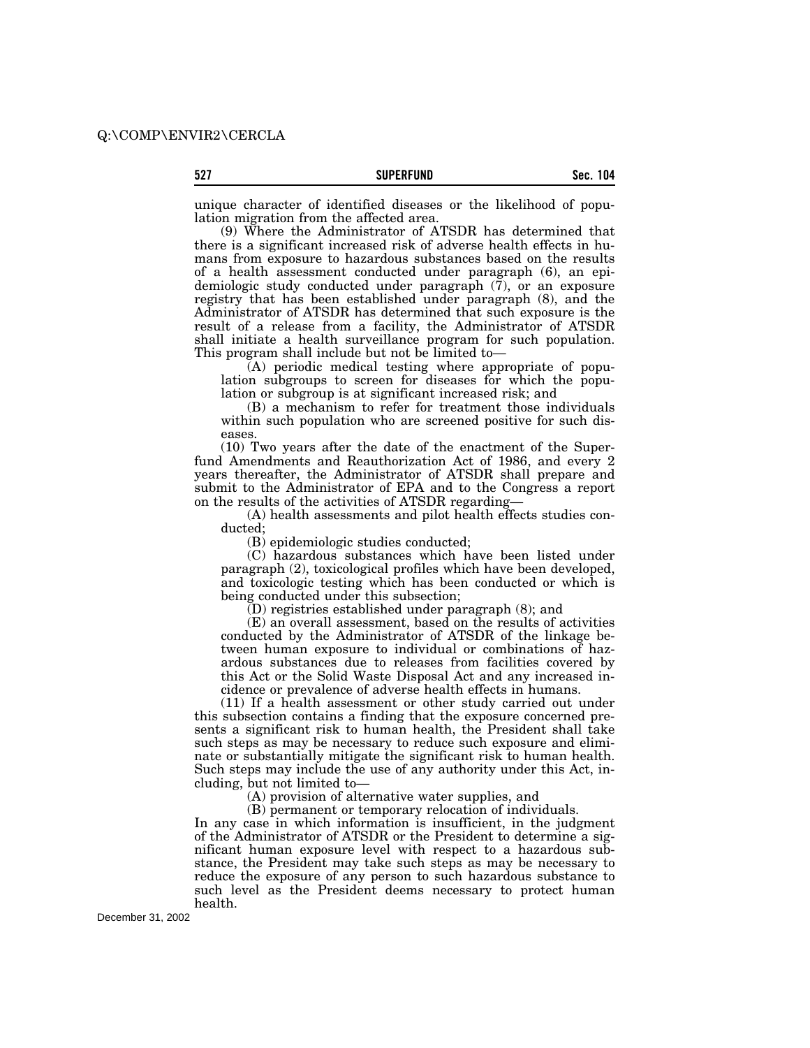unique character of identified diseases or the likelihood of population migration from the affected area.

(9) Where the Administrator of ATSDR has determined that there is a significant increased risk of adverse health effects in humans from exposure to hazardous substances based on the results of a health assessment conducted under paragraph (6), an epidemiologic study conducted under paragraph (7), or an exposure registry that has been established under paragraph (8), and the Administrator of ATSDR has determined that such exposure is the result of a release from a facility, the Administrator of ATSDR shall initiate a health surveillance program for such population. This program shall include but not be limited to—

(A) periodic medical testing where appropriate of population subgroups to screen for diseases for which the population or subgroup is at significant increased risk; and

(B) a mechanism to refer for treatment those individuals within such population who are screened positive for such diseases.

(10) Two years after the date of the enactment of the Superfund Amendments and Reauthorization Act of 1986, and every 2 years thereafter, the Administrator of ATSDR shall prepare and submit to the Administrator of EPA and to the Congress a report on the results of the activities of ATSDR regarding—

(A) health assessments and pilot health effects studies conducted;

(B) epidemiologic studies conducted;

(C) hazardous substances which have been listed under paragraph (2), toxicological profiles which have been developed, and toxicologic testing which has been conducted or which is being conducted under this subsection;

(D) registries established under paragraph (8); and

(E) an overall assessment, based on the results of activities conducted by the Administrator of ATSDR of the linkage between human exposure to individual or combinations of hazardous substances due to releases from facilities covered by this Act or the Solid Waste Disposal Act and any increased incidence or prevalence of adverse health effects in humans.

(11) If a health assessment or other study carried out under this subsection contains a finding that the exposure concerned presents a significant risk to human health, the President shall take such steps as may be necessary to reduce such exposure and eliminate or substantially mitigate the significant risk to human health. Such steps may include the use of any authority under this Act, including, but not limited to—

(A) provision of alternative water supplies, and

(B) permanent or temporary relocation of individuals.

In any case in which information is insufficient, in the judgment of the Administrator of ATSDR or the President to determine a significant human exposure level with respect to a hazardous substance, the President may take such steps as may be necessary to reduce the exposure of any person to such hazardous substance to such level as the President deems necessary to protect human health.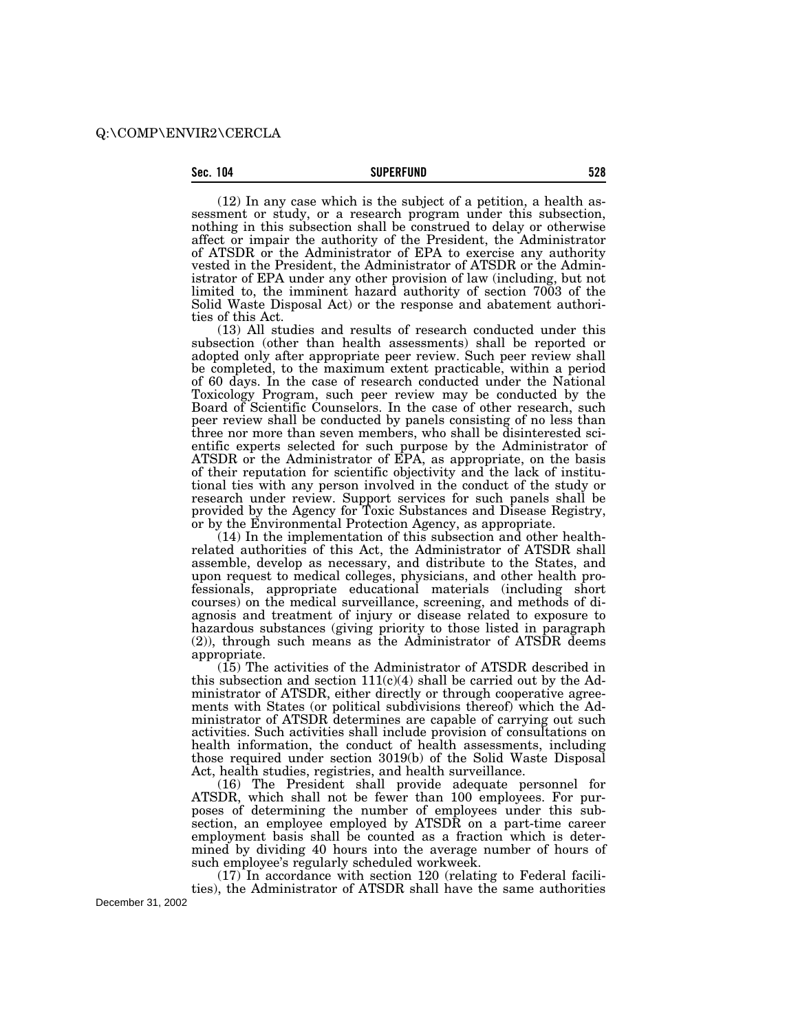(12) In any case which is the subject of a petition, a health assessment or study, or a research program under this subsection, nothing in this subsection shall be construed to delay or otherwise affect or impair the authority of the President, the Administrator of ATSDR or the Administrator of EPA to exercise any authority vested in the President, the Administrator of ATSDR or the Administrator of EPA under any other provision of law (including, but not limited to, the imminent hazard authority of section 7003 of the Solid Waste Disposal Act) or the response and abatement authorities of this Act.

(13) All studies and results of research conducted under this subsection (other than health assessments) shall be reported or adopted only after appropriate peer review. Such peer review shall be completed, to the maximum extent practicable, within a period of 60 days. In the case of research conducted under the National Toxicology Program, such peer review may be conducted by the Board of Scientific Counselors. In the case of other research, such peer review shall be conducted by panels consisting of no less than three nor more than seven members, who shall be disinterested scientific experts selected for such purpose by the Administrator of ATSDR or the Administrator of EPA, as appropriate, on the basis of their reputation for scientific objectivity and the lack of institutional ties with any person involved in the conduct of the study or research under review. Support services for such panels shall be provided by the Agency for Toxic Substances and Disease Registry, or by the Environmental Protection Agency, as appropriate.

(14) In the implementation of this subsection and other health-related authorities of this Act, the Administrator of ATSDR shall assemble, develop as necessary, and distribute to the States, and upon request to medical colleges, physicians, and other health professionals, appropriate educational materials (including short courses) on the medical surveillance, screening, and methods of diagnosis and treatment of injury or disease related to exposure to hazardous substances (giving priority to those listed in paragraph (2)), through such means as the Administrator of ATSDR deems appropriate.

(15) The activities of the Administrator of ATSDR described in this subsection and section 111(c)(4) shall be carried out by the Administrator of ATSDR, either directly or through cooperative agreements with States (or political subdivisions thereof) which the Administrator of ATSDR determines are capable of carrying out such activities. Such activities shall include provision of consultations on health information, the conduct of health assessments, including those required under section 3019(b) of the Solid Waste Disposal Act, health studies, registries, and health surveillance.

(16) The President shall provide adequate personnel for ATSDR, which shall not be fewer than 100 employees. For purposes of determining the number of employees under this subsection, an employee employed by ATSDR on a part-time career employment basis shall be counted as a fraction which is determined by dividing 40 hours into the average number of hours of such employee's regularly scheduled workweek.

(17) In accordance with section 120 (relating to Federal facilities), the Administrator of ATSDR shall have the same authorities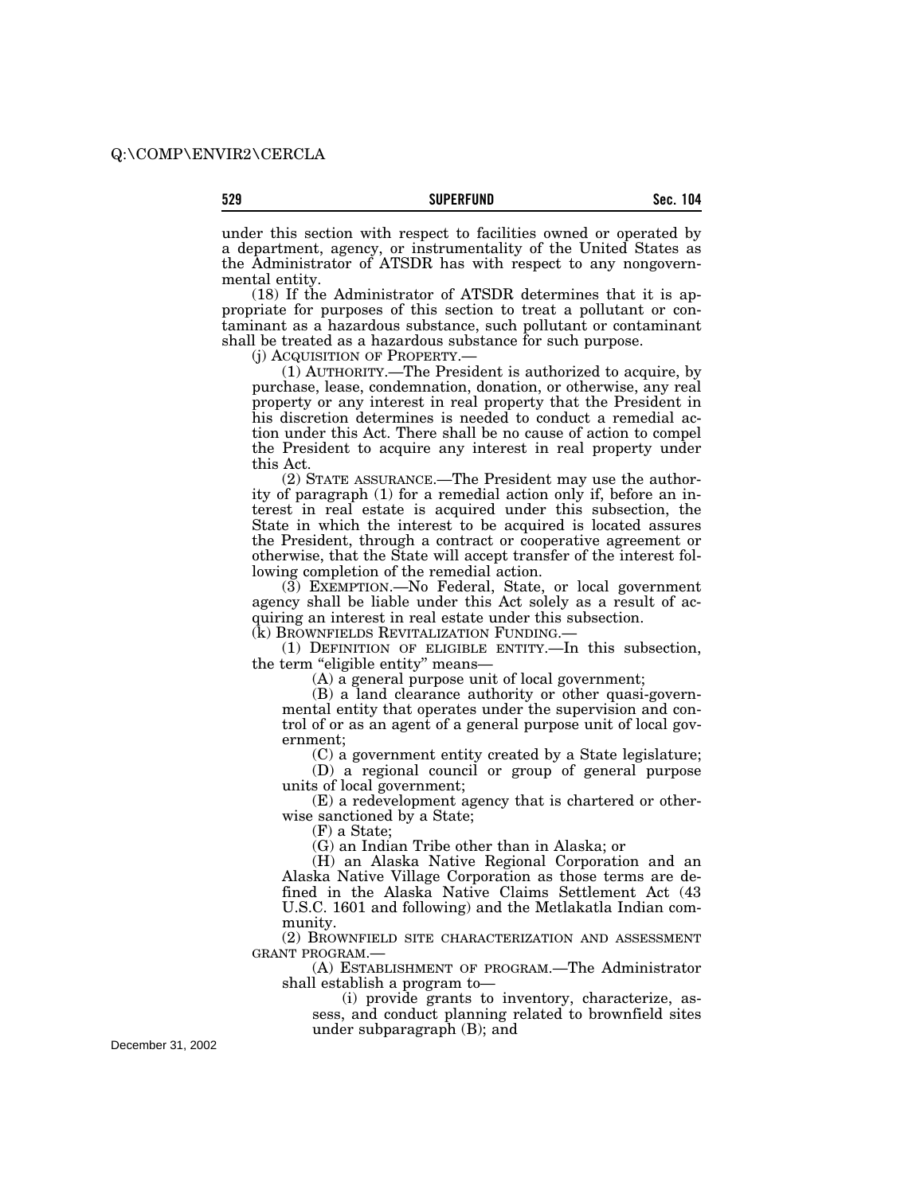under this section with respect to facilities owned or operated by a department, agency, or instrumentality of the United States as the Administrator of ATSDR has with respect to any nongovernmental entity.

(18) If the Administrator of ATSDR determines that it is appropriate for purposes of this section to treat a pollutant or contaminant as a hazardous substance, such pollutant or contaminant shall be treated as a hazardous substance for such purpose.

(j) ACQUISITION OF PROPERTY.—

(1) AUTHORITY.—The President is authorized to acquire, by purchase, lease, condemnation, donation, or otherwise, any real property or any interest in real property that the President in his discretion determines is needed to conduct a remedial action under this Act. There shall be no cause of action to compel the President to acquire any interest in real property under this Act.

(2) STATE ASSURANCE.—The President may use the authority of paragraph (1) for a remedial action only if, before an interest in real estate is acquired under this subsection, the State in which the interest to be acquired is located assures the President, through a contract or cooperative agreement or otherwise, that the State will accept transfer of the interest following completion of the remedial action.

(3) EXEMPTION.—No Federal, State, or local government agency shall be liable under this Act solely as a result of acquiring an interest in real estate under this subsection.

(k) BROWNFIELDS REVITALIZATION FUNDING.—

(1) DEFINITION OF ELIGIBLE ENTITY.—In this subsection, the term "eligible entity" means—

(A) a general purpose unit of local government;

(B) a land clearance authority or other quasi-governmental entity that operates under the supervision and control of or as an agent of a general purpose unit of local government;

(C) a government entity created by a State legislature;

(D) a regional council or group of general purpose units of local government;

(E) a redevelopment agency that is chartered or otherwise sanctioned by a State;

(F) a State;

(G) an Indian Tribe other than in Alaska; or

(H) an Alaska Native Regional Corporation and an Alaska Native Village Corporation as those terms are defined in the Alaska Native Claims Settlement Act (43 U.S.C. 1601 and following) and the Metlakatla Indian community.

(2) BROWNFIELD SITE CHARACTERIZATION AND ASSESSMENT GRANT PROGRAM.—

(A) ESTABLISHMENT OF PROGRAM.—The Administrator shall establish a program to—

(i) provide grants to inventory, characterize, assess, and conduct planning related to brownfield sites under subparagraph (B); and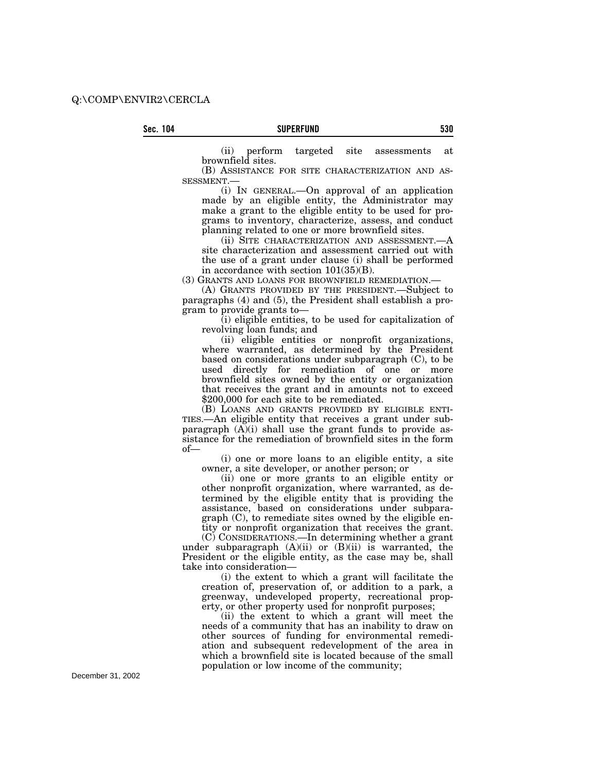(ii) perform targeted site assessments at brownfield sites.

(B) ASSISTANCE FOR SITE CHARACTERIZATION AND ASSESSMENT.—

(i) IN GENERAL.—On approval of an application made by an eligible entity, the Administrator may make a grant to the eligible entity to be used for programs to inventory, characterize, assess, and conduct planning related to one or more brownfield sites.

(ii) SITE CHARACTERIZATION AND ASSESSMENT.—A site characterization and assessment carried out with the use of a grant under clause (i) shall be performed in accordance with section 101(35)(B).

(3) GRANTS AND LOANS FOR BROWNFIELD REMEDIATION.—

(A) GRANTS PROVIDED BY THE PRESIDENT.—Subject to paragraphs (4) and (5), the President shall establish a program to provide grants to—

(i) eligible entities, to be used for capitalization of revolving loan funds; and

(ii) eligible entities or nonprofit organizations, where warranted, as determined by the President based on considerations under subparagraph (C), to be used directly for remediation of one or more brownfield sites owned by the entity or organization that receives the grant and in amounts not to exceed $200,000 for each site to be remediated.

(B) LOANS AND GRANTS PROVIDED BY ELIGIBLE ENTITIES.—An eligible entity that receives a grant under subparagraph (A)(i) shall use the grant funds to provide assistance for the remediation of brownfield sites in the form of—

(i) one or more loans to an eligible entity, a site owner, a site developer, or another person; or

(ii) one or more grants to an eligible entity or other nonprofit organization, where warranted, as determined by the eligible entity that is providing the assistance, based on considerations under subparagraph (C), to remediate sites owned by the eligible entity or nonprofit organization that receives the grant.

(C) CONSIDERATIONS.—In determining whether a grant under subparagraph (A)(ii) or (B)(ii) is warranted, the President or the eligible entity, as the case may be, shall take into consideration—

(i) the extent to which a grant will facilitate the creation of, preservation of, or addition to a park, a greenway, undeveloped property, recreational property, or other property used for nonprofit purposes;

(ii) the extent to which a grant will meet the needs of a community that has an inability to draw on other sources of funding for environmental remediation and subsequent redevelopment of the area in which a brownfield site is located because of the small population or low income of the community;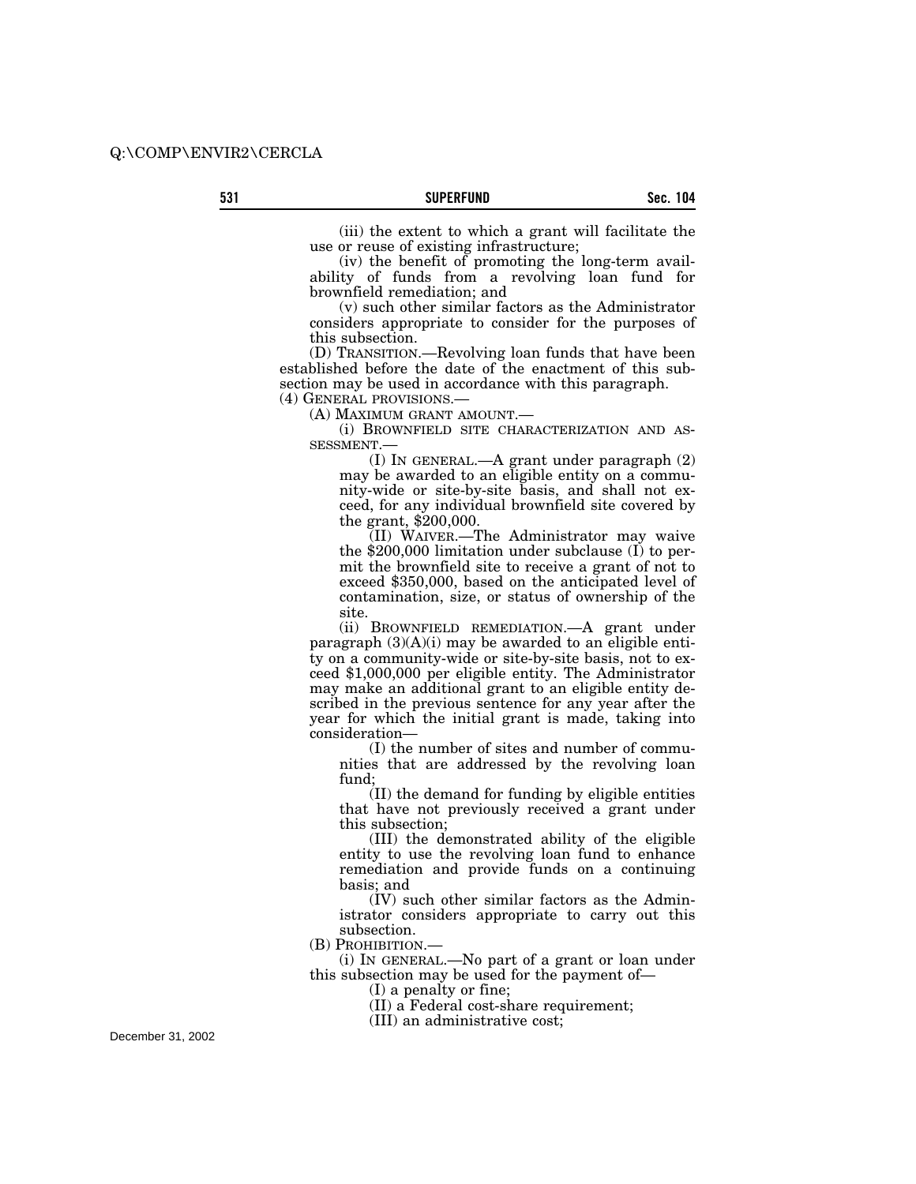(iii) the extent to which a grant will facilitate the use or reuse of existing infrastructure;

(iv) the benefit of promoting the long-term availability of funds from a revolving loan fund for brownfield remediation; and

(v) such other similar factors as the Administrator considers appropriate to consider for the purposes of this subsection.

(D) TRANSITION.—Revolving loan funds that have been established before the date of the enactment of this subsection may be used in accordance with this paragraph.

(4) GENERAL PROVISIONS.—

(A) MAXIMUM GRANT AMOUNT.—

(i) BROWNFIELD SITE CHARACTERIZATION AND ASSESSMENT.—

(I) IN GENERAL.—A grant under paragraph (2) may be awarded to an eligible entity on a community-wide or site-by-site basis, and shall not exceed, for any individual brownfield site covered by the grant, $200,000.

(II) WAIVER.—The Administrator may waive the $200,000 limitation under subclause (I) to permit the brownfield site to receive a grant of not to exceed $350,000, based on the anticipated level of contamination, size, or status of ownership of the site.

(ii) BROWNFIELD REMEDIATION.—A grant under paragraph (3)(A)(i) may be awarded to an eligible entity on a community-wide or site-by-site basis, not to exceed $1,000,000 per eligible entity. The Administrator may make an additional grant to an eligible entity described in the previous sentence for any year after the year for which the initial grant is made, taking into consideration—

(I) the number of sites and number of communities that are addressed by the revolving loan fund;

(II) the demand for funding by eligible entities that have not previously received a grant under this subsection;

(III) the demonstrated ability of the eligible entity to use the revolving loan fund to enhance remediation and provide funds on a continuing basis; and

(IV) such other similar factors as the Administrator considers appropriate to carry out this subsection.

(B) PROHIBITION.—

(i) IN GENERAL.—No part of a grant or loan under this subsection may be used for the payment of—

(I) a penalty or fine;

(II) a Federal cost-share requirement;

(III) an administrative cost;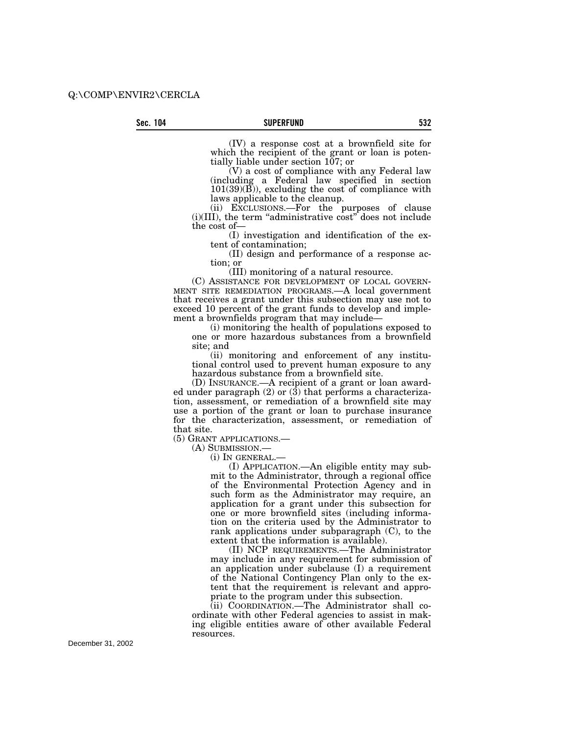(IV) a response cost at a brownfield site for which the recipient of the grant or loan is potentially liable under section 107; or

(V) a cost of compliance with any Federal law (including a Federal law specified in section 101(39)(B)), excluding the cost of compliance with laws applicable to the cleanup.

(ii) EXCLUSIONS.—For the purposes of clause (i)(III), the term "administrative cost" does not include the cost of—

(I) investigation and identification of the extent of contamination;

(II) design and performance of a response action; or

(III) monitoring of a natural resource.

(C) ASSISTANCE FOR DEVELOPMENT OF LOCAL GOVERNMENT SITE REMEDIATION PROGRAMS.—A local government that receives a grant under this subsection may use not to exceed 10 percent of the grant funds to develop and implement a brownfields program that may include—

(i) monitoring the health of populations exposed to one or more hazardous substances from a brownfield site; and

(ii) monitoring and enforcement of any institutional control used to prevent human exposure to any hazardous substance from a brownfield site.

(D) INSURANCE.—A recipient of a grant or loan awarded under paragraph (2) or (3) that performs a characterization, assessment, or remediation of a brownfield site may use a portion of the grant or loan to purchase insurance for the characterization, assessment, or remediation of that site.

(5) GRANT APPLICATIONS.—

(A) SUBMISSION.—

(i) IN GENERAL.—

(I) APPLICATION.—An eligible entity may submit to the Administrator, through a regional office of the Environmental Protection Agency and in such form as the Administrator may require, an application for a grant under this subsection for one or more brownfield sites (including information on the criteria used by the Administrator to rank applications under subparagraph (C), to the extent that the information is available).

(II) NCP REQUIREMENTS.—The Administrator may include in any requirement for submission of an application under subclause (I) a requirement of the National Contingency Plan only to the extent that the requirement is relevant and appropriate to the program under this subsection.

(ii) COORDINATION.—The Administrator shall coordinate with other Federal agencies to assist in making eligible entities aware of other available Federal resources.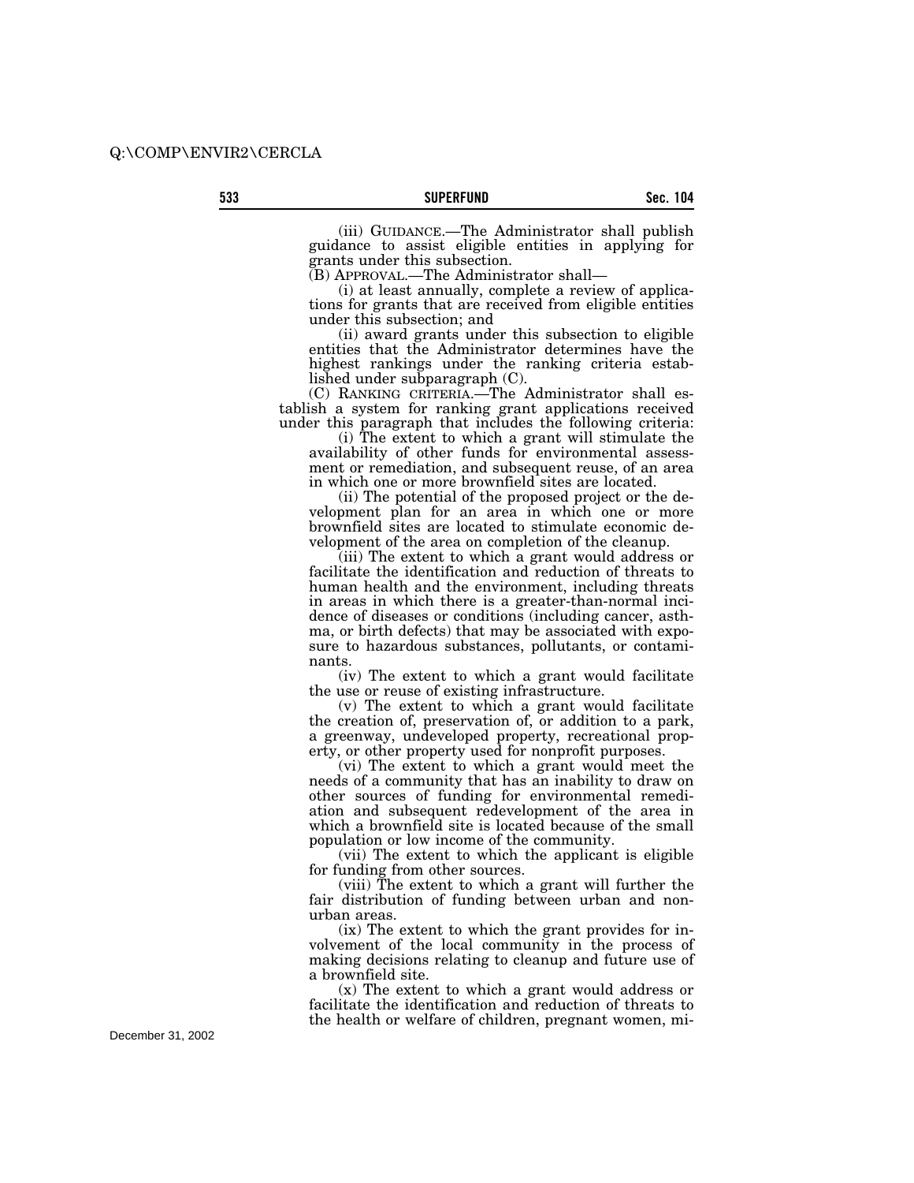(iii) GUIDANCE.—The Administrator shall publish guidance to assist eligible entities in applying for grants under this subsection.

(B) APPROVAL.—The Administrator shall—

(i) at least annually, complete a review of applications for grants that are received from eligible entities under this subsection; and

(ii) award grants under this subsection to eligible entities that the Administrator determines have the highest rankings under the ranking criteria established under subparagraph (C).

(C) RANKING CRITERIA.—The Administrator shall establish a system for ranking grant applications received under this paragraph that includes the following criteria:

(i) The extent to which a grant will stimulate the availability of other funds for environmental assessment or remediation, and subsequent reuse, of an area in which one or more brownfield sites are located.

(ii) The potential of the proposed project or the development plan for an area in which one or more brownfield sites are located to stimulate economic development of the area on completion of the cleanup.

(iii) The extent to which a grant would address or facilitate the identification and reduction of threats to human health and the environment, including threats in areas in which there is a greater-than-normal incidence of diseases or conditions (including cancer, asthma, or birth defects) that may be associated with exposure to hazardous substances, pollutants, or contaminants.

(iv) The extent to which a grant would facilitate the use or reuse of existing infrastructure.

(v) The extent to which a grant would facilitate the creation of, preservation of, or addition to a park, a greenway, undeveloped property, recreational property, or other property used for nonprofit purposes.

(vi) The extent to which a grant would meet the needs of a community that has an inability to draw on other sources of funding for environmental remediation and subsequent redevelopment of the area in which a brownfield site is located because of the small population or low income of the community.

(vii) The extent to which the applicant is eligible for funding from other sources.

(viii) The extent to which a grant will further the fair distribution of funding between urban and nonurban areas.

(ix) The extent to which the grant provides for involvement of the local community in the process of making decisions relating to cleanup and future use of a brownfield site.

(x) The extent to which a grant would address or facilitate the identification and reduction of threats to the health or welfare of children, pregnant women, mi-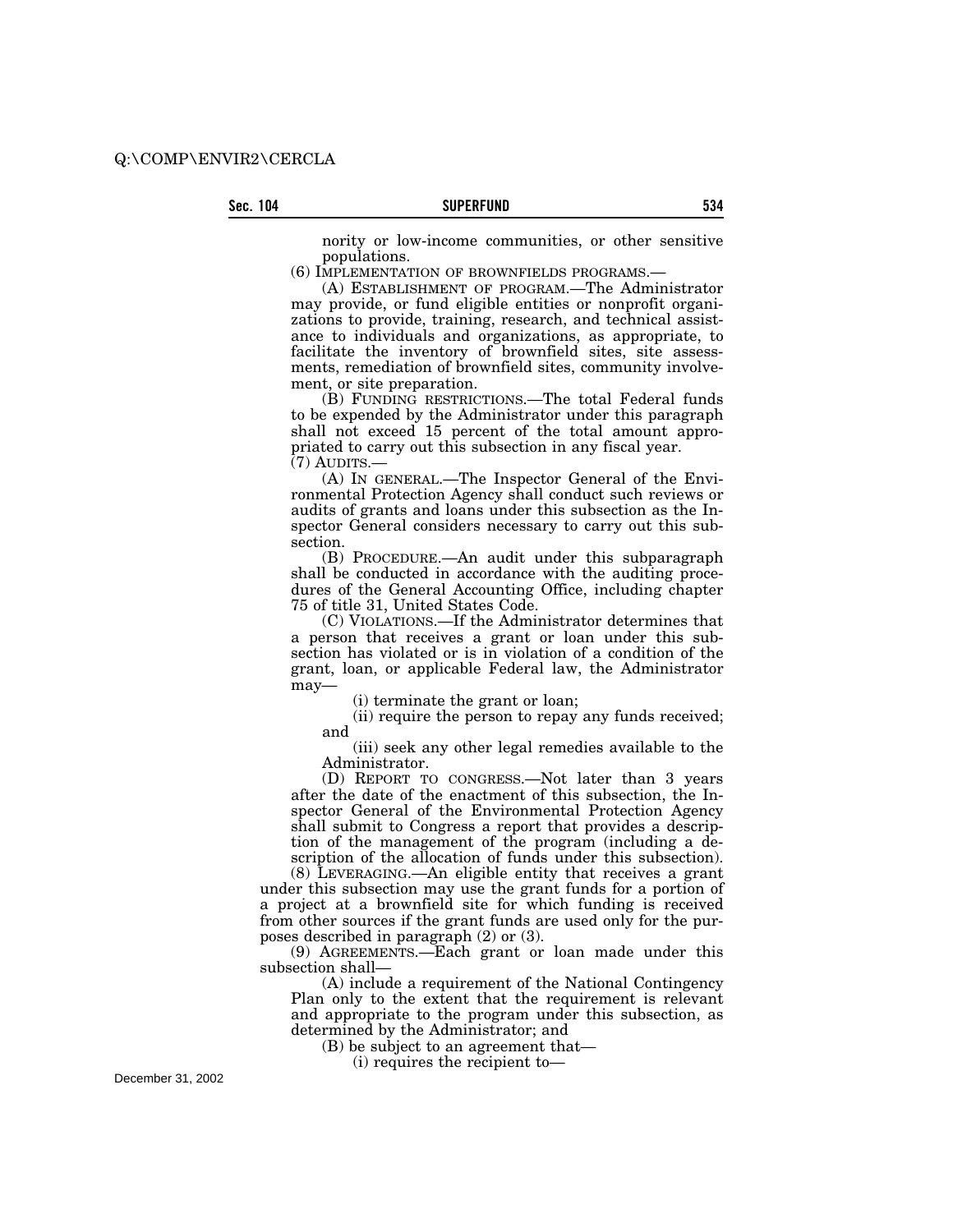nority or low-income communities, or other sensitive populations.

(6) IMPLEMENTATION OF BROWNFIELDS PROGRAMS.—

(A) ESTABLISHMENT OF PROGRAM.—The Administrator may provide, or fund eligible entities or nonprofit organizations to provide, training, research, and technical assistance to individuals and organizations, as appropriate, to facilitate the inventory of brownfield sites, site assessments, remediation of brownfield sites, community involvement, or site preparation.

(B) FUNDING RESTRICTIONS.—The total Federal funds to be expended by the Administrator under this paragraph shall not exceed 15 percent of the total amount appropriated to carry out this subsection in any fiscal year.

(7) AUDITS.—

(A) IN GENERAL.—The Inspector General of the Environmental Protection Agency shall conduct such reviews or audits of grants and loans under this subsection as the Inspector General considers necessary to carry out this subsection.

(B) PROCEDURE.—An audit under this subparagraph shall be conducted in accordance with the auditing procedures of the General Accounting Office, including chapter 75 of title 31, United States Code.

(C) VIOLATIONS.—If the Administrator determines that a person that receives a grant or loan under this subsection has violated or is in violation of a condition of the grant, loan, or applicable Federal law, the Administrator may—

(i) terminate the grant or loan;

(ii) require the person to repay any funds received; and

(iii) seek any other legal remedies available to the Administrator.

(D) REPORT TO CONGRESS.—Not later than 3 years after the date of the enactment of this subsection, the Inspector General of the Environmental Protection Agency shall submit to Congress a report that provides a description of the management of the program (including a description of the allocation of funds under this subsection).

(8) LEVERAGING.—An eligible entity that receives a grant under this subsection may use the grant funds for a portion of a project at a brownfield site for which funding is received from other sources if the grant funds are used only for the purposes described in paragraph (2) or (3).

(9) AGREEMENTS.—Each grant or loan made under this subsection shall—

(A) include a requirement of the National Contingency Plan only to the extent that the requirement is relevant and appropriate to the program under this subsection, as determined by the Administrator; and

(B) be subject to an agreement that—

(i) requires the recipient to—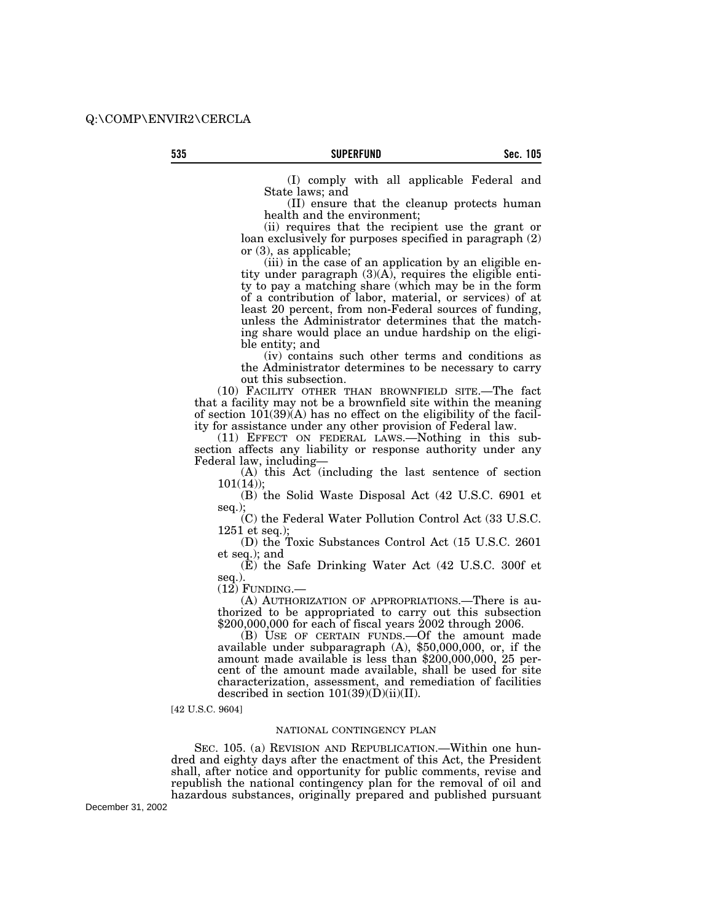(I) comply with all applicable Federal and State laws; and

(II) ensure that the cleanup protects human health and the environment;

(ii) requires that the recipient use the grant or loan exclusively for purposes specified in paragraph (2) or (3), as applicable;

(iii) in the case of an application by an eligible entity under paragraph (3)(A), requires the eligible entity to pay a matching share (which may be in the form of a contribution of labor, material, or services) of at least 20 percent, from non-Federal sources of funding, unless the Administrator determines that the matching share would place an undue hardship on the eligible entity; and

(iv) contains such other terms and conditions as the Administrator determines to be necessary to carry out this subsection.

(10) FACILITY OTHER THAN BROWNFIELD SITE.—The fact that a facility may not be a brownfield site within the meaning of section 101(39)(A) has no effect on the eligibility of the facility for assistance under any other provision of Federal law.

(11) EFFECT ON FEDERAL LAWS.—Nothing in this subsection affects any liability or response authority under any Federal law, including—

(A) this Act (including the last sentence of section 101(14));

(B) the Solid Waste Disposal Act (42 U.S.C. 6901 et seq.);

(C) the Federal Water Pollution Control Act (33 U.S.C. 1251 et seq.);

(D) the Toxic Substances Control Act (15 U.S.C. 2601 et seq.); and

(E) the Safe Drinking Water Act (42 U.S.C. 300f et seq.).

(12) FUNDING.—

(A) AUTHORIZATION OF APPROPRIATIONS.—There is authorized to be appropriated to carry out this subsection $200,000,000 for each of fiscal years 2002 through 2006.

(B) USE OF CERTAIN FUNDS.—Of the amount made available under subparagraph (A), $50,000,000, or, if the amount made available is less than $200,000,000, 25 percent of the amount made available, shall be used for site characterization, assessment, and remediation of facilities described in section 101(39)(D)(ii)(II).

[42 U.S.C. 9604]

NATIONAL CONTINGENCY PLAN

SEC. 105. (a) REVISION AND REPUBLICATION.—Within one hundred and eighty days after the enactment of this Act, the President shall, after notice and opportunity for public comments, revise and republish the national contingency plan for the removal of oil and hazardous substances, originally prepared and published pursuant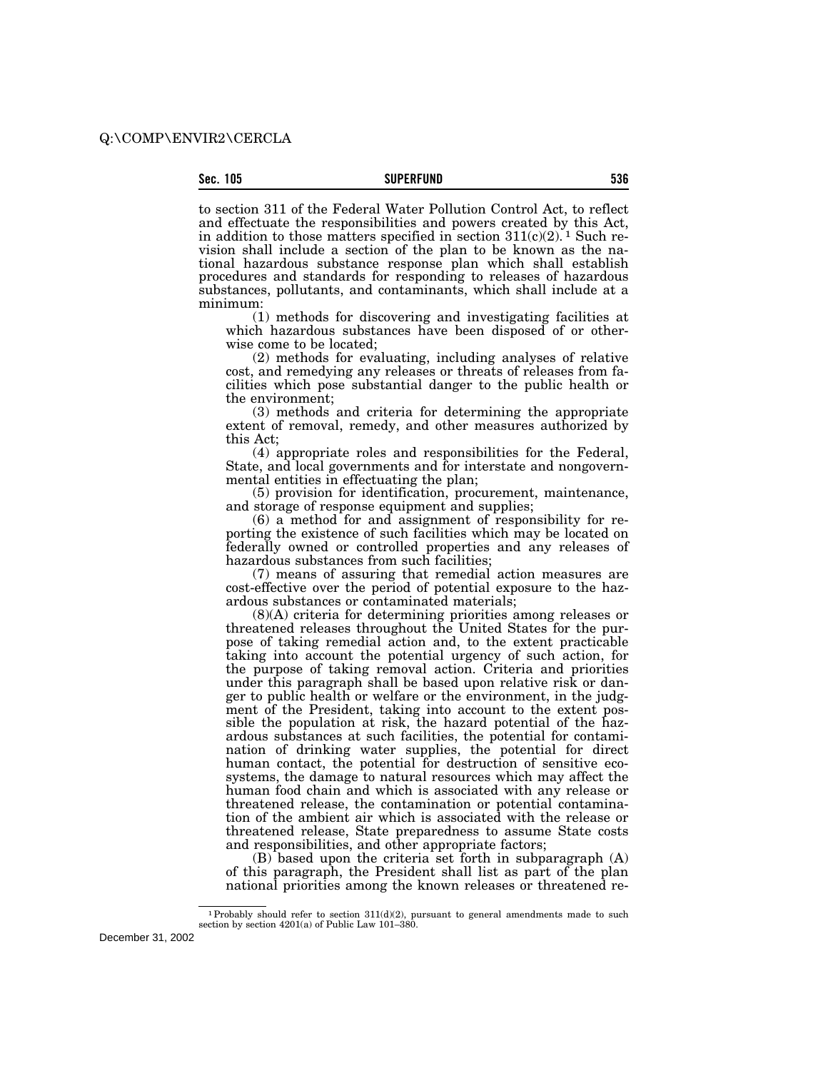to section 311 of the Federal Water Pollution Control Act, to reflect and effectuate the responsibilities and powers created by this Act, in addition to those matters specified in section 311(c)(2).[1] Such revision shall include a section of the plan to be known as the national hazardous substance response plan which shall establish procedures and standards for responding to releases of hazardous substances, pollutants, and contaminants, which shall include at a minimum:

(1) methods for discovering and investigating facilities at which hazardous substances have been disposed of or otherwise come to be located;

(2) methods for evaluating, including analyses of relative cost, and remedying any releases or threats of releases from facilities which pose substantial danger to the public health or the environment;

(3) methods and criteria for determining the appropriate extent of removal, remedy, and other measures authorized by this Act;

(4) appropriate roles and responsibilities for the Federal, State, and local governments and for interstate and nongovernmental entities in effectuating the plan;

(5) provision for identification, procurement, maintenance, and storage of response equipment and supplies;

(6) a method for and assignment of responsibility for reporting the existence of such facilities which may be located on federally owned or controlled properties and any releases of hazardous substances from such facilities;

(7) means of assuring that remedial action measures are cost-effective over the period of potential exposure to the hazardous substances or contaminated materials;

(8)(A) criteria for determining priorities among releases or threatened releases throughout the United States for the purpose of taking remedial action and, to the extent practicable taking into account the potential urgency of such action, for the purpose of taking removal action. Criteria and priorities under this paragraph shall be based upon relative risk or danger to public health or welfare or the environment, in the judgment of the President, taking into account to the extent possible the population at risk, the hazard potential of the hazardous substances at such facilities, the potential for contamination of drinking water supplies, the potential for direct human contact, the potential for destruction of sensitive ecosystems, the damage to natural resources which may affect the human food chain and which is associated with any release or threatened release, the contamination or potential contamination of the ambient air which is associated with the release or threatened release, State preparedness to assume State costs and responsibilities, and other appropriate factors;

(B) based upon the criteria set forth in subparagraph (A) of this paragraph, the President shall list as part of the plan national priorities among the known releases or threatened re-

[1] Probably should refer to section 311(d)(2), pursuant to general amendments made to such section by section 4201(a) of Public Law 101–380.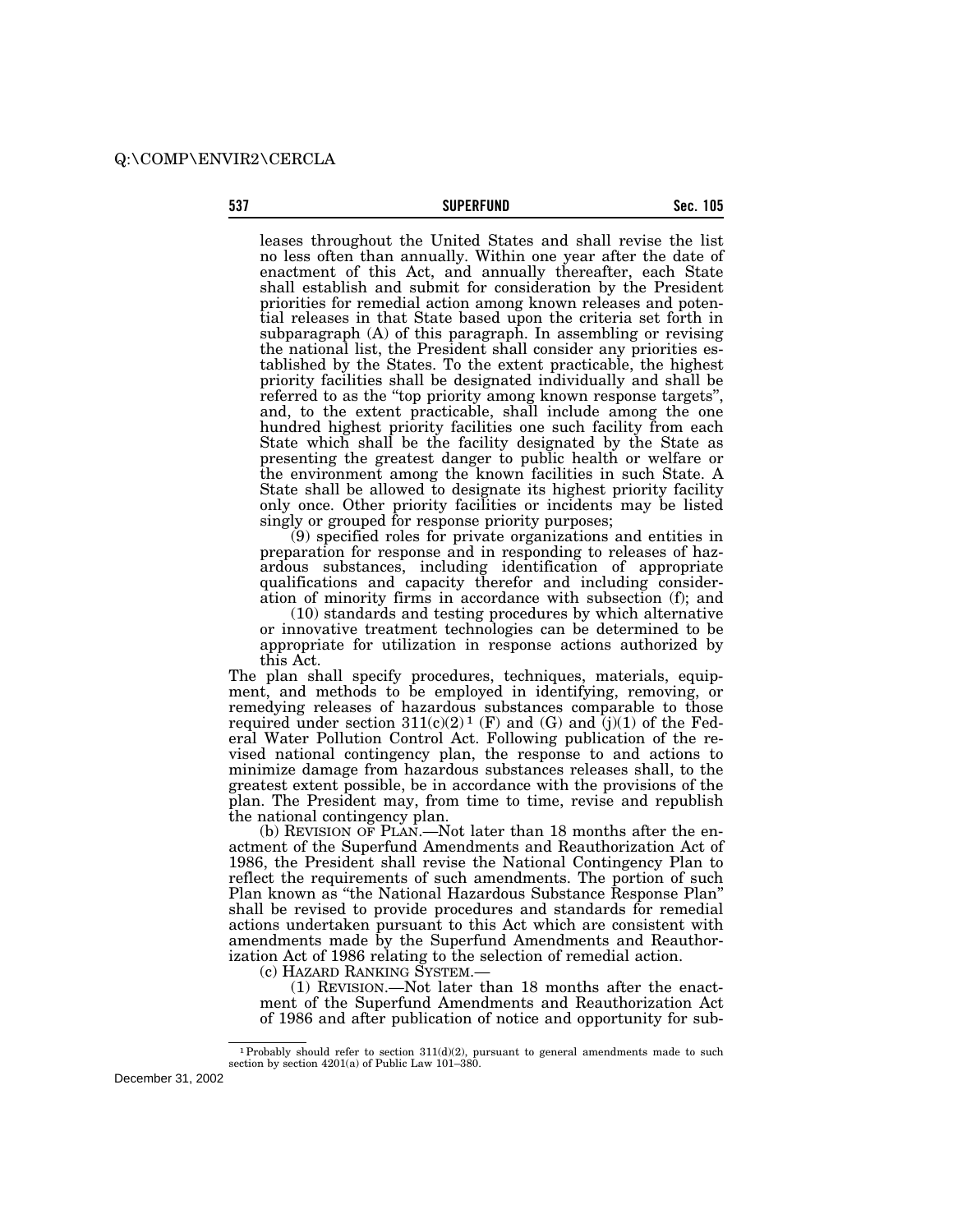leases throughout the United States and shall revise the list no less often than annually. Within one year after the date of enactment of this Act, and annually thereafter, each State shall establish and submit for consideration by the President priorities for remedial action among known releases and potential releases in that State based upon the criteria set forth in subparagraph (A) of this paragraph. In assembling or revising the national list, the President shall consider any priorities established by the States. To the extent practicable, the highest priority facilities shall be designated individually and shall be referred to as the "top priority among known response targets", and, to the extent practicable, shall include among the one hundred highest priority facilities one such facility from each State which shall be the facility designated by the State as presenting the greatest danger to public health or welfare or the environment among the known facilities in such State. A State shall be allowed to designate its highest priority facility only once. Other priority facilities or incidents may be listed singly or grouped for response priority purposes;

(9) specified roles for private organizations and entities in preparation for response and in responding to releases of hazardous substances, including identification of appropriate qualifications and capacity therefor and including consideration of minority firms in accordance with subsection (f); and

(10) standards and testing procedures by which alternative or innovative treatment technologies can be determined to be appropriate for utilization in response actions authorized by this Act.

The plan shall specify procedures, techniques, materials, equipment, and methods to be employed in identifying, removing, or remedying releases of hazardous substances comparable to those required under section 311(c)(2)[1] (F) and (G) and (j)(1) of the Federal Water Pollution Control Act. Following publication of the revised national contingency plan, the response to and actions to minimize damage from hazardous substances releases shall, to the greatest extent possible, be in accordance with the provisions of the plan. The President may, from time to time, revise and republish the national contingency plan.

(b) REVISION OF PLAN.—Not later than 18 months after the enactment of the Superfund Amendments and Reauthorization Act of 1986, the President shall revise the National Contingency Plan to reflect the requirements of such amendments. The portion of such Plan known as "the National Hazardous Substance Response Plan" shall be revised to provide procedures and standards for remedial actions undertaken pursuant to this Act which are consistent with amendments made by the Superfund Amendments and Reauthorization Act of 1986 relating to the selection of remedial action.

(c) HAZARD RANKING SYSTEM.—

(1) REVISION.—Not later than 18 months after the enactment of the Superfund Amendments and Reauthorization Act of 1986 and after publication of notice and opportunity for sub-

[1] Probably should refer to section 311(d)(2), pursuant to general amendments made to such section by section 4201(a) of Public Law 101–380.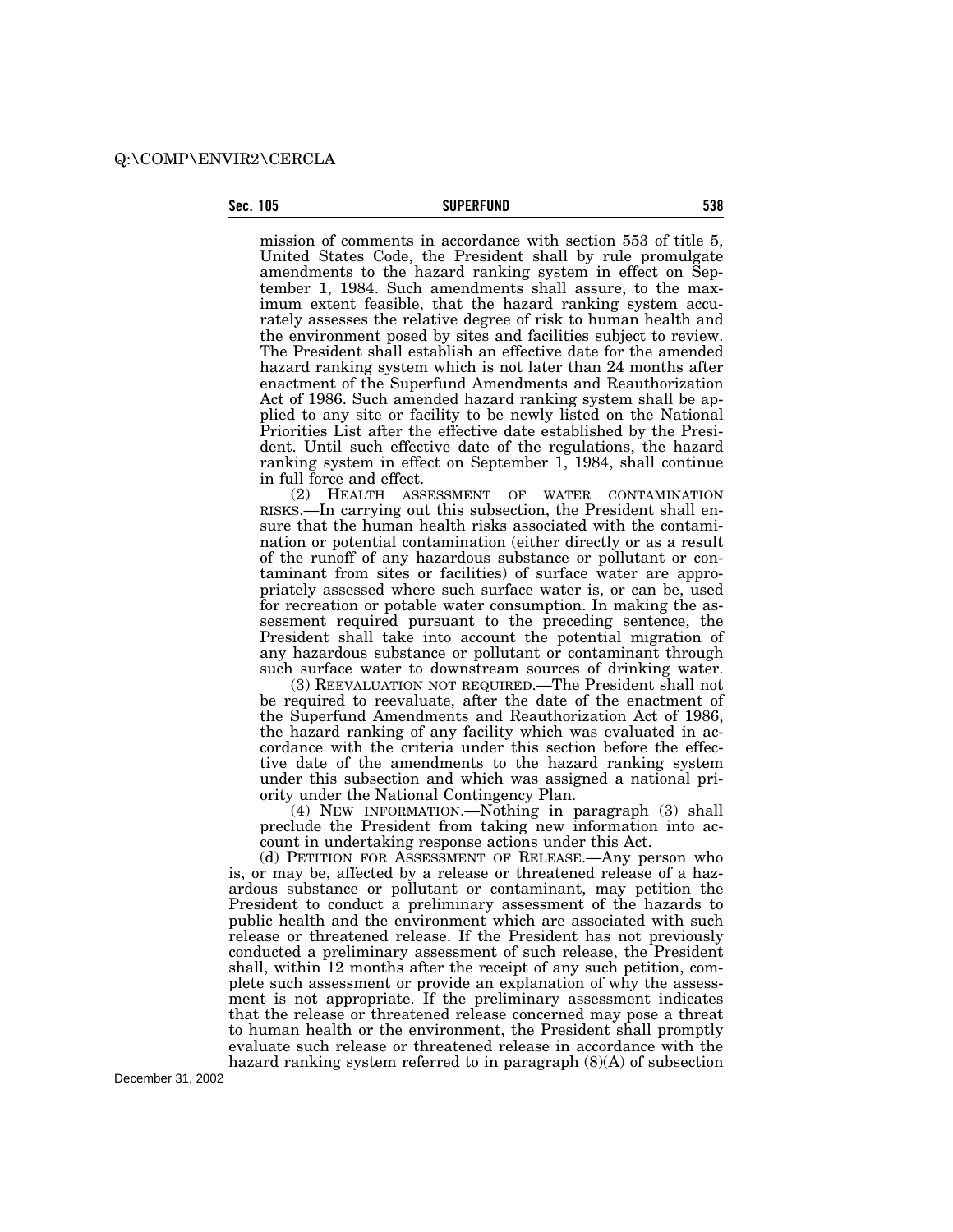mission of comments in accordance with section 553 of title 5, United States Code, the President shall by rule promulgate amendments to the hazard ranking system in effect on September 1, 1984. Such amendments shall assure, to the maximum extent feasible, that the hazard ranking system accurately assesses the relative degree of risk to human health and the environment posed by sites and facilities subject to review. The President shall establish an effective date for the amended hazard ranking system which is not later than 24 months after enactment of the Superfund Amendments and Reauthorization Act of 1986. Such amended hazard ranking system shall be applied to any site or facility to be newly listed on the National Priorities List after the effective date established by the President. Until such effective date of the regulations, the hazard ranking system in effect on September 1, 1984, shall continue in full force and effect.

(2) HEALTH ASSESSMENT OF WATER CONTAMINATION RISKS.—In carrying out this subsection, the President shall ensure that the human health risks associated with the contamination or potential contamination (either directly or as a result of the runoff of any hazardous substance or pollutant or contaminant from sites or facilities) of surface water are appropriately assessed where such surface water is, or can be, used for recreation or potable water consumption. In making the assessment required pursuant to the preceding sentence, the President shall take into account the potential migration of any hazardous substance or pollutant or contaminant through such surface water to downstream sources of drinking water.

(3) REEVALUATION NOT REQUIRED.—The President shall not be required to reevaluate, after the date of the enactment of the Superfund Amendments and Reauthorization Act of 1986, the hazard ranking of any facility which was evaluated in accordance with the criteria under this section before the effective date of the amendments to the hazard ranking system under this subsection and which was assigned a national priority under the National Contingency Plan.

(4) NEW INFORMATION.—Nothing in paragraph (3) shall preclude the President from taking new information into account in undertaking response actions under this Act.

(d) PETITION FOR ASSESSMENT OF RELEASE.—Any person who is, or may be, affected by a release or threatened release of a hazardous substance or pollutant or contaminant, may petition the President to conduct a preliminary assessment of the hazards to public health and the environment which are associated with such release or threatened release. If the President has not previously conducted a preliminary assessment of such release, the President shall, within 12 months after the receipt of any such petition, complete such assessment or provide an explanation of why the assessment is not appropriate. If the preliminary assessment indicates that the release or threatened release concerned may pose a threat to human health or the environment, the President shall promptly evaluate such release or threatened release in accordance with the hazard ranking system referred to in paragraph (8)(A) of subsection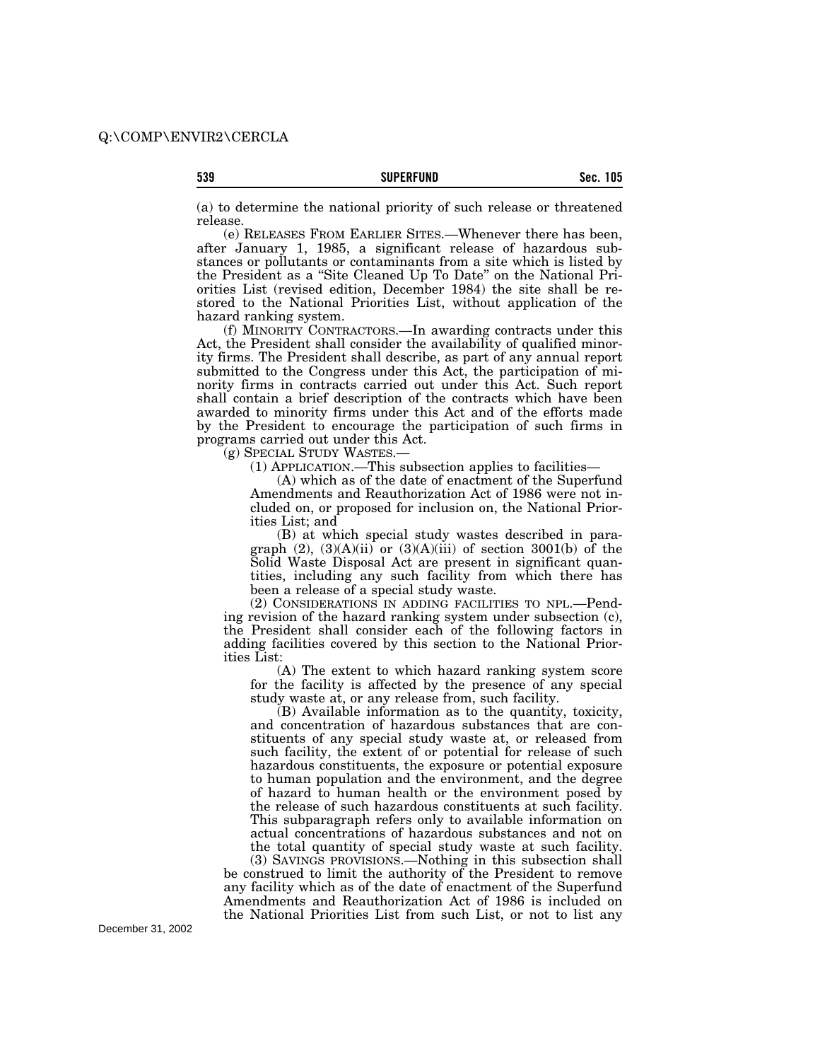(a) to determine the national priority of such release or threatened release.

(e) RELEASES FROM EARLIER SITES.—Whenever there has been, after January 1, 1985, a significant release of hazardous substances or pollutants or contaminants from a site which is listed by the President as a "Site Cleaned Up To Date" on the National Priorities List (revised edition, December 1984) the site shall be restored to the National Priorities List, without application of the hazard ranking system.

(f) MINORITY CONTRACTORS.—In awarding contracts under this Act, the President shall consider the availability of qualified minority firms. The President shall describe, as part of any annual report submitted to the Congress under this Act, the participation of minority firms in contracts carried out under this Act. Such report shall contain a brief description of the contracts which have been awarded to minority firms under this Act and of the efforts made by the President to encourage the participation of such firms in programs carried out under this Act.

(g) SPECIAL STUDY WASTES.—

(1) APPLICATION.—This subsection applies to facilities—

(A) which as of the date of enactment of the Superfund Amendments and Reauthorization Act of 1986 were not included on, or proposed for inclusion on, the National Priorities List; and

(B) at which special study wastes described in paragraph (2), (3)(A)(ii) or (3)(A)(iii) of section 3001(b) of the Solid Waste Disposal Act are present in significant quantities, including any such facility from which there has been a release of a special study waste.

(2) CONSIDERATIONS IN ADDING FACILITIES TO NPL.—Pending revision of the hazard ranking system under subsection (c), the President shall consider each of the following factors in adding facilities covered by this section to the National Priorities List:

(A) The extent to which hazard ranking system score for the facility is affected by the presence of any special study waste at, or any release from, such facility.

(B) Available information as to the quantity, toxicity, and concentration of hazardous substances that are constituents of any special study waste at, or released from such facility, the extent of or potential for release of such hazardous constituents, the exposure or potential exposure to human population and the environment, and the degree of hazard to human health or the environment posed by the release of such hazardous constituents at such facility. This subparagraph refers only to available information on actual concentrations of hazardous substances and not on the total quantity of special study waste at such facility.

(3) SAVINGS PROVISIONS.—Nothing in this subsection shall be construed to limit the authority of the President to remove any facility which as of the date of enactment of the Superfund Amendments and Reauthorization Act of 1986 is included on the National Priorities List from such List, or not to list any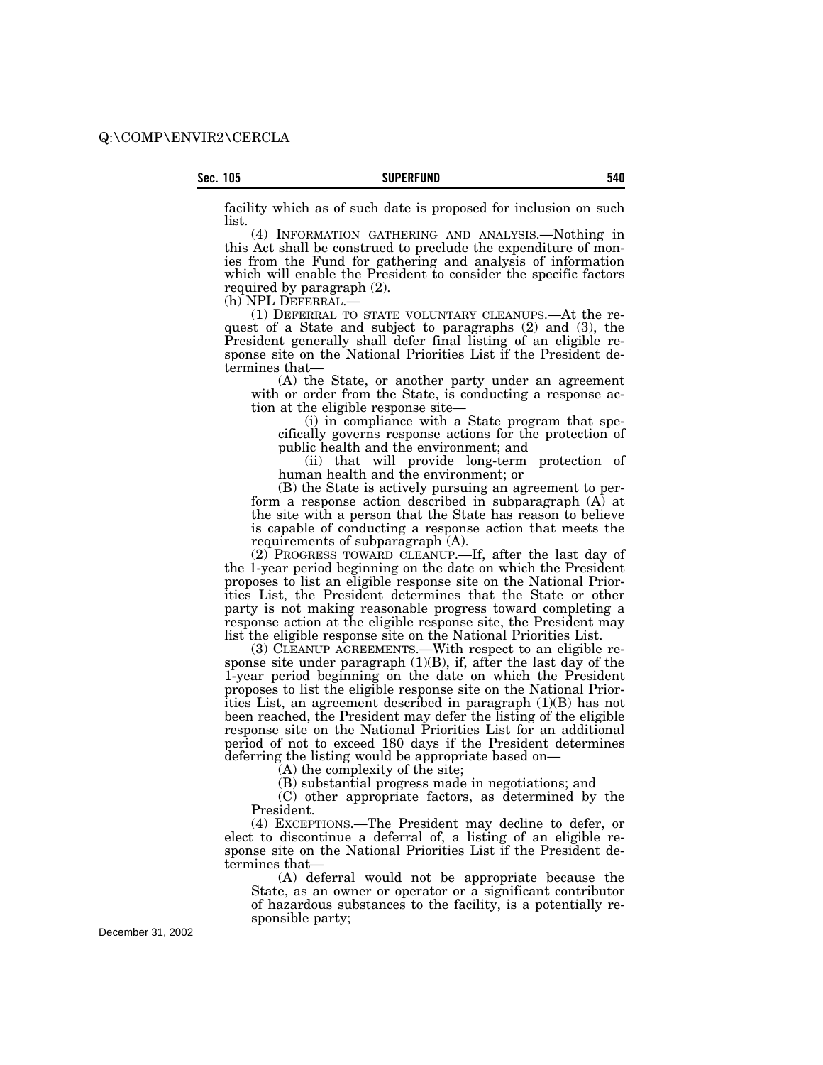facility which as of such date is proposed for inclusion on such list.

(4) INFORMATION GATHERING AND ANALYSIS.—Nothing in this Act shall be construed to preclude the expenditure of monies from the Fund for gathering and analysis of information which will enable the President to consider the specific factors required by paragraph (2).

(h) NPL DEFERRAL.—

(1) DEFERRAL TO STATE VOLUNTARY CLEANUPS.—At the request of a State and subject to paragraphs (2) and (3), the President generally shall defer final listing of an eligible response site on the National Priorities List if the President determines that—

(A) the State, or another party under an agreement with or order from the State, is conducting a response action at the eligible response site—

(i) in compliance with a State program that specifically governs response actions for the protection of public health and the environment; and

(ii) that will provide long-term protection of human health and the environment; or

(B) the State is actively pursuing an agreement to perform a response action described in subparagraph (A) at the site with a person that the State has reason to believe is capable of conducting a response action that meets the requirements of subparagraph (A).

(2) PROGRESS TOWARD CLEANUP.—If, after the last day of the 1-year period beginning on the date on which the President proposes to list an eligible response site on the National Priorities List, the President determines that the State or other party is not making reasonable progress toward completing a response action at the eligible response site, the President may list the eligible response site on the National Priorities List.

(3) CLEANUP AGREEMENTS.—With respect to an eligible response site under paragraph (1)(B), if, after the last day of the 1-year period beginning on the date on which the President proposes to list the eligible response site on the National Priorities List, an agreement described in paragraph (1)(B) has not been reached, the President may defer the listing of the eligible response site on the National Priorities List for an additional period of not to exceed 180 days if the President determines deferring the listing would be appropriate based on—

(A) the complexity of the site;

(B) substantial progress made in negotiations; and

(C) other appropriate factors, as determined by the President.

(4) EXCEPTIONS.—The President may decline to defer, or elect to discontinue a deferral of, a listing of an eligible response site on the National Priorities List if the President determines that—

(A) deferral would not be appropriate because the State, as an owner or operator or a significant contributor of hazardous substances to the facility, is a potentially responsible party;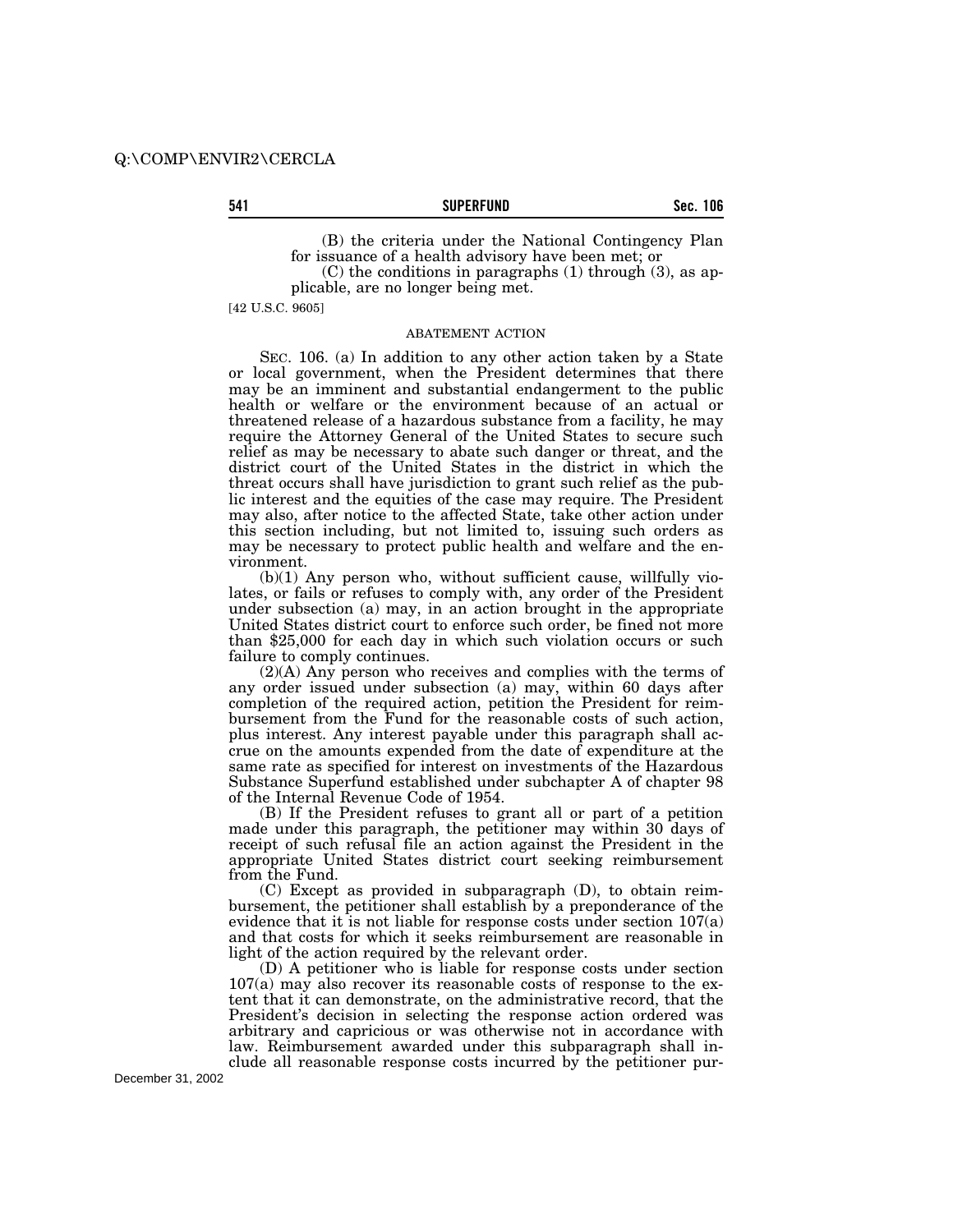(B) the criteria under the National Contingency Plan for issuance of a health advisory have been met; or

(C) the conditions in paragraphs (1) through (3), as applicable, are no longer being met.

[42 U.S.C. 9605]

## ABATEMENT ACTION

SEC. 106. (a) In addition to any other action taken by a State or local government, when the President determines that there may be an imminent and substantial endangerment to the public health or welfare or the environment because of an actual or threatened release of a hazardous substance from a facility, he may require the Attorney General of the United States to secure such relief as may be necessary to abate such danger or threat, and the district court of the United States in the district in which the threat occurs shall have jurisdiction to grant such relief as the public interest and the equities of the case may require. The President may also, after notice to the affected State, take other action under this section including, but not limited to, issuing such orders as may be necessary to protect public health and welfare and the environment.

(b)(1) Any person who, without sufficient cause, willfully violates, or fails or refuses to comply with, any order of the President under subsection (a) may, in an action brought in the appropriate United States district court to enforce such order, be fined not more than $25,000 for each day in which such violation occurs or such failure to comply continues.

(2)(A) Any person who receives and complies with the terms of any order issued under subsection (a) may, within 60 days after completion of the required action, petition the President for reimbursement from the Fund for the reasonable costs of such action, plus interest. Any interest payable under this paragraph shall accrue on the amounts expended from the date of expenditure at the same rate as specified for interest on investments of the Hazardous Substance Superfund established under subchapter A of chapter 98 of the Internal Revenue Code of 1954.

(B) If the President refuses to grant all or part of a petition made under this paragraph, the petitioner may within 30 days of receipt of such refusal file an action against the President in the appropriate United States district court seeking reimbursement from the Fund.

(C) Except as provided in subparagraph (D), to obtain reimbursement, the petitioner shall establish by a preponderance of the evidence that it is not liable for response costs under section 107(a) and that costs for which it seeks reimbursement are reasonable in light of the action required by the relevant order.

(D) A petitioner who is liable for response costs under section 107(a) may also recover its reasonable costs of response to the extent that it can demonstrate, on the administrative record, that the President's decision in selecting the response action ordered was arbitrary and capricious or was otherwise not in accordance with law. Reimbursement awarded under this subparagraph shall include all reasonable response costs incurred by the petitioner pur-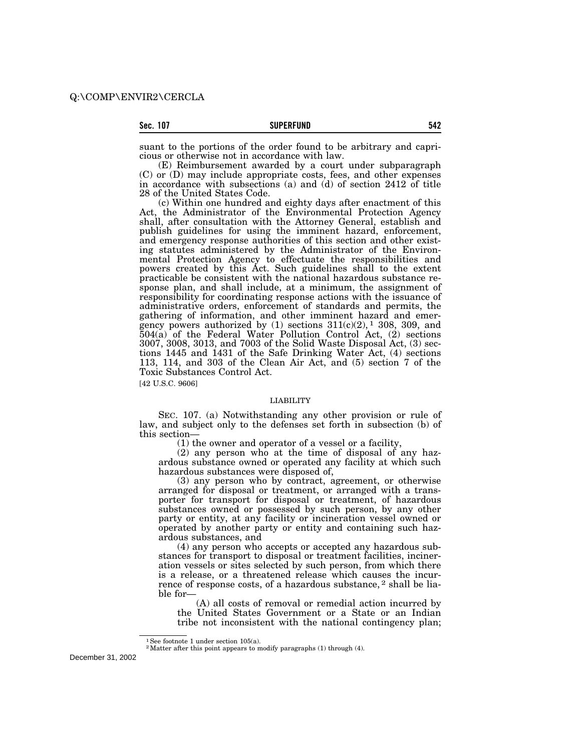suant to the portions of the order found to be arbitrary and capricious or otherwise not in accordance with law.

(E) Reimbursement awarded by a court under subparagraph (C) or (D) may include appropriate costs, fees, and other expenses in accordance with subsections (a) and (d) of section 2412 of title 28 of the United States Code.

(c) Within one hundred and eighty days after enactment of this Act, the Administrator of the Environmental Protection Agency shall, after consultation with the Attorney General, establish and publish guidelines for using the imminent hazard, enforcement, and emergency response authorities of this section and other existing statutes administered by the Administrator of the Environmental Protection Agency to effectuate the responsibilities and powers created by this Act. Such guidelines shall to the extent practicable be consistent with the national hazardous substance response plan, and shall include, at a minimum, the assignment of responsibility for coordinating response actions with the issuance of administrative orders, enforcement of standards and permits, the gathering of information, and other imminent hazard and emergency powers authorized by (1) sections 311(c)(2),[1] 308, 309, and 504(a) of the Federal Water Pollution Control Act, (2) sections 3007, 3008, 3013, and 7003 of the Solid Waste Disposal Act, (3) sections 1445 and 1431 of the Safe Drinking Water Act, (4) sections 113, 114, and 303 of the Clean Air Act, and (5) section 7 of the Toxic Substances Control Act.

[42 U.S.C. 9606]

LIABILITY

SEC. 107. (a) Notwithstanding any other provision or rule of law, and subject only to the defenses set forth in subsection (b) of this section—

(1) the owner and operator of a vessel or a facility,

(2) any person who at the time of disposal of any hazardous substance owned or operated any facility at which such hazardous substances were disposed of,

(3) any person who by contract, agreement, or otherwise arranged for disposal or treatment, or arranged with a transporter for transport for disposal or treatment, of hazardous substances owned or possessed by such person, by any other party or entity, at any facility or incineration vessel owned or operated by another party or entity and containing such hazardous substances, and

(4) any person who accepts or accepted any hazardous substances for transport to disposal or treatment facilities, incineration vessels or sites selected by such person, from which there is a release, or a threatened release which causes the incurrence of response costs, of a hazardous substance,[2] shall be liable for—

(A) all costs of removal or remedial action incurred by the United States Government or a State or an Indian tribe not inconsistent with the national contingency plan;

[1] See footnote 1 under section 105(a).

[2] Matter after this point appears to modify paragraphs (1) through (4).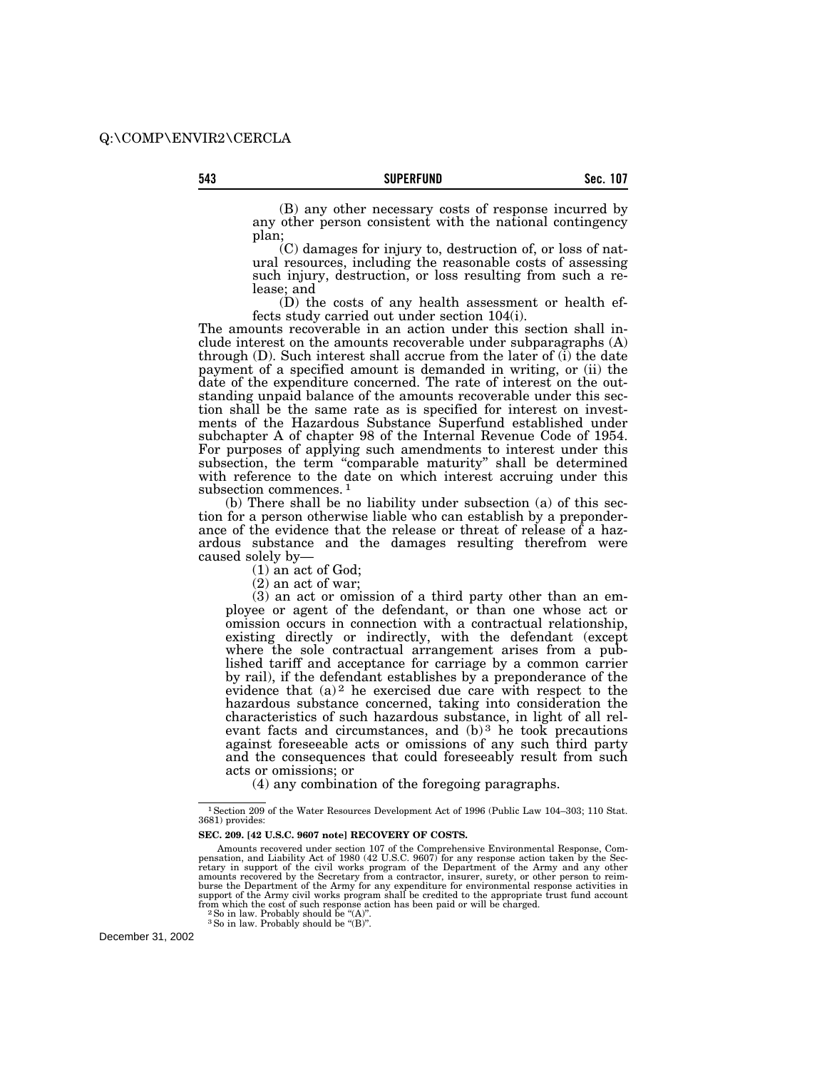(B) any other necessary costs of response incurred by any other person consistent with the national contingency plan;

(C) damages for injury to, destruction of, or loss of natural resources, including the reasonable costs of assessing such injury, destruction, or loss resulting from such a release; and

(D) the costs of any health assessment or health effects study carried out under section 104(i).

The amounts recoverable in an action under this section shall include interest on the amounts recoverable under subparagraphs (A) through (D). Such interest shall accrue from the later of (i) the date payment of a specified amount is demanded in writing, or (ii) the date of the expenditure concerned. The rate of interest on the outstanding unpaid balance of the amounts recoverable under this section shall be the same rate as is specified for interest on investments of the Hazardous Substance Superfund established under subchapter A of chapter 98 of the Internal Revenue Code of 1954. For purposes of applying such amendments to interest under this subsection, the term "comparable maturity" shall be determined with reference to the date on which interest accruing under this subsection commences. [1]

(b) There shall be no liability under subsection (a) of this section for a person otherwise liable who can establish by a preponderance of the evidence that the release or threat of release of a hazardous substance and the damages resulting therefrom were caused solely by—

(1) an act of God;

(2) an act of war;

(3) an act or omission of a third party other than an employee or agent of the defendant, or than one whose act or omission occurs in connection with a contractual relationship, existing directly or indirectly, with the defendant (except where the sole contractual arrangement arises from a published tariff and acceptance for carriage by a common carrier by rail), if the defendant establishes by a preponderance of the evidence that (a)[2] he exercised due care with respect to the hazardous substance concerned, taking into consideration the characteristics of such hazardous substance, in light of all relevant facts and circumstances, and (b)[3] he took precautions against foreseeable acts or omissions of any such third party and the consequences that could foreseeably result from such acts or omissions; or

(4) any combination of the foregoing paragraphs.

---

[1] Section 209 of the Water Resources Development Act of 1996 (Public Law 104–303; 110 Stat. 3681) provides:

**SEC. 209. [42 U.S.C. 9607 note] RECOVERY OF COSTS.**

Amounts recovered under section 107 of the Comprehensive Environmental Response, Compensation, and Liability Act of 1980 (42 U.S.C. 9607) for any response action taken by the Secretary in support of the civil works program of the Department of the Army and any other amounts recovered by the Secretary from a contractor, insurer, surety, or other person to reimburse the Department of the Army for any expenditure for environmental response activities in support of the Army civil works program shall be credited to the appropriate trust fund account from which the cost of such response action has been paid or will be charged.

[2] So in law. Probably should be "(A)".

[3] So in law. Probably should be "(B)".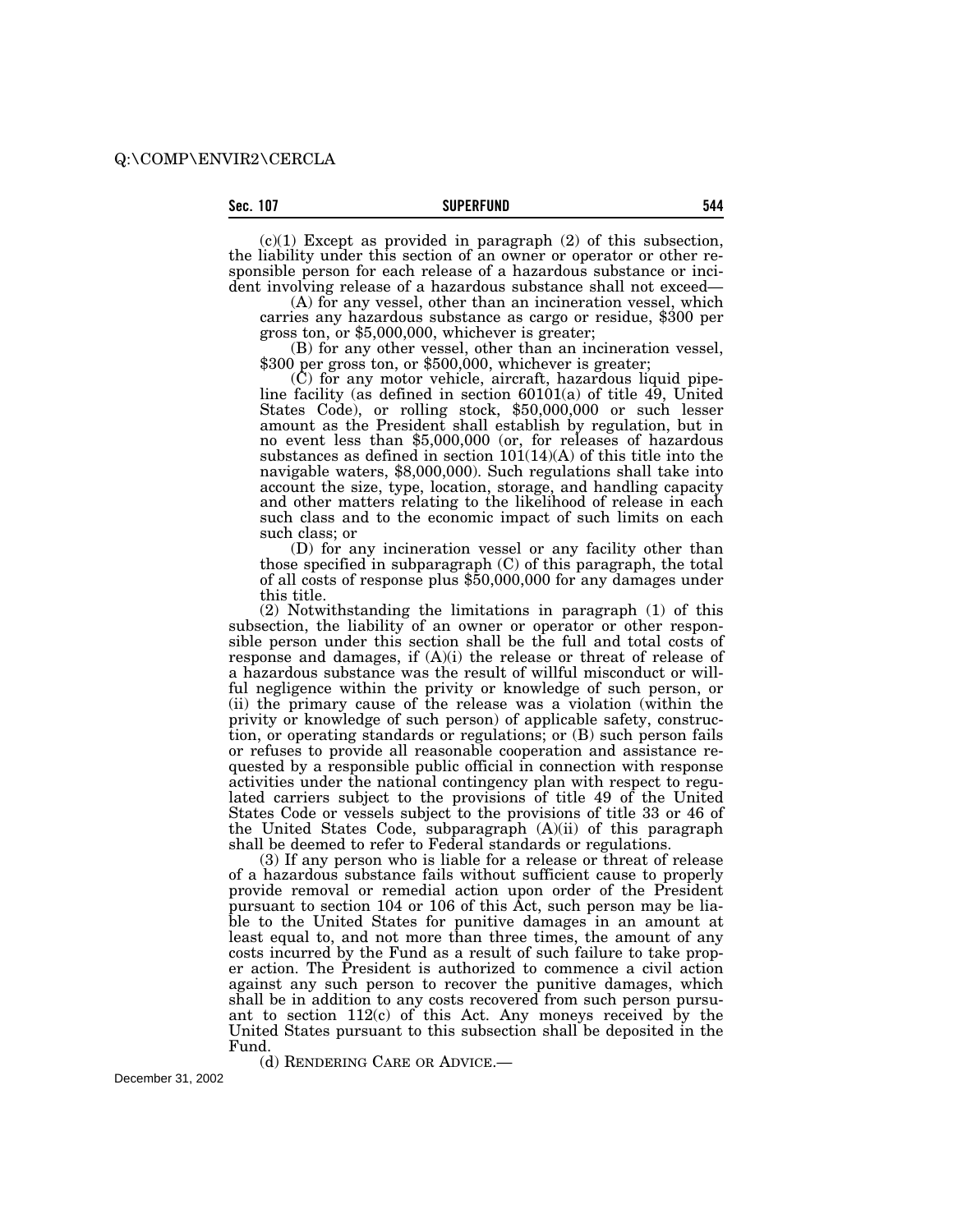(c)(1) Except as provided in paragraph (2) of this subsection, the liability under this section of an owner or operator or other responsible person for each release of a hazardous substance or incident involving release of a hazardous substance shall not exceed—

(A) for any vessel, other than an incineration vessel, which carries any hazardous substance as cargo or residue, $300 per gross ton, or $5,000,000, whichever is greater;

(B) for any other vessel, other than an incineration vessel, $300 per gross ton, or $500,000, whichever is greater;

(C) for any motor vehicle, aircraft, hazardous liquid pipeline facility (as defined in section 60101(a) of title 49, United States Code), or rolling stock, $50,000,000 or such lesser amount as the President shall establish by regulation, but in no event less than $5,000,000 (or, for releases of hazardous substances as defined in section 101(14)(A) of this title into the navigable waters, $8,000,000). Such regulations shall take into account the size, type, location, storage, and handling capacity and other matters relating to the likelihood of release in each such class and to the economic impact of such limits on each such class; or

(D) for any incineration vessel or any facility other than those specified in subparagraph (C) of this paragraph, the total of all costs of response plus $50,000,000 for any damages under this title.

(2) Notwithstanding the limitations in paragraph (1) of this subsection, the liability of an owner or operator or other responsible person under this section shall be the full and total costs of response and damages, if (A)(i) the release or threat of release of a hazardous substance was the result of willful misconduct or willful negligence within the privity or knowledge of such person, or (ii) the primary cause of the release was a violation (within the privity or knowledge of such person) of applicable safety, construction, or operating standards or regulations; or (B) such person fails or refuses to provide all reasonable cooperation and assistance requested by a responsible public official in connection with response activities under the national contingency plan with respect to regulated carriers subject to the provisions of title 49 of the United States Code or vessels subject to the provisions of title 33 or 46 of the United States Code, subparagraph (A)(ii) of this paragraph shall be deemed to refer to Federal standards or regulations.

(3) If any person who is liable for a release or threat of release of a hazardous substance fails without sufficient cause to properly provide removal or remedial action upon order of the President pursuant to section 104 or 106 of this Act, such person may be liable to the United States for punitive damages in an amount at least equal to, and not more than three times, the amount of any costs incurred by the Fund as a result of such failure to take proper action. The President is authorized to commence a civil action against any such person to recover the punitive damages, which shall be in addition to any costs recovered from such person pursuant to section 112(c) of this Act. Any moneys received by the United States pursuant to this subsection shall be deposited in the Fund.

(d) RENDERING CARE OR ADVICE.—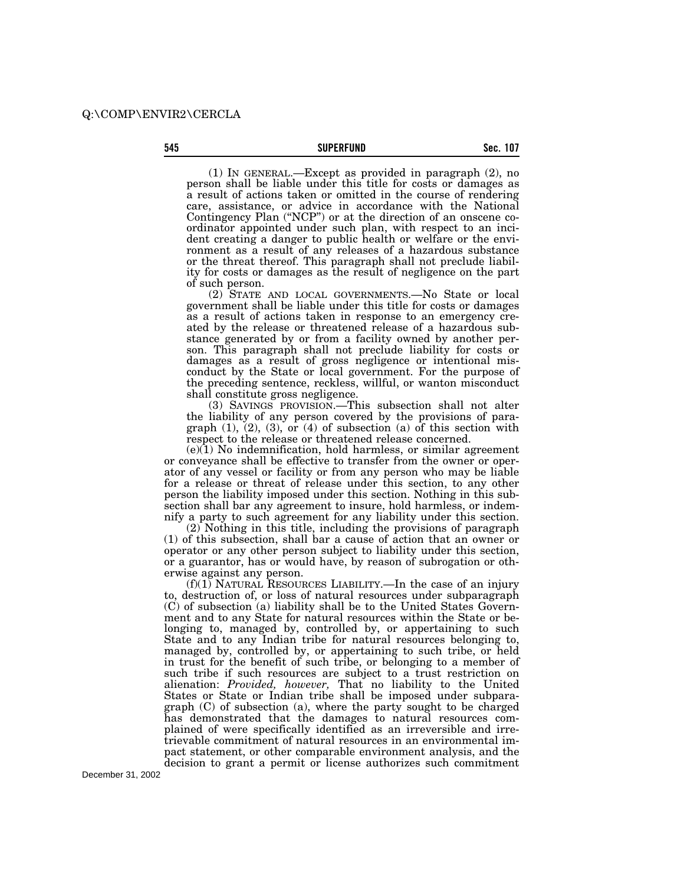(1) IN GENERAL.—Except as provided in paragraph (2), no person shall be liable under this title for costs or damages as a result of actions taken or omitted in the course of rendering care, assistance, or advice in accordance with the National Contingency Plan ("NCP") or at the direction of an onscene coordinator appointed under such plan, with respect to an incident creating a danger to public health or welfare or the environment as a result of any releases of a hazardous substance or the threat thereof. This paragraph shall not preclude liability for costs or damages as the result of negligence on the part of such person.

(2) STATE AND LOCAL GOVERNMENTS.—No State or local government shall be liable under this title for costs or damages as a result of actions taken in response to an emergency created by the release or threatened release of a hazardous substance generated by or from a facility owned by another person. This paragraph shall not preclude liability for costs or damages as a result of gross negligence or intentional misconduct by the State or local government. For the purpose of the preceding sentence, reckless, willful, or wanton misconduct shall constitute gross negligence.

(3) SAVINGS PROVISION.—This subsection shall not alter the liability of any person covered by the provisions of paragraph (1), (2), (3), or (4) of subsection (a) of this section with respect to the release or threatened release concerned.

(e)(1) No indemnification, hold harmless, or similar agreement or conveyance shall be effective to transfer from the owner or operator of any vessel or facility or from any person who may be liable for a release or threat of release under this section, to any other person the liability imposed under this section. Nothing in this subsection shall bar any agreement to insure, hold harmless, or indemnify a party to such agreement for any liability under this section.

(2) Nothing in this title, including the provisions of paragraph (1) of this subsection, shall bar a cause of action that an owner or operator or any other person subject to liability under this section, or a guarantor, has or would have, by reason of subrogation or otherwise against any person.

(f)(1) NATURAL RESOURCES LIABILITY.—In the case of an injury to, destruction of, or loss of natural resources under subparagraph (C) of subsection (a) liability shall be to the United States Government and to any State for natural resources within the State or belonging to, managed by, controlled by, or appertaining to such State and to any Indian tribe for natural resources belonging to, managed by, controlled by, or appertaining to such tribe, or held in trust for the benefit of such tribe, or belonging to a member of such tribe if such resources are subject to a trust restriction on alienation: *Provided, however,* That no liability to the United States or State or Indian tribe shall be imposed under subparagraph (C) of subsection (a), where the party sought to be charged has demonstrated that the damages to natural resources complained of were specifically identified as an irreversible and irretrievable commitment of natural resources in an environmental impact statement, or other comparable environment analysis, and the decision to grant a permit or license authorizes such commitment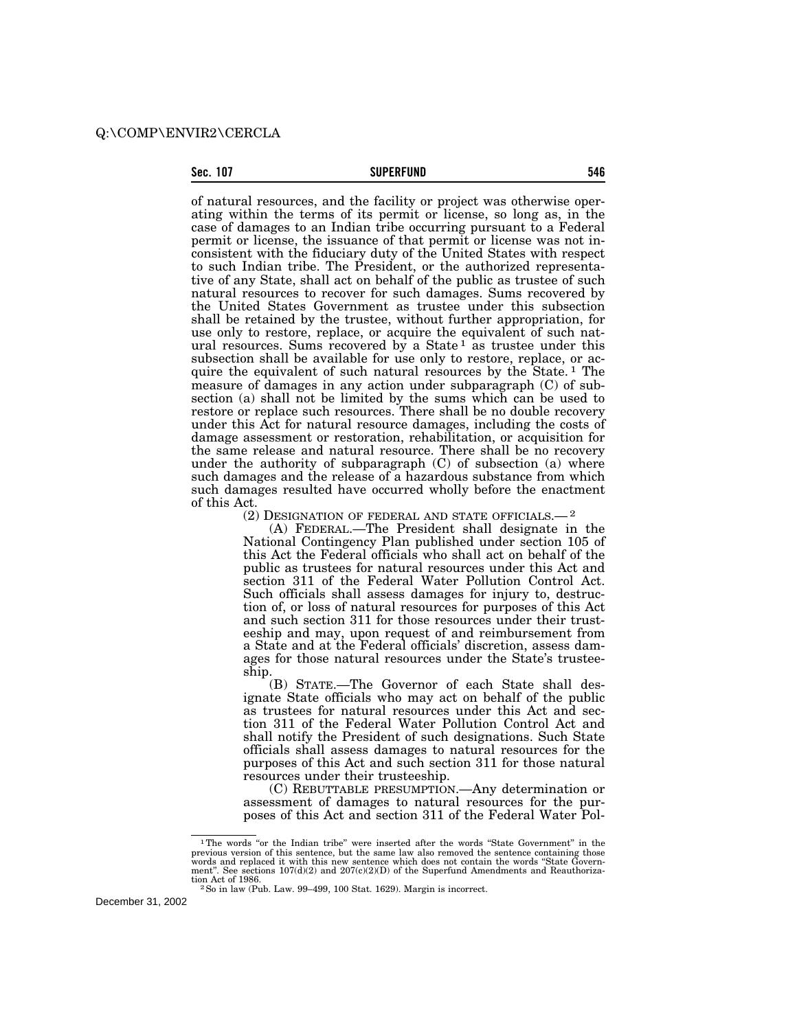of natural resources, and the facility or project was otherwise operating within the terms of its permit or license, so long as, in the case of damages to an Indian tribe occurring pursuant to a Federal permit or license, the issuance of that permit or license was not inconsistent with the fiduciary duty of the United States with respect to such Indian tribe. The President, or the authorized representative of any State, shall act on behalf of the public as trustee of such natural resources to recover for such damages. Sums recovered by the United States Government as trustee under this subsection shall be retained by the trustee, without further appropriation, for use only to restore, replace, or acquire the equivalent of such natural resources. Sums recovered by a State [1] as trustee under this subsection shall be available for use only to restore, replace, or acquire the equivalent of such natural resources by the State. [1] The measure of damages in any action under subparagraph (C) of subsection (a) shall not be limited by the sums which can be used to restore or replace such resources. There shall be no double recovery under this Act for natural resource damages, including the costs of damage assessment or restoration, rehabilitation, or acquisition for the same release and natural resource. There shall be no recovery under the authority of subparagraph (C) of subsection (a) where such damages and the release of a hazardous substance from which such damages resulted have occurred wholly before the enactment of this Act.

(2) DESIGNATION OF FEDERAL AND STATE OFFICIALS.— [2]

(A) FEDERAL.—The President shall designate in the National Contingency Plan published under section 105 of this Act the Federal officials who shall act on behalf of the public as trustees for natural resources under this Act and section 311 of the Federal Water Pollution Control Act. Such officials shall assess damages for injury to, destruction of, or loss of natural resources for purposes of this Act and such section 311 for those resources under their trusteeship and may, upon request of and reimbursement from a State and at the Federal officials' discretion, assess damages for those natural resources under the State's trusteeship.

(B) STATE.—The Governor of each State shall designate State officials who may act on behalf of the public as trustees for natural resources under this Act and section 311 of the Federal Water Pollution Control Act and shall notify the President of such designations. Such State officials shall assess damages to natural resources for the purposes of this Act and such section 311 for those natural resources under their trusteeship.

(C) REBUTTABLE PRESUMPTION.—Any determination or assessment of damages to natural resources for the purposes of this Act and section 311 of the Federal Water Pol-

---

[1] The words "or the Indian tribe" were inserted after the words "State Government" in the previous version of this sentence, but the same law also removed the sentence containing those words and replaced it with this new sentence which does not contain the words "State Government". See sections 107(d)(2) and 207(c)(2)(D) of the Superfund Amendments and Reauthorization Act of 1986.

[2] So in law (Pub. Law. 99–499, 100 Stat. 1629). Margin is incorrect.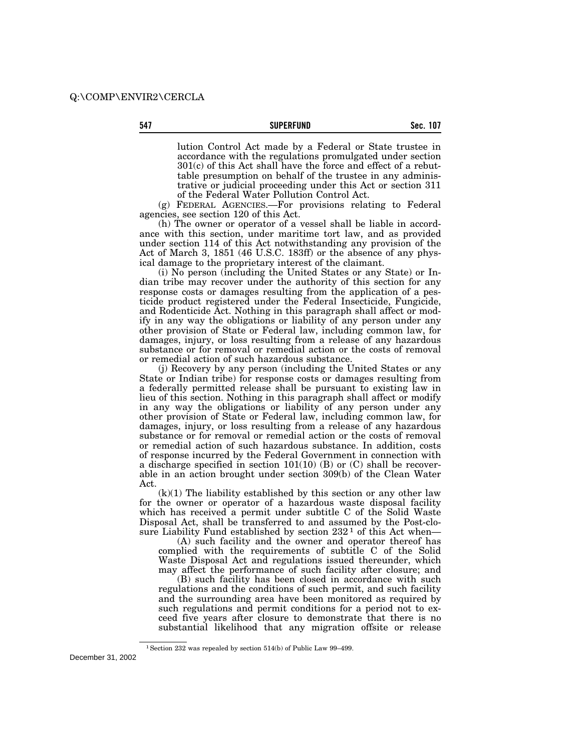lution Control Act made by a Federal or State trustee in accordance with the regulations promulgated under section 301(c) of this Act shall have the force and effect of a rebuttable presumption on behalf of the trustee in any administrative or judicial proceeding under this Act or section 311 of the Federal Water Pollution Control Act.

(g) FEDERAL AGENCIES.—For provisions relating to Federal agencies, see section 120 of this Act.

(h) The owner or operator of a vessel shall be liable in accordance with this section, under maritime tort law, and as provided under section 114 of this Act notwithstanding any provision of the Act of March 3, 1851 (46 U.S.C. 183ff) or the absence of any physical damage to the proprietary interest of the claimant.

(i) No person (including the United States or any State) or Indian tribe may recover under the authority of this section for any response costs or damages resulting from the application of a pesticide product registered under the Federal Insecticide, Fungicide, and Rodenticide Act. Nothing in this paragraph shall affect or modify in any way the obligations or liability of any person under any other provision of State or Federal law, including common law, for damages, injury, or loss resulting from a release of any hazardous substance or for removal or remedial action or the costs of removal or remedial action of such hazardous substance.

(j) Recovery by any person (including the United States or any State or Indian tribe) for response costs or damages resulting from a federally permitted release shall be pursuant to existing law in lieu of this section. Nothing in this paragraph shall affect or modify in any way the obligations or liability of any person under any other provision of State or Federal law, including common law, for damages, injury, or loss resulting from a release of any hazardous substance or for removal or remedial action or the costs of removal or remedial action of such hazardous substance. In addition, costs of response incurred by the Federal Government in connection with a discharge specified in section 101(10) (B) or (C) shall be recoverable in an action brought under section 309(b) of the Clean Water Act.

(k)(1) The liability established by this section or any other law for the owner or operator of a hazardous waste disposal facility which has received a permit under subtitle C of the Solid Waste Disposal Act, shall be transferred to and assumed by the Post-closure Liability Fund established by section 232[1] of this Act when—

(A) such facility and the owner and operator thereof has complied with the requirements of subtitle C of the Solid Waste Disposal Act and regulations issued thereunder, which may affect the performance of such facility after closure; and

(B) such facility has been closed in accordance with such regulations and the conditions of such permit, and such facility and the surrounding area have been monitored as required by such regulations and permit conditions for a period not to exceed five years after closure to demonstrate that there is no substantial likelihood that any migration offsite or release

[1] Section 232 was repealed by section 514(b) of Public Law 99–499.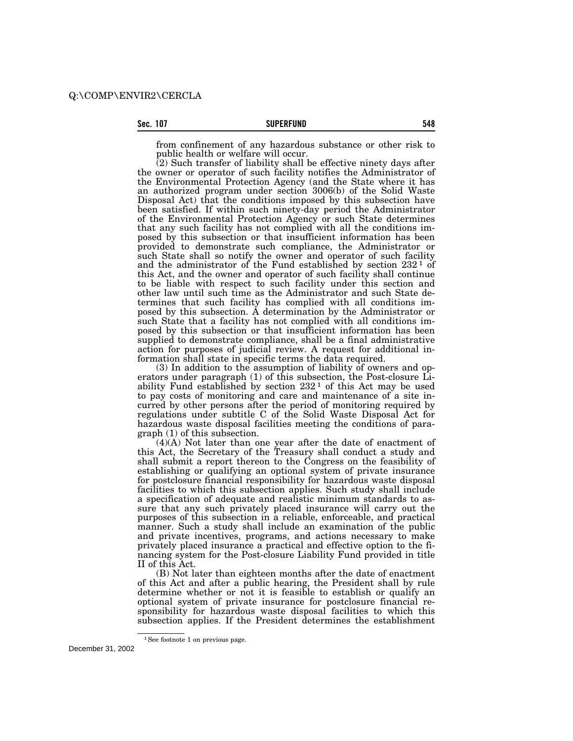from confinement of any hazardous substance or other risk to public health or welfare will occur.

(2) Such transfer of liability shall be effective ninety days after the owner or operator of such facility notifies the Administrator of the Environmental Protection Agency (and the State where it has an authorized program under section 3006(b) of the Solid Waste Disposal Act) that the conditions imposed by this subsection have been satisfied. If within such ninety-day period the Administrator of the Environmental Protection Agency or such State determines that any such facility has not complied with all the conditions imposed by this subsection or that insufficient information has been provided to demonstrate such compliance, the Administrator or such State shall so notify the owner and operator of such facility and the administrator of the Fund established by section 232[1] of this Act, and the owner and operator of such facility shall continue to be liable with respect to such facility under this section and other law until such time as the Administrator and such State determines that such facility has complied with all conditions imposed by this subsection. A determination by the Administrator or such State that a facility has not complied with all conditions imposed by this subsection or that insufficient information has been supplied to demonstrate compliance, shall be a final administrative action for purposes of judicial review. A request for additional information shall state in specific terms the data required.

(3) In addition to the assumption of liability of owners and operators under paragraph (1) of this subsection, the Post-closure Liability Fund established by section 232[1] of this Act may be used to pay costs of monitoring and care and maintenance of a site incurred by other persons after the period of monitoring required by regulations under subtitle C of the Solid Waste Disposal Act for hazardous waste disposal facilities meeting the conditions of paragraph (1) of this subsection.

(4)(A) Not later than one year after the date of enactment of this Act, the Secretary of the Treasury shall conduct a study and shall submit a report thereon to the Congress on the feasibility of establishing or qualifying an optional system of private insurance for postclosure financial responsibility for hazardous waste disposal facilities to which this subsection applies. Such study shall include a specification of adequate and realistic minimum standards to assure that any such privately placed insurance will carry out the purposes of this subsection in a reliable, enforceable, and practical manner. Such a study shall include an examination of the public and private incentives, programs, and actions necessary to make privately placed insurance a practical and effective option to the financing system for the Post-closure Liability Fund provided in title II of this Act.

(B) Not later than eighteen months after the date of enactment of this Act and after a public hearing, the President shall by rule determine whether or not it is feasible to establish or qualify an optional system of private insurance for postclosure financial responsibility for hazardous waste disposal facilities to which this subsection applies. If the President determines the establishment

[1] See footnote 1 on previous page.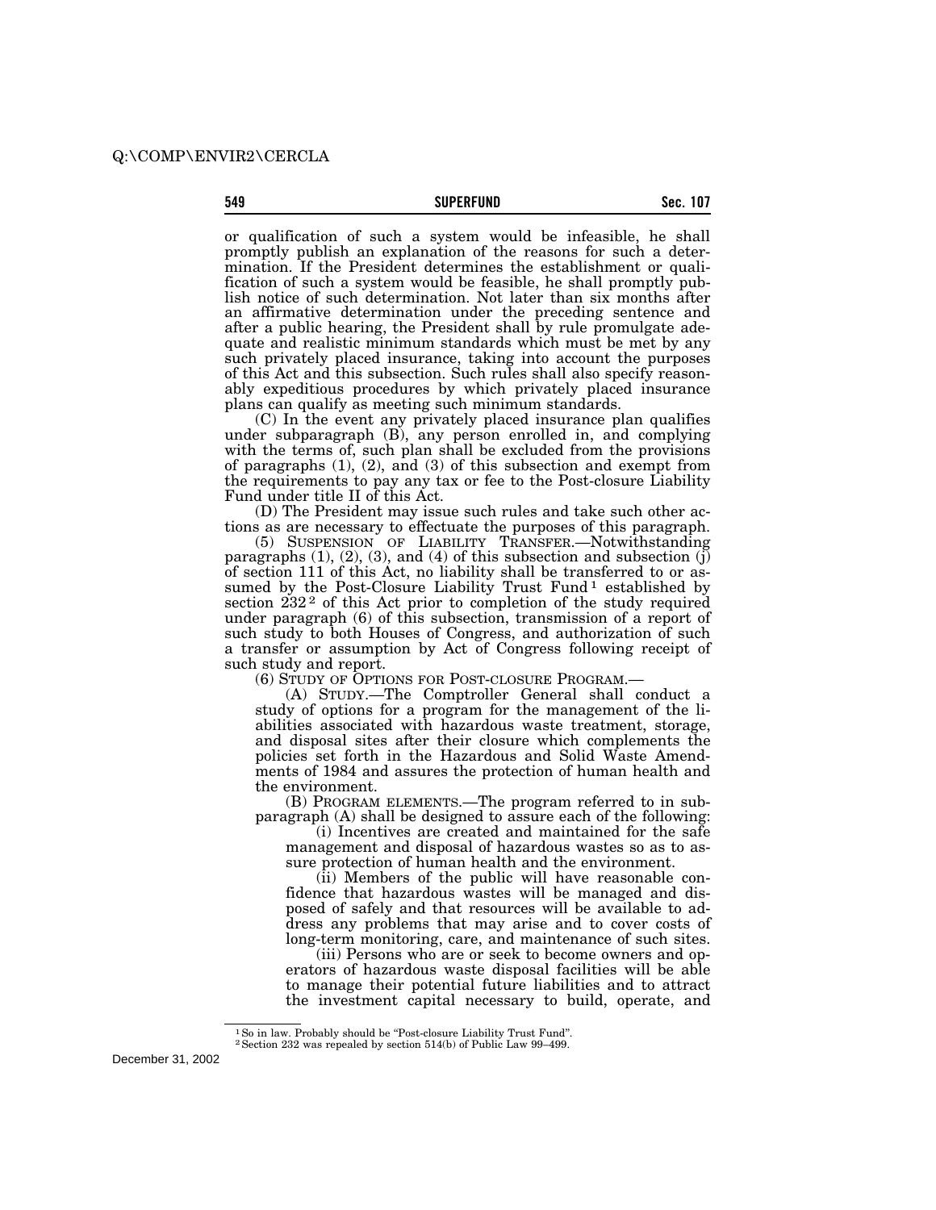or qualification of such a system would be infeasible, he shall promptly publish an explanation of the reasons for such a determination. If the President determines the establishment or qualification of such a system would be feasible, he shall promptly publish notice of such determination. Not later than six months after an affirmative determination under the preceding sentence and after a public hearing, the President shall by rule promulgate adequate and realistic minimum standards which must be met by any such privately placed insurance, taking into account the purposes of this Act and this subsection. Such rules shall also specify reasonably expeditious procedures by which privately placed insurance plans can qualify as meeting such minimum standards.

(C) In the event any privately placed insurance plan qualifies under subparagraph (B), any person enrolled in, and complying with the terms of, such plan shall be excluded from the provisions of paragraphs (1), (2), and (3) of this subsection and exempt from the requirements to pay any tax or fee to the Post-closure Liability Fund under title II of this Act.

(D) The President may issue such rules and take such other actions as are necessary to effectuate the purposes of this paragraph.

(5) SUSPENSION OF LIABILITY TRANSFER.—Notwithstanding paragraphs (1), (2), (3), and (4) of this subsection and subsection (j) of section 111 of this Act, no liability shall be transferred to or assumed by the Post-Closure Liability Trust Fund[1] established by section 232[2] of this Act prior to completion of the study required under paragraph (6) of this subsection, transmission of a report of such study to both Houses of Congress, and authorization of such a transfer or assumption by Act of Congress following receipt of such study and report.

(6) STUDY OF OPTIONS FOR POST-CLOSURE PROGRAM.—

(A) STUDY.—The Comptroller General shall conduct a study of options for a program for the management of the liabilities associated with hazardous waste treatment, storage, and disposal sites after their closure which complements the policies set forth in the Hazardous and Solid Waste Amendments of 1984 and assures the protection of human health and the environment.

(B) PROGRAM ELEMENTS.—The program referred to in subparagraph (A) shall be designed to assure each of the following:

(i) Incentives are created and maintained for the safe management and disposal of hazardous wastes so as to assure protection of human health and the environment.

(ii) Members of the public will have reasonable confidence that hazardous wastes will be managed and disposed of safely and that resources will be available to address any problems that may arise and to cover costs of long-term monitoring, care, and maintenance of such sites.

(iii) Persons who are or seek to become owners and operators of hazardous waste disposal facilities will be able to manage their potential future liabilities and to attract the investment capital necessary to build, operate, and

---

[1] So in law. Probably should be "Post-closure Liability Trust Fund".

[2] Section 232 was repealed by section 514(b) of Public Law 99–499.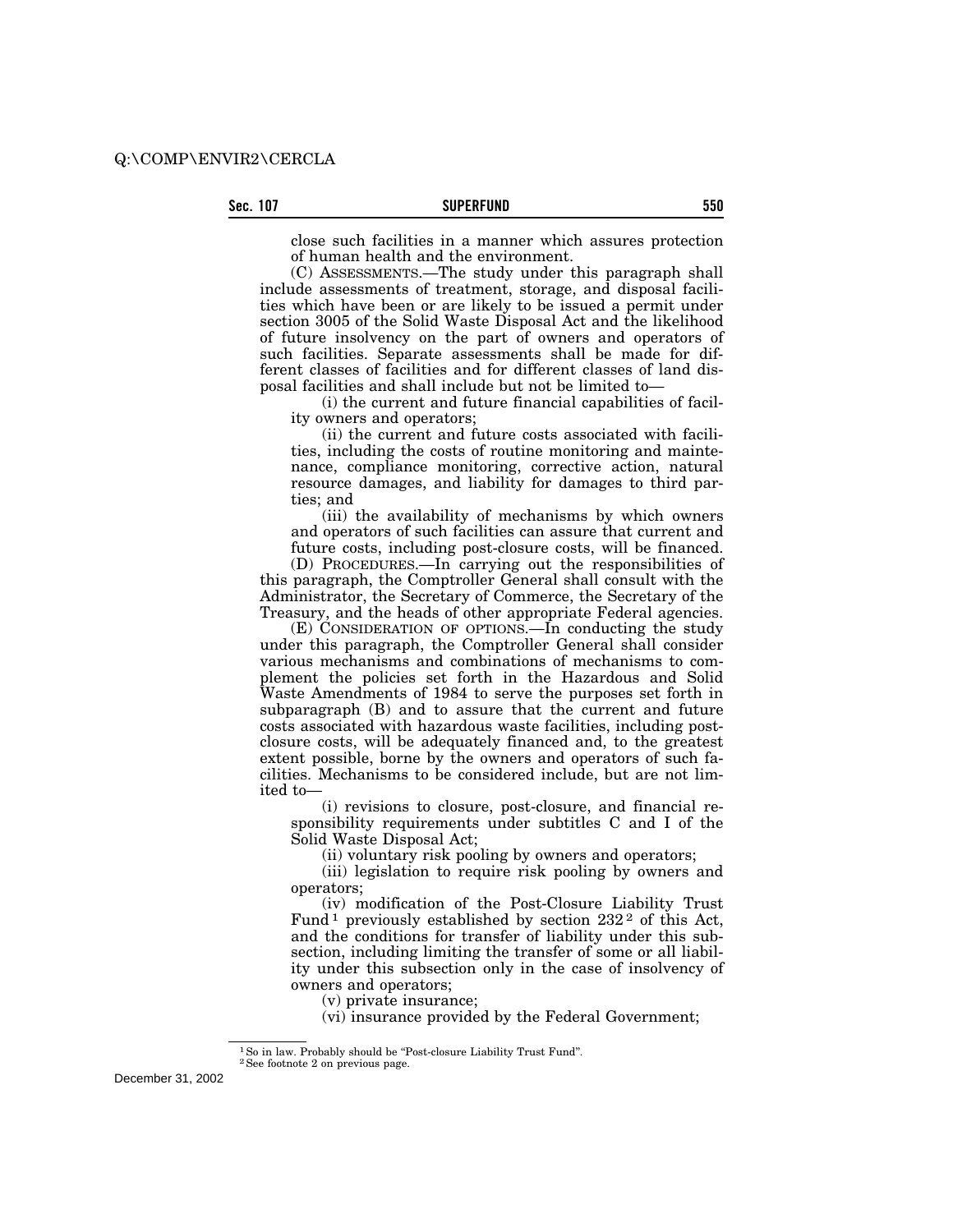close such facilities in a manner which assures protection of human health and the environment.

(C) ASSESSMENTS.—The study under this paragraph shall include assessments of treatment, storage, and disposal facilities which have been or are likely to be issued a permit under section 3005 of the Solid Waste Disposal Act and the likelihood of future insolvency on the part of owners and operators of such facilities. Separate assessments shall be made for different classes of facilities and for different classes of land disposal facilities and shall include but not be limited to—

(i) the current and future financial capabilities of facility owners and operators;

(ii) the current and future costs associated with facilities, including the costs of routine monitoring and maintenance, compliance monitoring, corrective action, natural resource damages, and liability for damages to third parties; and

(iii) the availability of mechanisms by which owners and operators of such facilities can assure that current and future costs, including post-closure costs, will be financed.

(D) PROCEDURES.—In carrying out the responsibilities of this paragraph, the Comptroller General shall consult with the Administrator, the Secretary of Commerce, the Secretary of the Treasury, and the heads of other appropriate Federal agencies.

(E) CONSIDERATION OF OPTIONS.—In conducting the study under this paragraph, the Comptroller General shall consider various mechanisms and combinations of mechanisms to complement the policies set forth in the Hazardous and Solid Waste Amendments of 1984 to serve the purposes set forth in subparagraph (B) and to assure that the current and future costs associated with hazardous waste facilities, including post-closure costs, will be adequately financed and, to the greatest extent possible, borne by the owners and operators of such facilities. Mechanisms to be considered include, but are not limited to—

(i) revisions to closure, post-closure, and financial responsibility requirements under subtitles C and I of the Solid Waste Disposal Act;

(ii) voluntary risk pooling by owners and operators;

(iii) legislation to require risk pooling by owners and operators;

(iv) modification of the Post-Closure Liability Trust Fund[1] previously established by section 232[2] of this Act, and the conditions for transfer of liability under this subsection, including limiting the transfer of some or all liability under this subsection only in the case of insolvency of owners and operators;

(v) private insurance;

(vi) insurance provided by the Federal Government;

---

[1] So in law. Probably should be "Post-closure Liability Trust Fund".

[2] See footnote 2 on previous page.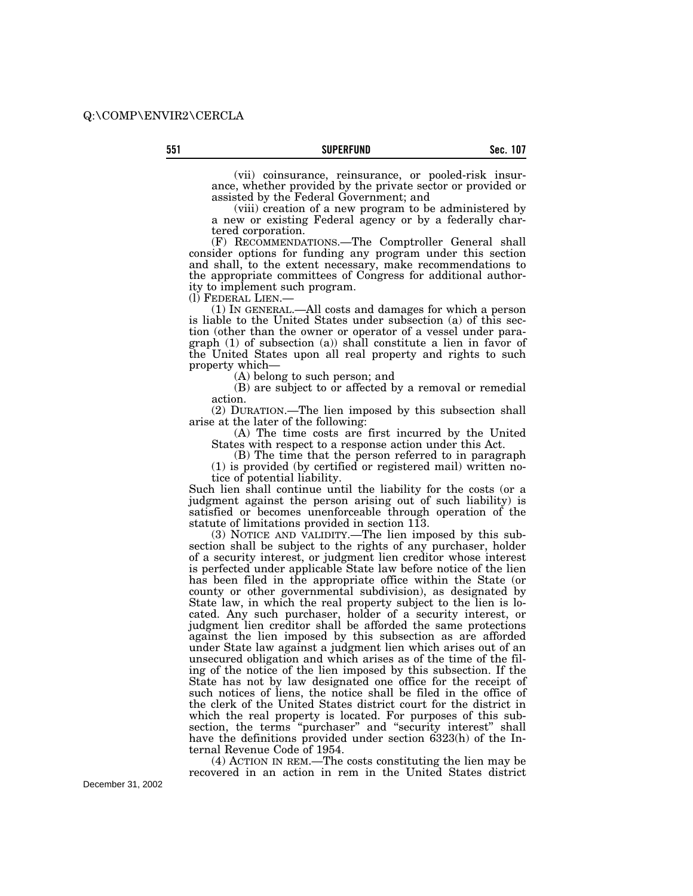(vii) coinsurance, reinsurance, or pooled-risk insurance, whether provided by the private sector or provided or assisted by the Federal Government; and

(viii) creation of a new program to be administered by a new or existing Federal agency or by a federally chartered corporation.

(F) RECOMMENDATIONS.—The Comptroller General shall consider options for funding any program under this section and shall, to the extent necessary, make recommendations to the appropriate committees of Congress for additional authority to implement such program.

(l) FEDERAL LIEN.—

(1) IN GENERAL.—All costs and damages for which a person is liable to the United States under subsection (a) of this section (other than the owner or operator of a vessel under paragraph (1) of subsection (a)) shall constitute a lien in favor of the United States upon all real property and rights to such property which—

(A) belong to such person; and

(B) are subject to or affected by a removal or remedial action.

(2) DURATION.—The lien imposed by this subsection shall arise at the later of the following:

(A) The time costs are first incurred by the United States with respect to a response action under this Act.

(B) The time that the person referred to in paragraph (1) is provided (by certified or registered mail) written notice of potential liability.

Such lien shall continue until the liability for the costs (or a judgment against the person arising out of such liability) is satisfied or becomes unenforceable through operation of the statute of limitations provided in section 113.

(3) NOTICE AND VALIDITY.—The lien imposed by this subsection shall be subject to the rights of any purchaser, holder of a security interest, or judgment lien creditor whose interest is perfected under applicable State law before notice of the lien has been filed in the appropriate office within the State (or county or other governmental subdivision), as designated by State law, in which the real property subject to the lien is located. Any such purchaser, holder of a security interest, or judgment lien creditor shall be afforded the same protections against the lien imposed by this subsection as are afforded under State law against a judgment lien which arises out of an unsecured obligation and which arises as of the time of the filing of the notice of the lien imposed by this subsection. If the State has not by law designated one office for the receipt of such notices of liens, the notice shall be filed in the office of the clerk of the United States district court for the district in which the real property is located. For purposes of this subsection, the terms "purchaser" and "security interest" shall have the definitions provided under section 6323(h) of the Internal Revenue Code of 1954.

(4) ACTION IN REM.—The costs constituting the lien may be recovered in an action in rem in the United States district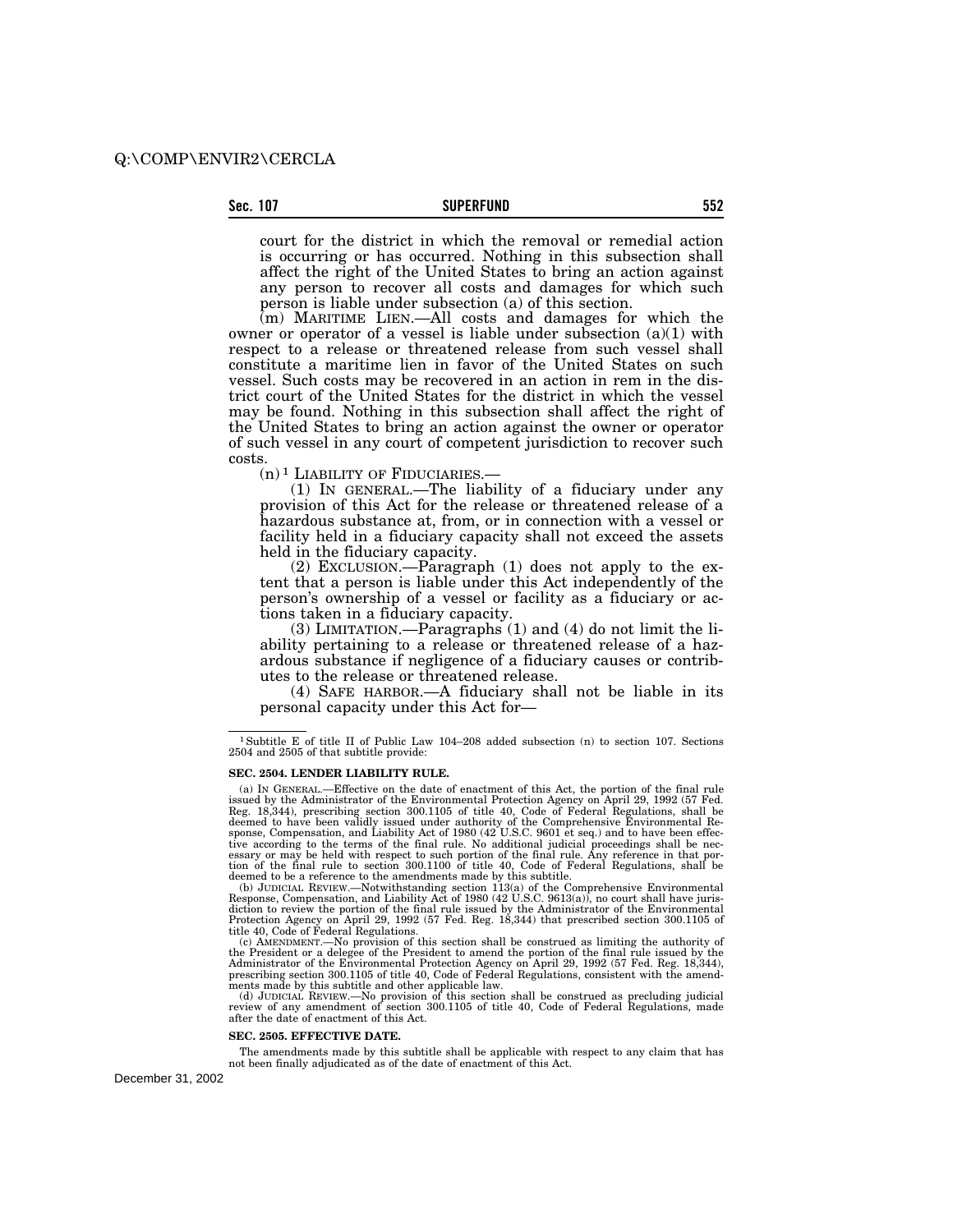court for the district in which the removal or remedial action is occurring or has occurred. Nothing in this subsection shall affect the right of the United States to bring an action against any person to recover all costs and damages for which such person is liable under subsection (a) of this section.

(m) MARITIME LIEN.—All costs and damages for which the owner or operator of a vessel is liable under subsection (a)(1) with respect to a release or threatened release from such vessel shall constitute a maritime lien in favor of the United States on such vessel. Such costs may be recovered in an action in rem in the district court of the United States for the district in which the vessel may be found. Nothing in this subsection shall affect the right of the United States to bring an action against the owner or operator of such vessel in any court of competent jurisdiction to recover such costs.

(n)[1] LIABILITY OF FIDUCIARIES.—

(1) IN GENERAL.—The liability of a fiduciary under any provision of this Act for the release or threatened release of a hazardous substance at, from, or in connection with a vessel or facility held in a fiduciary capacity shall not exceed the assets held in the fiduciary capacity.

(2) EXCLUSION.—Paragraph (1) does not apply to the extent that a person is liable under this Act independently of the person's ownership of a vessel or facility as a fiduciary or actions taken in a fiduciary capacity.

(3) LIMITATION.—Paragraphs (1) and (4) do not limit the liability pertaining to a release or threatened release of a hazardous substance if negligence of a fiduciary causes or contributes to the release or threatened release.

(4) SAFE HARBOR.—A fiduciary shall not be liable in its personal capacity under this Act for—

---

[1] Subtitle E of title II of Public Law 104–208 added subsection (n) to section 107. Sections 2504 and 2505 of that subtitle provide:

**SEC. 2504. LENDER LIABILITY RULE.**

(a) IN GENERAL.—Effective on the date of enactment of this Act, the portion of the final rule issued by the Administrator of the Environmental Protection Agency on April 29, 1992 (57 Fed. Reg. 18,344), prescribing section 300.1105 of title 40, Code of Federal Regulations, shall be deemed to have been validly issued under authority of the Comprehensive Environmental Response, Compensation, and Liability Act of 1980 (42 U.S.C. 9601 et seq.) and to have been effective according to the terms of the final rule. No additional judicial proceedings shall be necessary or may be held with respect to such portion of the final rule. Any reference in that portion of the final rule to section 300.1100 of title 40, Code of Federal Regulations, shall be deemed to be a reference to the amendments made by this subtitle.

(b) JUDICIAL REVIEW.—Notwithstanding section 113(a) of the Comprehensive Environmental Response, Compensation, and Liability Act of 1980 (42 U.S.C. 9613(a)), no court shall have jurisdiction to review the portion of the final rule issued by the Administrator of the Environmental Protection Agency on April 29, 1992 (57 Fed. Reg. 18,344) that prescribed section 300.1105 of title 40, Code of Federal Regulations.

(c) AMENDMENT.—No provision of this section shall be construed as limiting the authority of the President or a delegee of the President to amend the portion of the final rule issued by the Administrator of the Environmental Protection Agency on April 29, 1992 (57 Fed. Reg. 18,344), prescribing section 300.1105 of title 40, Code of Federal Regulations, consistent with the amendments made by this subtitle and other applicable law.

(d) JUDICIAL REVIEW.—No provision of this section shall be construed as precluding judicial review of any amendment of section 300.1105 of title 40, Code of Federal Regulations, made after the date of enactment of this Act.

**SEC. 2505. EFFECTIVE DATE.**

The amendments made by this subtitle shall be applicable with respect to any claim that has not been finally adjudicated as of the date of enactment of this Act.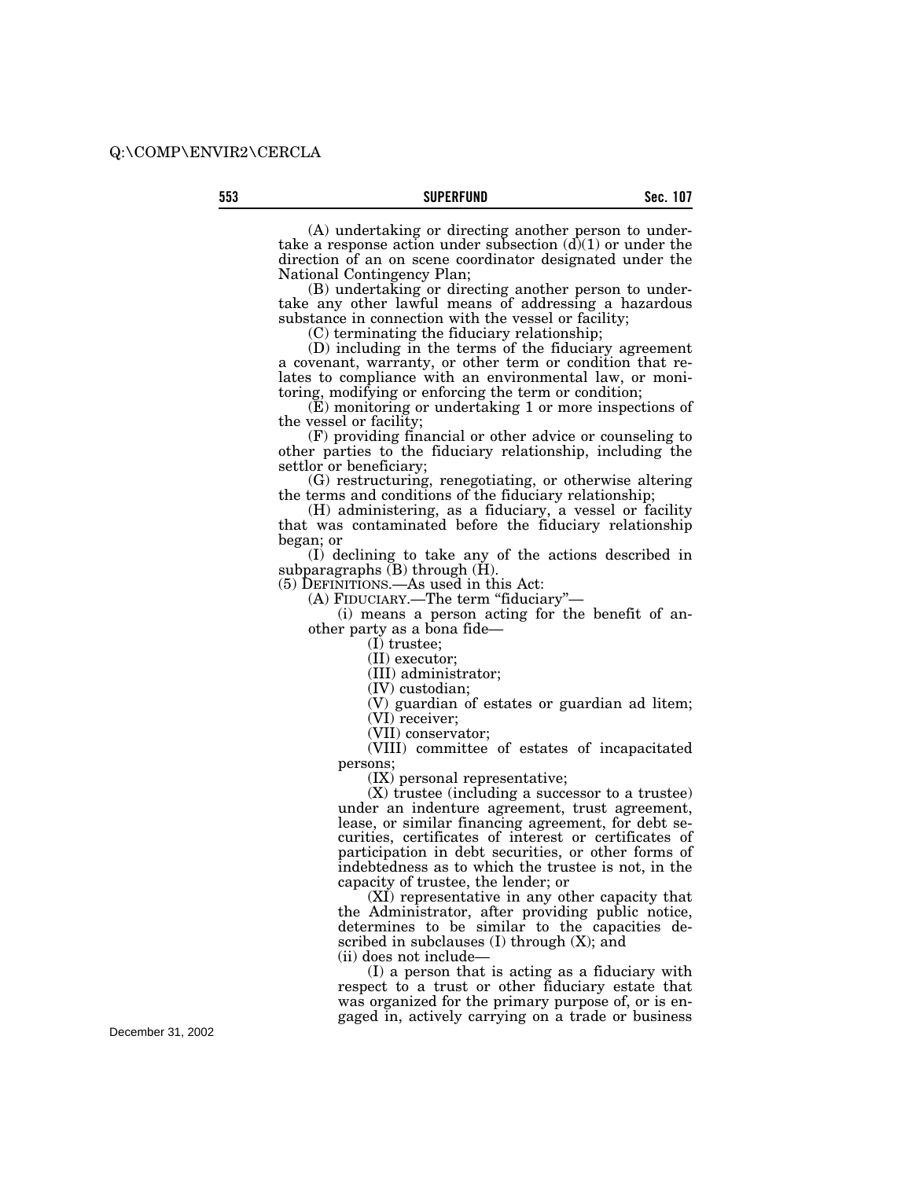(A) undertaking or directing another person to undertake a response action under subsection (d)(1) or under the direction of an on scene coordinator designated under the National Contingency Plan;

(B) undertaking or directing another person to undertake any other lawful means of addressing a hazardous substance in connection with the vessel or facility;

(C) terminating the fiduciary relationship;

(D) including in the terms of the fiduciary agreement a covenant, warranty, or other term or condition that relates to compliance with an environmental law, or monitoring, modifying or enforcing the term or condition;

(E) monitoring or undertaking 1 or more inspections of the vessel or facility;

(F) providing financial or other advice or counseling to other parties to the fiduciary relationship, including the settlor or beneficiary;

(G) restructuring, renegotiating, or otherwise altering the terms and conditions of the fiduciary relationship;

(H) administering, as a fiduciary, a vessel or facility that was contaminated before the fiduciary relationship began; or

(I) declining to take any of the actions described in subparagraphs (B) through (H).

(5) DEFINITIONS.—As used in this Act:

(A) FIDUCIARY.—The term "fiduciary"—

(i) means a person acting for the benefit of another party as a bona fide—

(I) trustee;

(II) executor;

(III) administrator;

(IV) custodian;

(V) guardian of estates or guardian ad litem;

(VI) receiver;

(VII) conservator;

(VIII) committee of estates of incapacitated persons;

(IX) personal representative;

(X) trustee (including a successor to a trustee) under an indenture agreement, trust agreement, lease, or similar financing agreement, for debt securities, certificates of interest or certificates of participation in debt securities, or other forms of indebtedness as to which the trustee is not, in the capacity of trustee, the lender; or

(XI) representative in any other capacity that the Administrator, after providing public notice, determines to be similar to the capacities described in subclauses (I) through (X); and

(ii) does not include—

(I) a person that is acting as a fiduciary with respect to a trust or other fiduciary estate that was organized for the primary purpose of, or is engaged in, actively carrying on a trade or business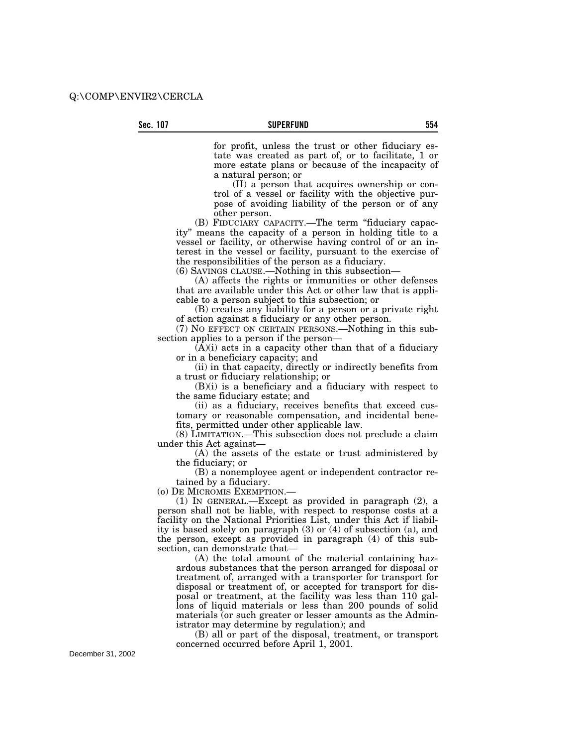for profit, unless the trust or other fiduciary estate was created as part of, or to facilitate, 1 or more estate plans or because of the incapacity of a natural person; or

(II) a person that acquires ownership or control of a vessel or facility with the objective purpose of avoiding liability of the person or of any other person.

(B) FIDUCIARY CAPACITY.—The term "fiduciary capacity" means the capacity of a person in holding title to a vessel or facility, or otherwise having control of or an interest in the vessel or facility, pursuant to the exercise of the responsibilities of the person as a fiduciary.

(6) SAVINGS CLAUSE.—Nothing in this subsection—

(A) affects the rights or immunities or other defenses that are available under this Act or other law that is applicable to a person subject to this subsection; or

(B) creates any liability for a person or a private right of action against a fiduciary or any other person.

(7) NO EFFECT ON CERTAIN PERSONS.—Nothing in this subsection applies to a person if the person—

(A)(i) acts in a capacity other than that of a fiduciary or in a beneficiary capacity; and

(ii) in that capacity, directly or indirectly benefits from a trust or fiduciary relationship; or

(B)(i) is a beneficiary and a fiduciary with respect to the same fiduciary estate; and

(ii) as a fiduciary, receives benefits that exceed customary or reasonable compensation, and incidental benefits, permitted under other applicable law.

(8) LIMITATION.—This subsection does not preclude a claim under this Act against—

(A) the assets of the estate or trust administered by the fiduciary; or

(B) a nonemployee agent or independent contractor retained by a fiduciary.

(o) DE MICROMIS EXEMPTION.—

(1) IN GENERAL.—Except as provided in paragraph (2), a person shall not be liable, with respect to response costs at a facility on the National Priorities List, under this Act if liability is based solely on paragraph (3) or (4) of subsection (a), and the person, except as provided in paragraph (4) of this subsection, can demonstrate that—

(A) the total amount of the material containing hazardous substances that the person arranged for disposal or treatment of, arranged with a transporter for transport for disposal or treatment of, or accepted for transport for disposal or treatment, at the facility was less than 110 gallons of liquid materials or less than 200 pounds of solid materials (or such greater or lesser amounts as the Administrator may determine by regulation); and

(B) all or part of the disposal, treatment, or transport concerned occurred before April 1, 2001.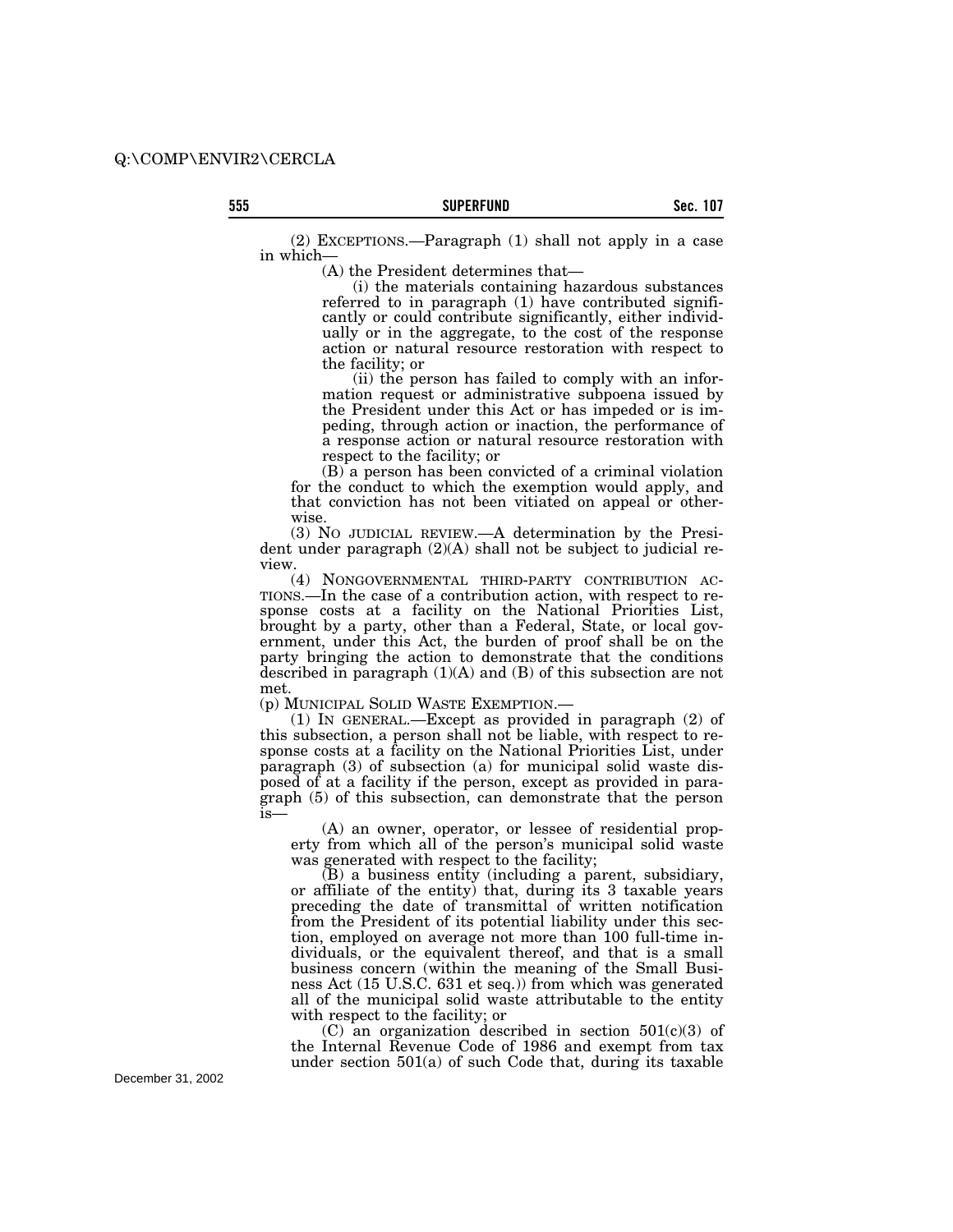(2) EXCEPTIONS.—Paragraph (1) shall not apply in a case in which—

(A) the President determines that—

(i) the materials containing hazardous substances referred to in paragraph (1) have contributed significantly or could contribute significantly, either individually or in the aggregate, to the cost of the response action or natural resource restoration with respect to the facility; or

(ii) the person has failed to comply with an information request or administrative subpoena issued by the President under this Act or has impeded or is impeding, through action or inaction, the performance of a response action or natural resource restoration with respect to the facility; or

(B) a person has been convicted of a criminal violation for the conduct to which the exemption would apply, and that conviction has not been vitiated on appeal or otherwise.

(3) NO JUDICIAL REVIEW.—A determination by the President under paragraph (2)(A) shall not be subject to judicial review.

(4) NONGOVERNMENTAL THIRD-PARTY CONTRIBUTION ACTIONS.—In the case of a contribution action, with respect to response costs at a facility on the National Priorities List, brought by a party, other than a Federal, State, or local government, under this Act, the burden of proof shall be on the party bringing the action to demonstrate that the conditions described in paragraph (1)(A) and (B) of this subsection are not met.

(p) MUNICIPAL SOLID WASTE EXEMPTION.—

(1) IN GENERAL.—Except as provided in paragraph (2) of this subsection, a person shall not be liable, with respect to response costs at a facility on the National Priorities List, under paragraph (3) of subsection (a) for municipal solid waste disposed of at a facility if the person, except as provided in paragraph (5) of this subsection, can demonstrate that the person is—

(A) an owner, operator, or lessee of residential property from which all of the person's municipal solid waste was generated with respect to the facility;

(B) a business entity (including a parent, subsidiary, or affiliate of the entity) that, during its 3 taxable years preceding the date of transmittal of written notification from the President of its potential liability under this section, employed on average not more than 100 full-time individuals, or the equivalent thereof, and that is a small business concern (within the meaning of the Small Business Act (15 U.S.C. 631 et seq.)) from which was generated all of the municipal solid waste attributable to the entity with respect to the facility; or

(C) an organization described in section 501(c)(3) of the Internal Revenue Code of 1986 and exempt from tax under section 501(a) of such Code that, during its taxable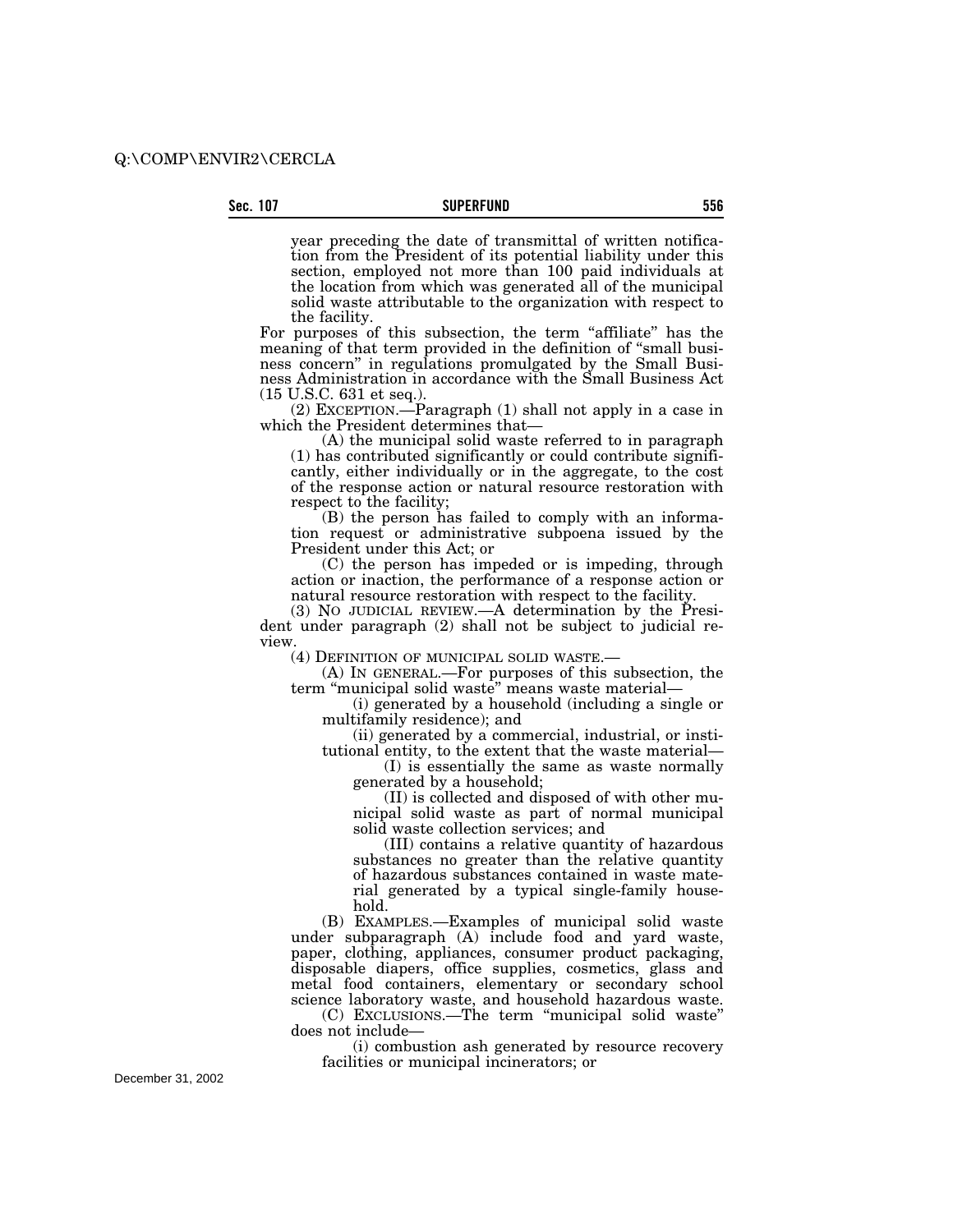year preceding the date of transmittal of written notification from the President of its potential liability under this section, employed not more than 100 paid individuals at the location from which was generated all of the municipal solid waste attributable to the organization with respect to the facility.

For purposes of this subsection, the term "affiliate" has the meaning of that term provided in the definition of "small business concern" in regulations promulgated by the Small Business Administration in accordance with the Small Business Act (15 U.S.C. 631 et seq.).

(2) EXCEPTION.—Paragraph (1) shall not apply in a case in which the President determines that—

(A) the municipal solid waste referred to in paragraph (1) has contributed significantly or could contribute significantly, either individually or in the aggregate, to the cost of the response action or natural resource restoration with respect to the facility;

(B) the person has failed to comply with an information request or administrative subpoena issued by the President under this Act; or

(C) the person has impeded or is impeding, through action or inaction, the performance of a response action or natural resource restoration with respect to the facility.

(3) NO JUDICIAL REVIEW.—A determination by the President under paragraph (2) shall not be subject to judicial review.

(4) DEFINITION OF MUNICIPAL SOLID WASTE.—

(A) IN GENERAL.—For purposes of this subsection, the term "municipal solid waste" means waste material—

(i) generated by a household (including a single or multifamily residence); and

(ii) generated by a commercial, industrial, or institutional entity, to the extent that the waste material—

(I) is essentially the same as waste normally generated by a household;

(II) is collected and disposed of with other municipal solid waste as part of normal municipal solid waste collection services; and

(III) contains a relative quantity of hazardous substances no greater than the relative quantity of hazardous substances contained in waste material generated by a typical single-family household.

(B) EXAMPLES.—Examples of municipal solid waste under subparagraph (A) include food and yard waste, paper, clothing, appliances, consumer product packaging, disposable diapers, office supplies, cosmetics, glass and metal food containers, elementary or secondary school science laboratory waste, and household hazardous waste.

(C) EXCLUSIONS.—The term "municipal solid waste" does not include—

(i) combustion ash generated by resource recovery facilities or municipal incinerators; or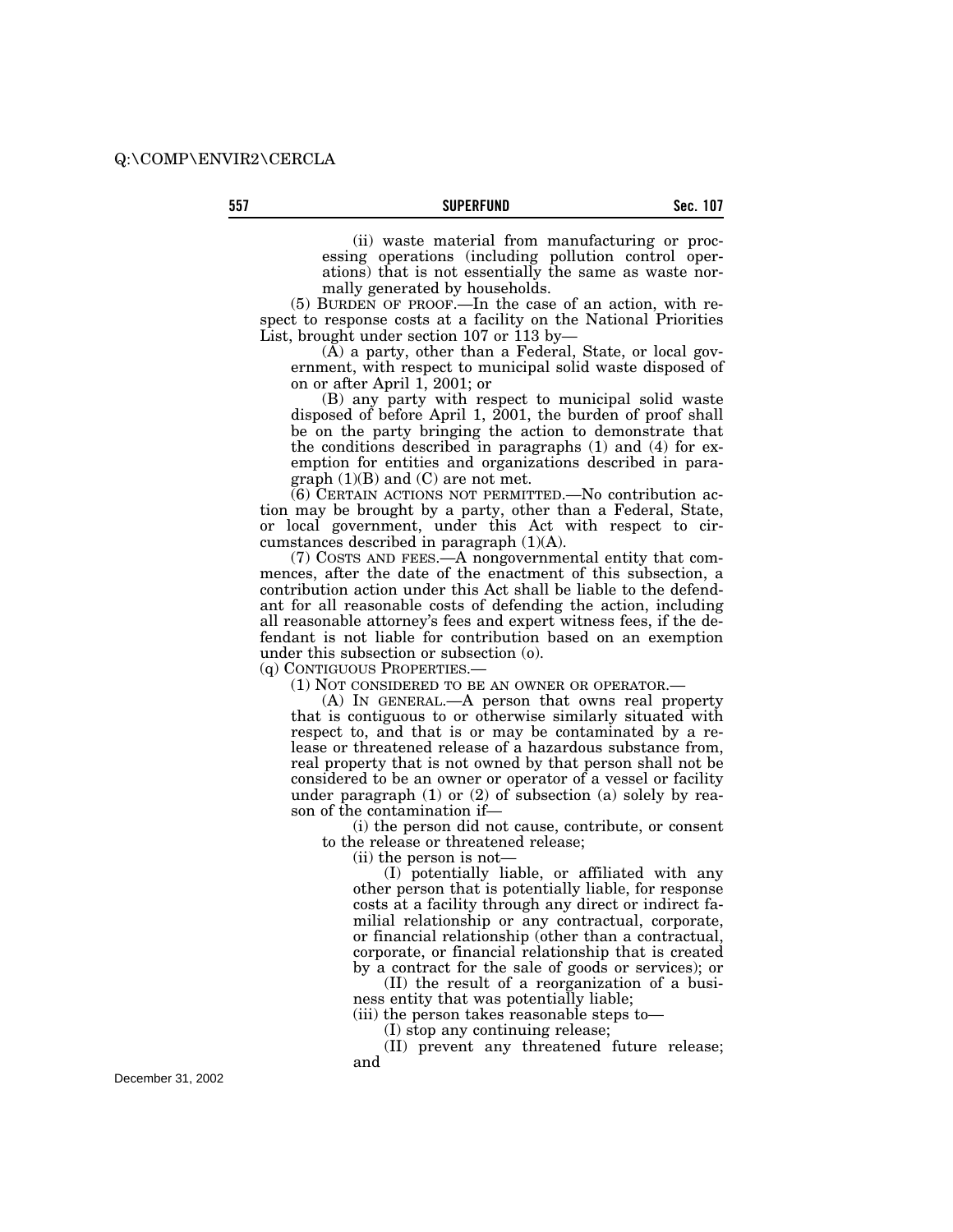(ii) waste material from manufacturing or processing operations (including pollution control operations) that is not essentially the same as waste normally generated by households.

(5) BURDEN OF PROOF.—In the case of an action, with respect to response costs at a facility on the National Priorities List, brought under section 107 or 113 by—

(A) a party, other than a Federal, State, or local government, with respect to municipal solid waste disposed of on or after April 1, 2001; or

(B) any party with respect to municipal solid waste disposed of before April 1, 2001, the burden of proof shall be on the party bringing the action to demonstrate that the conditions described in paragraphs (1) and (4) for exemption for entities and organizations described in paragraph (1)(B) and (C) are not met.

(6) CERTAIN ACTIONS NOT PERMITTED.—No contribution action may be brought by a party, other than a Federal, State, or local government, under this Act with respect to circumstances described in paragraph (1)(A).

(7) COSTS AND FEES.—A nongovernmental entity that commences, after the date of the enactment of this subsection, a contribution action under this Act shall be liable to the defendant for all reasonable costs of defending the action, including all reasonable attorney's fees and expert witness fees, if the defendant is not liable for contribution based on an exemption under this subsection or subsection (o).

(q) CONTIGUOUS PROPERTIES.—

(1) NOT CONSIDERED TO BE AN OWNER OR OPERATOR.—

(A) IN GENERAL.—A person that owns real property that is contiguous to or otherwise similarly situated with respect to, and that is or may be contaminated by a release or threatened release of a hazardous substance from, real property that is not owned by that person shall not be considered to be an owner or operator of a vessel or facility under paragraph (1) or (2) of subsection (a) solely by reason of the contamination if—

(i) the person did not cause, contribute, or consent to the release or threatened release;

(ii) the person is not—

(I) potentially liable, or affiliated with any other person that is potentially liable, for response costs at a facility through any direct or indirect familial relationship or any contractual, corporate, or financial relationship (other than a contractual, corporate, or financial relationship that is created by a contract for the sale of goods or services); or

(II) the result of a reorganization of a business entity that was potentially liable;

(iii) the person takes reasonable steps to—

(I) stop any continuing release;

(II) prevent any threatened future release; and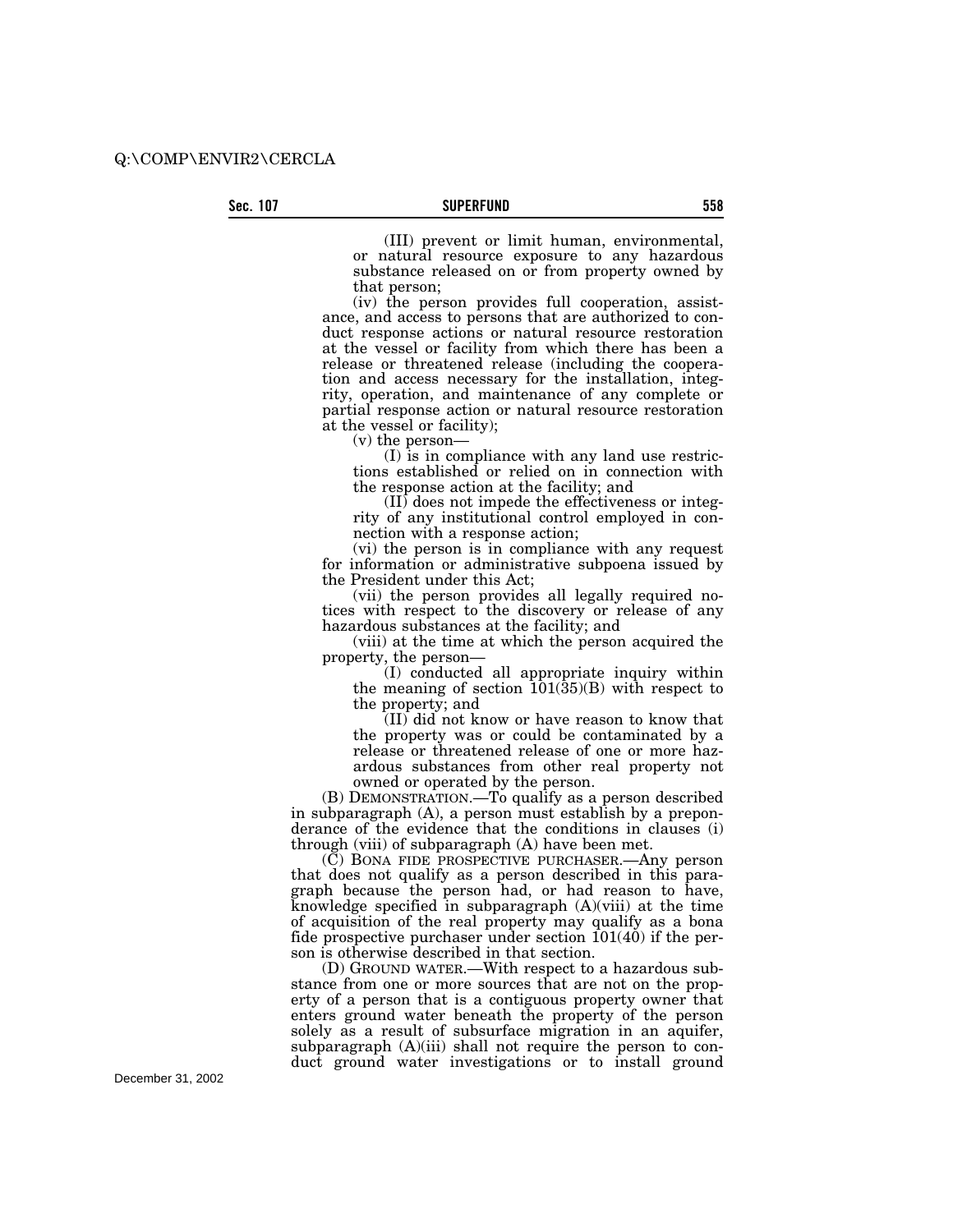(III) prevent or limit human, environmental, or natural resource exposure to any hazardous substance released on or from property owned by that person;

(iv) the person provides full cooperation, assistance, and access to persons that are authorized to conduct response actions or natural resource restoration at the vessel or facility from which there has been a release or threatened release (including the cooperation and access necessary for the installation, integrity, operation, and maintenance of any complete or partial response action or natural resource restoration at the vessel or facility);

(v) the person—

(I) is in compliance with any land use restrictions established or relied on in connection with the response action at the facility; and

(II) does not impede the effectiveness or integrity of any institutional control employed in connection with a response action;

(vi) the person is in compliance with any request for information or administrative subpoena issued by the President under this Act;

(vii) the person provides all legally required notices with respect to the discovery or release of any hazardous substances at the facility; and

(viii) at the time at which the person acquired the property, the person—

(I) conducted all appropriate inquiry within the meaning of section 101(35)(B) with respect to the property; and

(II) did not know or have reason to know that the property was or could be contaminated by a release or threatened release of one or more hazardous substances from other real property not owned or operated by the person.

(B) DEMONSTRATION.—To qualify as a person described in subparagraph (A), a person must establish by a preponderance of the evidence that the conditions in clauses (i) through (viii) of subparagraph (A) have been met.

(C) BONA FIDE PROSPECTIVE PURCHASER.—Any person that does not qualify as a person described in this paragraph because the person had, or had reason to have, knowledge specified in subparagraph (A)(viii) at the time of acquisition of the real property may qualify as a bona fide prospective purchaser under section 101(40) if the person is otherwise described in that section.

(D) GROUND WATER.—With respect to a hazardous substance from one or more sources that are not on the property of a person that is a contiguous property owner that enters ground water beneath the property of the person solely as a result of subsurface migration in an aquifer, subparagraph (A)(iii) shall not require the person to conduct ground water investigations or to install ground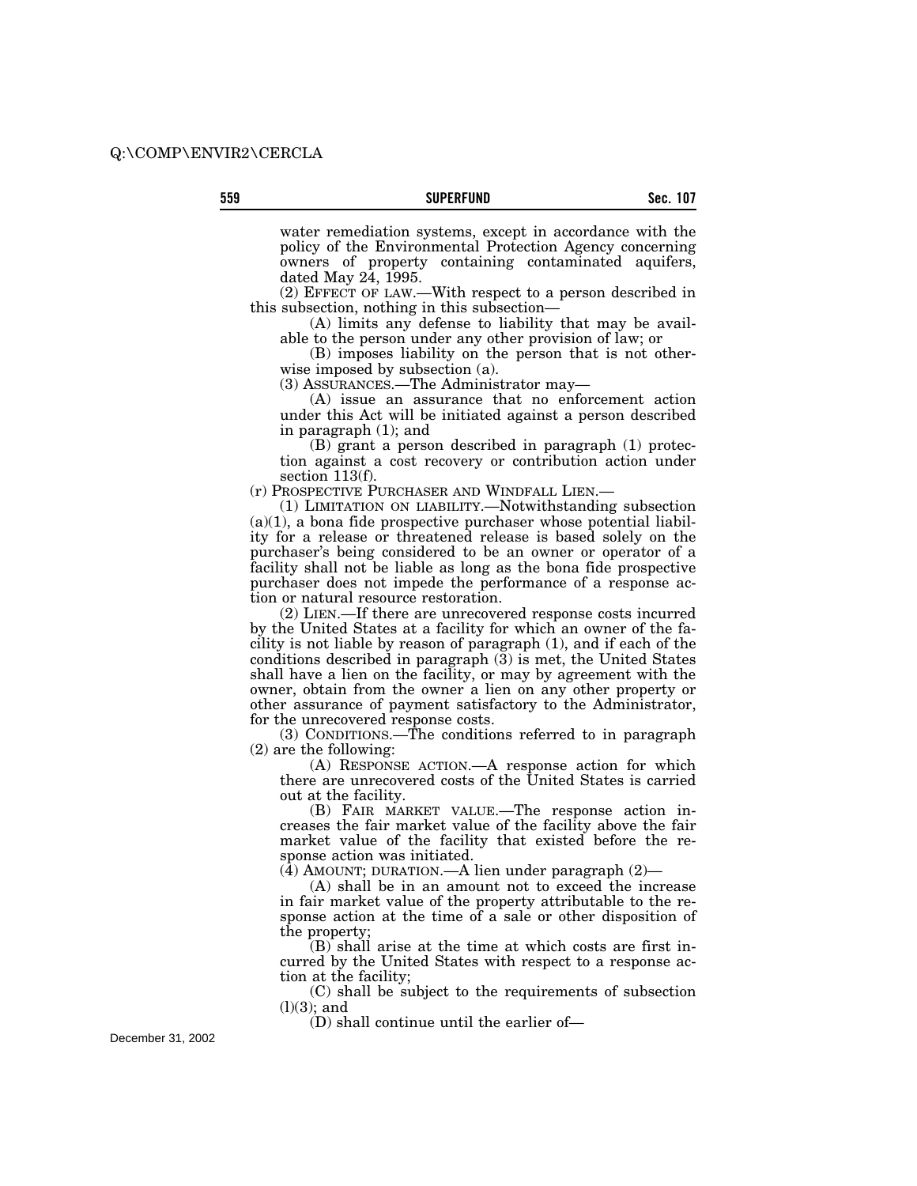water remediation systems, except in accordance with the policy of the Environmental Protection Agency concerning owners of property containing contaminated aquifers, dated May 24, 1995.

(2) EFFECT OF LAW.—With respect to a person described in this subsection, nothing in this subsection—

(A) limits any defense to liability that may be available to the person under any other provision of law; or

(B) imposes liability on the person that is not otherwise imposed by subsection (a).

(3) ASSURANCES.—The Administrator may—

(A) issue an assurance that no enforcement action under this Act will be initiated against a person described in paragraph (1); and

(B) grant a person described in paragraph (1) protection against a cost recovery or contribution action under section 113(f).

(r) PROSPECTIVE PURCHASER AND WINDFALL LIEN.—

(1) LIMITATION ON LIABILITY.—Notwithstanding subsection (a)(1), a bona fide prospective purchaser whose potential liability for a release or threatened release is based solely on the purchaser's being considered to be an owner or operator of a facility shall not be liable as long as the bona fide prospective purchaser does not impede the performance of a response action or natural resource restoration.

(2) LIEN.—If there are unrecovered response costs incurred by the United States at a facility for which an owner of the facility is not liable by reason of paragraph (1), and if each of the conditions described in paragraph (3) is met, the United States shall have a lien on the facility, or may by agreement with the owner, obtain from the owner a lien on any other property or other assurance of payment satisfactory to the Administrator, for the unrecovered response costs.

(3) CONDITIONS.—The conditions referred to in paragraph (2) are the following:

(A) RESPONSE ACTION.—A response action for which there are unrecovered costs of the United States is carried out at the facility.

(B) FAIR MARKET VALUE.—The response action increases the fair market value of the facility above the fair market value of the facility that existed before the response action was initiated.

(4) AMOUNT; DURATION.—A lien under paragraph (2)—

(A) shall be in an amount not to exceed the increase in fair market value of the property attributable to the response action at the time of a sale or other disposition of the property;

(B) shall arise at the time at which costs are first incurred by the United States with respect to a response action at the facility;

(C) shall be subject to the requirements of subsection (l)(3); and

(D) shall continue until the earlier of—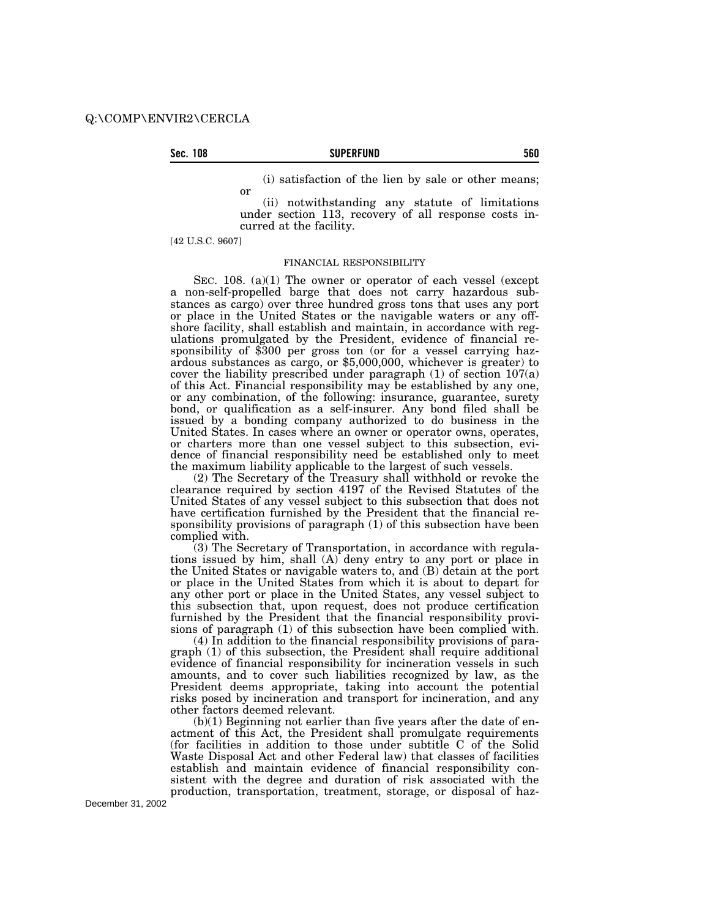(i) satisfaction of the lien by sale or other means; or

(ii) notwithstanding any statute of limitations under section 113, recovery of all response costs incurred at the facility.

[42 U.S.C. 9607]

FINANCIAL RESPONSIBILITY

SEC. 108. (a)(1) The owner or operator of each vessel (except a non-self-propelled barge that does not carry hazardous substances as cargo) over three hundred gross tons that uses any port or place in the United States or the navigable waters or any offshore facility, shall establish and maintain, in accordance with regulations promulgated by the President, evidence of financial responsibility of $300 per gross ton (or for a vessel carrying hazardous substances as cargo, or $5,000,000, whichever is greater) to cover the liability prescribed under paragraph (1) of section 107(a) of this Act. Financial responsibility may be established by any one, or any combination, of the following: insurance, guarantee, surety bond, or qualification as a self-insurer. Any bond filed shall be issued by a bonding company authorized to do business in the United States. In cases where an owner or operator owns, operates, or charters more than one vessel subject to this subsection, evidence of financial responsibility need be established only to meet the maximum liability applicable to the largest of such vessels.

(2) The Secretary of the Treasury shall withhold or revoke the clearance required by section 4197 of the Revised Statutes of the United States of any vessel subject to this subsection that does not have certification furnished by the President that the financial responsibility provisions of paragraph (1) of this subsection have been complied with.

(3) The Secretary of Transportation, in accordance with regulations issued by him, shall (A) deny entry to any port or place in the United States or navigable waters to, and (B) detain at the port or place in the United States from which it is about to depart for any other port or place in the United States, any vessel subject to this subsection that, upon request, does not produce certification furnished by the President that the financial responsibility provisions of paragraph (1) of this subsection have been complied with.

(4) In addition to the financial responsibility provisions of paragraph (1) of this subsection, the President shall require additional evidence of financial responsibility for incineration vessels in such amounts, and to cover such liabilities recognized by law, as the President deems appropriate, taking into account the potential risks posed by incineration and transport for incineration, and any other factors deemed relevant.

(b)(1) Beginning not earlier than five years after the date of enactment of this Act, the President shall promulgate requirements (for facilities in addition to those under subtitle C of the Solid Waste Disposal Act and other Federal law) that classes of facilities establish and maintain evidence of financial responsibility consistent with the degree and duration of risk associated with the production, transportation, treatment, storage, or disposal of haz-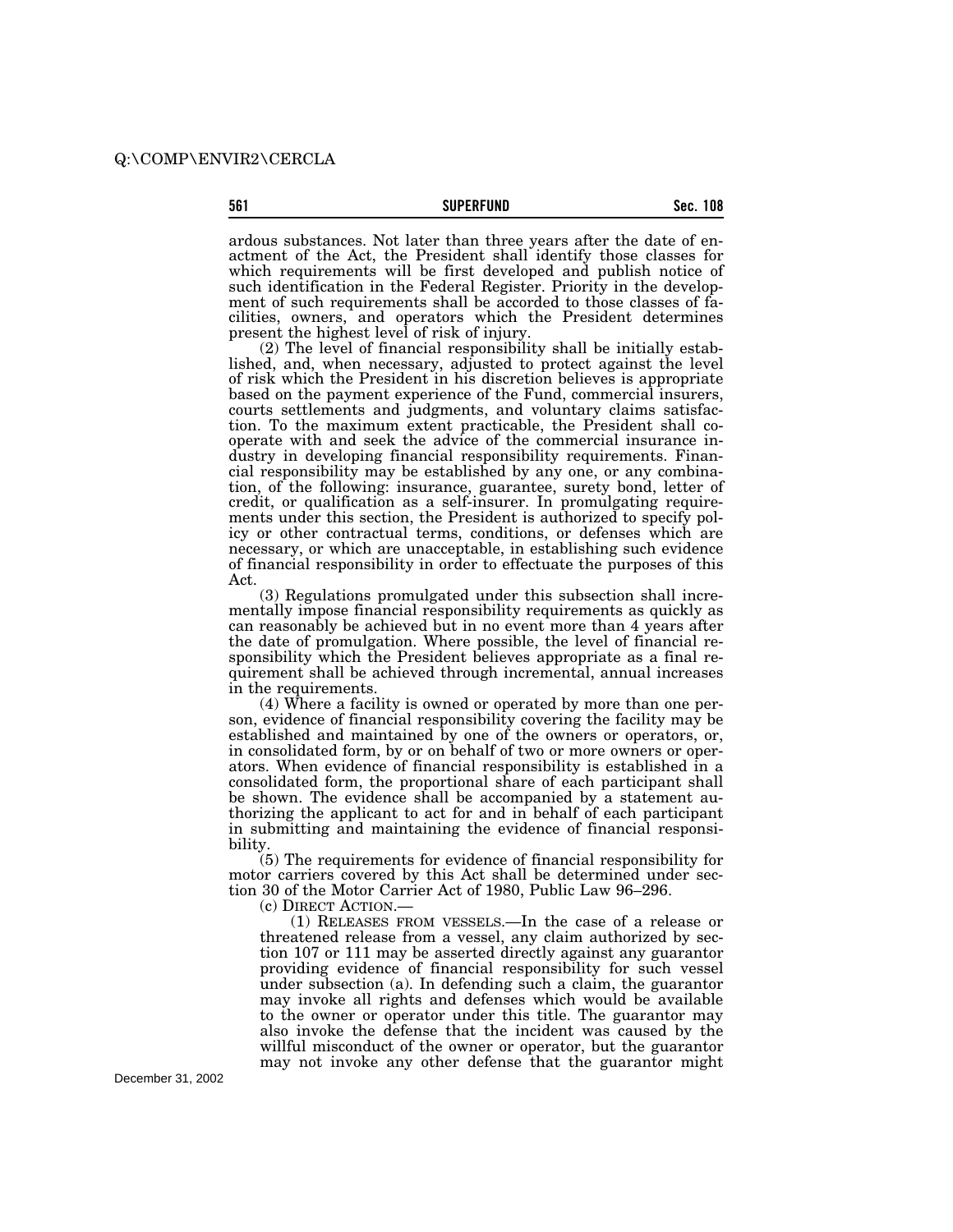ardous substances. Not later than three years after the date of enactment of the Act, the President shall identify those classes for which requirements will be first developed and publish notice of such identification in the Federal Register. Priority in the development of such requirements shall be accorded to those classes of facilities, owners, and operators which the President determines present the highest level of risk of injury.

(2) The level of financial responsibility shall be initially established, and, when necessary, adjusted to protect against the level of risk which the President in his discretion believes is appropriate based on the payment experience of the Fund, commercial insurers, courts settlements and judgments, and voluntary claims satisfaction. To the maximum extent practicable, the President shall cooperate with and seek the advice of the commercial insurance industry in developing financial responsibility requirements. Financial responsibility may be established by any one, or any combination, of the following: insurance, guarantee, surety bond, letter of credit, or qualification as a self-insurer. In promulgating requirements under this section, the President is authorized to specify policy or other contractual terms, conditions, or defenses which are necessary, or which are unacceptable, in establishing such evidence of financial responsibility in order to effectuate the purposes of this Act.

(3) Regulations promulgated under this subsection shall incrementally impose financial responsibility requirements as quickly as can reasonably be achieved but in no event more than 4 years after the date of promulgation. Where possible, the level of financial responsibility which the President believes appropriate as a final requirement shall be achieved through incremental, annual increases in the requirements.

(4) Where a facility is owned or operated by more than one person, evidence of financial responsibility covering the facility may be established and maintained by one of the owners or operators, or, in consolidated form, by or on behalf of two or more owners or operators. When evidence of financial responsibility is established in a consolidated form, the proportional share of each participant shall be shown. The evidence shall be accompanied by a statement authorizing the applicant to act for and in behalf of each participant in submitting and maintaining the evidence of financial responsibility.

(5) The requirements for evidence of financial responsibility for motor carriers covered by this Act shall be determined under section 30 of the Motor Carrier Act of 1980, Public Law 96–296.

(c) DIRECT ACTION.—

(1) RELEASES FROM VESSELS.—In the case of a release or threatened release from a vessel, any claim authorized by section 107 or 111 may be asserted directly against any guarantor providing evidence of financial responsibility for such vessel under subsection (a). In defending such a claim, the guarantor may invoke all rights and defenses which would be available to the owner or operator under this title. The guarantor may also invoke the defense that the incident was caused by the willful misconduct of the owner or operator, but the guarantor may not invoke any other defense that the guarantor might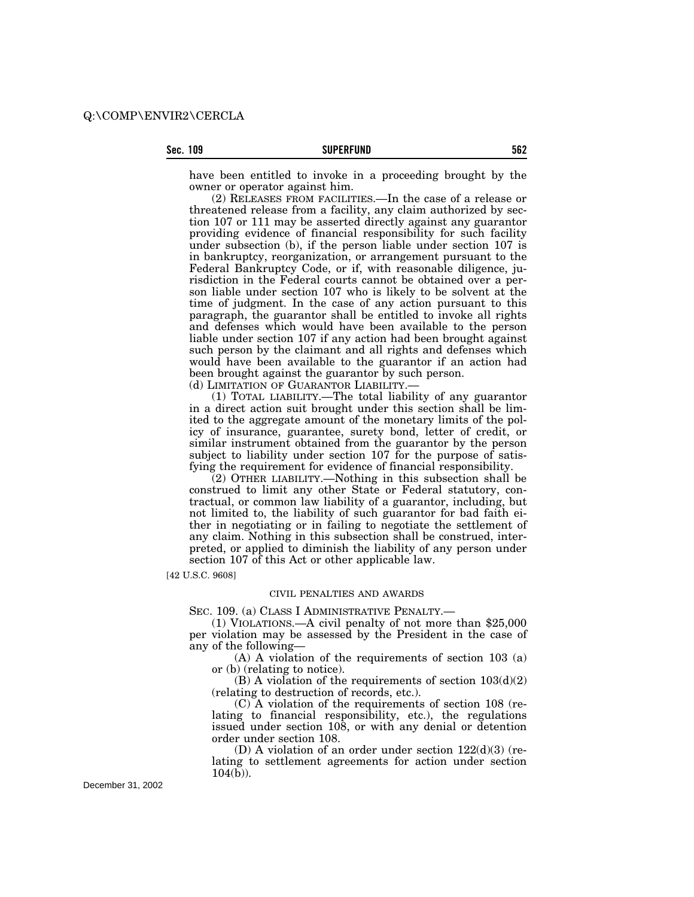have been entitled to invoke in a proceeding brought by the owner or operator against him.

(2) RELEASES FROM FACILITIES.—In the case of a release or threatened release from a facility, any claim authorized by section 107 or 111 may be asserted directly against any guarantor providing evidence of financial responsibility for such facility under subsection (b), if the person liable under section 107 is in bankruptcy, reorganization, or arrangement pursuant to the Federal Bankruptcy Code, or if, with reasonable diligence, jurisdiction in the Federal courts cannot be obtained over a person liable under section 107 who is likely to be solvent at the time of judgment. In the case of any action pursuant to this paragraph, the guarantor shall be entitled to invoke all rights and defenses which would have been available to the person liable under section 107 if any action had been brought against such person by the claimant and all rights and defenses which would have been available to the guarantor if an action had been brought against the guarantor by such person.

(d) LIMITATION OF GUARANTOR LIABILITY.—

(1) TOTAL LIABILITY.—The total liability of any guarantor in a direct action suit brought under this section shall be limited to the aggregate amount of the monetary limits of the policy of insurance, guarantee, surety bond, letter of credit, or similar instrument obtained from the guarantor by the person subject to liability under section 107 for the purpose of satisfying the requirement for evidence of financial responsibility.

(2) OTHER LIABILITY.—Nothing in this subsection shall be construed to limit any other State or Federal statutory, contractual, or common law liability of a guarantor, including, but not limited to, the liability of such guarantor for bad faith either in negotiating or in failing to negotiate the settlement of any claim. Nothing in this subsection shall be construed, interpreted, or applied to diminish the liability of any person under section 107 of this Act or other applicable law.

[42 U.S.C. 9608]

CIVIL PENALTIES AND AWARDS

SEC. 109. (a) CLASS I ADMINISTRATIVE PENALTY.—

(1) VIOLATIONS.—A civil penalty of not more than $25,000 per violation may be assessed by the President in the case of any of the following—

(A) A violation of the requirements of section 103 (a) or (b) (relating to notice).

(B) A violation of the requirements of section 103(d)(2) (relating to destruction of records, etc.).

(C) A violation of the requirements of section 108 (relating to financial responsibility, etc.), the regulations issued under section 108, or with any denial or detention order under section 108.

(D) A violation of an order under section 122(d)(3) (relating to settlement agreements for action under section 104(b)).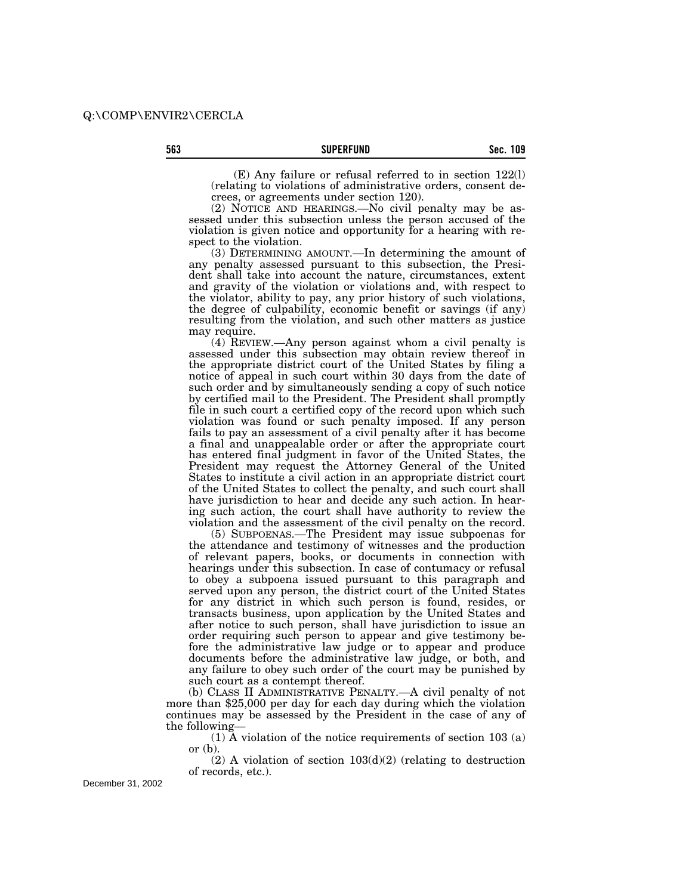(E) Any failure or refusal referred to in section 122(l) (relating to violations of administrative orders, consent decrees, or agreements under section 120).

(2) NOTICE AND HEARINGS.—No civil penalty may be assessed under this subsection unless the person accused of the violation is given notice and opportunity for a hearing with respect to the violation.

(3) DETERMINING AMOUNT.—In determining the amount of any penalty assessed pursuant to this subsection, the President shall take into account the nature, circumstances, extent and gravity of the violation or violations and, with respect to the violator, ability to pay, any prior history of such violations, the degree of culpability, economic benefit or savings (if any) resulting from the violation, and such other matters as justice may require.

(4) REVIEW.—Any person against whom a civil penalty is assessed under this subsection may obtain review thereof in the appropriate district court of the United States by filing a notice of appeal in such court within 30 days from the date of such order and by simultaneously sending a copy of such notice by certified mail to the President. The President shall promptly file in such court a certified copy of the record upon which such violation was found or such penalty imposed. If any person fails to pay an assessment of a civil penalty after it has become a final and unappealable order or after the appropriate court has entered final judgment in favor of the United States, the President may request the Attorney General of the United States to institute a civil action in an appropriate district court of the United States to collect the penalty, and such court shall have jurisdiction to hear and decide any such action. In hearing such action, the court shall have authority to review the violation and the assessment of the civil penalty on the record.

(5) SUBPOENAS.—The President may issue subpoenas for the attendance and testimony of witnesses and the production of relevant papers, books, or documents in connection with hearings under this subsection. In case of contumacy or refusal to obey a subpoena issued pursuant to this paragraph and served upon any person, the district court of the United States for any district in which such person is found, resides, or transacts business, upon application by the United States and after notice to such person, shall have jurisdiction to issue an order requiring such person to appear and give testimony before the administrative law judge or to appear and produce documents before the administrative law judge, or both, and any failure to obey such order of the court may be punished by such court as a contempt thereof.

(b) CLASS II ADMINISTRATIVE PENALTY.—A civil penalty of not more than $25,000 per day for each day during which the violation continues may be assessed by the President in the case of any of the following—

(1) A violation of the notice requirements of section 103 (a) or (b).

(2) A violation of section 103(d)(2) (relating to destruction of records, etc.).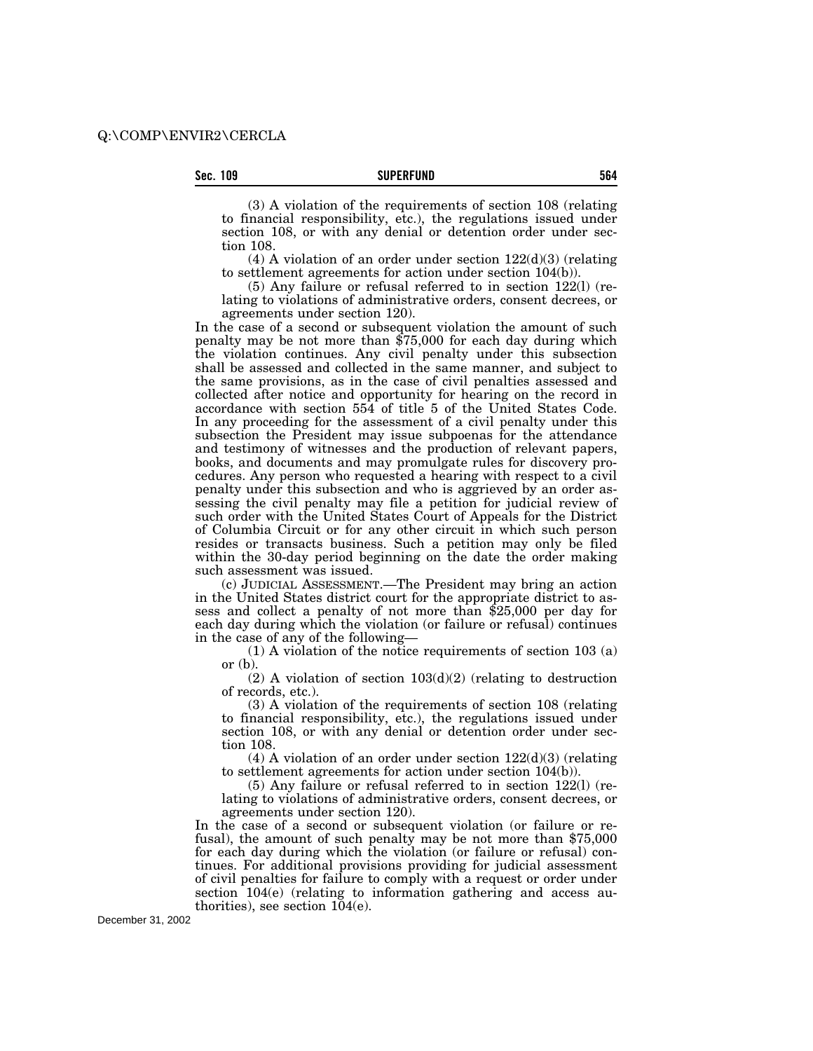(3) A violation of the requirements of section 108 (relating to financial responsibility, etc.), the regulations issued under section 108, or with any denial or detention order under section 108.

(4) A violation of an order under section 122(d)(3) (relating to settlement agreements for action under section 104(b)).

(5) Any failure or refusal referred to in section 122(l) (relating to violations of administrative orders, consent decrees, or agreements under section 120).

In the case of a second or subsequent violation the amount of such penalty may be not more than $75,000 for each day during which the violation continues. Any civil penalty under this subsection shall be assessed and collected in the same manner, and subject to the same provisions, as in the case of civil penalties assessed and collected after notice and opportunity for hearing on the record in accordance with section 554 of title 5 of the United States Code. In any proceeding for the assessment of a civil penalty under this subsection the President may issue subpoenas for the attendance and testimony of witnesses and the production of relevant papers, books, and documents and may promulgate rules for discovery procedures. Any person who requested a hearing with respect to a civil penalty under this subsection and who is aggrieved by an order assessing the civil penalty may file a petition for judicial review of such order with the United States Court of Appeals for the District of Columbia Circuit or for any other circuit in which such person resides or transacts business. Such a petition may only be filed within the 30-day period beginning on the date the order making such assessment was issued.

(c) JUDICIAL ASSESSMENT.—The President may bring an action in the United States district court for the appropriate district to assess and collect a penalty of not more than $25,000 per day for each day during which the violation (or failure or refusal) continues in the case of any of the following—

(1) A violation of the notice requirements of section 103 (a) or (b).

(2) A violation of section 103(d)(2) (relating to destruction of records, etc.).

(3) A violation of the requirements of section 108 (relating to financial responsibility, etc.), the regulations issued under section 108, or with any denial or detention order under section 108.

(4) A violation of an order under section 122(d)(3) (relating to settlement agreements for action under section 104(b)).

(5) Any failure or refusal referred to in section 122(l) (relating to violations of administrative orders, consent decrees, or agreements under section 120).

In the case of a second or subsequent violation (or failure or refusal), the amount of such penalty may be not more than $75,000 for each day during which the violation (or failure or refusal) continues. For additional provisions providing for judicial assessment of civil penalties for failure to comply with a request or order under section 104(e) (relating to information gathering and access authorities), see section 104(e).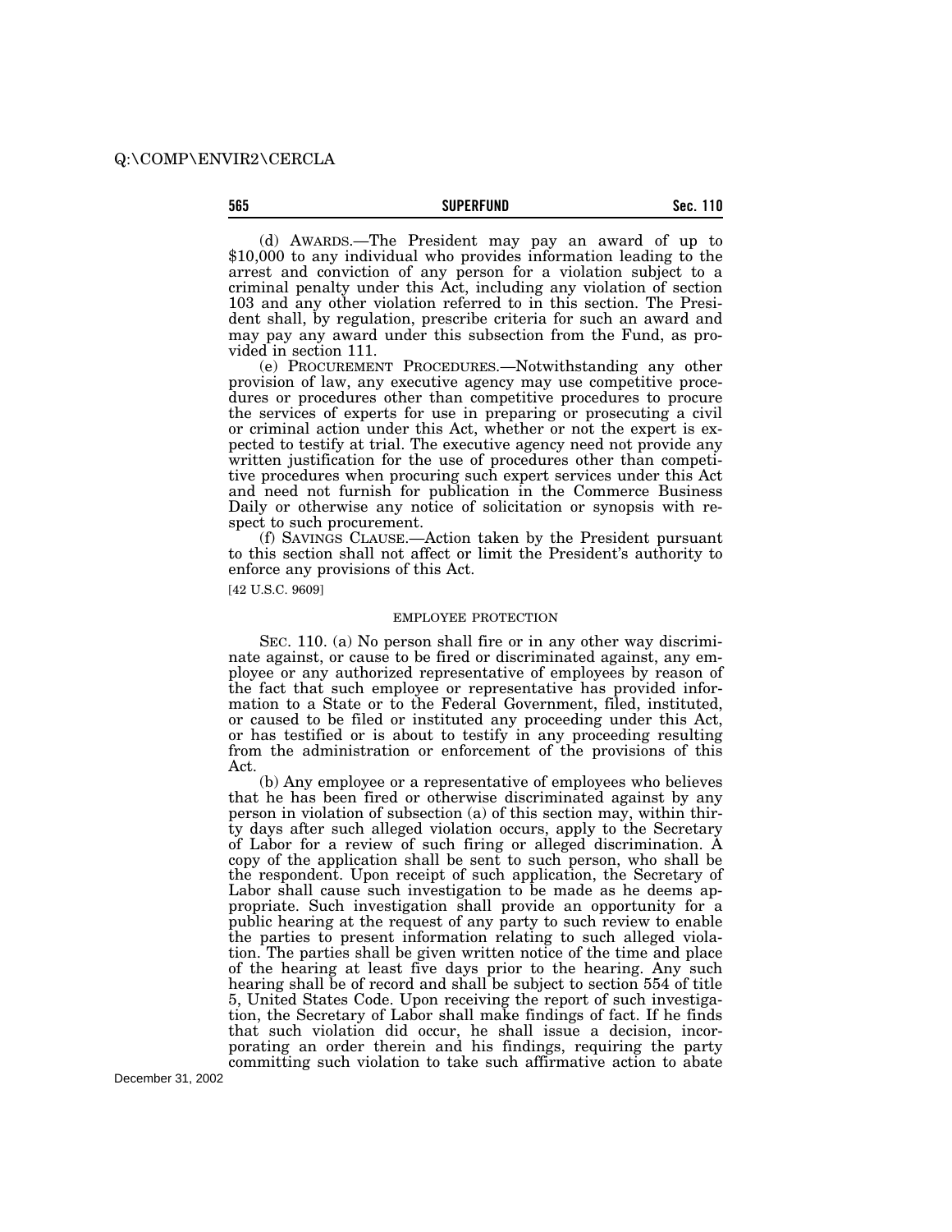(d) AWARDS.—The President may pay an award of up to $10,000 to any individual who provides information leading to the arrest and conviction of any person for a violation subject to a criminal penalty under this Act, including any violation of section 103 and any other violation referred to in this section. The President shall, by regulation, prescribe criteria for such an award and may pay any award under this subsection from the Fund, as provided in section 111.

(e) PROCUREMENT PROCEDURES.—Notwithstanding any other provision of law, any executive agency may use competitive procedures or procedures other than competitive procedures to procure the services of experts for use in preparing or prosecuting a civil or criminal action under this Act, whether or not the expert is expected to testify at trial. The executive agency need not provide any written justification for the use of procedures other than competitive procedures when procuring such expert services under this Act and need not furnish for publication in the Commerce Business Daily or otherwise any notice of solicitation or synopsis with respect to such procurement.

(f) SAVINGS CLAUSE.—Action taken by the President pursuant to this section shall not affect or limit the President's authority to enforce any provisions of this Act.

[42 U.S.C. 9609]

EMPLOYEE PROTECTION

SEC. 110. (a) No person shall fire or in any other way discriminate against, or cause to be fired or discriminated against, any employee or any authorized representative of employees by reason of the fact that such employee or representative has provided information to a State or to the Federal Government, filed, instituted, or caused to be filed or instituted any proceeding under this Act, or has testified or is about to testify in any proceeding resulting from the administration or enforcement of the provisions of this Act.

(b) Any employee or a representative of employees who believes that he has been fired or otherwise discriminated against by any person in violation of subsection (a) of this section may, within thirty days after such alleged violation occurs, apply to the Secretary of Labor for a review of such firing or alleged discrimination. A copy of the application shall be sent to such person, who shall be the respondent. Upon receipt of such application, the Secretary of Labor shall cause such investigation to be made as he deems appropriate. Such investigation shall provide an opportunity for a public hearing at the request of any party to such review to enable the parties to present information relating to such alleged violation. The parties shall be given written notice of the time and place of the hearing at least five days prior to the hearing. Any such hearing shall be of record and shall be subject to section 554 of title 5, United States Code. Upon receiving the report of such investigation, the Secretary of Labor shall make findings of fact. If he finds that such violation did occur, he shall issue a decision, incorporating an order therein and his findings, requiring the party committing such violation to take such affirmative action to abate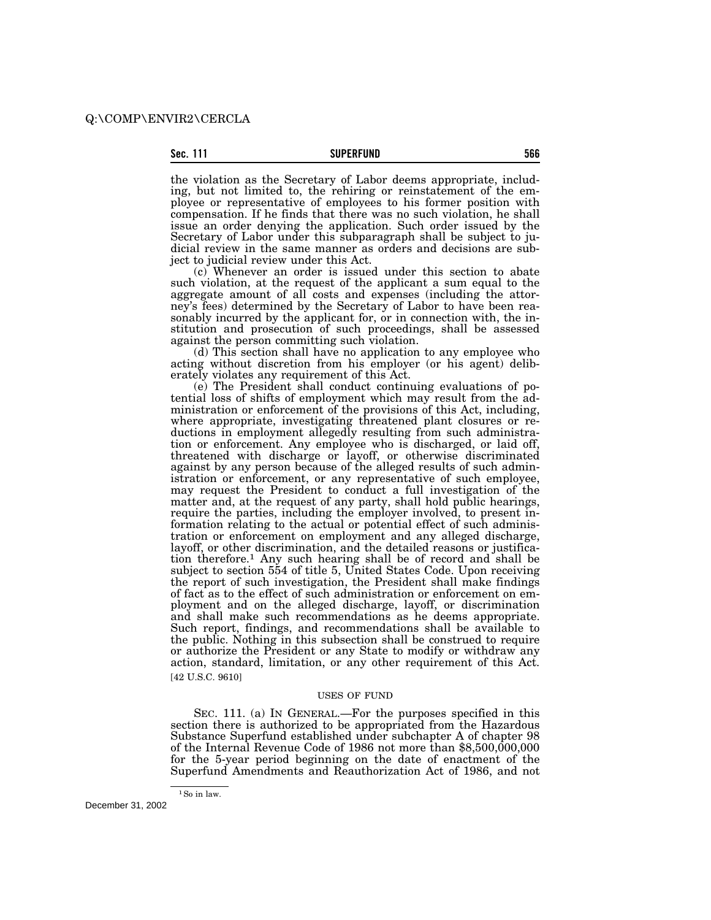the violation as the Secretary of Labor deems appropriate, including, but not limited to, the rehiring or reinstatement of the employee or representative of employees to his former position with compensation. If he finds that there was no such violation, he shall issue an order denying the application. Such order issued by the Secretary of Labor under this subparagraph shall be subject to judicial review in the same manner as orders and decisions are subject to judicial review under this Act.

(c) Whenever an order is issued under this section to abate such violation, at the request of the applicant a sum equal to the aggregate amount of all costs and expenses (including the attorney's fees) determined by the Secretary of Labor to have been reasonably incurred by the applicant for, or in connection with, the institution and prosecution of such proceedings, shall be assessed against the person committing such violation.

(d) This section shall have no application to any employee who acting without discretion from his employer (or his agent) deliberately violates any requirement of this Act.

(e) The President shall conduct continuing evaluations of potential loss of shifts of employment which may result from the administration or enforcement of the provisions of this Act, including, where appropriate, investigating threatened plant closures or reductions in employment allegedly resulting from such administration or enforcement. Any employee who is discharged, or laid off, threatened with discharge or layoff, or otherwise discriminated against by any person because of the alleged results of such administration or enforcement, or any representative of such employee, may request the President to conduct a full investigation of the matter and, at the request of any party, shall hold public hearings, require the parties, including the employer involved, to present information relating to the actual or potential effect of such administration or enforcement on employment and any alleged discharge, layoff, or other discrimination, and the detailed reasons or justification therefore.[1] Any such hearing shall be of record and shall be subject to section 554 of title 5, United States Code. Upon receiving the report of such investigation, the President shall make findings of fact as to the effect of such administration or enforcement on employment and on the alleged discharge, layoff, or discrimination and shall make such recommendations as he deems appropriate. Such report, findings, and recommendations shall be available to the public. Nothing in this subsection shall be construed to require or authorize the President or any State to modify or withdraw any action, standard, limitation, or any other requirement of this Act.

[42 U.S.C. 9610]

USES OF FUND

SEC. 111. (a) IN GENERAL.—For the purposes specified in this section there is authorized to be appropriated from the Hazardous Substance Superfund established under subchapter A of chapter 98 of the Internal Revenue Code of 1986 not more than $8,500,000,000 for the 5-year period beginning on the date of enactment of the Superfund Amendments and Reauthorization Act of 1986, and not

[1] So in law.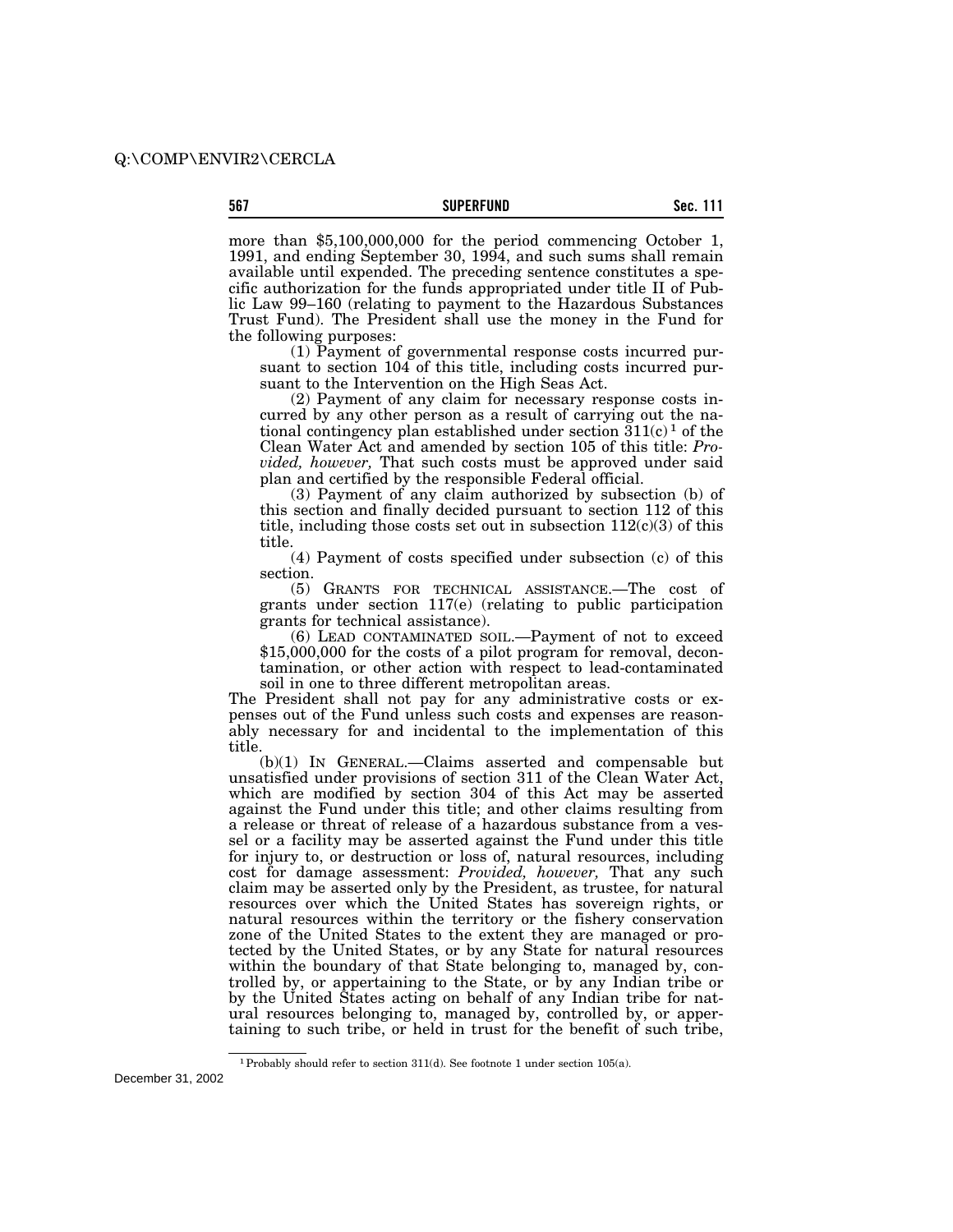more than $5,100,000,000 for the period commencing October 1, 1991, and ending September 30, 1994, and such sums shall remain available until expended. The preceding sentence constitutes a specific authorization for the funds appropriated under title II of Public Law 99–160 (relating to payment to the Hazardous Substances Trust Fund). The President shall use the money in the Fund for the following purposes:

(1) Payment of governmental response costs incurred pursuant to section 104 of this title, including costs incurred pursuant to the Intervention on the High Seas Act.

(2) Payment of any claim for necessary response costs incurred by any other person as a result of carrying out the national contingency plan established under section 311(c)[1] of the Clean Water Act and amended by section 105 of this title: *Provided, however,* That such costs must be approved under said plan and certified by the responsible Federal official.

(3) Payment of any claim authorized by subsection (b) of this section and finally decided pursuant to section 112 of this title, including those costs set out in subsection 112(c)(3) of this title.

(4) Payment of costs specified under subsection (c) of this section.

(5) GRANTS FOR TECHNICAL ASSISTANCE.—The cost of grants under section 117(e) (relating to public participation grants for technical assistance).

(6) LEAD CONTAMINATED SOIL.—Payment of not to exceed $15,000,000 for the costs of a pilot program for removal, decontamination, or other action with respect to lead-contaminated soil in one to three different metropolitan areas.

The President shall not pay for any administrative costs or expenses out of the Fund unless such costs and expenses are reasonably necessary for and incidental to the implementation of this title.

(b)(1) IN GENERAL.—Claims asserted and compensable but unsatisfied under provisions of section 311 of the Clean Water Act, which are modified by section 304 of this Act may be asserted against the Fund under this title; and other claims resulting from a release or threat of release of a hazardous substance from a vessel or a facility may be asserted against the Fund under this title for injury to, or destruction or loss of, natural resources, including cost for damage assessment: *Provided, however,* That any such claim may be asserted only by the President, as trustee, for natural resources over which the United States has sovereign rights, or natural resources within the territory or the fishery conservation zone of the United States to the extent they are managed or protected by the United States, or by any State for natural resources within the boundary of that State belonging to, managed by, controlled by, or appertaining to the State, or by any Indian tribe or by the United States acting on behalf of any Indian tribe for natural resources belonging to, managed by, controlled by, or appertaining to such tribe, or held in trust for the benefit of such tribe,

[1] Probably should refer to section 311(d). See footnote 1 under section 105(a).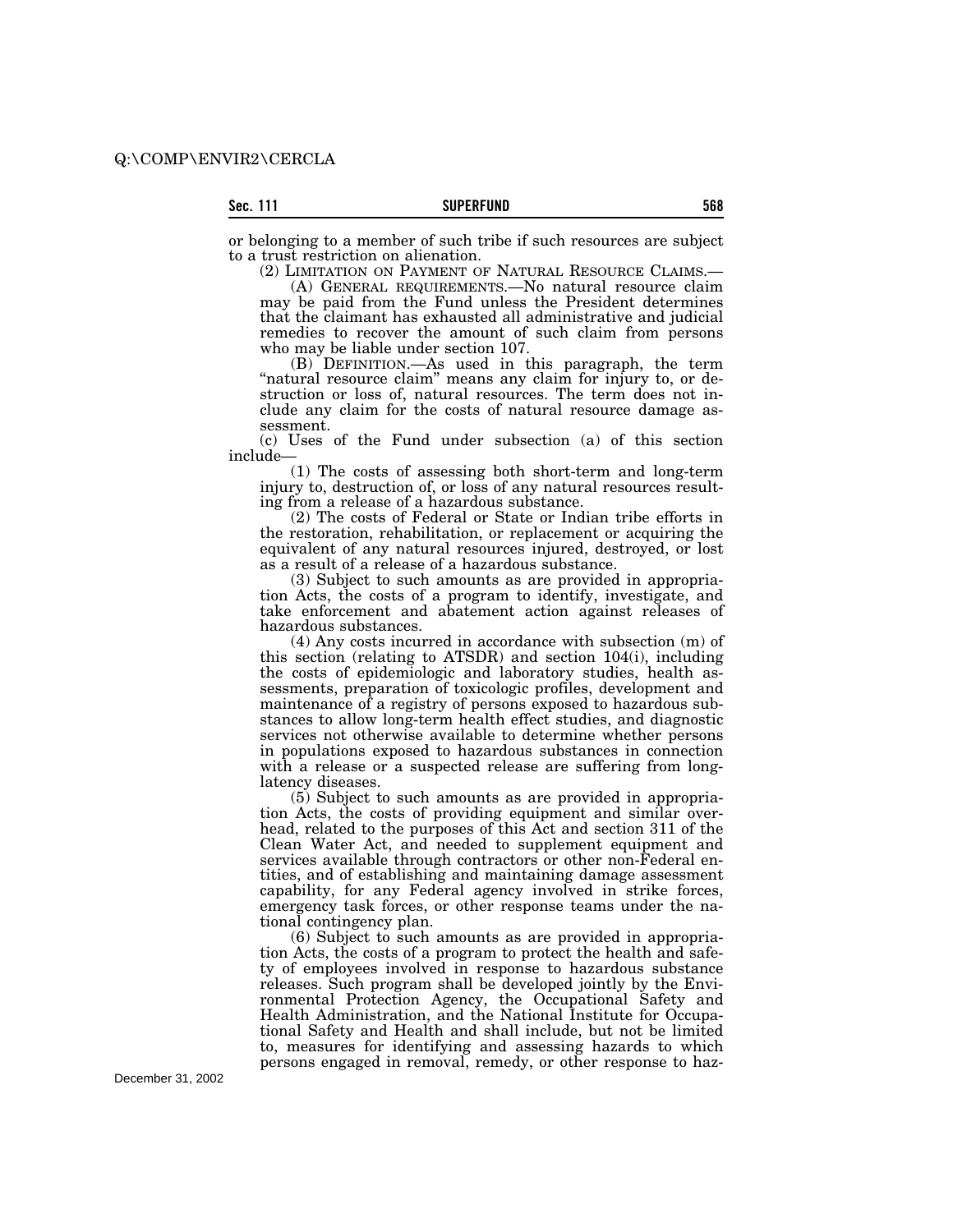or belonging to a member of such tribe if such resources are subject to a trust restriction on alienation.

(2) LIMITATION ON PAYMENT OF NATURAL RESOURCE CLAIMS.—

(A) GENERAL REQUIREMENTS.—No natural resource claim may be paid from the Fund unless the President determines that the claimant has exhausted all administrative and judicial remedies to recover the amount of such claim from persons who may be liable under section 107.

(B) DEFINITION.—As used in this paragraph, the term "natural resource claim" means any claim for injury to, or destruction or loss of, natural resources. The term does not include any claim for the costs of natural resource damage assessment.

(c) Uses of the Fund under subsection (a) of this section include—

(1) The costs of assessing both short-term and long-term injury to, destruction of, or loss of any natural resources resulting from a release of a hazardous substance.

(2) The costs of Federal or State or Indian tribe efforts in the restoration, rehabilitation, or replacement or acquiring the equivalent of any natural resources injured, destroyed, or lost as a result of a release of a hazardous substance.

(3) Subject to such amounts as are provided in appropriation Acts, the costs of a program to identify, investigate, and take enforcement and abatement action against releases of hazardous substances.

(4) Any costs incurred in accordance with subsection (m) of this section (relating to ATSDR) and section 104(i), including the costs of epidemiologic and laboratory studies, health assessments, preparation of toxicologic profiles, development and maintenance of a registry of persons exposed to hazardous substances to allow long-term health effect studies, and diagnostic services not otherwise available to determine whether persons in populations exposed to hazardous substances in connection with a release or a suspected release are suffering from long-latency diseases.

(5) Subject to such amounts as are provided in appropriation Acts, the costs of providing equipment and similar overhead, related to the purposes of this Act and section 311 of the Clean Water Act, and needed to supplement equipment and services available through contractors or other non-Federal entities, and of establishing and maintaining damage assessment capability, for any Federal agency involved in strike forces, emergency task forces, or other response teams under the national contingency plan.

(6) Subject to such amounts as are provided in appropriation Acts, the costs of a program to protect the health and safety of employees involved in response to hazardous substance releases. Such program shall be developed jointly by the Environmental Protection Agency, the Occupational Safety and Health Administration, and the National Institute for Occupational Safety and Health and shall include, but not be limited to, measures for identifying and assessing hazards to which persons engaged in removal, remedy, or other response to haz-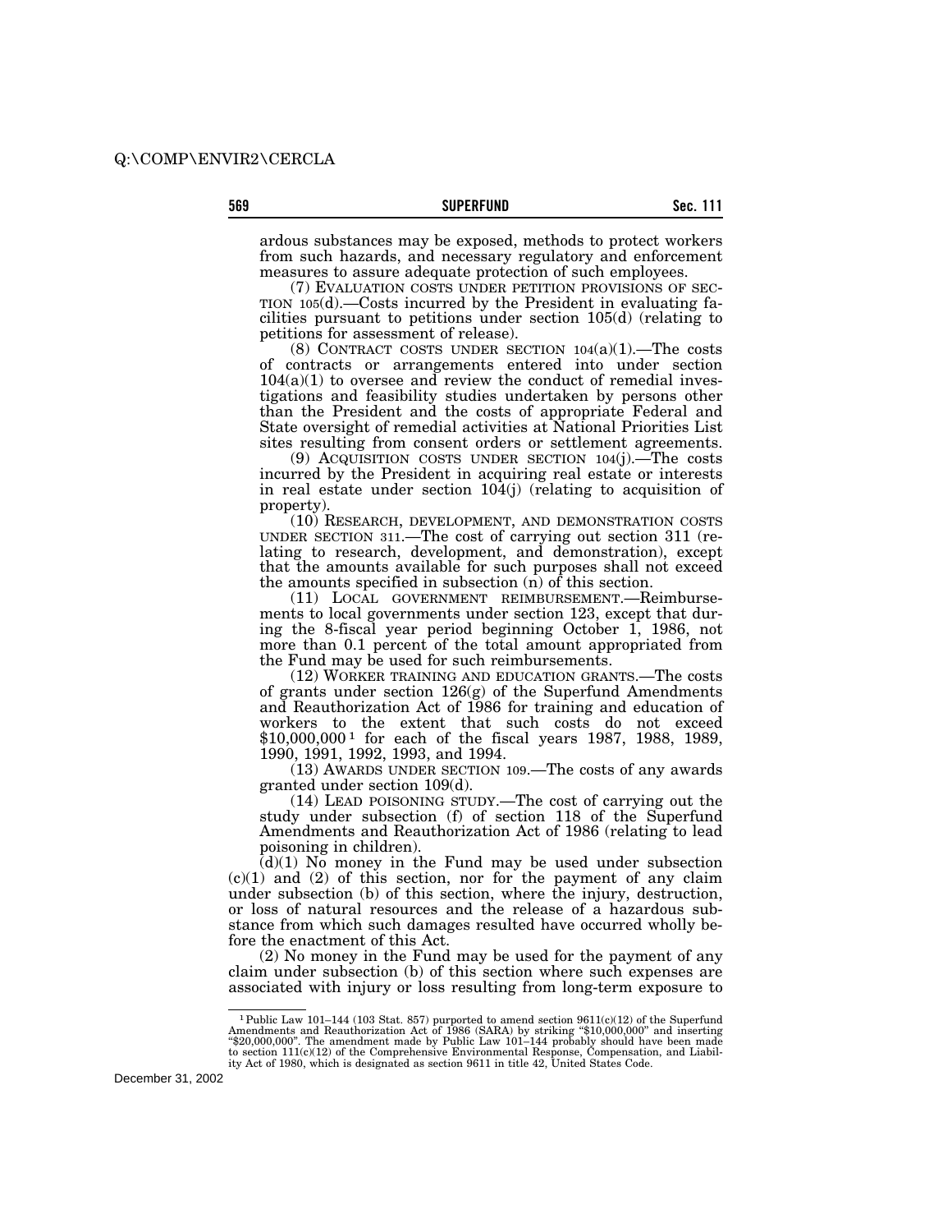ardous substances may be exposed, methods to protect workers from such hazards, and necessary regulatory and enforcement measures to assure adequate protection of such employees.

(7) EVALUATION COSTS UNDER PETITION PROVISIONS OF SECTION 105(d).—Costs incurred by the President in evaluating facilities pursuant to petitions under section 105(d) (relating to petitions for assessment of release).

(8) CONTRACT COSTS UNDER SECTION 104(a)(1).—The costs of contracts or arrangements entered into under section 104(a)(1) to oversee and review the conduct of remedial investigations and feasibility studies undertaken by persons other than the President and the costs of appropriate Federal and State oversight of remedial activities at National Priorities List sites resulting from consent orders or settlement agreements.

(9) ACQUISITION COSTS UNDER SECTION 104(j).—The costs incurred by the President in acquiring real estate or interests in real estate under section 104(j) (relating to acquisition of property).

(10) RESEARCH, DEVELOPMENT, AND DEMONSTRATION COSTS UNDER SECTION 311.—The cost of carrying out section 311 (relating to research, development, and demonstration), except that the amounts available for such purposes shall not exceed the amounts specified in subsection (n) of this section.

(11) LOCAL GOVERNMENT REIMBURSEMENT.—Reimbursements to local governments under section 123, except that during the 8-fiscal year period beginning October 1, 1986, not more than 0.1 percent of the total amount appropriated from the Fund may be used for such reimbursements.

(12) WORKER TRAINING AND EDUCATION GRANTS.—The costs of grants under section 126(g) of the Superfund Amendments and Reauthorization Act of 1986 for training and education of workers to the extent that such costs do not exceed $10,000,000[1] for each of the fiscal years 1987, 1988, 1989, 1990, 1991, 1992, 1993, and 1994.

(13) AWARDS UNDER SECTION 109.—The costs of any awards granted under section 109(d).

(14) LEAD POISONING STUDY.—The cost of carrying out the study under subsection (f) of section 118 of the Superfund Amendments and Reauthorization Act of 1986 (relating to lead poisoning in children).

(d)(1) No money in the Fund may be used under subsection (c)(1) and (2) of this section, nor for the payment of any claim under subsection (b) of this section, where the injury, destruction, or loss of natural resources and the release of a hazardous substance from which such damages resulted have occurred wholly before the enactment of this Act.

(2) No money in the Fund may be used for the payment of any claim under subsection (b) of this section where such expenses are associated with injury or loss resulting from long-term exposure to

---

[1] Public Law 101–144 (103 Stat. 857) purported to amend section 9611(c)(12) of the Superfund Amendments and Reauthorization Act of 1986 (SARA) by striking "$10,000,000" and inserting "$20,000,000". The amendment made by Public Law 101–144 probably should have been made to section 111(c)(12) of the Comprehensive Environmental Response, Compensation, and Liability Act of 1980, which is designated as section 9611 in title 42, United States Code.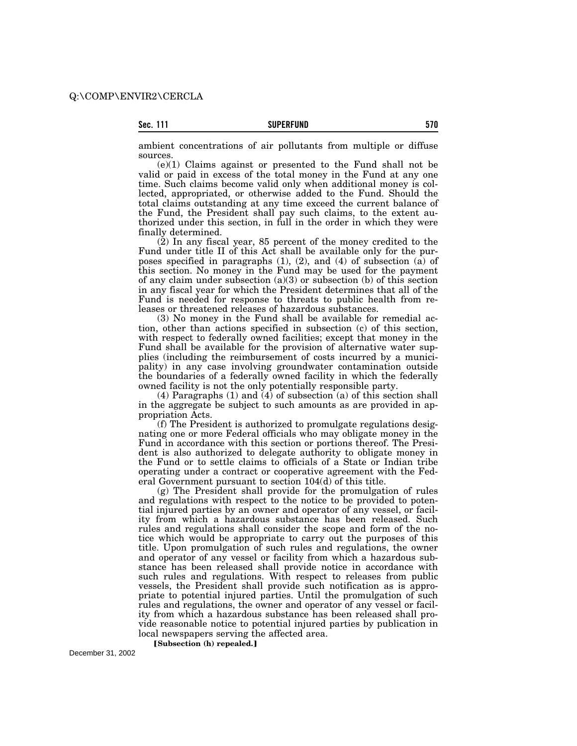ambient concentrations of air pollutants from multiple or diffuse sources.

(e)(1) Claims against or presented to the Fund shall not be valid or paid in excess of the total money in the Fund at any one time. Such claims become valid only when additional money is collected, appropriated, or otherwise added to the Fund. Should the total claims outstanding at any time exceed the current balance of the Fund, the President shall pay such claims, to the extent authorized under this section, in full in the order in which they were finally determined.

(2) In any fiscal year, 85 percent of the money credited to the Fund under title II of this Act shall be available only for the purposes specified in paragraphs (1), (2), and (4) of subsection (a) of this section. No money in the Fund may be used for the payment of any claim under subsection (a)(3) or subsection (b) of this section in any fiscal year for which the President determines that all of the Fund is needed for response to threats to public health from releases or threatened releases of hazardous substances.

(3) No money in the Fund shall be available for remedial action, other than actions specified in subsection (c) of this section, with respect to federally owned facilities; except that money in the Fund shall be available for the provision of alternative water supplies (including the reimbursement of costs incurred by a municipality) in any case involving groundwater contamination outside the boundaries of a federally owned facility in which the federally owned facility is not the only potentially responsible party.

(4) Paragraphs (1) and (4) of subsection (a) of this section shall in the aggregate be subject to such amounts as are provided in appropriation Acts.

(f) The President is authorized to promulgate regulations designating one or more Federal officials who may obligate money in the Fund in accordance with this section or portions thereof. The President is also authorized to delegate authority to obligate money in the Fund or to settle claims to officials of a State or Indian tribe operating under a contract or cooperative agreement with the Federal Government pursuant to section 104(d) of this title.

(g) The President shall provide for the promulgation of rules and regulations with respect to the notice to be provided to potential injured parties by an owner and operator of any vessel, or facility from which a hazardous substance has been released. Such rules and regulations shall consider the scope and form of the notice which would be appropriate to carry out the purposes of this title. Upon promulgation of such rules and regulations, the owner and operator of any vessel or facility from which a hazardous substance has been released shall provide notice in accordance with such rules and regulations. With respect to releases from public vessels, the President shall provide such notification as is appropriate to potential injured parties. Until the promulgation of such rules and regulations, the owner and operator of any vessel or facility from which a hazardous substance has been released shall provide reasonable notice to potential injured parties by publication in local newspapers serving the affected area.

**[Subsection (h) repealed.]**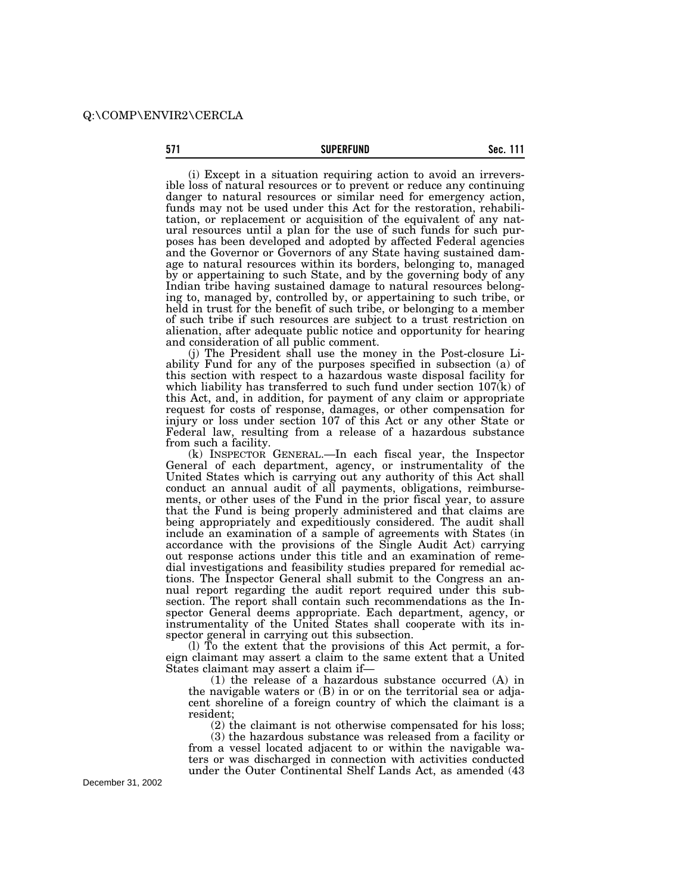(i) Except in a situation requiring action to avoid an irreversible loss of natural resources or to prevent or reduce any continuing danger to natural resources or similar need for emergency action, funds may not be used under this Act for the restoration, rehabilitation, or replacement or acquisition of the equivalent of any natural resources until a plan for the use of such funds for such purposes has been developed and adopted by affected Federal agencies and the Governor or Governors of any State having sustained damage to natural resources within its borders, belonging to, managed by or appertaining to such State, and by the governing body of any Indian tribe having sustained damage to natural resources belonging to, managed by, controlled by, or appertaining to such tribe, or held in trust for the benefit of such tribe, or belonging to a member of such tribe if such resources are subject to a trust restriction on alienation, after adequate public notice and opportunity for hearing and consideration of all public comment.

(j) The President shall use the money in the Post-closure Liability Fund for any of the purposes specified in subsection (a) of this section with respect to a hazardous waste disposal facility for which liability has transferred to such fund under section 107(k) of this Act, and, in addition, for payment of any claim or appropriate request for costs of response, damages, or other compensation for injury or loss under section 107 of this Act or any other State or Federal law, resulting from a release of a hazardous substance from such a facility.

(k) INSPECTOR GENERAL.—In each fiscal year, the Inspector General of each department, agency, or instrumentality of the United States which is carrying out any authority of this Act shall conduct an annual audit of all payments, obligations, reimbursements, or other uses of the Fund in the prior fiscal year, to assure that the Fund is being properly administered and that claims are being appropriately and expeditiously considered. The audit shall include an examination of a sample of agreements with States (in accordance with the provisions of the Single Audit Act) carrying out response actions under this title and an examination of remedial investigations and feasibility studies prepared for remedial actions. The Inspector General shall submit to the Congress an annual report regarding the audit report required under this subsection. The report shall contain such recommendations as the Inspector General deems appropriate. Each department, agency, or instrumentality of the United States shall cooperate with its inspector general in carrying out this subsection.

(l) To the extent that the provisions of this Act permit, a foreign claimant may assert a claim to the same extent that a United States claimant may assert a claim if—

(1) the release of a hazardous substance occurred (A) in the navigable waters or (B) in or on the territorial sea or adjacent shoreline of a foreign country of which the claimant is a resident;

(2) the claimant is not otherwise compensated for his loss;

(3) the hazardous substance was released from a facility or from a vessel located adjacent to or within the navigable waters or was discharged in connection with activities conducted under the Outer Continental Shelf Lands Act, as amended (43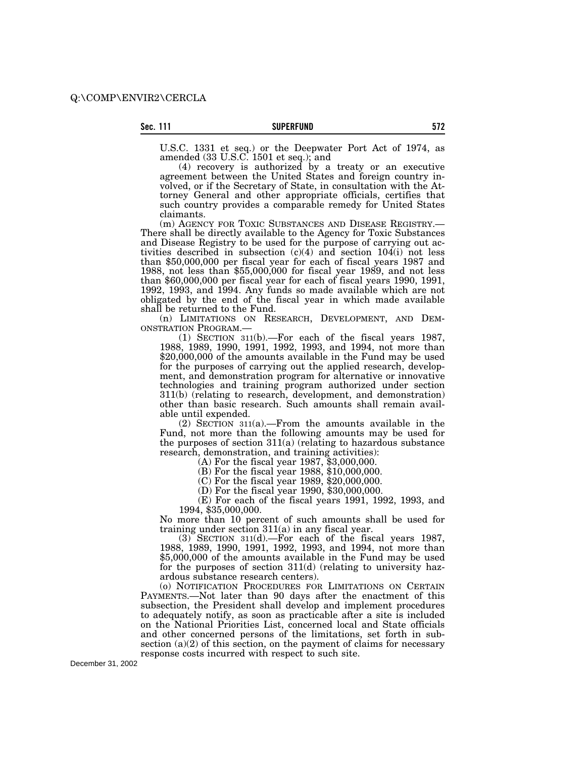U.S.C. 1331 et seq.) or the Deepwater Port Act of 1974, as amended (33 U.S.C. 1501 et seq.); and

(4) recovery is authorized by a treaty or an executive agreement between the United States and foreign country involved, or if the Secretary of State, in consultation with the Attorney General and other appropriate officials, certifies that such country provides a comparable remedy for United States claimants.

(m) AGENCY FOR TOXIC SUBSTANCES AND DISEASE REGISTRY.—There shall be directly available to the Agency for Toxic Substances and Disease Registry to be used for the purpose of carrying out activities described in subsection (c)(4) and section 104(i) not less than $50,000,000 per fiscal year for each of fiscal years 1987 and 1988, not less than $55,000,000 for fiscal year 1989, and not less than $60,000,000 per fiscal year for each of fiscal years 1990, 1991, 1992, 1993, and 1994. Any funds so made available which are not obligated by the end of the fiscal year in which made available shall be returned to the Fund.

(n) LIMITATIONS ON RESEARCH, DEVELOPMENT, AND DEMONSTRATION PROGRAM.—

(1) SECTION 311(b).—For each of the fiscal years 1987, 1988, 1989, 1990, 1991, 1992, 1993, and 1994, not more than $20,000,000 of the amounts available in the Fund may be used for the purposes of carrying out the applied research, development, and demonstration program for alternative or innovative technologies and training program authorized under section 311(b) (relating to research, development, and demonstration) other than basic research. Such amounts shall remain available until expended.

(2) SECTION 311(a).—From the amounts available in the Fund, not more than the following amounts may be used for the purposes of section 311(a) (relating to hazardous substance research, demonstration, and training activities):

(A) For the fiscal year 1987, $3,000,000.

(B) For the fiscal year 1988, $10,000,000.

(C) For the fiscal year 1989, $20,000,000.

(D) For the fiscal year 1990, $30,000,000.

(E) For each of the fiscal years 1991, 1992, 1993, and 1994, $35,000,000.

No more than 10 percent of such amounts shall be used for training under section 311(a) in any fiscal year.

(3) SECTION 311(d).—For each of the fiscal years 1987, 1988, 1989, 1990, 1991, 1992, 1993, and 1994, not more than $5,000,000 of the amounts available in the Fund may be used for the purposes of section 311(d) (relating to university hazardous substance research centers).

(o) NOTIFICATION PROCEDURES FOR LIMITATIONS ON CERTAIN PAYMENTS.—Not later than 90 days after the enactment of this subsection, the President shall develop and implement procedures to adequately notify, as soon as practicable after a site is included on the National Priorities List, concerned local and State officials and other concerned persons of the limitations, set forth in subsection (a)(2) of this section, on the payment of claims for necessary response costs incurred with respect to such site.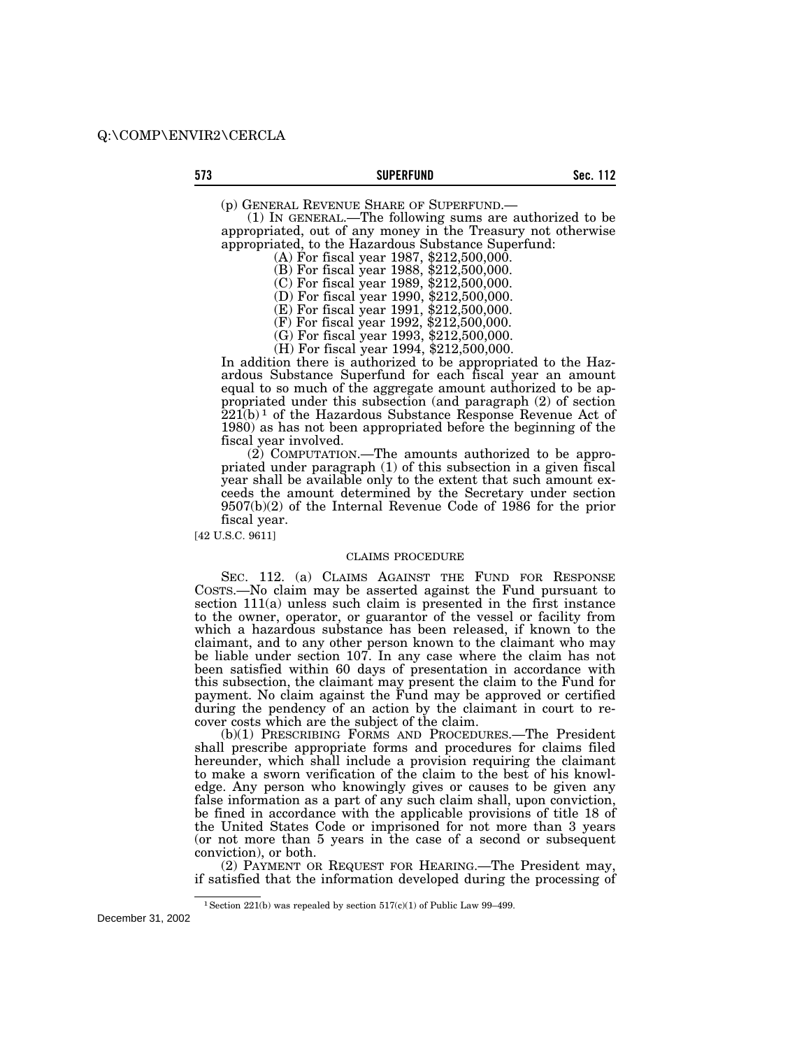(p) GENERAL REVENUE SHARE OF SUPERFUND.—

(1) IN GENERAL.—The following sums are authorized to be appropriated, out of any money in the Treasury not otherwise appropriated, to the Hazardous Substance Superfund:

(A) For fiscal year 1987, $212,500,000.

(B) For fiscal year 1988, $212,500,000.

(C) For fiscal year 1989, $212,500,000.

(D) For fiscal year 1990, $212,500,000.

(E) For fiscal year 1991, $212,500,000.

(F) For fiscal year 1992, $212,500,000.

(G) For fiscal year 1993, $212,500,000.

(H) For fiscal year 1994, $212,500,000.

In addition there is authorized to be appropriated to the Hazardous Substance Superfund for each fiscal year an amount equal to so much of the aggregate amount authorized to be appropriated under this subsection (and paragraph (2) of section 221(b) [1] of the Hazardous Substance Response Revenue Act of 1980) as has not been appropriated before the beginning of the fiscal year involved.

(2) COMPUTATION.—The amounts authorized to be appropriated under paragraph (1) of this subsection in a given fiscal year shall be available only to the extent that such amount exceeds the amount determined by the Secretary under section 9507(b)(2) of the Internal Revenue Code of 1986 for the prior fiscal year.

[42 U.S.C. 9611]

CLAIMS PROCEDURE

SEC. 112. (a) CLAIMS AGAINST THE FUND FOR RESPONSE COSTS.—No claim may be asserted against the Fund pursuant to section 111(a) unless such claim is presented in the first instance to the owner, operator, or guarantor of the vessel or facility from which a hazardous substance has been released, if known to the claimant, and to any other person known to the claimant who may be liable under section 107. In any case where the claim has not been satisfied within 60 days of presentation in accordance with this subsection, the claimant may present the claim to the Fund for payment. No claim against the Fund may be approved or certified during the pendency of an action by the claimant in court to recover costs which are the subject of the claim.

(b)(1) PRESCRIBING FORMS AND PROCEDURES.—The President shall prescribe appropriate forms and procedures for claims filed hereunder, which shall include a provision requiring the claimant to make a sworn verification of the claim to the best of his knowledge. Any person who knowingly gives or causes to be given any false information as a part of any such claim shall, upon conviction, be fined in accordance with the applicable provisions of title 18 of the United States Code or imprisoned for not more than 3 years (or not more than 5 years in the case of a second or subsequent conviction), or both.

(2) PAYMENT OR REQUEST FOR HEARING.—The President may, if satisfied that the information developed during the processing of

[1] Section 221(b) was repealed by section 517(c)(1) of Public Law 99–499.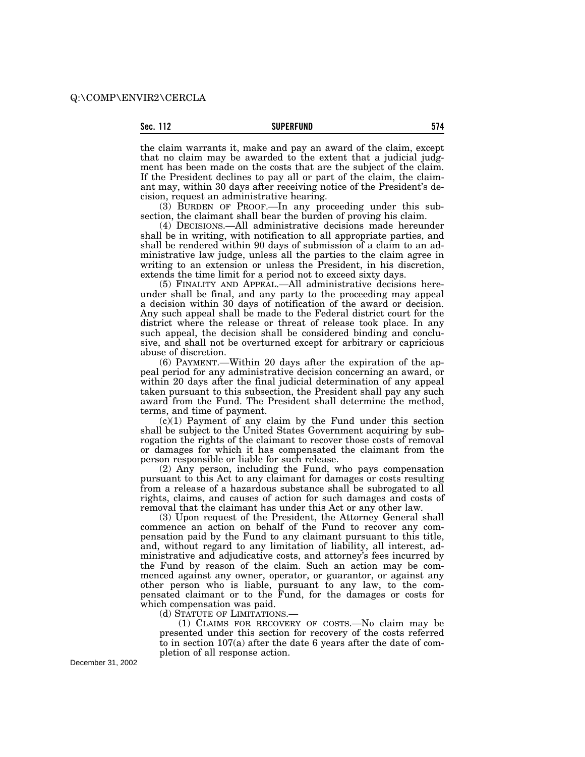the claim warrants it, make and pay an award of the claim, except that no claim may be awarded to the extent that a judicial judgment has been made on the costs that are the subject of the claim. If the President declines to pay all or part of the claim, the claimant may, within 30 days after receiving notice of the President's decision, request an administrative hearing.

(3) BURDEN OF PROOF.—In any proceeding under this subsection, the claimant shall bear the burden of proving his claim.

(4) DECISIONS.—All administrative decisions made hereunder shall be in writing, with notification to all appropriate parties, and shall be rendered within 90 days of submission of a claim to an administrative law judge, unless all the parties to the claim agree in writing to an extension or unless the President, in his discretion, extends the time limit for a period not to exceed sixty days.

(5) FINALITY AND APPEAL.—All administrative decisions hereunder shall be final, and any party to the proceeding may appeal a decision within 30 days of notification of the award or decision. Any such appeal shall be made to the Federal district court for the district where the release or threat of release took place. In any such appeal, the decision shall be considered binding and conclusive, and shall not be overturned except for arbitrary or capricious abuse of discretion.

(6) PAYMENT.—Within 20 days after the expiration of the appeal period for any administrative decision concerning an award, or within 20 days after the final judicial determination of any appeal taken pursuant to this subsection, the President shall pay any such award from the Fund. The President shall determine the method, terms, and time of payment.

(c)(1) Payment of any claim by the Fund under this section shall be subject to the United States Government acquiring by subrogation the rights of the claimant to recover those costs of removal or damages for which it has compensated the claimant from the person responsible or liable for such release.

(2) Any person, including the Fund, who pays compensation pursuant to this Act to any claimant for damages or costs resulting from a release of a hazardous substance shall be subrogated to all rights, claims, and causes of action for such damages and costs of removal that the claimant has under this Act or any other law.

(3) Upon request of the President, the Attorney General shall commence an action on behalf of the Fund to recover any compensation paid by the Fund to any claimant pursuant to this title, and, without regard to any limitation of liability, all interest, administrative and adjudicative costs, and attorney's fees incurred by the Fund by reason of the claim. Such an action may be commenced against any owner, operator, or guarantor, or against any other person who is liable, pursuant to any law, to the compensated claimant or to the Fund, for the damages or costs for which compensation was paid.

(d) STATUTE OF LIMITATIONS.—

(1) CLAIMS FOR RECOVERY OF COSTS.—No claim may be presented under this section for recovery of the costs referred to in section 107(a) after the date 6 years after the date of completion of all response action.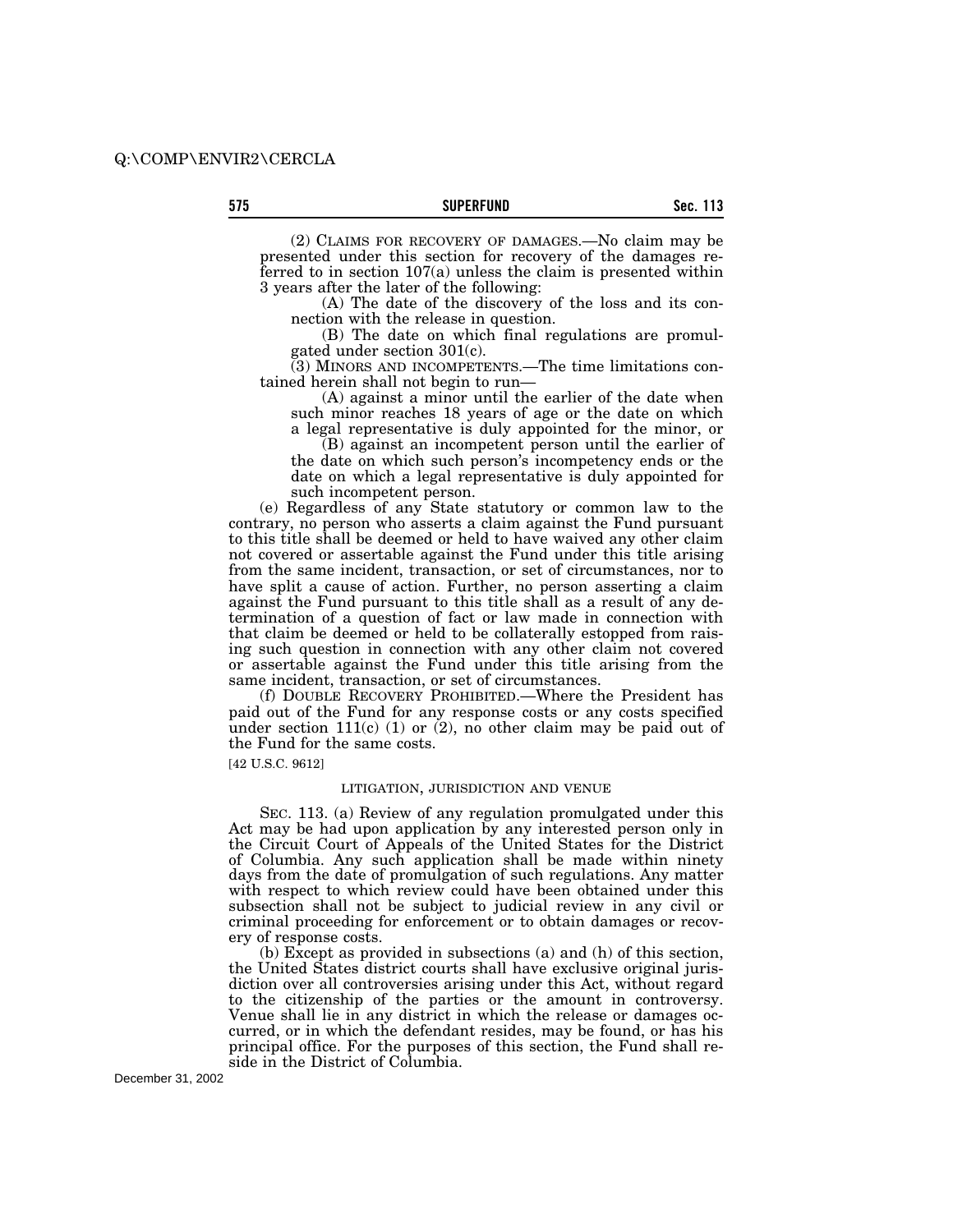(2) CLAIMS FOR RECOVERY OF DAMAGES.—No claim may be presented under this section for recovery of the damages referred to in section 107(a) unless the claim is presented within 3 years after the later of the following:

(A) The date of the discovery of the loss and its connection with the release in question.

(B) The date on which final regulations are promulgated under section 301(c).

(3) MINORS AND INCOMPETENTS.—The time limitations contained herein shall not begin to run—

(A) against a minor until the earlier of the date when such minor reaches 18 years of age or the date on which a legal representative is duly appointed for the minor, or

(B) against an incompetent person until the earlier of the date on which such person's incompetency ends or the date on which a legal representative is duly appointed for such incompetent person.

(e) Regardless of any State statutory or common law to the contrary, no person who asserts a claim against the Fund pursuant to this title shall be deemed or held to have waived any other claim not covered or assertable against the Fund under this title arising from the same incident, transaction, or set of circumstances, nor to have split a cause of action. Further, no person asserting a claim against the Fund pursuant to this title shall as a result of any determination of a question of fact or law made in connection with that claim be deemed or held to be collaterally estopped from raising such question in connection with any other claim not covered or assertable against the Fund under this title arising from the same incident, transaction, or set of circumstances.

(f) DOUBLE RECOVERY PROHIBITED.—Where the President has paid out of the Fund for any response costs or any costs specified under section 111(c) (1) or (2), no other claim may be paid out of the Fund for the same costs.

[42 U.S.C. 9612]

LITIGATION, JURISDICTION AND VENUE

SEC. 113. (a) Review of any regulation promulgated under this Act may be had upon application by any interested person only in the Circuit Court of Appeals of the United States for the District of Columbia. Any such application shall be made within ninety days from the date of promulgation of such regulations. Any matter with respect to which review could have been obtained under this subsection shall not be subject to judicial review in any civil or criminal proceeding for enforcement or to obtain damages or recovery of response costs.

(b) Except as provided in subsections (a) and (h) of this section, the United States district courts shall have exclusive original jurisdiction over all controversies arising under this Act, without regard to the citizenship of the parties or the amount in controversy. Venue shall lie in any district in which the release or damages occurred, or in which the defendant resides, may be found, or has his principal office. For the purposes of this section, the Fund shall reside in the District of Columbia.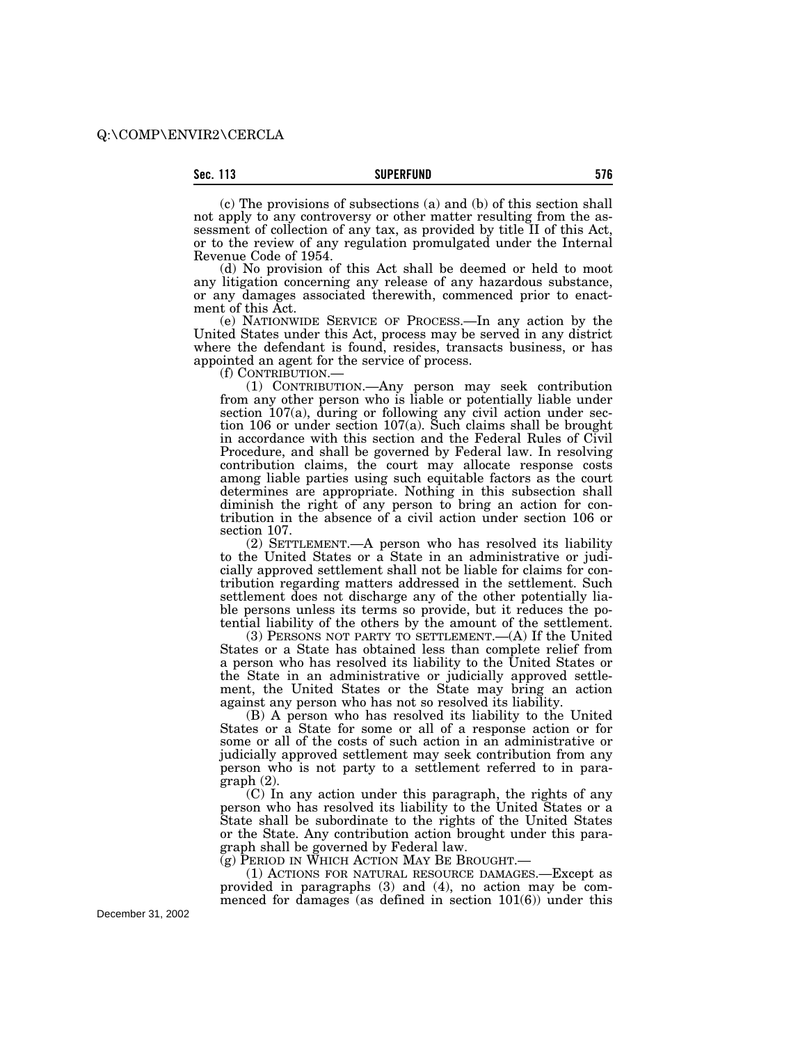(c) The provisions of subsections (a) and (b) of this section shall not apply to any controversy or other matter resulting from the assessment of collection of any tax, as provided by title II of this Act, or to the review of any regulation promulgated under the Internal Revenue Code of 1954.

(d) No provision of this Act shall be deemed or held to moot any litigation concerning any release of any hazardous substance, or any damages associated therewith, commenced prior to enactment of this Act.

(e) NATIONWIDE SERVICE OF PROCESS.—In any action by the United States under this Act, process may be served in any district where the defendant is found, resides, transacts business, or has appointed an agent for the service of process.

(f) CONTRIBUTION.—

(1) CONTRIBUTION.—Any person may seek contribution from any other person who is liable or potentially liable under section 107(a), during or following any civil action under section 106 or under section 107(a). Such claims shall be brought in accordance with this section and the Federal Rules of Civil Procedure, and shall be governed by Federal law. In resolving contribution claims, the court may allocate response costs among liable parties using such equitable factors as the court determines are appropriate. Nothing in this subsection shall diminish the right of any person to bring an action for contribution in the absence of a civil action under section 106 or section 107.

(2) SETTLEMENT.—A person who has resolved its liability to the United States or a State in an administrative or judicially approved settlement shall not be liable for claims for contribution regarding matters addressed in the settlement. Such settlement does not discharge any of the other potentially liable persons unless its terms so provide, but it reduces the potential liability of the others by the amount of the settlement.

(3) PERSONS NOT PARTY TO SETTLEMENT.—(A) If the United States or a State has obtained less than complete relief from a person who has resolved its liability to the United States or the State in an administrative or judicially approved settlement, the United States or the State may bring an action against any person who has not so resolved its liability.

(B) A person who has resolved its liability to the United States or a State for some or all of a response action or for some or all of the costs of such action in an administrative or judicially approved settlement may seek contribution from any person who is not party to a settlement referred to in paragraph (2).

(C) In any action under this paragraph, the rights of any person who has resolved its liability to the United States or a State shall be subordinate to the rights of the United States or the State. Any contribution action brought under this paragraph shall be governed by Federal law.

(g) PERIOD IN WHICH ACTION MAY BE BROUGHT.—

(1) ACTIONS FOR NATURAL RESOURCE DAMAGES.—Except as provided in paragraphs (3) and (4), no action may be commenced for damages (as defined in section 101(6)) under this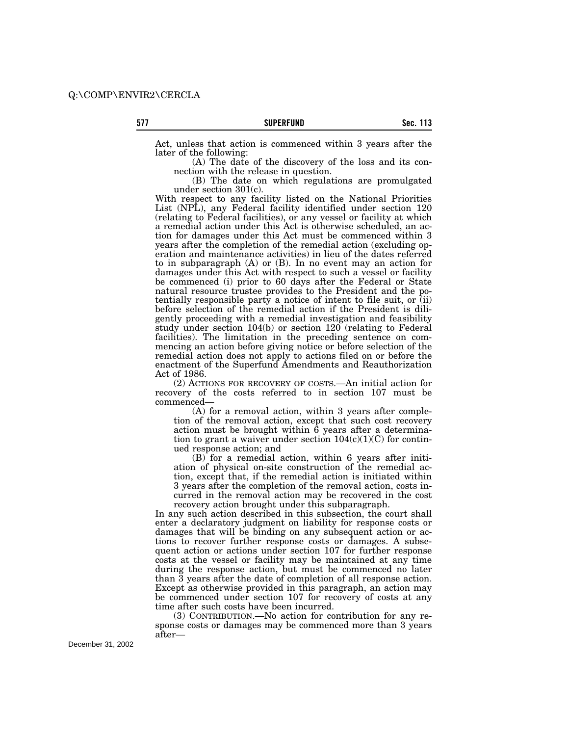Act, unless that action is commenced within 3 years after the later of the following:

(A) The date of the discovery of the loss and its connection with the release in question.

(B) The date on which regulations are promulgated under section 301(c).

With respect to any facility listed on the National Priorities List (NPL), any Federal facility identified under section 120 (relating to Federal facilities), or any vessel or facility at which a remedial action under this Act is otherwise scheduled, an action for damages under this Act must be commenced within 3 years after the completion of the remedial action (excluding operation and maintenance activities) in lieu of the dates referred to in subparagraph (A) or (B). In no event may an action for damages under this Act with respect to such a vessel or facility be commenced (i) prior to 60 days after the Federal or State natural resource trustee provides to the President and the potentially responsible party a notice of intent to file suit, or (ii) before selection of the remedial action if the President is diligently proceeding with a remedial investigation and feasibility study under section 104(b) or section 120 (relating to Federal facilities). The limitation in the preceding sentence on commencing an action before giving notice or before selection of the remedial action does not apply to actions filed on or before the enactment of the Superfund Amendments and Reauthorization Act of 1986.

(2) ACTIONS FOR RECOVERY OF COSTS.—An initial action for recovery of the costs referred to in section 107 must be commenced—

(A) for a removal action, within 3 years after completion of the removal action, except that such cost recovery action must be brought within 6 years after a determination to grant a waiver under section 104(c)(1)(C) for continued response action; and

(B) for a remedial action, within 6 years after initiation of physical on-site construction of the remedial action, except that, if the remedial action is initiated within 3 years after the completion of the removal action, costs incurred in the removal action may be recovered in the cost recovery action brought under this subparagraph.

In any such action described in this subsection, the court shall enter a declaratory judgment on liability for response costs or damages that will be binding on any subsequent action or actions to recover further response costs or damages. A subsequent action or actions under section 107 for further response costs at the vessel or facility may be maintained at any time during the response action, but must be commenced no later than 3 years after the date of completion of all response action. Except as otherwise provided in this paragraph, an action may be commenced under section 107 for recovery of costs at any time after such costs have been incurred.

(3) CONTRIBUTION.—No action for contribution for any response costs or damages may be commenced more than 3 years after—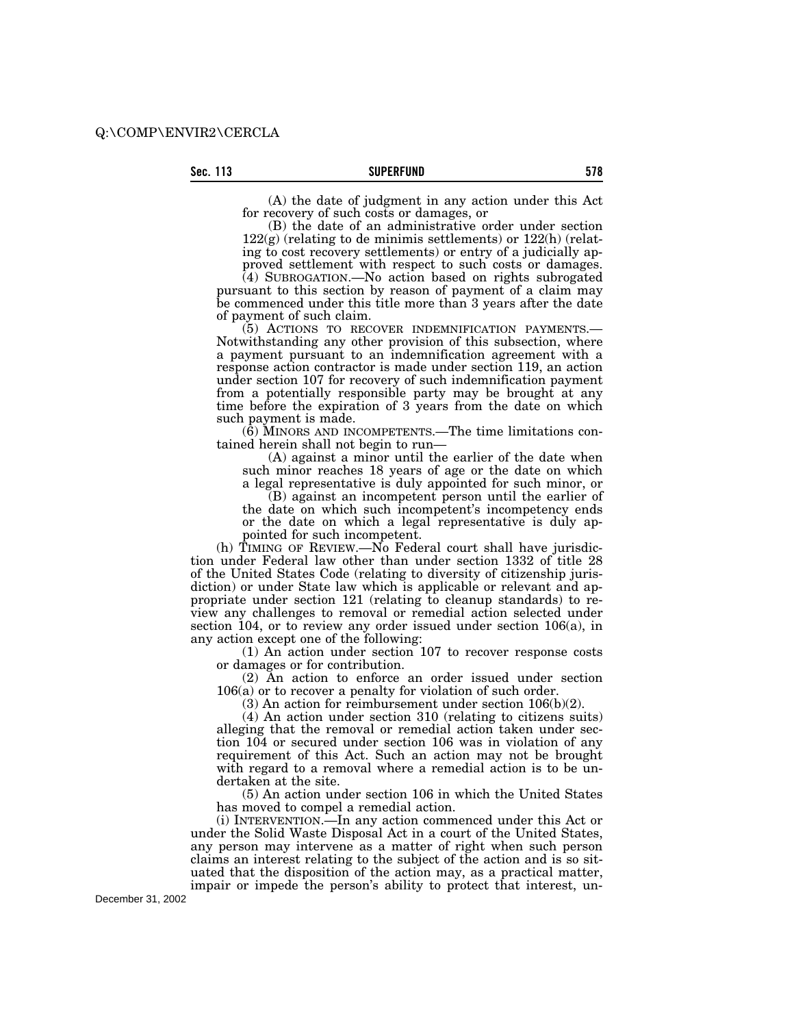(A) the date of judgment in any action under this Act for recovery of such costs or damages, or

(B) the date of an administrative order under section 122(g) (relating to de minimis settlements) or 122(h) (relating to cost recovery settlements) or entry of a judicially approved settlement with respect to such costs or damages.

(4) SUBROGATION.—No action based on rights subrogated pursuant to this section by reason of payment of a claim may be commenced under this title more than 3 years after the date of payment of such claim.

(5) ACTIONS TO RECOVER INDEMNIFICATION PAYMENTS.—Notwithstanding any other provision of this subsection, where a payment pursuant to an indemnification agreement with a response action contractor is made under section 119, an action under section 107 for recovery of such indemnification payment from a potentially responsible party may be brought at any time before the expiration of 3 years from the date on which such payment is made.

(6) MINORS AND INCOMPETENTS.—The time limitations contained herein shall not begin to run—

(A) against a minor until the earlier of the date when such minor reaches 18 years of age or the date on which a legal representative is duly appointed for such minor, or

(B) against an incompetent person until the earlier of the date on which such incompetent's incompetency ends or the date on which a legal representative is duly appointed for such incompetent.

(h) TIMING OF REVIEW.—No Federal court shall have jurisdiction under Federal law other than under section 1332 of title 28 of the United States Code (relating to diversity of citizenship jurisdiction) or under State law which is applicable or relevant and appropriate under section 121 (relating to cleanup standards) to review any challenges to removal or remedial action selected under section 104, or to review any order issued under section 106(a), in any action except one of the following:

(1) An action under section 107 to recover response costs or damages or for contribution.

(2) An action to enforce an order issued under section 106(a) or to recover a penalty for violation of such order.

(3) An action for reimbursement under section 106(b)(2).

(4) An action under section 310 (relating to citizens suits) alleging that the removal or remedial action taken under section 104 or secured under section 106 was in violation of any requirement of this Act. Such an action may not be brought with regard to a removal where a remedial action is to be undertaken at the site.

(5) An action under section 106 in which the United States has moved to compel a remedial action.

(i) INTERVENTION.—In any action commenced under this Act or under the Solid Waste Disposal Act in a court of the United States, any person may intervene as a matter of right when such person claims an interest relating to the subject of the action and is so situated that the disposition of the action may, as a practical matter, impair or impede the person's ability to protect that interest, un-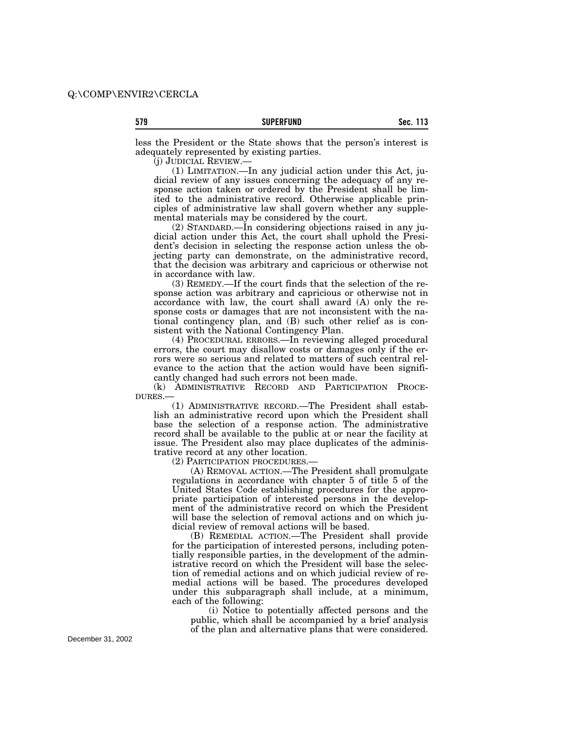less the President or the State shows that the person's interest is adequately represented by existing parties.

(j) JUDICIAL REVIEW.—

(1) LIMITATION.—In any judicial action under this Act, judicial review of any issues concerning the adequacy of any response action taken or ordered by the President shall be limited to the administrative record. Otherwise applicable principles of administrative law shall govern whether any supplemental materials may be considered by the court.

(2) STANDARD.—In considering objections raised in any judicial action under this Act, the court shall uphold the President's decision in selecting the response action unless the objecting party can demonstrate, on the administrative record, that the decision was arbitrary and capricious or otherwise not in accordance with law.

(3) REMEDY.—If the court finds that the selection of the response action was arbitrary and capricious or otherwise not in accordance with law, the court shall award (A) only the response costs or damages that are not inconsistent with the national contingency plan, and (B) such other relief as is consistent with the National Contingency Plan.

(4) PROCEDURAL ERRORS.—In reviewing alleged procedural errors, the court may disallow costs or damages only if the errors were so serious and related to matters of such central relevance to the action that the action would have been significantly changed had such errors not been made.

(k) ADMINISTRATIVE RECORD AND PARTICIPATION PROCEDURES.—

(1) ADMINISTRATIVE RECORD.—The President shall establish an administrative record upon which the President shall base the selection of a response action. The administrative record shall be available to the public at or near the facility at issue. The President also may place duplicates of the administrative record at any other location.

(2) PARTICIPATION PROCEDURES.—

(A) REMOVAL ACTION.—The President shall promulgate regulations in accordance with chapter 5 of title 5 of the United States Code establishing procedures for the appropriate participation of interested persons in the development of the administrative record on which the President will base the selection of removal actions and on which judicial review of removal actions will be based.

(B) REMEDIAL ACTION.—The President shall provide for the participation of interested persons, including potentially responsible parties, in the development of the administrative record on which the President will base the selection of remedial actions and on which judicial review of remedial actions will be based. The procedures developed under this subparagraph shall include, at a minimum, each of the following:

(i) Notice to potentially affected persons and the public, which shall be accompanied by a brief analysis of the plan and alternative plans that were considered.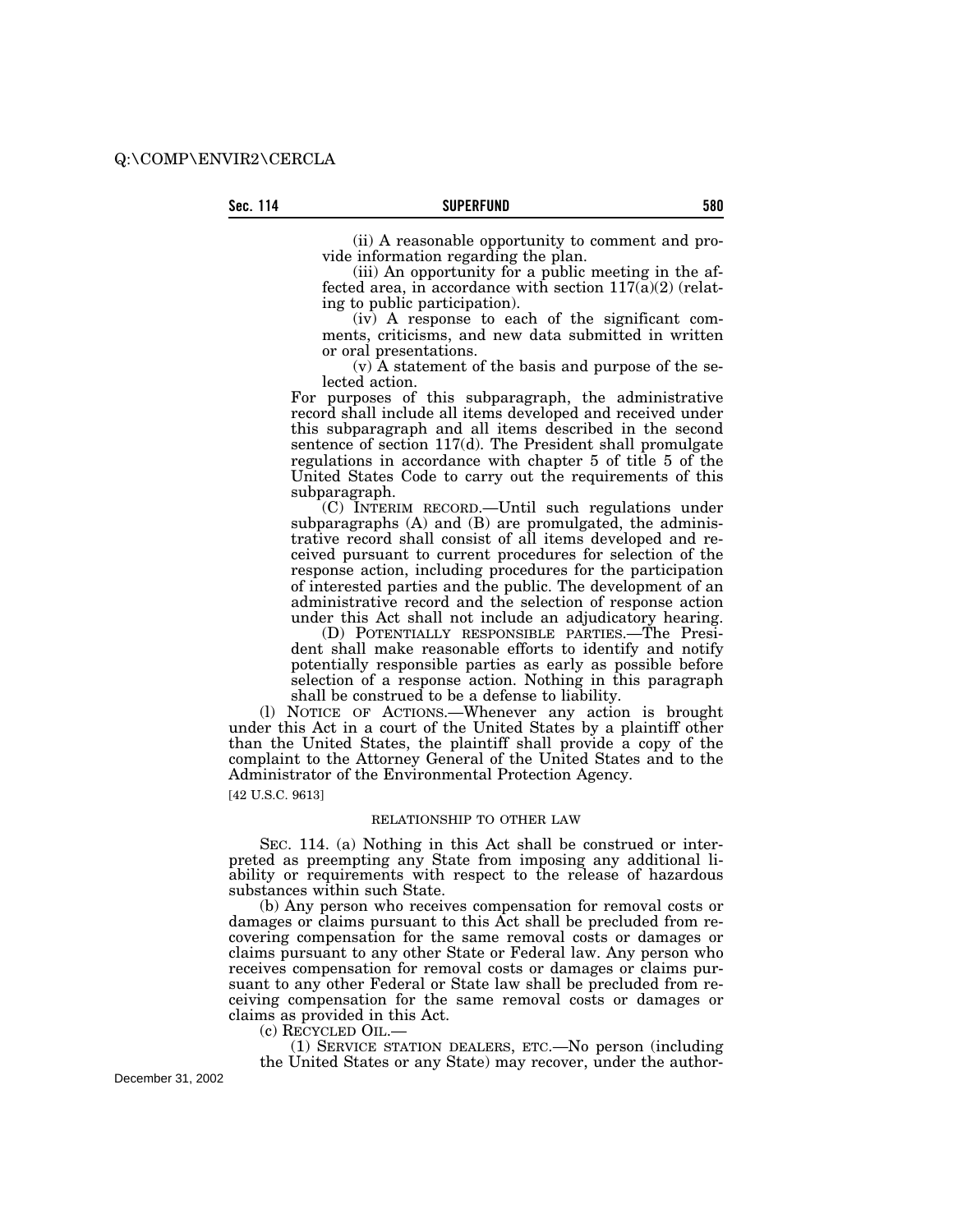(ii) A reasonable opportunity to comment and provide information regarding the plan.

(iii) An opportunity for a public meeting in the affected area, in accordance with section 117(a)(2) (relating to public participation).

(iv) A response to each of the significant comments, criticisms, and new data submitted in written or oral presentations.

(v) A statement of the basis and purpose of the selected action.

For purposes of this subparagraph, the administrative record shall include all items developed and received under this subparagraph and all items described in the second sentence of section 117(d). The President shall promulgate regulations in accordance with chapter 5 of title 5 of the United States Code to carry out the requirements of this subparagraph.

(C) INTERIM RECORD.—Until such regulations under subparagraphs (A) and (B) are promulgated, the administrative record shall consist of all items developed and received pursuant to current procedures for selection of the response action, including procedures for the participation of interested parties and the public. The development of an administrative record and the selection of response action under this Act shall not include an adjudicatory hearing.

(D) POTENTIALLY RESPONSIBLE PARTIES.—The President shall make reasonable efforts to identify and notify potentially responsible parties as early as possible before selection of a response action. Nothing in this paragraph shall be construed to be a defense to liability.

(l) NOTICE OF ACTIONS.—Whenever any action is brought under this Act in a court of the United States by a plaintiff other than the United States, the plaintiff shall provide a copy of the complaint to the Attorney General of the United States and to the Administrator of the Environmental Protection Agency.

[42 U.S.C. 9613]

RELATIONSHIP TO OTHER LAW

SEC. 114. (a) Nothing in this Act shall be construed or interpreted as preempting any State from imposing any additional liability or requirements with respect to the release of hazardous substances within such State.

(b) Any person who receives compensation for removal costs or damages or claims pursuant to this Act shall be precluded from recovering compensation for the same removal costs or damages or claims pursuant to any other State or Federal law. Any person who receives compensation for removal costs or damages or claims pursuant to any other Federal or State law shall be precluded from receiving compensation for the same removal costs or damages or claims as provided in this Act.

(c) RECYCLED OIL.—

(1) SERVICE STATION DEALERS, ETC.—No person (including the United States or any State) may recover, under the author-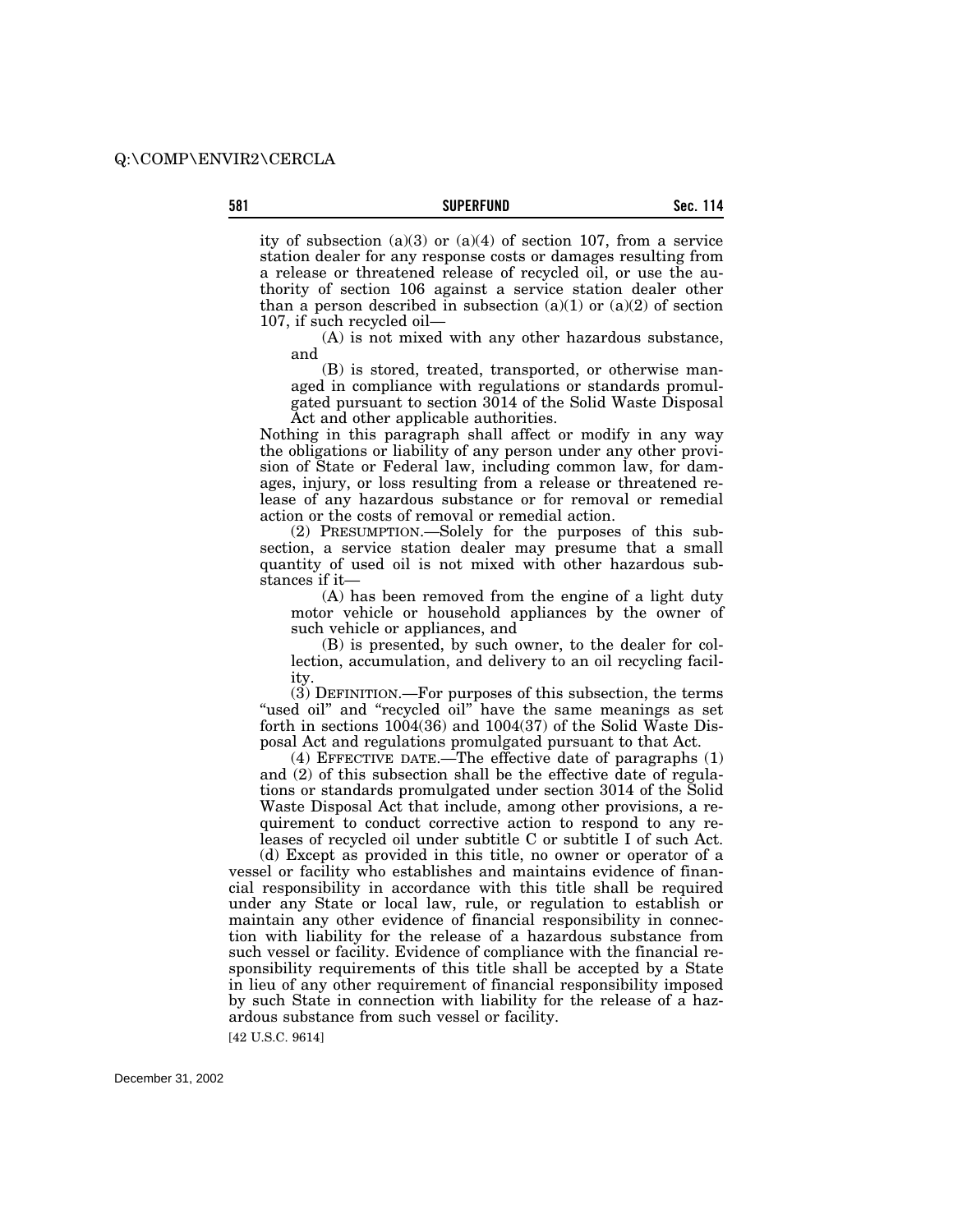ity of subsection (a)(3) or (a)(4) of section 107, from a service station dealer for any response costs or damages resulting from a release or threatened release of recycled oil, or use the authority of section 106 against a service station dealer other than a person described in subsection (a)(1) or (a)(2) of section 107, if such recycled oil—

(A) is not mixed with any other hazardous substance, and

(B) is stored, treated, transported, or otherwise managed in compliance with regulations or standards promulgated pursuant to section 3014 of the Solid Waste Disposal Act and other applicable authorities.

Nothing in this paragraph shall affect or modify in any way the obligations or liability of any person under any other provision of State or Federal law, including common law, for damages, injury, or loss resulting from a release or threatened release of any hazardous substance or for removal or remedial action or the costs of removal or remedial action.

(2) PRESUMPTION.—Solely for the purposes of this subsection, a service station dealer may presume that a small quantity of used oil is not mixed with other hazardous substances if it—

(A) has been removed from the engine of a light duty motor vehicle or household appliances by the owner of such vehicle or appliances, and

(B) is presented, by such owner, to the dealer for collection, accumulation, and delivery to an oil recycling facility.

(3) DEFINITION.—For purposes of this subsection, the terms "used oil" and "recycled oil" have the same meanings as set forth in sections 1004(36) and 1004(37) of the Solid Waste Disposal Act and regulations promulgated pursuant to that Act.

(4) EFFECTIVE DATE.—The effective date of paragraphs (1) and (2) of this subsection shall be the effective date of regulations or standards promulgated under section 3014 of the Solid Waste Disposal Act that include, among other provisions, a requirement to conduct corrective action to respond to any releases of recycled oil under subtitle C or subtitle I of such Act.

(d) Except as provided in this title, no owner or operator of a vessel or facility who establishes and maintains evidence of financial responsibility in accordance with this title shall be required under any State or local law, rule, or regulation to establish or maintain any other evidence of financial responsibility in connection with liability for the release of a hazardous substance from such vessel or facility. Evidence of compliance with the financial responsibility requirements of this title shall be accepted by a State in lieu of any other requirement of financial responsibility imposed by such State in connection with liability for the release of a hazardous substance from such vessel or facility.

[42 U.S.C. 9614]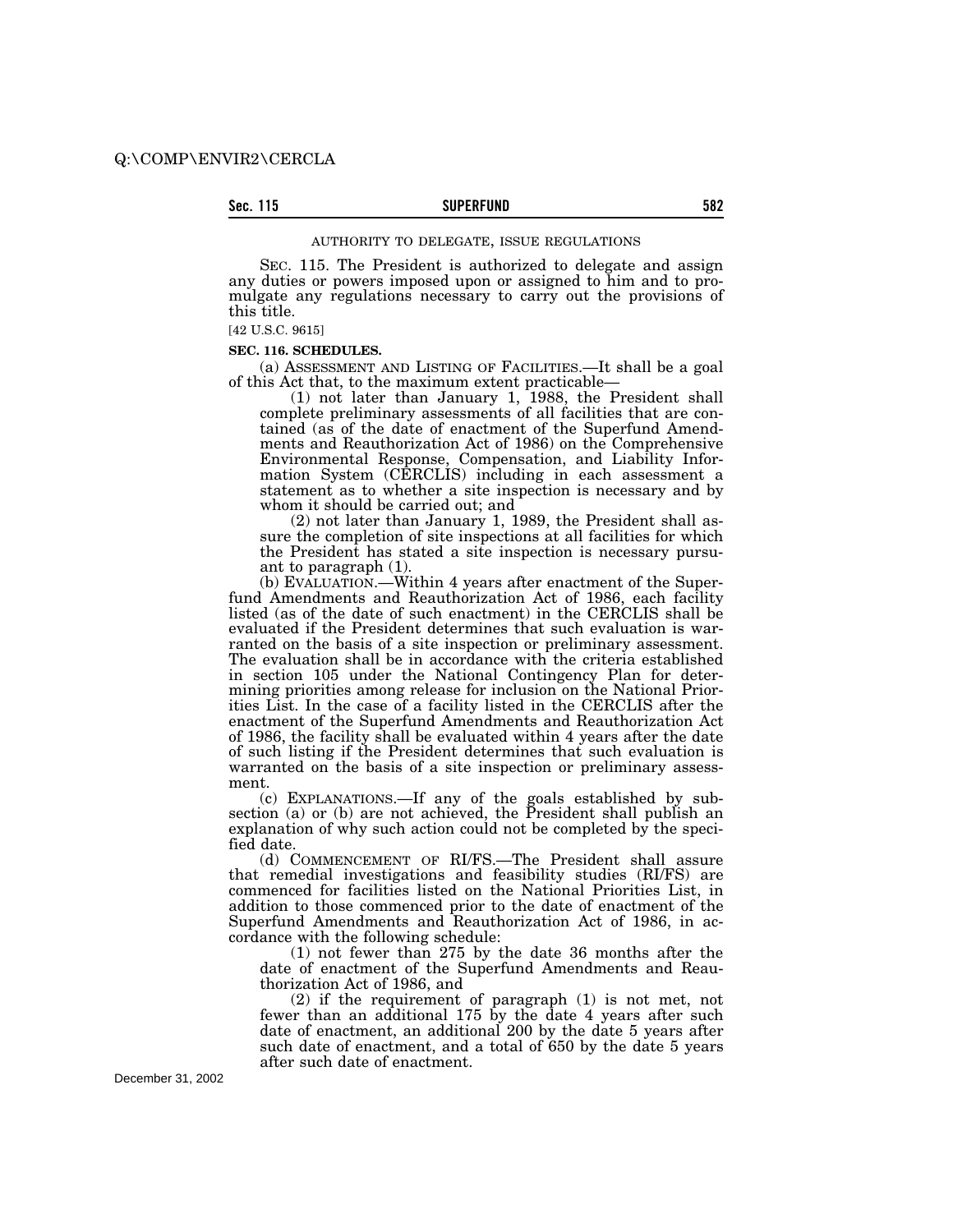AUTHORITY TO DELEGATE, ISSUE REGULATIONS

SEC. 115. The President is authorized to delegate and assign any duties or powers imposed upon or assigned to him and to promulgate any regulations necessary to carry out the provisions of this title.

[42 U.S.C. 9615]

**SEC. 116. SCHEDULES.**

(a) ASSESSMENT AND LISTING OF FACILITIES.—It shall be a goal of this Act that, to the maximum extent practicable—

(1) not later than January 1, 1988, the President shall complete preliminary assessments of all facilities that are contained (as of the date of enactment of the Superfund Amendments and Reauthorization Act of 1986) on the Comprehensive Environmental Response, Compensation, and Liability Information System (CERCLIS) including in each assessment a statement as to whether a site inspection is necessary and by whom it should be carried out; and

(2) not later than January 1, 1989, the President shall assure the completion of site inspections at all facilities for which the President has stated a site inspection is necessary pursuant to paragraph (1).

(b) EVALUATION.—Within 4 years after enactment of the Superfund Amendments and Reauthorization Act of 1986, each facility listed (as of the date of such enactment) in the CERCLIS shall be evaluated if the President determines that such evaluation is warranted on the basis of a site inspection or preliminary assessment. The evaluation shall be in accordance with the criteria established in section 105 under the National Contingency Plan for determining priorities among release for inclusion on the National Priorities List. In the case of a facility listed in the CERCLIS after the enactment of the Superfund Amendments and Reauthorization Act of 1986, the facility shall be evaluated within 4 years after the date of such listing if the President determines that such evaluation is warranted on the basis of a site inspection or preliminary assessment.

(c) EXPLANATIONS.—If any of the goals established by subsection (a) or (b) are not achieved, the President shall publish an explanation of why such action could not be completed by the specified date.

(d) COMMENCEMENT OF RI/FS.—The President shall assure that remedial investigations and feasibility studies (RI/FS) are commenced for facilities listed on the National Priorities List, in addition to those commenced prior to the date of enactment of the Superfund Amendments and Reauthorization Act of 1986, in accordance with the following schedule:

(1) not fewer than 275 by the date 36 months after the date of enactment of the Superfund Amendments and Reauthorization Act of 1986, and

(2) if the requirement of paragraph (1) is not met, not fewer than an additional 175 by the date 4 years after such date of enactment, an additional 200 by the date 5 years after such date of enactment, and a total of 650 by the date 5 years after such date of enactment.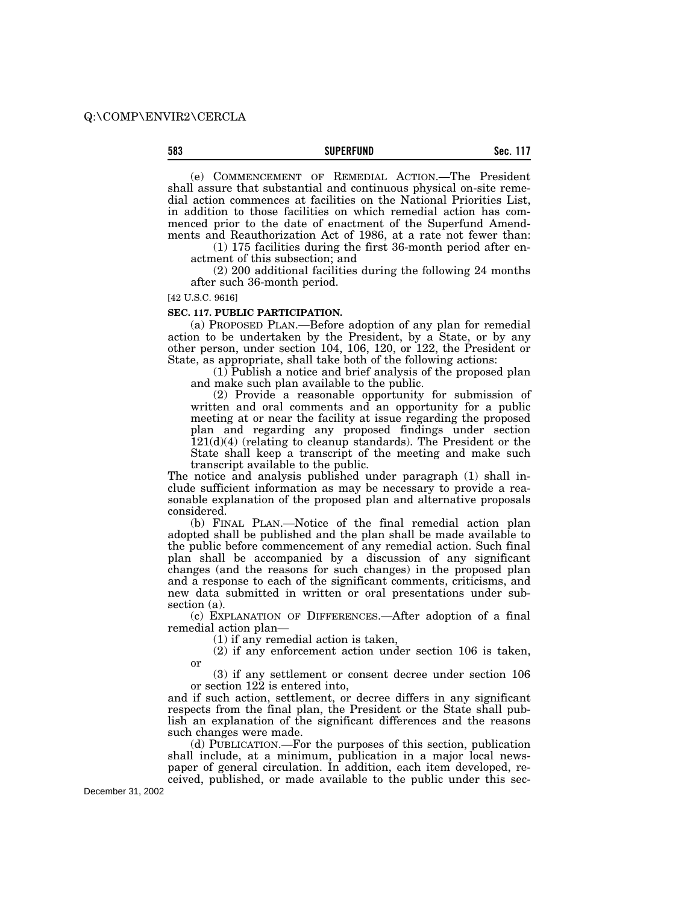(e) COMMENCEMENT OF REMEDIAL ACTION.—The President shall assure that substantial and continuous physical on-site remedial action commences at facilities on the National Priorities List, in addition to those facilities on which remedial action has commenced prior to the date of enactment of the Superfund Amendments and Reauthorization Act of 1986, at a rate not fewer than:

(1) 175 facilities during the first 36-month period after enactment of this subsection; and

(2) 200 additional facilities during the following 24 months after such 36-month period.

[42 U.S.C. 9616]

**SEC. 117. PUBLIC PARTICIPATION.**

(a) PROPOSED PLAN.—Before adoption of any plan for remedial action to be undertaken by the President, by a State, or by any other person, under section 104, 106, 120, or 122, the President or State, as appropriate, shall take both of the following actions:

(1) Publish a notice and brief analysis of the proposed plan and make such plan available to the public.

(2) Provide a reasonable opportunity for submission of written and oral comments and an opportunity for a public meeting at or near the facility at issue regarding the proposed plan and regarding any proposed findings under section 121(d)(4) (relating to cleanup standards). The President or the State shall keep a transcript of the meeting and make such transcript available to the public.

The notice and analysis published under paragraph (1) shall include sufficient information as may be necessary to provide a reasonable explanation of the proposed plan and alternative proposals considered.

(b) FINAL PLAN.—Notice of the final remedial action plan adopted shall be published and the plan shall be made available to the public before commencement of any remedial action. Such final plan shall be accompanied by a discussion of any significant changes (and the reasons for such changes) in the proposed plan and a response to each of the significant comments, criticisms, and new data submitted in written or oral presentations under subsection (a).

(c) EXPLANATION OF DIFFERENCES.—After adoption of a final remedial action plan—

(1) if any remedial action is taken,

(2) if any enforcement action under section 106 is taken, or

(3) if any settlement or consent decree under section 106 or section 122 is entered into,

and if such action, settlement, or decree differs in any significant respects from the final plan, the President or the State shall publish an explanation of the significant differences and the reasons such changes were made.

(d) PUBLICATION.—For the purposes of this section, publication shall include, at a minimum, publication in a major local newspaper of general circulation. In addition, each item developed, received, published, or made available to the public under this sec-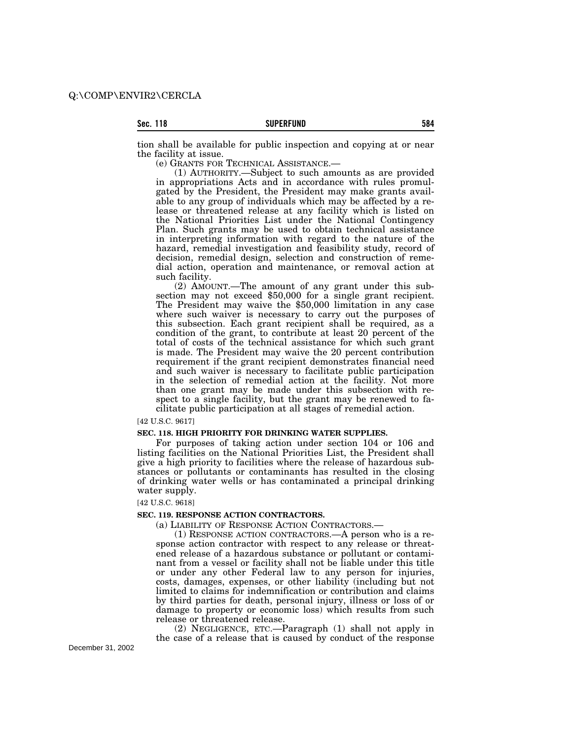tion shall be available for public inspection and copying at or near the facility at issue.

(e) GRANTS FOR TECHNICAL ASSISTANCE.—

(1) AUTHORITY.—Subject to such amounts as are provided in appropriations Acts and in accordance with rules promulgated by the President, the President may make grants available to any group of individuals which may be affected by a release or threatened release at any facility which is listed on the National Priorities List under the National Contingency Plan. Such grants may be used to obtain technical assistance in interpreting information with regard to the nature of the hazard, remedial investigation and feasibility study, record of decision, remedial design, selection and construction of remedial action, operation and maintenance, or removal action at such facility.

(2) AMOUNT.—The amount of any grant under this subsection may not exceed $50,000 for a single grant recipient. The President may waive the $50,000 limitation in any case where such waiver is necessary to carry out the purposes of this subsection. Each grant recipient shall be required, as a condition of the grant, to contribute at least 20 percent of the total of costs of the technical assistance for which such grant is made. The President may waive the 20 percent contribution requirement if the grant recipient demonstrates financial need and such waiver is necessary to facilitate public participation in the selection of remedial action at the facility. Not more than one grant may be made under this subsection with respect to a single facility, but the grant may be renewed to facilitate public participation at all stages of remedial action.

[42 U.S.C. 9617]

**SEC. 118. HIGH PRIORITY FOR DRINKING WATER SUPPLIES.**

For purposes of taking action under section 104 or 106 and listing facilities on the National Priorities List, the President shall give a high priority to facilities where the release of hazardous substances or pollutants or contaminants has resulted in the closing of drinking water wells or has contaminated a principal drinking water supply.

[42 U.S.C. 9618]

**SEC. 119. RESPONSE ACTION CONTRACTORS.**

(a) LIABILITY OF RESPONSE ACTION CONTRACTORS.—

(1) RESPONSE ACTION CONTRACTORS.—A person who is a response action contractor with respect to any release or threatened release of a hazardous substance or pollutant or contaminant from a vessel or facility shall not be liable under this title or under any other Federal law to any person for injuries, costs, damages, expenses, or other liability (including but not limited to claims for indemnification or contribution and claims by third parties for death, personal injury, illness or loss of or damage to property or economic loss) which results from such release or threatened release.

(2) NEGLIGENCE, ETC.—Paragraph (1) shall not apply in the case of a release that is caused by conduct of the response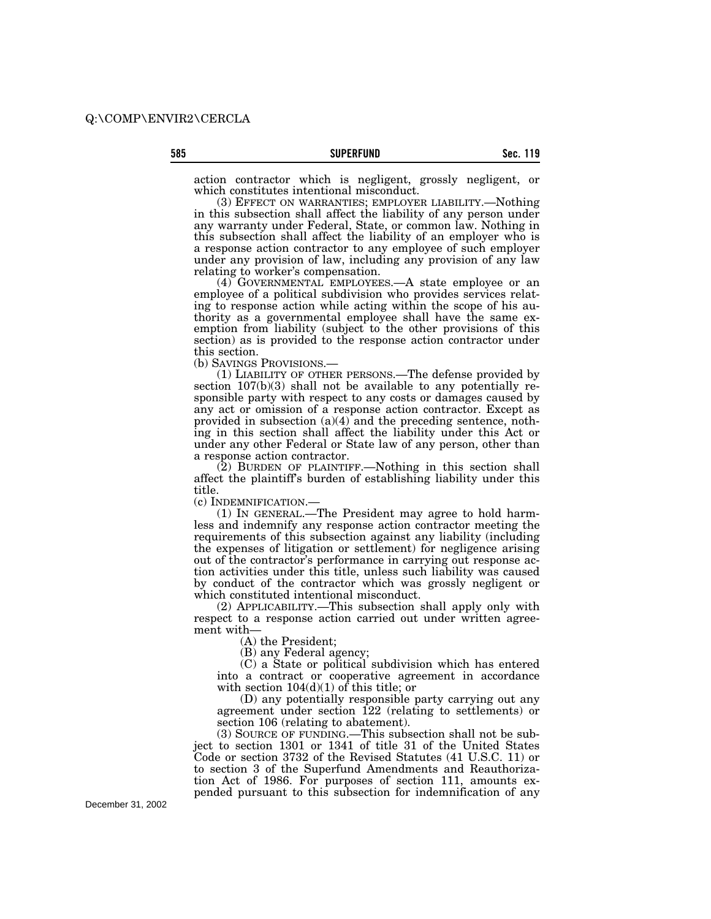action contractor which is negligent, grossly negligent, or which constitutes intentional misconduct.

(3) EFFECT ON WARRANTIES; EMPLOYER LIABILITY.—Nothing in this subsection shall affect the liability of any person under any warranty under Federal, State, or common law. Nothing in this subsection shall affect the liability of an employer who is a response action contractor to any employee of such employer under any provision of law, including any provision of any law relating to worker's compensation.

(4) GOVERNMENTAL EMPLOYEES.—A state employee or an employee of a political subdivision who provides services relating to response action while acting within the scope of his authority as a governmental employee shall have the same exemption from liability (subject to the other provisions of this section) as is provided to the response action contractor under this section.

(b) SAVINGS PROVISIONS.—

(1) LIABILITY OF OTHER PERSONS.—The defense provided by section 107(b)(3) shall not be available to any potentially responsible party with respect to any costs or damages caused by any act or omission of a response action contractor. Except as provided in subsection (a)(4) and the preceding sentence, nothing in this section shall affect the liability under this Act or under any other Federal or State law of any person, other than a response action contractor.

(2) BURDEN OF PLAINTIFF.—Nothing in this section shall affect the plaintiff's burden of establishing liability under this title.

(c) INDEMNIFICATION.—

(1) IN GENERAL.—The President may agree to hold harmless and indemnify any response action contractor meeting the requirements of this subsection against any liability (including the expenses of litigation or settlement) for negligence arising out of the contractor's performance in carrying out response action activities under this title, unless such liability was caused by conduct of the contractor which was grossly negligent or which constituted intentional misconduct.

(2) APPLICABILITY.—This subsection shall apply only with respect to a response action carried out under written agreement with—

(A) the President;

(B) any Federal agency;

(C) a State or political subdivision which has entered into a contract or cooperative agreement in accordance with section 104(d)(1) of this title; or

(D) any potentially responsible party carrying out any agreement under section 122 (relating to settlements) or section 106 (relating to abatement).

(3) SOURCE OF FUNDING.—This subsection shall not be subject to section 1301 or 1341 of title 31 of the United States Code or section 3732 of the Revised Statutes (41 U.S.C. 11) or to section 3 of the Superfund Amendments and Reauthorization Act of 1986. For purposes of section 111, amounts expended pursuant to this subsection for indemnification of any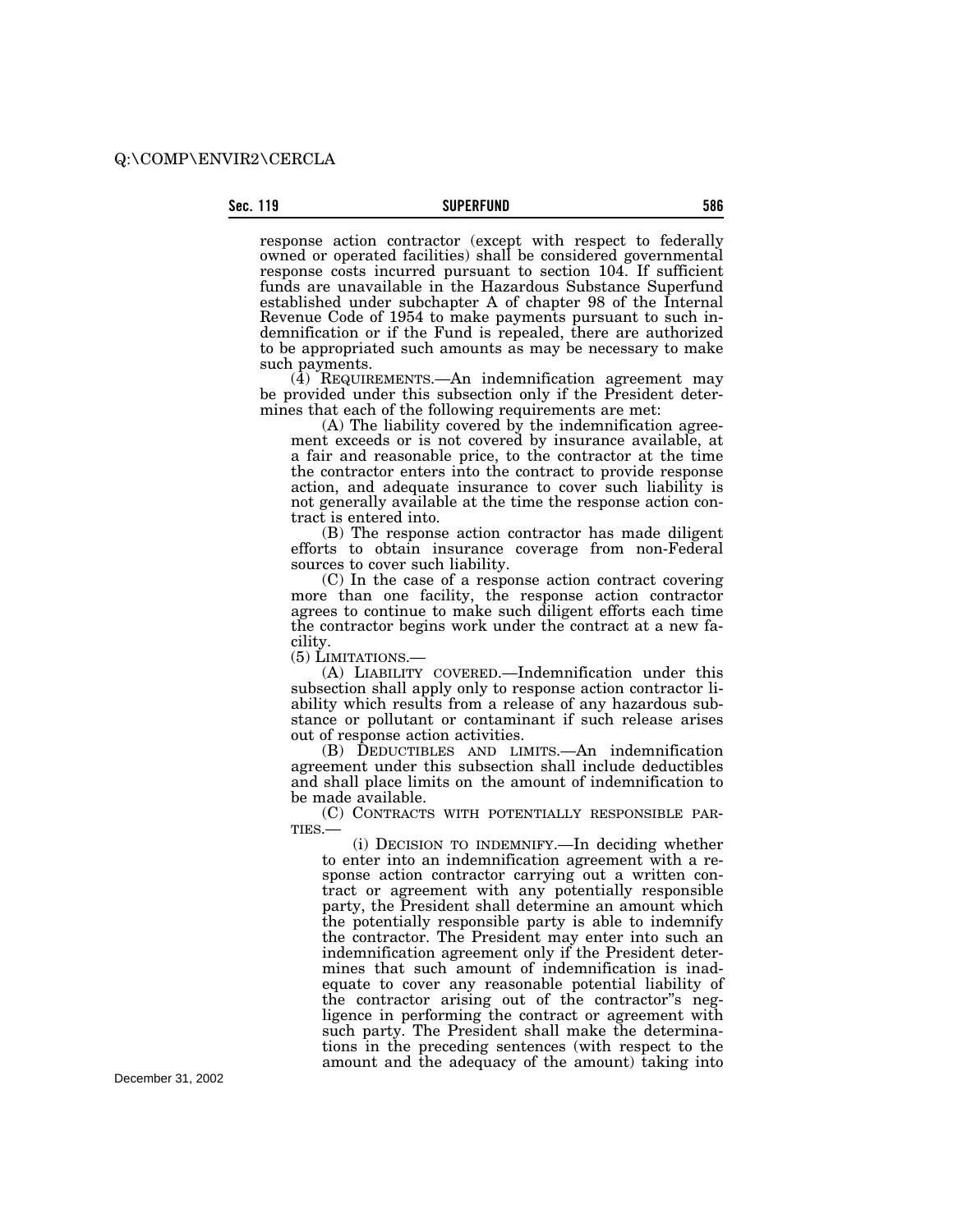response action contractor (except with respect to federally owned or operated facilities) shall be considered governmental response costs incurred pursuant to section 104. If sufficient funds are unavailable in the Hazardous Substance Superfund established under subchapter A of chapter 98 of the Internal Revenue Code of 1954 to make payments pursuant to such indemnification or if the Fund is repealed, there are authorized to be appropriated such amounts as may be necessary to make such payments.

(4) REQUIREMENTS.—An indemnification agreement may be provided under this subsection only if the President determines that each of the following requirements are met:

(A) The liability covered by the indemnification agreement exceeds or is not covered by insurance available, at a fair and reasonable price, to the contractor at the time the contractor enters into the contract to provide response action, and adequate insurance to cover such liability is not generally available at the time the response action contract is entered into.

(B) The response action contractor has made diligent efforts to obtain insurance coverage from non-Federal sources to cover such liability.

(C) In the case of a response action contract covering more than one facility, the response action contractor agrees to continue to make such diligent efforts each time the contractor begins work under the contract at a new facility.

(5) LIMITATIONS.—

(A) LIABILITY COVERED.—Indemnification under this subsection shall apply only to response action contractor liability which results from a release of any hazardous substance or pollutant or contaminant if such release arises out of response action activities.

(B) DEDUCTIBLES AND LIMITS.—An indemnification agreement under this subsection shall include deductibles and shall place limits on the amount of indemnification to be made available.

(C) CONTRACTS WITH POTENTIALLY RESPONSIBLE PARTIES.—

(i) DECISION TO INDEMNIFY.—In deciding whether to enter into an indemnification agreement with a response action contractor carrying out a written contract or agreement with any potentially responsible party, the President shall determine an amount which the potentially responsible party is able to indemnify the contractor. The President may enter into such an indemnification agreement only if the President determines that such amount of indemnification is inadequate to cover any reasonable potential liability of the contractor arising out of the contractor"s negligence in performing the contract or agreement with such party. The President shall make the determinations in the preceding sentences (with respect to the amount and the adequacy of the amount) taking into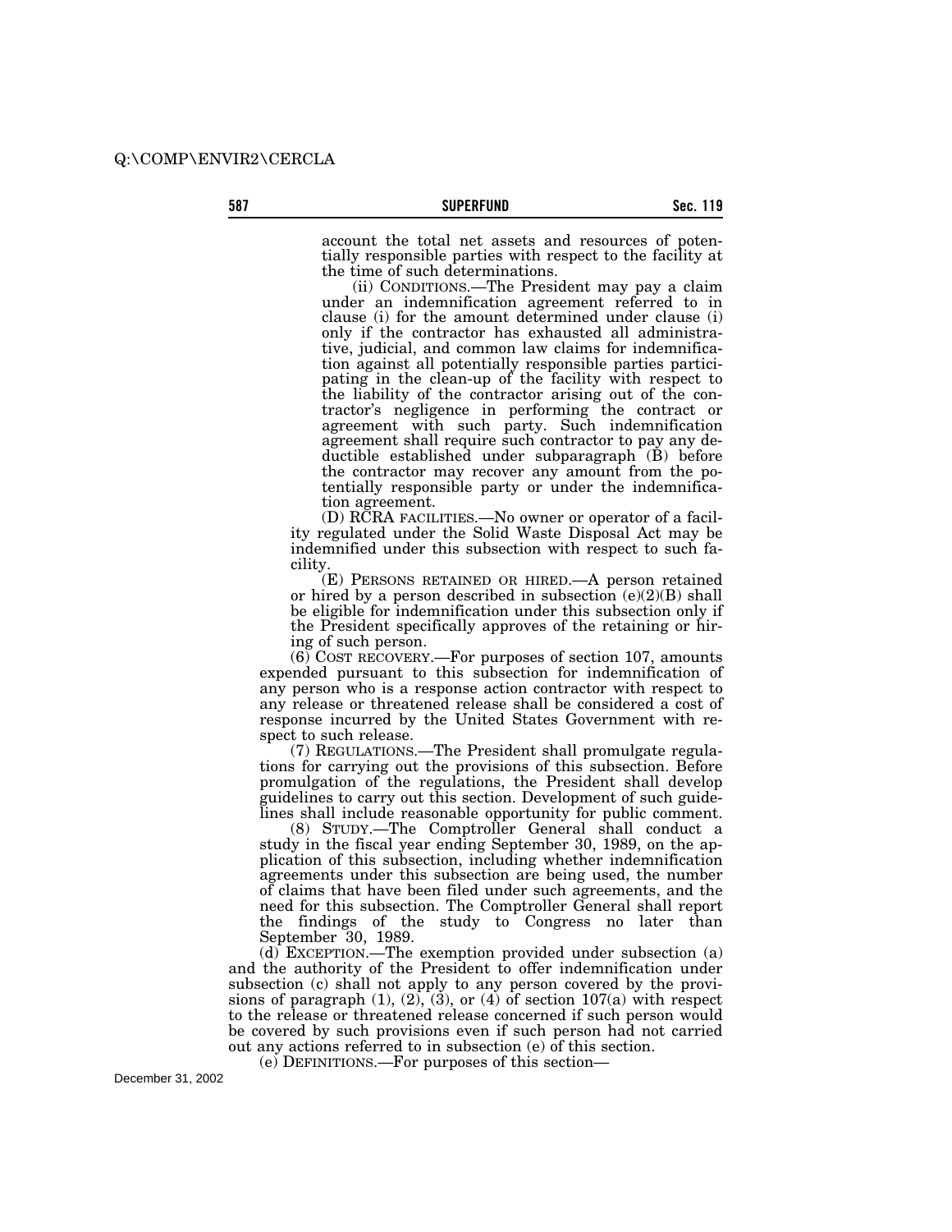account the total net assets and resources of potentially responsible parties with respect to the facility at the time of such determinations.

(ii) CONDITIONS.—The President may pay a claim under an indemnification agreement referred to in clause (i) for the amount determined under clause (i) only if the contractor has exhausted all administrative, judicial, and common law claims for indemnification against all potentially responsible parties participating in the clean-up of the facility with respect to the liability of the contractor arising out of the contractor's negligence in performing the contract or agreement with such party. Such indemnification agreement shall require such contractor to pay any deductible established under subparagraph (B) before the contractor may recover any amount from the potentially responsible party or under the indemnification agreement.

(D) RCRA FACILITIES.—No owner or operator of a facility regulated under the Solid Waste Disposal Act may be indemnified under this subsection with respect to such facility.

(E) PERSONS RETAINED OR HIRED.—A person retained or hired by a person described in subsection (e)(2)(B) shall be eligible for indemnification under this subsection only if the President specifically approves of the retaining or hiring of such person.

(6) COST RECOVERY.—For purposes of section 107, amounts expended pursuant to this subsection for indemnification of any person who is a response action contractor with respect to any release or threatened release shall be considered a cost of response incurred by the United States Government with respect to such release.

(7) REGULATIONS.—The President shall promulgate regulations for carrying out the provisions of this subsection. Before promulgation of the regulations, the President shall develop guidelines to carry out this section. Development of such guidelines shall include reasonable opportunity for public comment.

(8) STUDY.—The Comptroller General shall conduct a study in the fiscal year ending September 30, 1989, on the application of this subsection, including whether indemnification agreements under this subsection are being used, the number of claims that have been filed under such agreements, and the need for this subsection. The Comptroller General shall report the findings of the study to Congress no later than September 30, 1989.

(d) EXCEPTION.—The exemption provided under subsection (a) and the authority of the President to offer indemnification under subsection (c) shall not apply to any person covered by the provisions of paragraph (1), (2), (3), or (4) of section 107(a) with respect to the release or threatened release concerned if such person would be covered by such provisions even if such person had not carried out any actions referred to in subsection (e) of this section.

(e) DEFINITIONS.—For purposes of this section—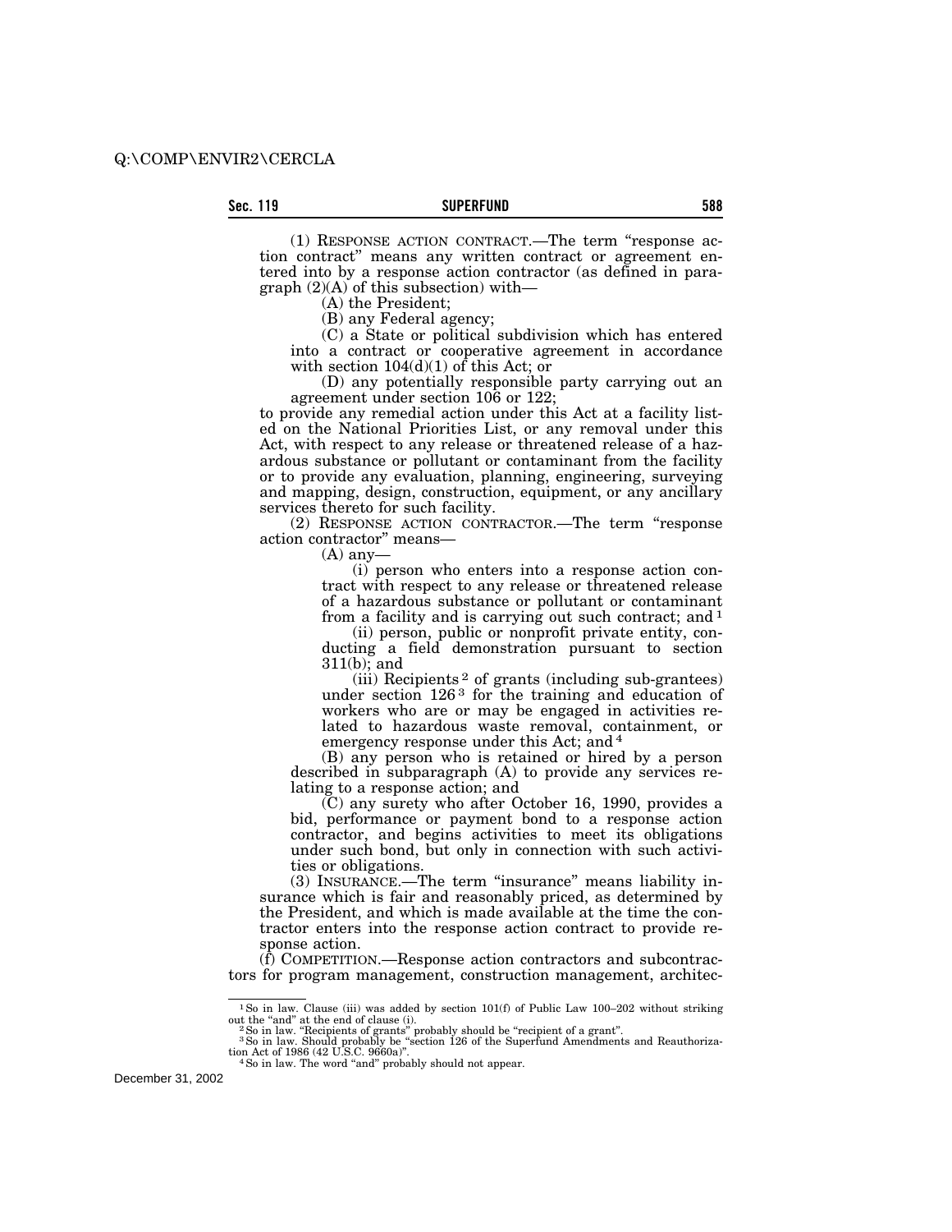(1) RESPONSE ACTION CONTRACT.—The term "response action contract" means any written contract or agreement entered into by a response action contractor (as defined in paragraph (2)(A) of this subsection) with—

(A) the President;

(B) any Federal agency;

(C) a State or political subdivision which has entered into a contract or cooperative agreement in accordance with section 104(d)(1) of this Act; or

(D) any potentially responsible party carrying out an agreement under section 106 or 122;

to provide any remedial action under this Act at a facility listed on the National Priorities List, or any removal under this Act, with respect to any release or threatened release of a hazardous substance or pollutant or contaminant from the facility or to provide any evaluation, planning, engineering, surveying and mapping, design, construction, equipment, or any ancillary services thereto for such facility.

(2) RESPONSE ACTION CONTRACTOR.—The term "response action contractor" means—

(A) any—

(i) person who enters into a response action contract with respect to any release or threatened release of a hazardous substance or pollutant or contaminant from a facility and is carrying out such contract; and [1]

(ii) person, public or nonprofit private entity, conducting a field demonstration pursuant to section 311(b); and

(iii) Recipients [2] of grants (including sub-grantees) under section 126 [3] for the training and education of workers who are or may be engaged in activities related to hazardous waste removal, containment, or emergency response under this Act; and [4]

(B) any person who is retained or hired by a person described in subparagraph (A) to provide any services relating to a response action; and

(C) any surety who after October 16, 1990, provides a bid, performance or payment bond to a response action contractor, and begins activities to meet its obligations under such bond, but only in connection with such activities or obligations.

(3) INSURANCE.—The term "insurance" means liability insurance which is fair and reasonably priced, as determined by the President, and which is made available at the time the contractor enters into the response action contract to provide response action.

(f) COMPETITION.—Response action contractors and subcontractors for program management, construction management, architec-

---

[1] So in law. Clause (iii) was added by section 101(f) of Public Law 100–202 without striking out the "and" at the end of clause (i).

[2] So in law. "Recipients of grants" probably should be "recipient of a grant".

[3] So in law. Should probably be "section 126 of the Superfund Amendments and Reauthorization Act of 1986 (42 U.S.C. 9660a)".

[4] So in law. The word "and" probably should not appear.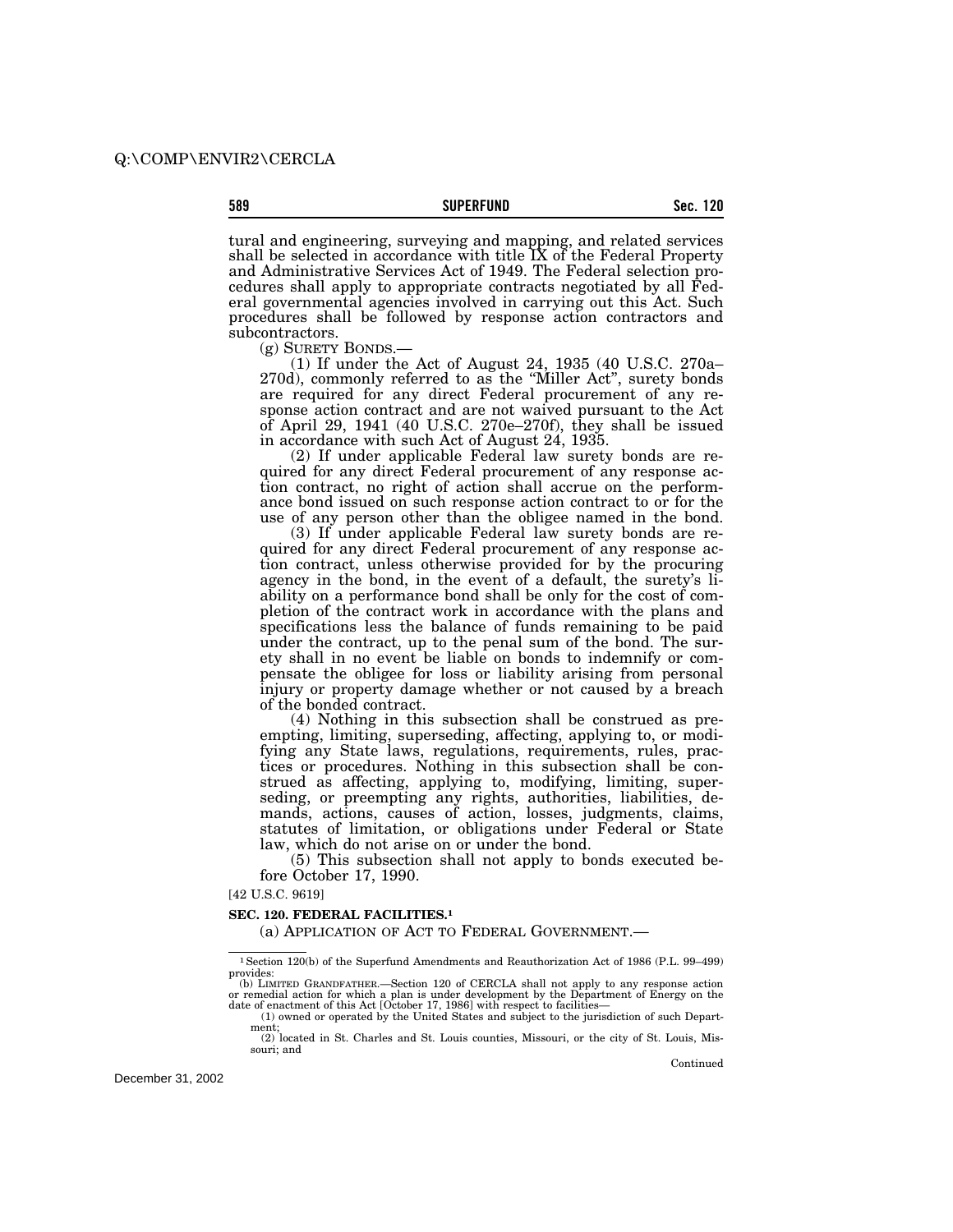tural and engineering, surveying and mapping, and related services shall be selected in accordance with title IX of the Federal Property and Administrative Services Act of 1949. The Federal selection procedures shall apply to appropriate contracts negotiated by all Federal governmental agencies involved in carrying out this Act. Such procedures shall be followed by response action contractors and subcontractors.

(g) SURETY BONDS.—

(1) If under the Act of August 24, 1935 (40 U.S.C. 270a–270d), commonly referred to as the "Miller Act", surety bonds are required for any direct Federal procurement of any response action contract and are not waived pursuant to the Act of April 29, 1941 (40 U.S.C. 270e–270f), they shall be issued in accordance with such Act of August 24, 1935.

(2) If under applicable Federal law surety bonds are required for any direct Federal procurement of any response action contract, no right of action shall accrue on the performance bond issued on such response action contract to or for the use of any person other than the obligee named in the bond.

(3) If under applicable Federal law surety bonds are required for any direct Federal procurement of any response action contract, unless otherwise provided for by the procuring agency in the bond, in the event of a default, the surety's liability on a performance bond shall be only for the cost of completion of the contract work in accordance with the plans and specifications less the balance of funds remaining to be paid under the contract, up to the penal sum of the bond. The surety shall in no event be liable on bonds to indemnify or compensate the obligee for loss or liability arising from personal injury or property damage whether or not caused by a breach of the bonded contract.

(4) Nothing in this subsection shall be construed as preempting, limiting, superseding, affecting, applying to, or modifying any State laws, regulations, requirements, rules, practices or procedures. Nothing in this subsection shall be construed as affecting, applying to, modifying, limiting, superseding, or preempting any rights, authorities, liabilities, demands, actions, causes of action, losses, judgments, claims, statutes of limitation, or obligations under Federal or State law, which do not arise on or under the bond.

(5) This subsection shall not apply to bonds executed before October 17, 1990.

[42 U.S.C. 9619]

**SEC. 120. FEDERAL FACILITIES.[1]**

(a) APPLICATION OF ACT TO FEDERAL GOVERNMENT.—

---

[1] Section 120(b) of the Superfund Amendments and Reauthorization Act of 1986 (P.L. 99–499) provides:

(b) LIMITED GRANDFATHER.—Section 120 of CERCLA shall not apply to any response action or remedial action for which a plan is under development by the Department of Energy on the date of enactment of this Act [October 17, 1986] with respect to facilities—

(1) owned or operated by the United States and subject to the jurisdiction of such Department;

(2) located in St. Charles and St. Louis counties, Missouri, or the city of St. Louis, Missouri; and

Continued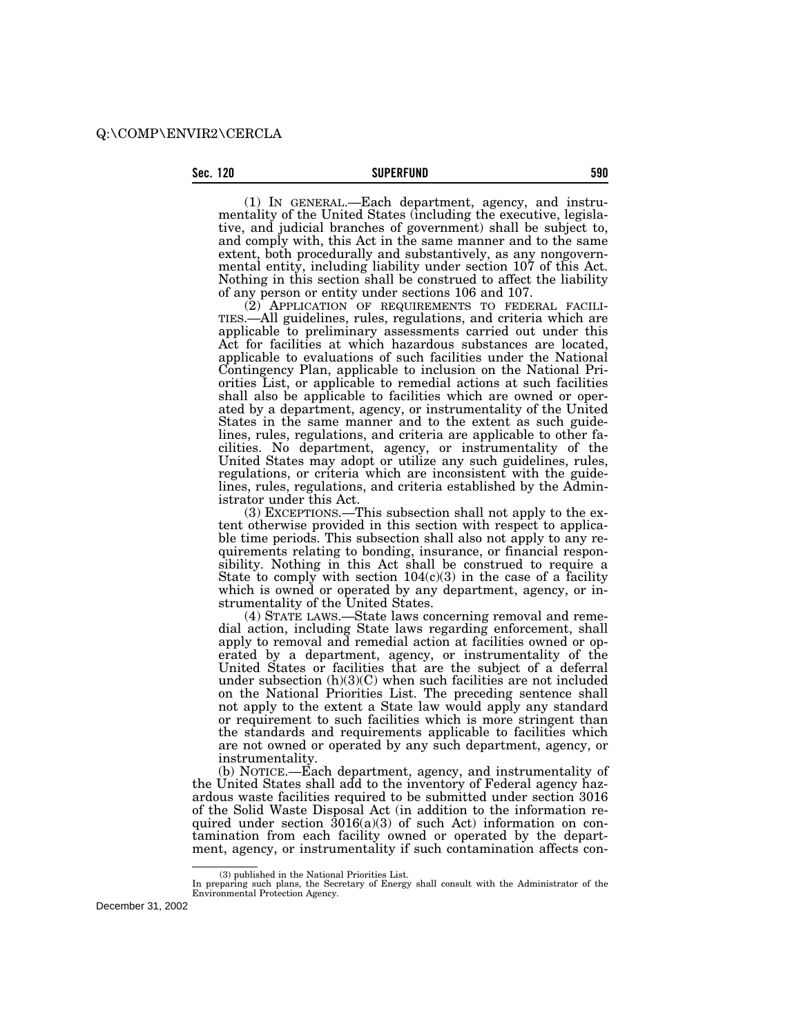(1) IN GENERAL.—Each department, agency, and instrumentality of the United States (including the executive, legislative, and judicial branches of government) shall be subject to, and comply with, this Act in the same manner and to the same extent, both procedurally and substantively, as any nongovernmental entity, including liability under section 107 of this Act. Nothing in this section shall be construed to affect the liability of any person or entity under sections 106 and 107.

(2) APPLICATION OF REQUIREMENTS TO FEDERAL FACILITIES.—All guidelines, rules, regulations, and criteria which are applicable to preliminary assessments carried out under this Act for facilities at which hazardous substances are located, applicable to evaluations of such facilities under the National Contingency Plan, applicable to inclusion on the National Priorities List, or applicable to remedial actions at such facilities shall also be applicable to facilities which are owned or operated by a department, agency, or instrumentality of the United States in the same manner and to the extent as such guidelines, rules, regulations, and criteria are applicable to other facilities. No department, agency, or instrumentality of the United States may adopt or utilize any such guidelines, rules, regulations, or criteria which are inconsistent with the guidelines, rules, regulations, and criteria established by the Administrator under this Act.

(3) EXCEPTIONS.—This subsection shall not apply to the extent otherwise provided in this section with respect to applicable time periods. This subsection shall also not apply to any requirements relating to bonding, insurance, or financial responsibility. Nothing in this Act shall be construed to require a State to comply with section 104(c)(3) in the case of a facility which is owned or operated by any department, agency, or instrumentality of the United States.

(4) STATE LAWS.—State laws concerning removal and remedial action, including State laws regarding enforcement, shall apply to removal and remedial action at facilities owned or operated by a department, agency, or instrumentality of the United States or facilities that are the subject of a deferral under subsection (h)(3)(C) when such facilities are not included on the National Priorities List. The preceding sentence shall not apply to the extent a State law would apply any standard or requirement to such facilities which is more stringent than the standards and requirements applicable to facilities which are not owned or operated by any such department, agency, or instrumentality.

(b) NOTICE.—Each department, agency, and instrumentality of the United States shall add to the inventory of Federal agency hazardous waste facilities required to be submitted under section 3016 of the Solid Waste Disposal Act (in addition to the information required under section 3016(a)(3) of such Act) information on contamination from each facility owned or operated by the department, agency, or instrumentality if such contamination affects con-

---

(3) published in the National Priorities List.

In preparing such plans, the Secretary of Energy shall consult with the Administrator of the Environmental Protection Agency.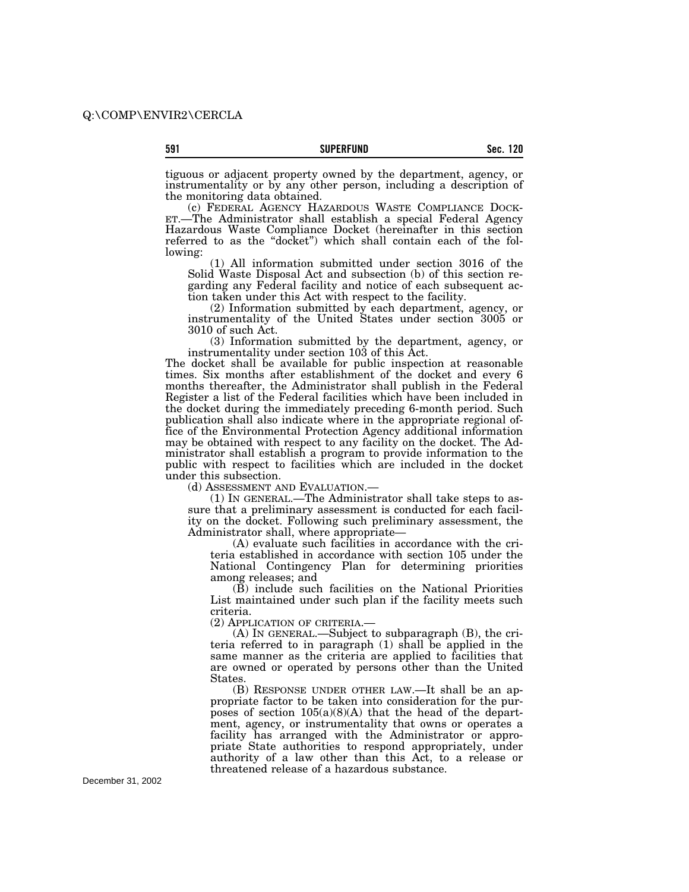tiguous or adjacent property owned by the department, agency, or instrumentality or by any other person, including a description of the monitoring data obtained.

(c) FEDERAL AGENCY HAZARDOUS WASTE COMPLIANCE DOCKET.—The Administrator shall establish a special Federal Agency Hazardous Waste Compliance Docket (hereinafter in this section referred to as the "docket") which shall contain each of the following:

(1) All information submitted under section 3016 of the Solid Waste Disposal Act and subsection (b) of this section regarding any Federal facility and notice of each subsequent action taken under this Act with respect to the facility.

(2) Information submitted by each department, agency, or instrumentality of the United States under section 3005 or 3010 of such Act.

(3) Information submitted by the department, agency, or instrumentality under section 103 of this Act.

The docket shall be available for public inspection at reasonable times. Six months after establishment of the docket and every 6 months thereafter, the Administrator shall publish in the Federal Register a list of the Federal facilities which have been included in the docket during the immediately preceding 6-month period. Such publication shall also indicate where in the appropriate regional office of the Environmental Protection Agency additional information may be obtained with respect to any facility on the docket. The Administrator shall establish a program to provide information to the public with respect to facilities which are included in the docket under this subsection.

(d) ASSESSMENT AND EVALUATION.—

(1) IN GENERAL.—The Administrator shall take steps to assure that a preliminary assessment is conducted for each facility on the docket. Following such preliminary assessment, the Administrator shall, where appropriate—

(A) evaluate such facilities in accordance with the criteria established in accordance with section 105 under the National Contingency Plan for determining priorities among releases; and

(B) include such facilities on the National Priorities List maintained under such plan if the facility meets such criteria.

(2) APPLICATION OF CRITERIA.—

(A) IN GENERAL.—Subject to subparagraph (B), the criteria referred to in paragraph (1) shall be applied in the same manner as the criteria are applied to facilities that are owned or operated by persons other than the United States.

(B) RESPONSE UNDER OTHER LAW.—It shall be an appropriate factor to be taken into consideration for the purposes of section 105(a)(8)(A) that the head of the department, agency, or instrumentality that owns or operates a facility has arranged with the Administrator or appropriate State authorities to respond appropriately, under authority of a law other than this Act, to a release or threatened release of a hazardous substance.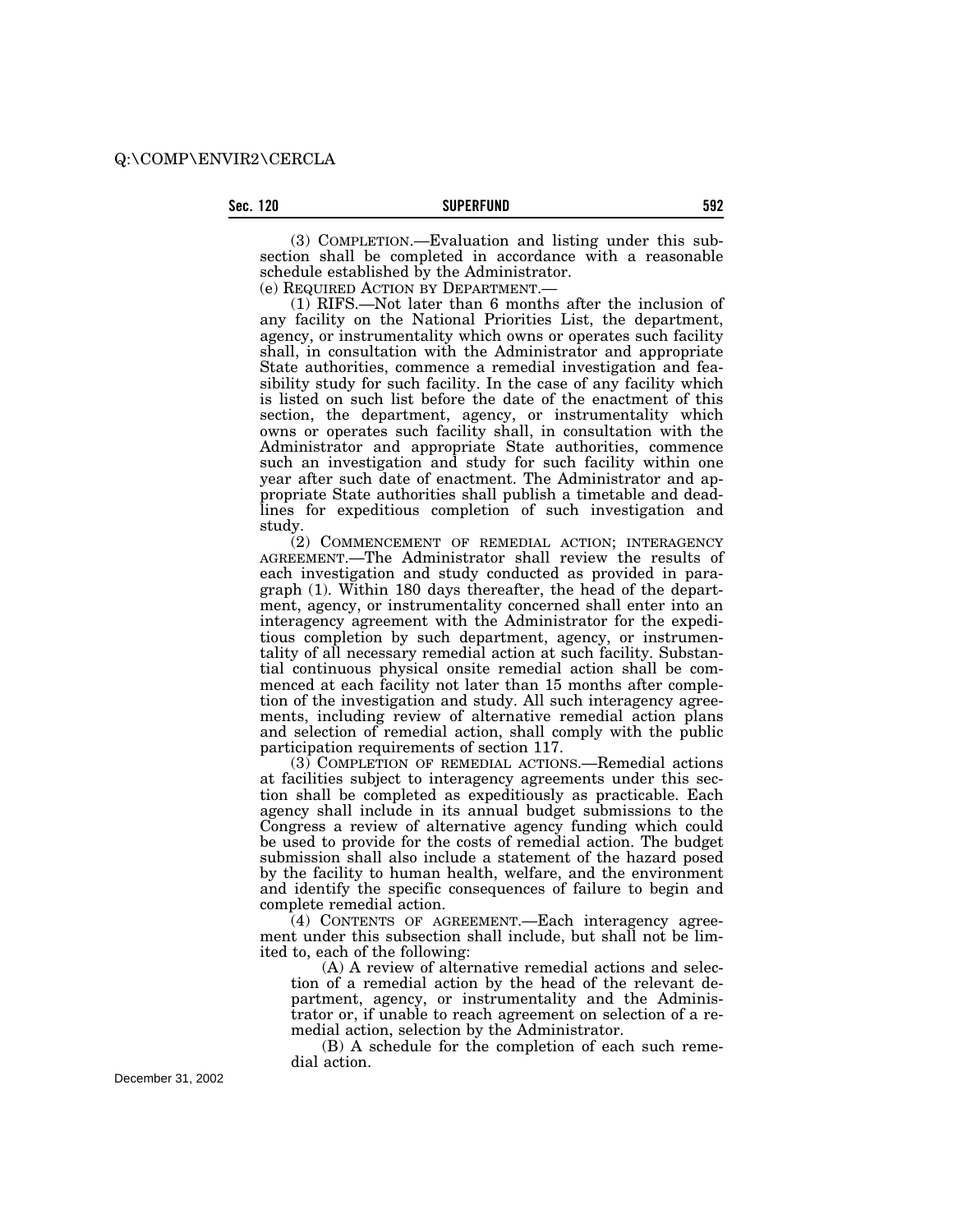(3) COMPLETION.—Evaluation and listing under this subsection shall be completed in accordance with a reasonable schedule established by the Administrator.

(e) REQUIRED ACTION BY DEPARTMENT.—

(1) RIFS.—Not later than 6 months after the inclusion of any facility on the National Priorities List, the department, agency, or instrumentality which owns or operates such facility shall, in consultation with the Administrator and appropriate State authorities, commence a remedial investigation and feasibility study for such facility. In the case of any facility which is listed on such list before the date of the enactment of this section, the department, agency, or instrumentality which owns or operates such facility shall, in consultation with the Administrator and appropriate State authorities, commence such an investigation and study for such facility within one year after such date of enactment. The Administrator and appropriate State authorities shall publish a timetable and deadlines for expeditious completion of such investigation and study.

(2) COMMENCEMENT OF REMEDIAL ACTION; INTERAGENCY AGREEMENT.—The Administrator shall review the results of each investigation and study conducted as provided in paragraph (1). Within 180 days thereafter, the head of the department, agency, or instrumentality concerned shall enter into an interagency agreement with the Administrator for the expeditious completion by such department, agency, or instrumentality of all necessary remedial action at such facility. Substantial continuous physical onsite remedial action shall be commenced at each facility not later than 15 months after completion of the investigation and study. All such interagency agreements, including review of alternative remedial action plans and selection of remedial action, shall comply with the public participation requirements of section 117.

(3) COMPLETION OF REMEDIAL ACTIONS.—Remedial actions at facilities subject to interagency agreements under this section shall be completed as expeditiously as practicable. Each agency shall include in its annual budget submissions to the Congress a review of alternative agency funding which could be used to provide for the costs of remedial action. The budget submission shall also include a statement of the hazard posed by the facility to human health, welfare, and the environment and identify the specific consequences of failure to begin and complete remedial action.

(4) CONTENTS OF AGREEMENT.—Each interagency agreement under this subsection shall include, but shall not be limited to, each of the following:

(A) A review of alternative remedial actions and selection of a remedial action by the head of the relevant department, agency, or instrumentality and the Administrator or, if unable to reach agreement on selection of a remedial action, selection by the Administrator.

(B) A schedule for the completion of each such remedial action.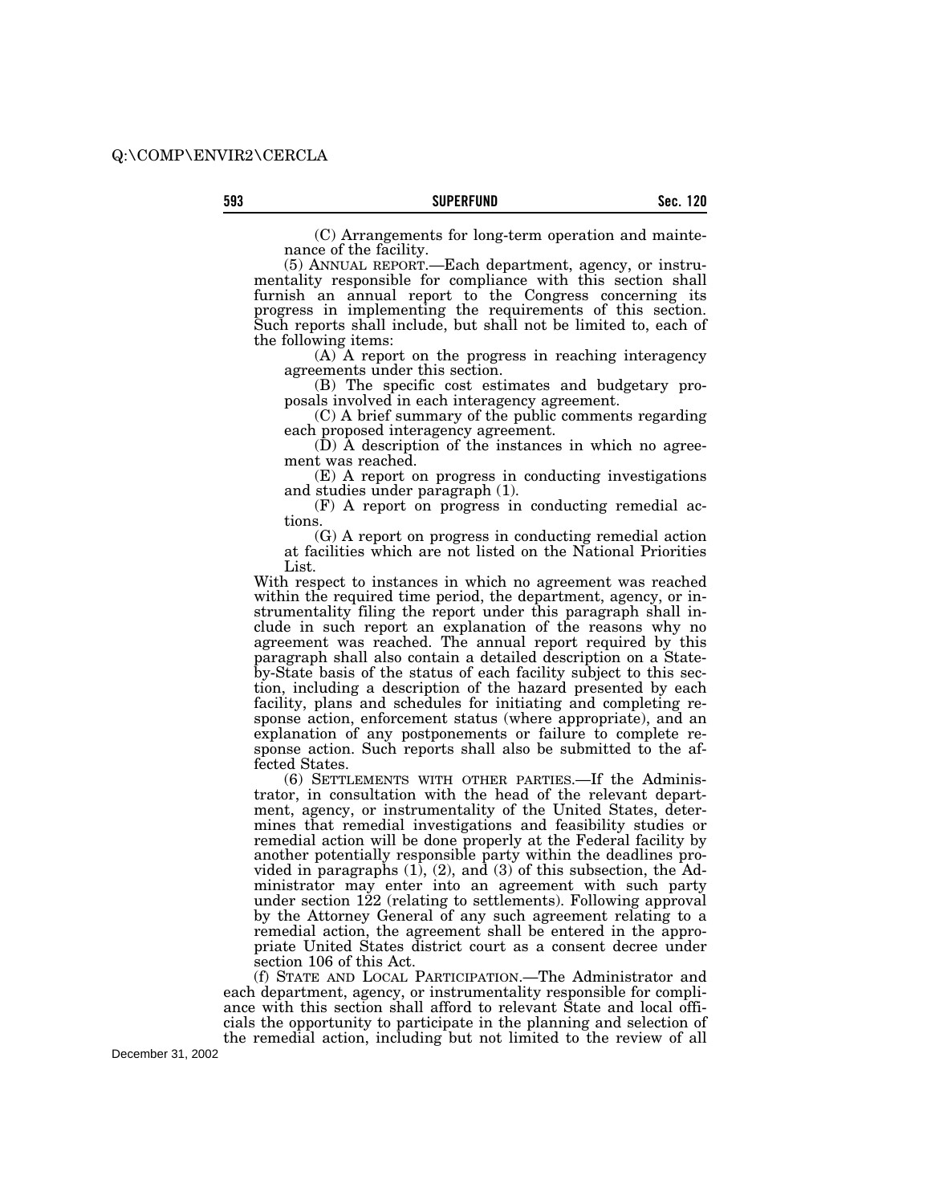(C) Arrangements for long-term operation and maintenance of the facility.

(5) ANNUAL REPORT.—Each department, agency, or instrumentality responsible for compliance with this section shall furnish an annual report to the Congress concerning its progress in implementing the requirements of this section. Such reports shall include, but shall not be limited to, each of the following items:

(A) A report on the progress in reaching interagency agreements under this section.

(B) The specific cost estimates and budgetary proposals involved in each interagency agreement.

(C) A brief summary of the public comments regarding each proposed interagency agreement.

(D) A description of the instances in which no agreement was reached.

(E) A report on progress in conducting investigations and studies under paragraph (1).

(F) A report on progress in conducting remedial actions.

(G) A report on progress in conducting remedial action at facilities which are not listed on the National Priorities List.

With respect to instances in which no agreement was reached within the required time period, the department, agency, or instrumentality filing the report under this paragraph shall include in such report an explanation of the reasons why no agreement was reached. The annual report required by this paragraph shall also contain a detailed description on a State-by-State basis of the status of each facility subject to this section, including a description of the hazard presented by each facility, plans and schedules for initiating and completing response action, enforcement status (where appropriate), and an explanation of any postponements or failure to complete response action. Such reports shall also be submitted to the affected States.

(6) SETTLEMENTS WITH OTHER PARTIES.—If the Administrator, in consultation with the head of the relevant department, agency, or instrumentality of the United States, determines that remedial investigations and feasibility studies or remedial action will be done properly at the Federal facility by another potentially responsible party within the deadlines provided in paragraphs (1), (2), and (3) of this subsection, the Administrator may enter into an agreement with such party under section 122 (relating to settlements). Following approval by the Attorney General of any such agreement relating to a remedial action, the agreement shall be entered in the appropriate United States district court as a consent decree under section 106 of this Act.

(f) STATE AND LOCAL PARTICIPATION.—The Administrator and each department, agency, or instrumentality responsible for compliance with this section shall afford to relevant State and local officials the opportunity to participate in the planning and selection of the remedial action, including but not limited to the review of all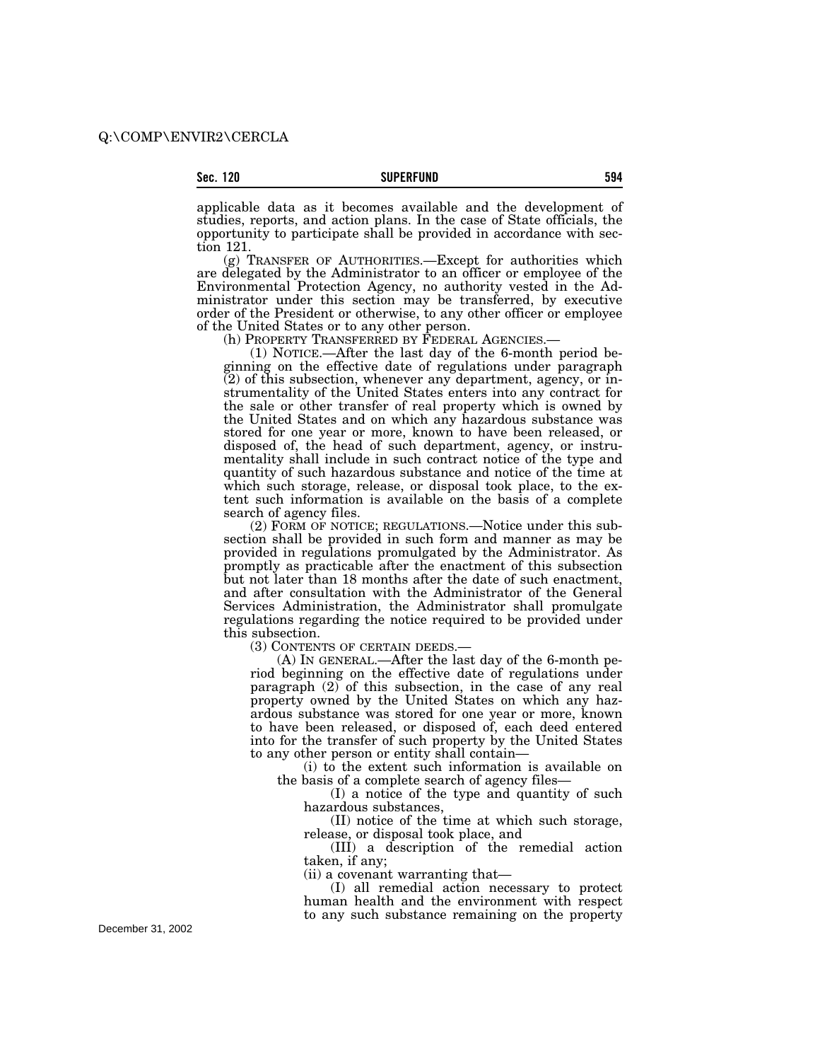applicable data as it becomes available and the development of studies, reports, and action plans. In the case of State officials, the opportunity to participate shall be provided in accordance with section 121.

(g) TRANSFER OF AUTHORITIES.—Except for authorities which are delegated by the Administrator to an officer or employee of the Environmental Protection Agency, no authority vested in the Administrator under this section may be transferred, by executive order of the President or otherwise, to any other officer or employee of the United States or to any other person.

(h) PROPERTY TRANSFERRED BY FEDERAL AGENCIES.—

(1) NOTICE.—After the last day of the 6-month period beginning on the effective date of regulations under paragraph (2) of this subsection, whenever any department, agency, or instrumentality of the United States enters into any contract for the sale or other transfer of real property which is owned by the United States and on which any hazardous substance was stored for one year or more, known to have been released, or disposed of, the head of such department, agency, or instrumentality shall include in such contract notice of the type and quantity of such hazardous substance and notice of the time at which such storage, release, or disposal took place, to the extent such information is available on the basis of a complete search of agency files.

(2) FORM OF NOTICE; REGULATIONS.—Notice under this subsection shall be provided in such form and manner as may be provided in regulations promulgated by the Administrator. As promptly as practicable after the enactment of this subsection but not later than 18 months after the date of such enactment, and after consultation with the Administrator of the General Services Administration, the Administrator shall promulgate regulations regarding the notice required to be provided under this subsection.

(3) CONTENTS OF CERTAIN DEEDS.—

(A) IN GENERAL.—After the last day of the 6-month period beginning on the effective date of regulations under paragraph (2) of this subsection, in the case of any real property owned by the United States on which any hazardous substance was stored for one year or more, known to have been released, or disposed of, each deed entered into for the transfer of such property by the United States to any other person or entity shall contain—

(i) to the extent such information is available on the basis of a complete search of agency files—

(I) a notice of the type and quantity of such hazardous substances,

(II) notice of the time at which such storage, release, or disposal took place, and

(III) a description of the remedial action taken, if any;

(ii) a covenant warranting that—

(I) all remedial action necessary to protect human health and the environment with respect to any such substance remaining on the property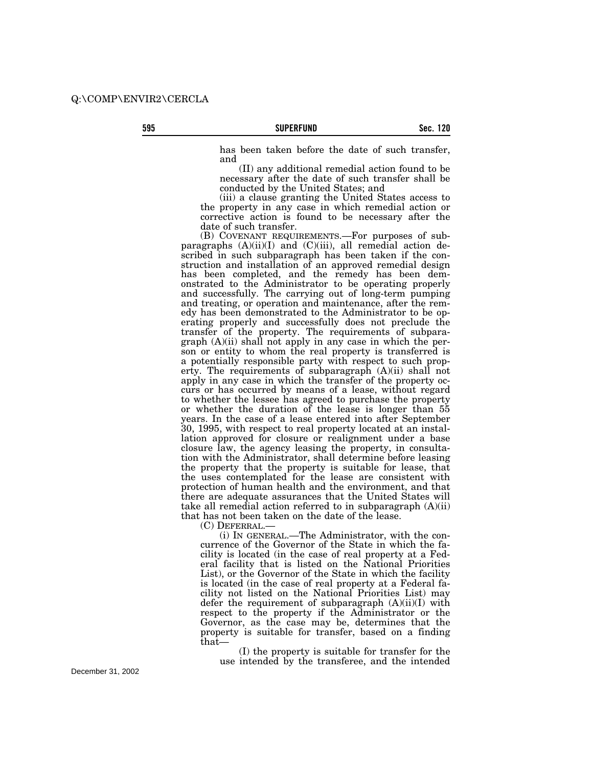has been taken before the date of such transfer, and

(II) any additional remedial action found to be necessary after the date of such transfer shall be conducted by the United States; and

(iii) a clause granting the United States access to the property in any case in which remedial action or corrective action is found to be necessary after the date of such transfer.

(B) COVENANT REQUIREMENTS.—For purposes of subparagraphs (A)(ii)(I) and (C)(iii), all remedial action described in such subparagraph has been taken if the construction and installation of an approved remedial design has been completed, and the remedy has been demonstrated to the Administrator to be operating properly and successfully. The carrying out of long-term pumping and treating, or operation and maintenance, after the remedy has been demonstrated to the Administrator to be operating properly and successfully does not preclude the transfer of the property. The requirements of subparagraph (A)(ii) shall not apply in any case in which the person or entity to whom the real property is transferred is a potentially responsible party with respect to such property. The requirements of subparagraph (A)(ii) shall not apply in any case in which the transfer of the property occurs or has occurred by means of a lease, without regard to whether the lessee has agreed to purchase the property or whether the duration of the lease is longer than 55 years. In the case of a lease entered into after September 30, 1995, with respect to real property located at an installation approved for closure or realignment under a base closure law, the agency leasing the property, in consultation with the Administrator, shall determine before leasing the property that the property is suitable for lease, that the uses contemplated for the lease are consistent with protection of human health and the environment, and that there are adequate assurances that the United States will take all remedial action referred to in subparagraph (A)(ii) that has not been taken on the date of the lease.

(C) DEFERRAL.—

(i) IN GENERAL.—The Administrator, with the concurrence of the Governor of the State in which the facility is located (in the case of real property at a Federal facility that is listed on the National Priorities List), or the Governor of the State in which the facility is located (in the case of real property at a Federal facility not listed on the National Priorities List) may defer the requirement of subparagraph (A)(ii)(I) with respect to the property if the Administrator or the Governor, as the case may be, determines that the property is suitable for transfer, based on a finding that—

(I) the property is suitable for transfer for the use intended by the transferee, and the intended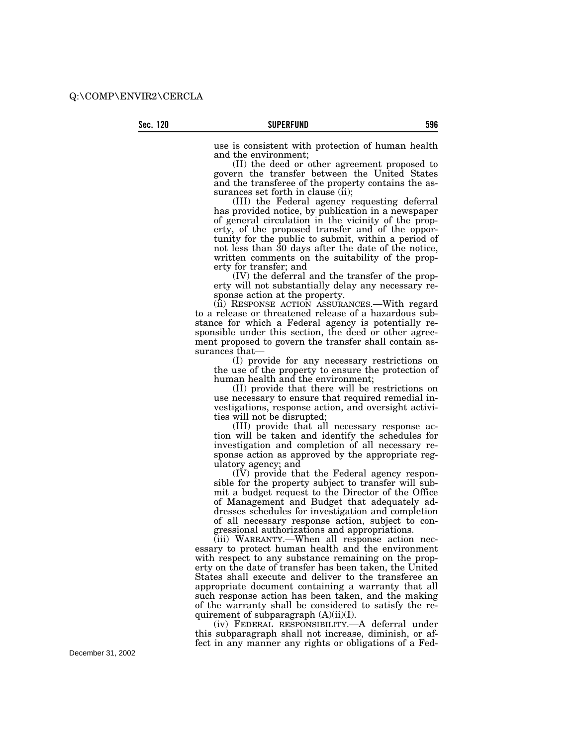use is consistent with protection of human health and the environment;

(II) the deed or other agreement proposed to govern the transfer between the United States and the transferee of the property contains the assurances set forth in clause (ii);

(III) the Federal agency requesting deferral has provided notice, by publication in a newspaper of general circulation in the vicinity of the property, of the proposed transfer and of the opportunity for the public to submit, within a period of not less than 30 days after the date of the notice, written comments on the suitability of the property for transfer; and

(IV) the deferral and the transfer of the property will not substantially delay any necessary response action at the property.

(ii) RESPONSE ACTION ASSURANCES.—With regard to a release or threatened release of a hazardous substance for which a Federal agency is potentially responsible under this section, the deed or other agreement proposed to govern the transfer shall contain assurances that—

(I) provide for any necessary restrictions on the use of the property to ensure the protection of human health and the environment;

(II) provide that there will be restrictions on use necessary to ensure that required remedial investigations, response action, and oversight activities will not be disrupted;

(III) provide that all necessary response action will be taken and identify the schedules for investigation and completion of all necessary response action as approved by the appropriate regulatory agency; and

(IV) provide that the Federal agency responsible for the property subject to transfer will submit a budget request to the Director of the Office of Management and Budget that adequately addresses schedules for investigation and completion of all necessary response action, subject to congressional authorizations and appropriations.

(iii) WARRANTY.—When all response action necessary to protect human health and the environment with respect to any substance remaining on the property on the date of transfer has been taken, the United States shall execute and deliver to the transferee an appropriate document containing a warranty that all such response action has been taken, and the making of the warranty shall be considered to satisfy the requirement of subparagraph (A)(ii)(I).

(iv) FEDERAL RESPONSIBILITY.—A deferral under this subparagraph shall not increase, diminish, or affect in any manner any rights or obligations of a Fed-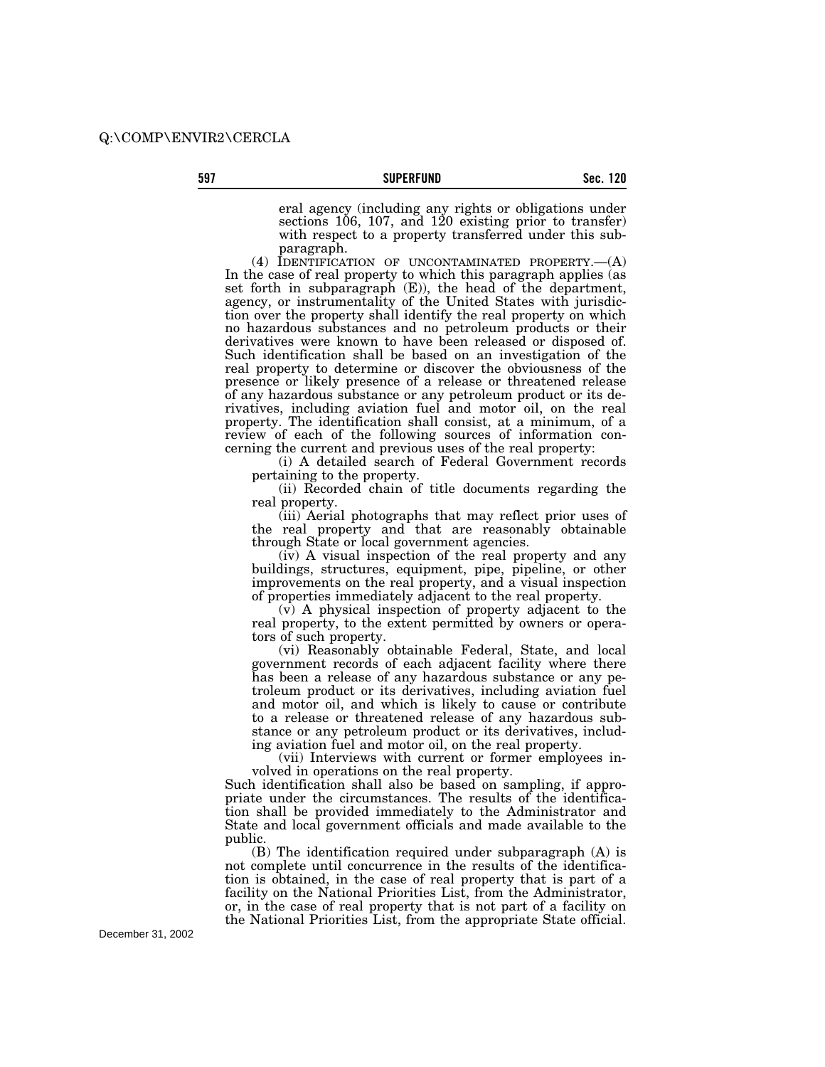eral agency (including any rights or obligations under sections 106, 107, and 120 existing prior to transfer) with respect to a property transferred under this subparagraph.

(4) IDENTIFICATION OF UNCONTAMINATED PROPERTY.—(A) In the case of real property to which this paragraph applies (as set forth in subparagraph (E)), the head of the department, agency, or instrumentality of the United States with jurisdiction over the property shall identify the real property on which no hazardous substances and no petroleum products or their derivatives were known to have been released or disposed of. Such identification shall be based on an investigation of the real property to determine or discover the obviousness of the presence or likely presence of a release or threatened release of any hazardous substance or any petroleum product or its derivatives, including aviation fuel and motor oil, on the real property. The identification shall consist, at a minimum, of a review of each of the following sources of information concerning the current and previous uses of the real property:

(i) A detailed search of Federal Government records pertaining to the property.

(ii) Recorded chain of title documents regarding the real property.

(iii) Aerial photographs that may reflect prior uses of the real property and that are reasonably obtainable through State or local government agencies.

(iv) A visual inspection of the real property and any buildings, structures, equipment, pipe, pipeline, or other improvements on the real property, and a visual inspection of properties immediately adjacent to the real property.

(v) A physical inspection of property adjacent to the real property, to the extent permitted by owners or operators of such property.

(vi) Reasonably obtainable Federal, State, and local government records of each adjacent facility where there has been a release of any hazardous substance or any petroleum product or its derivatives, including aviation fuel and motor oil, and which is likely to cause or contribute to a release or threatened release of any hazardous substance or any petroleum product or its derivatives, including aviation fuel and motor oil, on the real property.

(vii) Interviews with current or former employees involved in operations on the real property.

Such identification shall also be based on sampling, if appropriate under the circumstances. The results of the identification shall be provided immediately to the Administrator and State and local government officials and made available to the public.

(B) The identification required under subparagraph (A) is not complete until concurrence in the results of the identification is obtained, in the case of real property that is part of a facility on the National Priorities List, from the Administrator, or, in the case of real property that is not part of a facility on the National Priorities List, from the appropriate State official.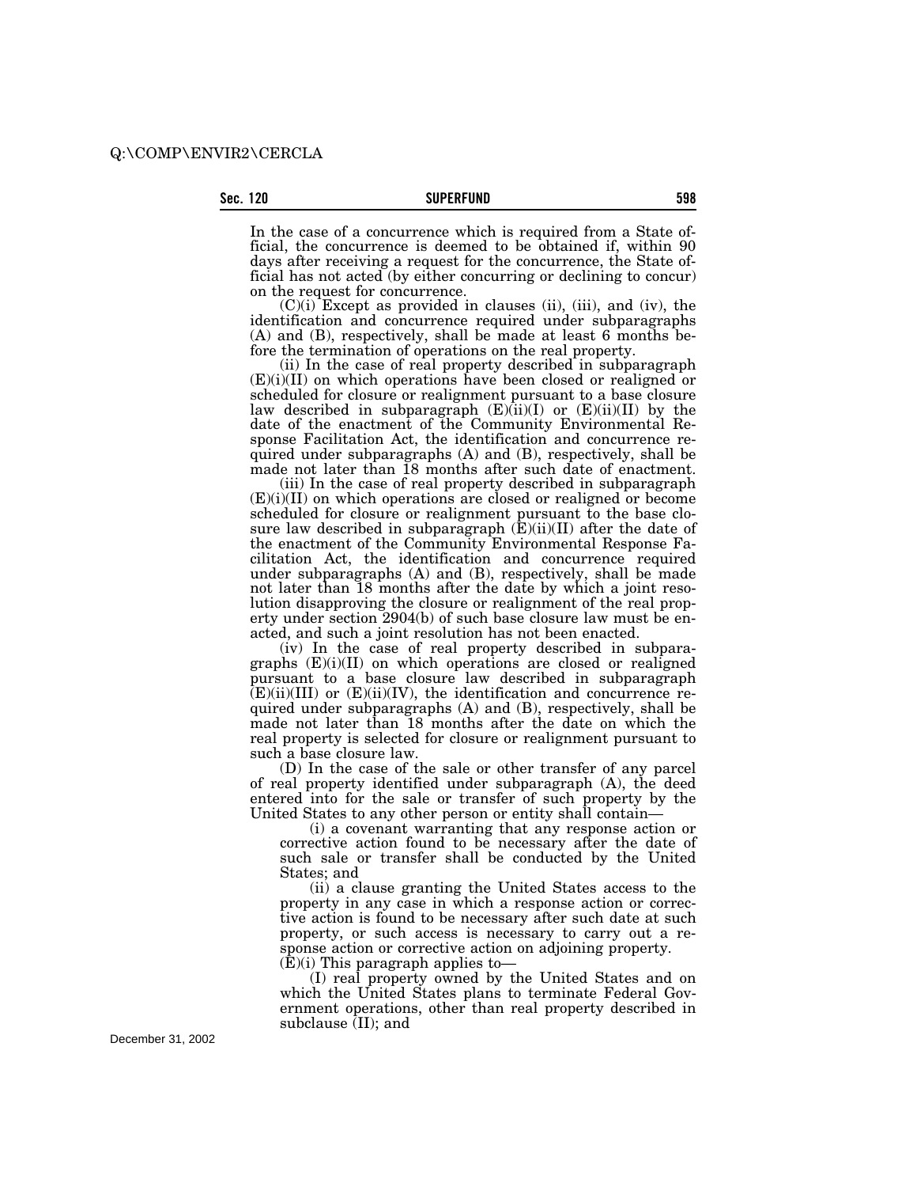In the case of a concurrence which is required from a State official, the concurrence is deemed to be obtained if, within 90 days after receiving a request for the concurrence, the State official has not acted (by either concurring or declining to concur) on the request for concurrence.

(C)(i) Except as provided in clauses (ii), (iii), and (iv), the identification and concurrence required under subparagraphs (A) and (B), respectively, shall be made at least 6 months before the termination of operations on the real property.

(ii) In the case of real property described in subparagraph (E)(i)(II) on which operations have been closed or realigned or scheduled for closure or realignment pursuant to a base closure law described in subparagraph (E)(ii)(I) or (E)(ii)(II) by the date of the enactment of the Community Environmental Response Facilitation Act, the identification and concurrence required under subparagraphs (A) and (B), respectively, shall be made not later than 18 months after such date of enactment.

(iii) In the case of real property described in subparagraph (E)(i)(II) on which operations are closed or realigned or become scheduled for closure or realignment pursuant to the base closure law described in subparagraph (E)(ii)(II) after the date of the enactment of the Community Environmental Response Facilitation Act, the identification and concurrence required under subparagraphs (A) and (B), respectively, shall be made not later than 18 months after the date by which a joint resolution disapproving the closure or realignment of the real property under section 2904(b) of such base closure law must be enacted, and such a joint resolution has not been enacted.

(iv) In the case of real property described in subparagraphs (E)(i)(II) on which operations are closed or realigned pursuant to a base closure law described in subparagraph (E)(ii)(III) or (E)(ii)(IV), the identification and concurrence required under subparagraphs (A) and (B), respectively, shall be made not later than 18 months after the date on which the real property is selected for closure or realignment pursuant to such a base closure law.

(D) In the case of the sale or other transfer of any parcel of real property identified under subparagraph (A), the deed entered into for the sale or transfer of such property by the United States to any other person or entity shall contain—

(i) a covenant warranting that any response action or corrective action found to be necessary after the date of such sale or transfer shall be conducted by the United States; and

(ii) a clause granting the United States access to the property in any case in which a response action or corrective action is found to be necessary after such date at such property, or such access is necessary to carry out a response action or corrective action on adjoining property.

(E)(i) This paragraph applies to—

(I) real property owned by the United States and on which the United States plans to terminate Federal Government operations, other than real property described in subclause (II); and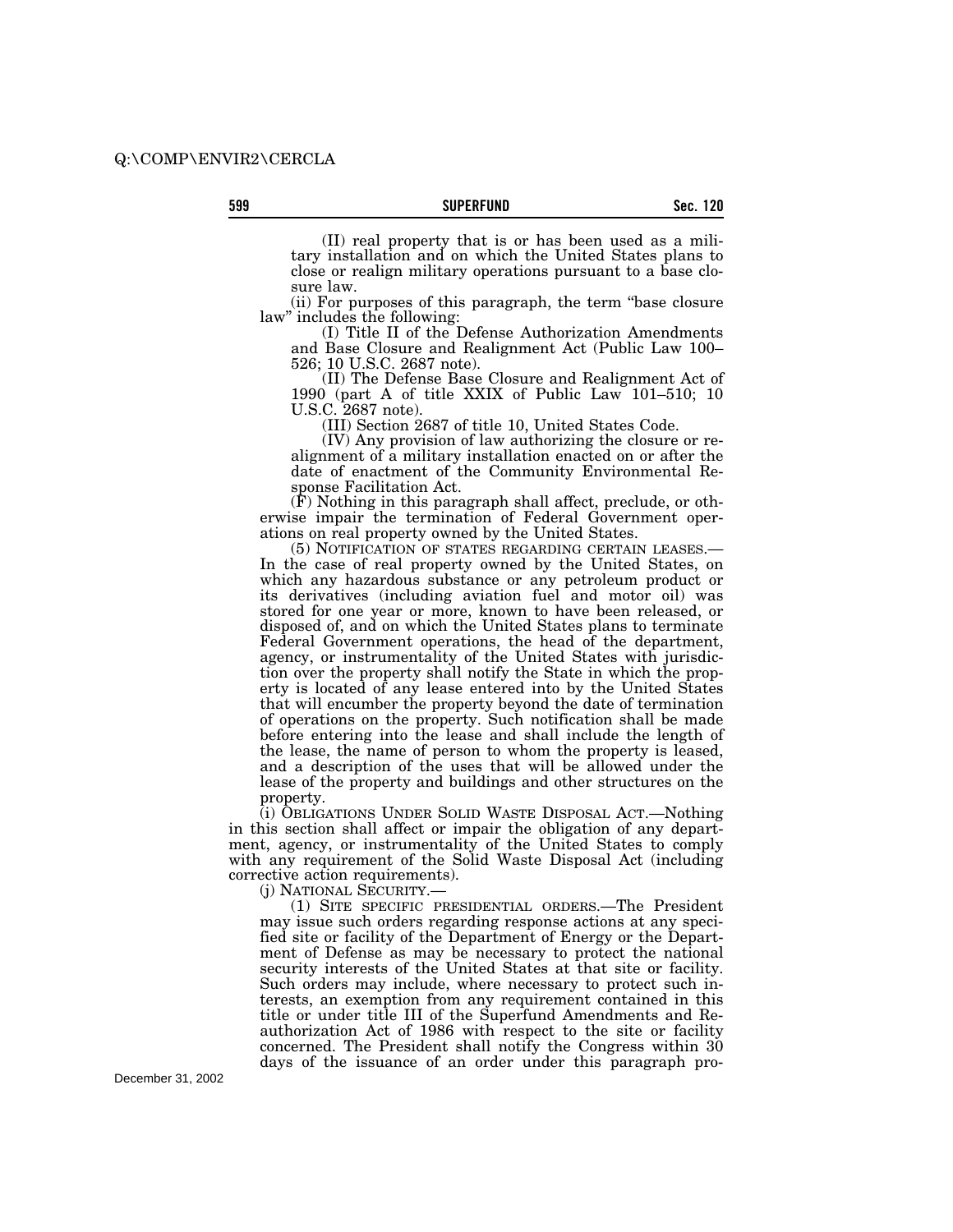(II) real property that is or has been used as a military installation and on which the United States plans to close or realign military operations pursuant to a base closure law.

(ii) For purposes of this paragraph, the term "base closure law" includes the following:

(I) Title II of the Defense Authorization Amendments and Base Closure and Realignment Act (Public Law 100–526; 10 U.S.C. 2687 note).

(II) The Defense Base Closure and Realignment Act of 1990 (part A of title XXIX of Public Law 101–510; 10 U.S.C. 2687 note).

(III) Section 2687 of title 10, United States Code.

(IV) Any provision of law authorizing the closure or realignment of a military installation enacted on or after the date of enactment of the Community Environmental Response Facilitation Act.

(F) Nothing in this paragraph shall affect, preclude, or otherwise impair the termination of Federal Government operations on real property owned by the United States.

(5) NOTIFICATION OF STATES REGARDING CERTAIN LEASES.— In the case of real property owned by the United States, on which any hazardous substance or any petroleum product or its derivatives (including aviation fuel and motor oil) was stored for one year or more, known to have been released, or disposed of, and on which the United States plans to terminate Federal Government operations, the head of the department, agency, or instrumentality of the United States with jurisdiction over the property shall notify the State in which the property is located of any lease entered into by the United States that will encumber the property beyond the date of termination of operations on the property. Such notification shall be made before entering into the lease and shall include the length of the lease, the name of person to whom the property is leased, and a description of the uses that will be allowed under the lease of the property and buildings and other structures on the property.

(i) OBLIGATIONS UNDER SOLID WASTE DISPOSAL ACT.—Nothing in this section shall affect or impair the obligation of any department, agency, or instrumentality of the United States to comply with any requirement of the Solid Waste Disposal Act (including corrective action requirements).

(j) NATIONAL SECURITY.—

(1) SITE SPECIFIC PRESIDENTIAL ORDERS.—The President may issue such orders regarding response actions at any specified site or facility of the Department of Energy or the Department of Defense as may be necessary to protect the national security interests of the United States at that site or facility. Such orders may include, where necessary to protect such interests, an exemption from any requirement contained in this title or under title III of the Superfund Amendments and Reauthorization Act of 1986 with respect to the site or facility concerned. The President shall notify the Congress within 30 days of the issuance of an order under this paragraph pro-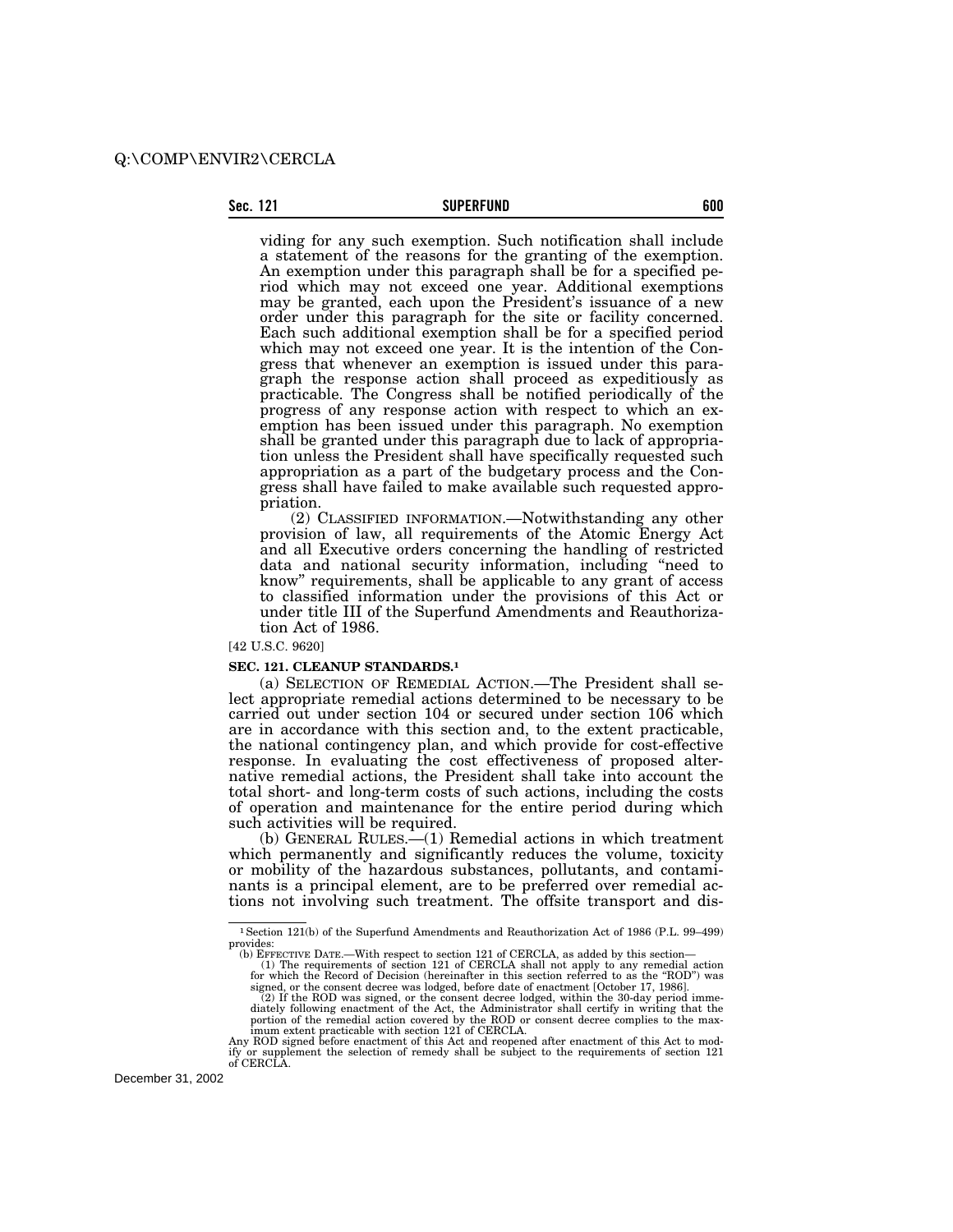viding for any such exemption. Such notification shall include a statement of the reasons for the granting of the exemption. An exemption under this paragraph shall be for a specified period which may not exceed one year. Additional exemptions may be granted, each upon the President's issuance of a new order under this paragraph for the site or facility concerned. Each such additional exemption shall be for a specified period which may not exceed one year. It is the intention of the Congress that whenever an exemption is issued under this paragraph the response action shall proceed as expeditiously as practicable. The Congress shall be notified periodically of the progress of any response action with respect to which an exemption has been issued under this paragraph. No exemption shall be granted under this paragraph due to lack of appropriation unless the President shall have specifically requested such appropriation as a part of the budgetary process and the Congress shall have failed to make available such requested appropriation.

(2) CLASSIFIED INFORMATION.—Notwithstanding any other provision of law, all requirements of the Atomic Energy Act and all Executive orders concerning the handling of restricted data and national security information, including "need to know" requirements, shall be applicable to any grant of access to classified information under the provisions of this Act or under title III of the Superfund Amendments and Reauthorization Act of 1986.

[42 U.S.C. 9620]

**SEC. 121. CLEANUP STANDARDS.[1]**

(a) SELECTION OF REMEDIAL ACTION.—The President shall select appropriate remedial actions determined to be necessary to be carried out under section 104 or secured under section 106 which are in accordance with this section and, to the extent practicable, the national contingency plan, and which provide for cost-effective response. In evaluating the cost effectiveness of proposed alternative remedial actions, the President shall take into account the total short- and long-term costs of such actions, including the costs of operation and maintenance for the entire period during which such activities will be required.

(b) GENERAL RULES.—(1) Remedial actions in which treatment which permanently and significantly reduces the volume, toxicity or mobility of the hazardous substances, pollutants, and contaminants is a principal element, are to be preferred over remedial actions not involving such treatment. The offsite transport and dis-

---

[1] Section 121(b) of the Superfund Amendments and Reauthorization Act of 1986 (P.L. 99–499) provides:

(b) EFFECTIVE DATE.—With respect to section 121 of CERCLA, as added by this section—

(1) The requirements of section 121 of CERCLA shall not apply to any remedial action for which the Record of Decision (hereinafter in this section referred to as the "ROD") was signed, or the consent decree was lodged, before date of enactment [October 17, 1986].

(2) If the ROD was signed, or the consent decree lodged, within the 30-day period immediately following enactment of the Act, the Administrator shall certify in writing that the portion of the remedial action covered by the ROD or consent decree complies to the maximum extent practicable with section 121 of CERCLA.

Any ROD signed before enactment of this Act and reopened after enactment of this Act to modify or supplement the selection of remedy shall be subject to the requirements of section 121 of CERCLA.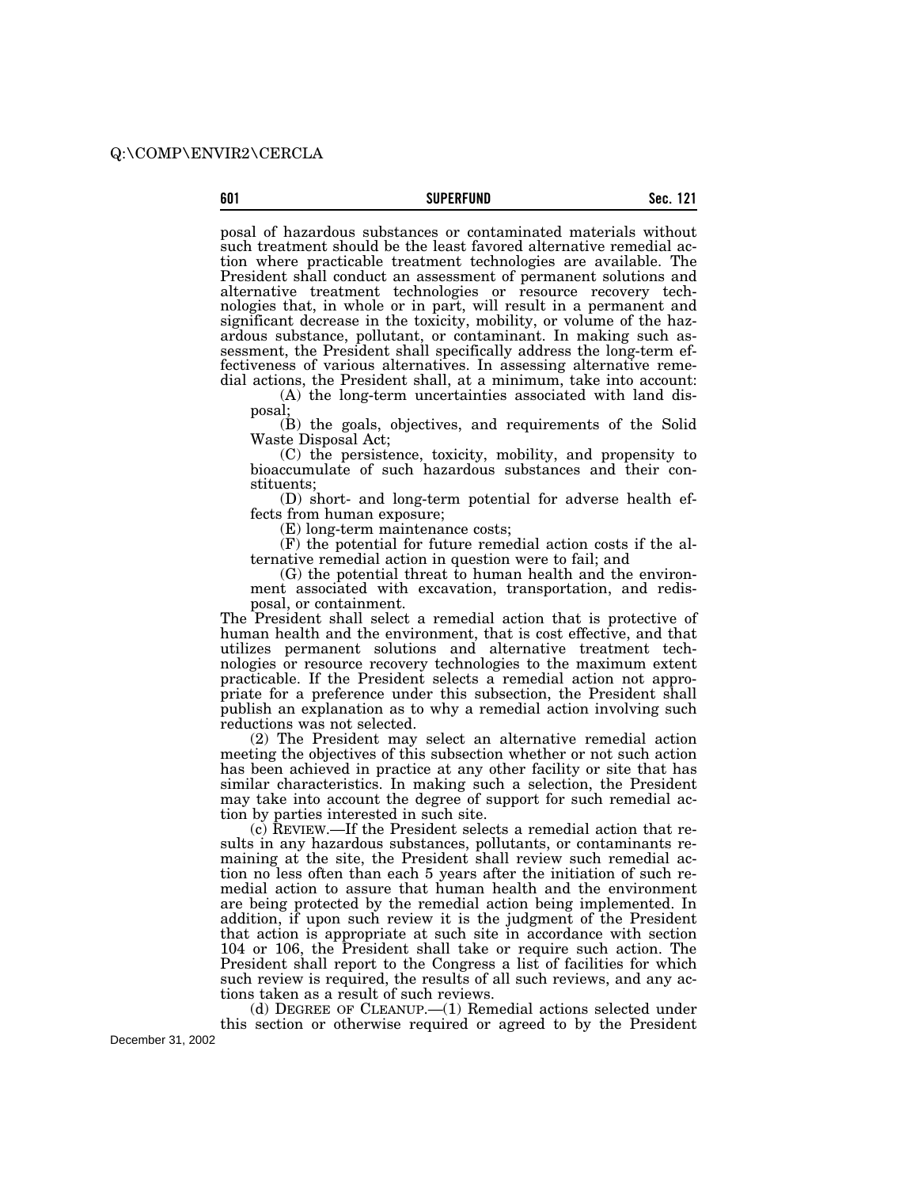posal of hazardous substances or contaminated materials without such treatment should be the least favored alternative remedial action where practicable treatment technologies are available. The President shall conduct an assessment of permanent solutions and alternative treatment technologies or resource recovery technologies that, in whole or in part, will result in a permanent and significant decrease in the toxicity, mobility, or volume of the hazardous substance, pollutant, or contaminant. In making such assessment, the President shall specifically address the long-term effectiveness of various alternatives. In assessing alternative remedial actions, the President shall, at a minimum, take into account:

(A) the long-term uncertainties associated with land disposal;

(B) the goals, objectives, and requirements of the Solid Waste Disposal Act;

(C) the persistence, toxicity, mobility, and propensity to bioaccumulate of such hazardous substances and their constituents;

(D) short- and long-term potential for adverse health effects from human exposure;

(E) long-term maintenance costs;

(F) the potential for future remedial action costs if the alternative remedial action in question were to fail; and

(G) the potential threat to human health and the environment associated with excavation, transportation, and redisposal, or containment.

The President shall select a remedial action that is protective of human health and the environment, that is cost effective, and that utilizes permanent solutions and alternative treatment technologies or resource recovery technologies to the maximum extent practicable. If the President selects a remedial action not appropriate for a preference under this subsection, the President shall publish an explanation as to why a remedial action involving such reductions was not selected.

(2) The President may select an alternative remedial action meeting the objectives of this subsection whether or not such action has been achieved in practice at any other facility or site that has similar characteristics. In making such a selection, the President may take into account the degree of support for such remedial action by parties interested in such site.

(c) REVIEW.—If the President selects a remedial action that results in any hazardous substances, pollutants, or contaminants remaining at the site, the President shall review such remedial action no less often than each 5 years after the initiation of such remedial action to assure that human health and the environment are being protected by the remedial action being implemented. In addition, if upon such review it is the judgment of the President that action is appropriate at such site in accordance with section 104 or 106, the President shall take or require such action. The President shall report to the Congress a list of facilities for which such review is required, the results of all such reviews, and any actions taken as a result of such reviews.

(d) DEGREE OF CLEANUP.—(1) Remedial actions selected under this section or otherwise required or agreed to by the President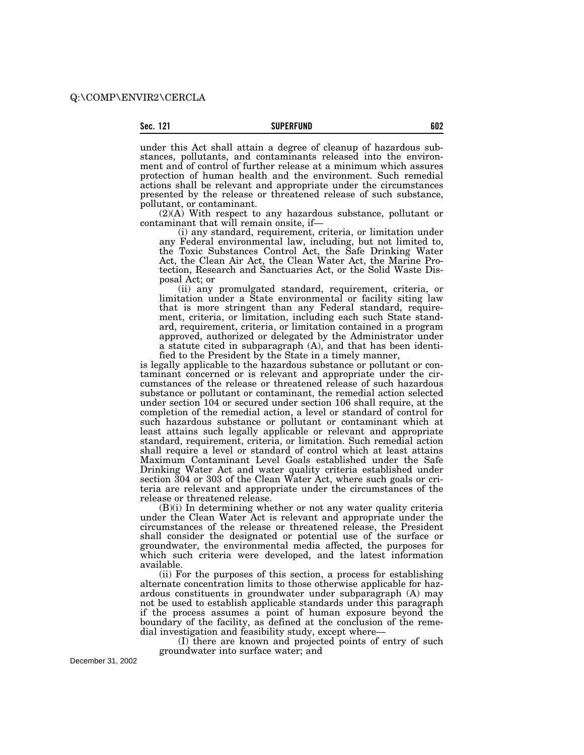under this Act shall attain a degree of cleanup of hazardous substances, pollutants, and contaminants released into the environment and of control of further release at a minimum which assures protection of human health and the environment. Such remedial actions shall be relevant and appropriate under the circumstances presented by the release or threatened release of such substance, pollutant, or contaminant.

(2)(A) With respect to any hazardous substance, pollutant or contaminant that will remain onsite, if—

(i) any standard, requirement, criteria, or limitation under any Federal environmental law, including, but not limited to, the Toxic Substances Control Act, the Safe Drinking Water Act, the Clean Air Act, the Clean Water Act, the Marine Protection, Research and Sanctuaries Act, or the Solid Waste Disposal Act; or

(ii) any promulgated standard, requirement, criteria, or limitation under a State environmental or facility siting law that is more stringent than any Federal standard, requirement, criteria, or limitation, including each such State standard, requirement, criteria, or limitation contained in a program approved, authorized or delegated by the Administrator under a statute cited in subparagraph (A), and that has been identified to the President by the State in a timely manner,

is legally applicable to the hazardous substance or pollutant or contaminant concerned or is relevant and appropriate under the circumstances of the release or threatened release of such hazardous substance or pollutant or contaminant, the remedial action selected under section 104 or secured under section 106 shall require, at the completion of the remedial action, a level or standard of control for such hazardous substance or pollutant or contaminant which at least attains such legally applicable or relevant and appropriate standard, requirement, criteria, or limitation. Such remedial action shall require a level or standard of control which at least attains Maximum Contaminant Level Goals established under the Safe Drinking Water Act and water quality criteria established under section 304 or 303 of the Clean Water Act, where such goals or criteria are relevant and appropriate under the circumstances of the release or threatened release.

(B)(i) In determining whether or not any water quality criteria under the Clean Water Act is relevant and appropriate under the circumstances of the release or threatened release, the President shall consider the designated or potential use of the surface or groundwater, the environmental media affected, the purposes for which such criteria were developed, and the latest information available.

(ii) For the purposes of this section, a process for establishing alternate concentration limits to those otherwise applicable for hazardous constituents in groundwater under subparagraph (A) may not be used to establish applicable standards under this paragraph if the process assumes a point of human exposure beyond the boundary of the facility, as defined at the conclusion of the remedial investigation and feasibility study, except where—

(I) there are known and projected points of entry of such groundwater into surface water; and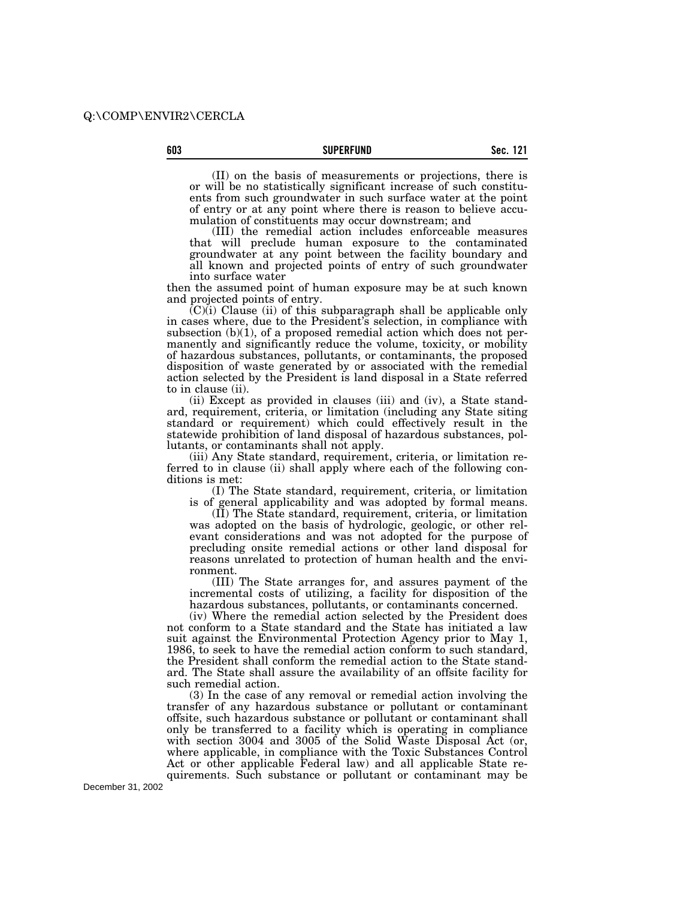(II) on the basis of measurements or projections, there is or will be no statistically significant increase of such constituents from such groundwater in such surface water at the point of entry or at any point where there is reason to believe accumulation of constituents may occur downstream; and

(III) the remedial action includes enforceable measures that will preclude human exposure to the contaminated groundwater at any point between the facility boundary and all known and projected points of entry of such groundwater into surface water

then the assumed point of human exposure may be at such known and projected points of entry.

(C)(i) Clause (ii) of this subparagraph shall be applicable only in cases where, due to the President's selection, in compliance with subsection (b)(1), of a proposed remedial action which does not permanently and significantly reduce the volume, toxicity, or mobility of hazardous substances, pollutants, or contaminants, the proposed disposition of waste generated by or associated with the remedial action selected by the President is land disposal in a State referred to in clause (ii).

(ii) Except as provided in clauses (iii) and (iv), a State standard, requirement, criteria, or limitation (including any State siting standard or requirement) which could effectively result in the statewide prohibition of land disposal of hazardous substances, pollutants, or contaminants shall not apply.

(iii) Any State standard, requirement, criteria, or limitation referred to in clause (ii) shall apply where each of the following conditions is met:

(I) The State standard, requirement, criteria, or limitation is of general applicability and was adopted by formal means.

(II) The State standard, requirement, criteria, or limitation was adopted on the basis of hydrologic, geologic, or other relevant considerations and was not adopted for the purpose of precluding onsite remedial actions or other land disposal for reasons unrelated to protection of human health and the environment.

(III) The State arranges for, and assures payment of the incremental costs of utilizing, a facility for disposition of the hazardous substances, pollutants, or contaminants concerned.

(iv) Where the remedial action selected by the President does not conform to a State standard and the State has initiated a law suit against the Environmental Protection Agency prior to May 1, 1986, to seek to have the remedial action conform to such standard, the President shall conform the remedial action to the State standard. The State shall assure the availability of an offsite facility for such remedial action.

(3) In the case of any removal or remedial action involving the transfer of any hazardous substance or pollutant or contaminant offsite, such hazardous substance or pollutant or contaminant shall only be transferred to a facility which is operating in compliance with section 3004 and 3005 of the Solid Waste Disposal Act (or, where applicable, in compliance with the Toxic Substances Control Act or other applicable Federal law) and all applicable State requirements. Such substance or pollutant or contaminant may be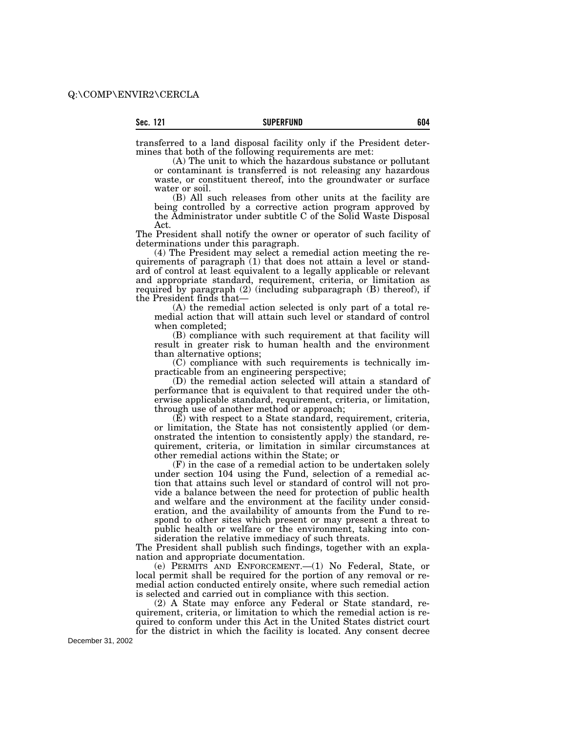transferred to a land disposal facility only if the President determines that both of the following requirements are met:

(A) The unit to which the hazardous substance or pollutant or contaminant is transferred is not releasing any hazardous waste, or constituent thereof, into the groundwater or surface water or soil.

(B) All such releases from other units at the facility are being controlled by a corrective action program approved by the Administrator under subtitle C of the Solid Waste Disposal Act.

The President shall notify the owner or operator of such facility of determinations under this paragraph.

(4) The President may select a remedial action meeting the requirements of paragraph (1) that does not attain a level or standard of control at least equivalent to a legally applicable or relevant and appropriate standard, requirement, criteria, or limitation as required by paragraph (2) (including subparagraph (B) thereof), if the President finds that—

(A) the remedial action selected is only part of a total remedial action that will attain such level or standard of control when completed;

(B) compliance with such requirement at that facility will result in greater risk to human health and the environment than alternative options;

(C) compliance with such requirements is technically impracticable from an engineering perspective;

(D) the remedial action selected will attain a standard of performance that is equivalent to that required under the otherwise applicable standard, requirement, criteria, or limitation, through use of another method or approach;

(E) with respect to a State standard, requirement, criteria, or limitation, the State has not consistently applied (or demonstrated the intention to consistently apply) the standard, requirement, criteria, or limitation in similar circumstances at other remedial actions within the State; or

(F) in the case of a remedial action to be undertaken solely under section 104 using the Fund, selection of a remedial action that attains such level or standard of control will not provide a balance between the need for protection of public health and welfare and the environment at the facility under consideration, and the availability of amounts from the Fund to respond to other sites which present or may present a threat to public health or welfare or the environment, taking into consideration the relative immediacy of such threats.

The President shall publish such findings, together with an explanation and appropriate documentation.

(e) PERMITS AND ENFORCEMENT.—(1) No Federal, State, or local permit shall be required for the portion of any removal or remedial action conducted entirely onsite, where such remedial action is selected and carried out in compliance with this section.

(2) A State may enforce any Federal or State standard, requirement, criteria, or limitation to which the remedial action is required to conform under this Act in the United States district court for the district in which the facility is located. Any consent decree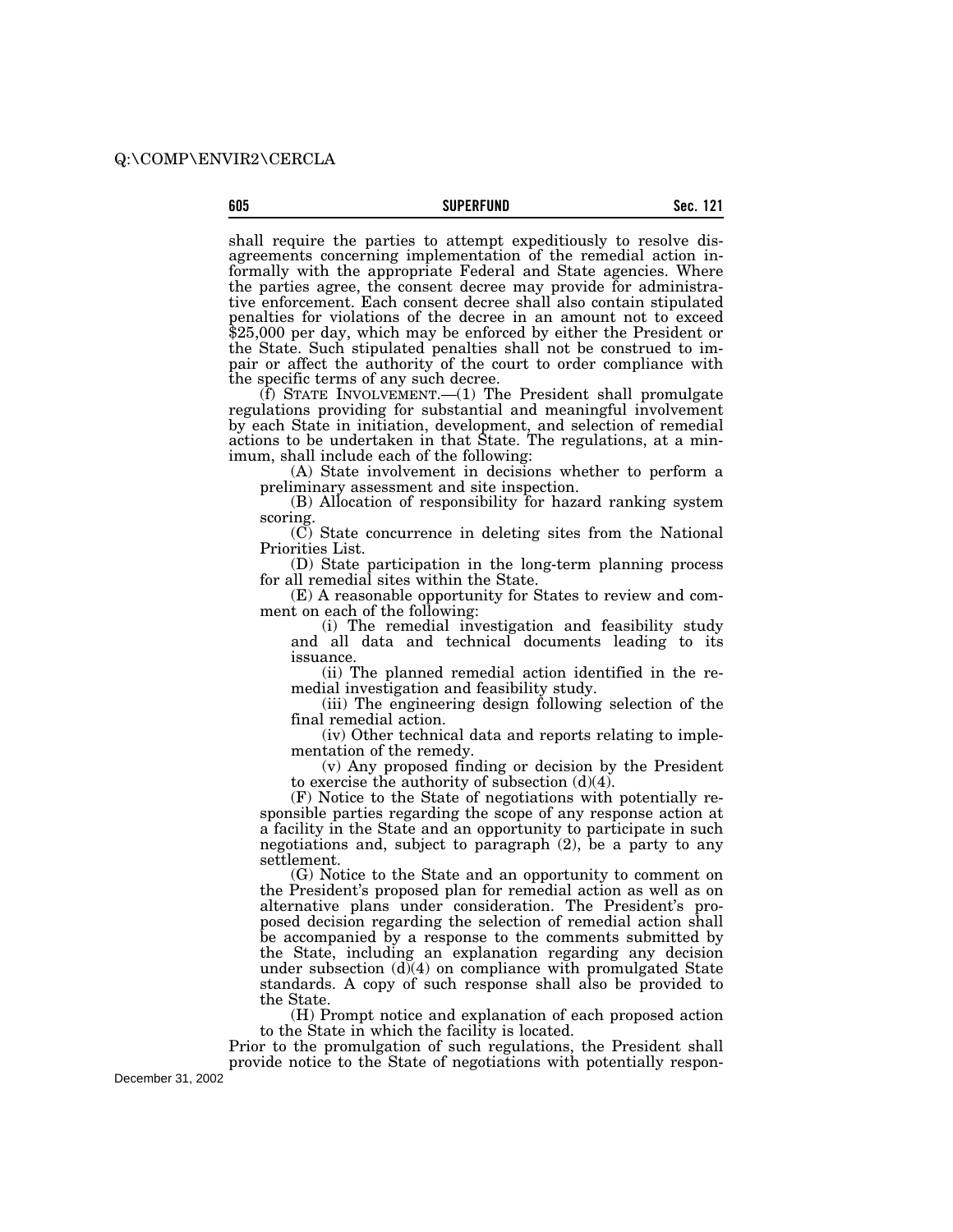shall require the parties to attempt expeditiously to resolve disagreements concerning implementation of the remedial action informally with the appropriate Federal and State agencies. Where the parties agree, the consent decree may provide for administrative enforcement. Each consent decree shall also contain stipulated penalties for violations of the decree in an amount not to exceed $25,000 per day, which may be enforced by either the President or the State. Such stipulated penalties shall not be construed to impair or affect the authority of the court to order compliance with the specific terms of any such decree.

(f) STATE INVOLVEMENT.—(1) The President shall promulgate regulations providing for substantial and meaningful involvement by each State in initiation, development, and selection of remedial actions to be undertaken in that State. The regulations, at a minimum, shall include each of the following:

(A) State involvement in decisions whether to perform a preliminary assessment and site inspection.

(B) Allocation of responsibility for hazard ranking system scoring.

(C) State concurrence in deleting sites from the National Priorities List.

(D) State participation in the long-term planning process for all remedial sites within the State.

(E) A reasonable opportunity for States to review and comment on each of the following:

(i) The remedial investigation and feasibility study and all data and technical documents leading to its issuance.

(ii) The planned remedial action identified in the remedial investigation and feasibility study.

(iii) The engineering design following selection of the final remedial action.

(iv) Other technical data and reports relating to implementation of the remedy.

(v) Any proposed finding or decision by the President to exercise the authority of subsection (d)(4).

(F) Notice to the State of negotiations with potentially responsible parties regarding the scope of any response action at a facility in the State and an opportunity to participate in such negotiations and, subject to paragraph (2), be a party to any settlement.

(G) Notice to the State and an opportunity to comment on the President's proposed plan for remedial action as well as on alternative plans under consideration. The President's proposed decision regarding the selection of remedial action shall be accompanied by a response to the comments submitted by the State, including an explanation regarding any decision under subsection (d)(4) on compliance with promulgated State standards. A copy of such response shall also be provided to the State.

(H) Prompt notice and explanation of each proposed action to the State in which the facility is located.

Prior to the promulgation of such regulations, the President shall provide notice to the State of negotiations with potentially respon-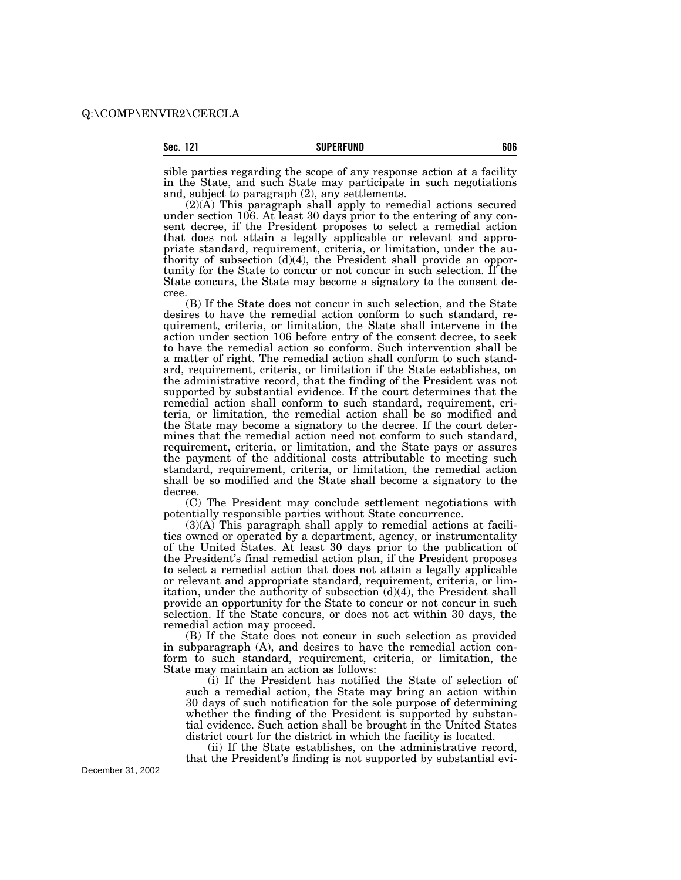sible parties regarding the scope of any response action at a facility in the State, and such State may participate in such negotiations and, subject to paragraph (2), any settlements.

(2)(A) This paragraph shall apply to remedial actions secured under section 106. At least 30 days prior to the entering of any consent decree, if the President proposes to select a remedial action that does not attain a legally applicable or relevant and appropriate standard, requirement, criteria, or limitation, under the authority of subsection (d)(4), the President shall provide an opportunity for the State to concur or not concur in such selection. If the State concurs, the State may become a signatory to the consent decree.

(B) If the State does not concur in such selection, and the State desires to have the remedial action conform to such standard, requirement, criteria, or limitation, the State shall intervene in the action under section 106 before entry of the consent decree, to seek to have the remedial action so conform. Such intervention shall be a matter of right. The remedial action shall conform to such standard, requirement, criteria, or limitation if the State establishes, on the administrative record, that the finding of the President was not supported by substantial evidence. If the court determines that the remedial action shall conform to such standard, requirement, criteria, or limitation, the remedial action shall be so modified and the State may become a signatory to the decree. If the court determines that the remedial action need not conform to such standard, requirement, criteria, or limitation, and the State pays or assures the payment of the additional costs attributable to meeting such standard, requirement, criteria, or limitation, the remedial action shall be so modified and the State shall become a signatory to the decree.

(C) The President may conclude settlement negotiations with potentially responsible parties without State concurrence.

(3)(A) This paragraph shall apply to remedial actions at facilities owned or operated by a department, agency, or instrumentality of the United States. At least 30 days prior to the publication of the President's final remedial action plan, if the President proposes to select a remedial action that does not attain a legally applicable or relevant and appropriate standard, requirement, criteria, or limitation, under the authority of subsection (d)(4), the President shall provide an opportunity for the State to concur or not concur in such selection. If the State concurs, or does not act within 30 days, the remedial action may proceed.

(B) If the State does not concur in such selection as provided in subparagraph (A), and desires to have the remedial action conform to such standard, requirement, criteria, or limitation, the State may maintain an action as follows:

(i) If the President has notified the State of selection of such a remedial action, the State may bring an action within 30 days of such notification for the sole purpose of determining whether the finding of the President is supported by substantial evidence. Such action shall be brought in the United States district court for the district in which the facility is located.

(ii) If the State establishes, on the administrative record, that the President's finding is not supported by substantial evi-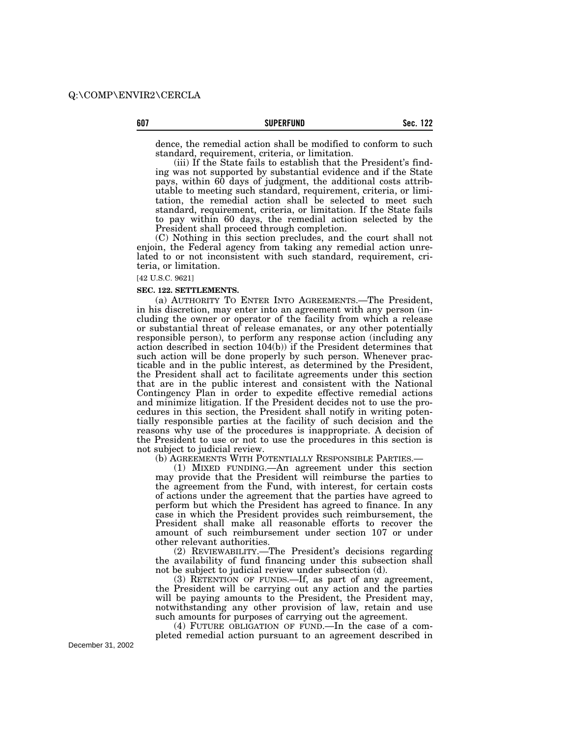dence, the remedial action shall be modified to conform to such standard, requirement, criteria, or limitation.

(iii) If the State fails to establish that the President's finding was not supported by substantial evidence and if the State pays, within 60 days of judgment, the additional costs attributable to meeting such standard, requirement, criteria, or limitation, the remedial action shall be selected to meet such standard, requirement, criteria, or limitation. If the State fails to pay within 60 days, the remedial action selected by the President shall proceed through completion.

(C) Nothing in this section precludes, and the court shall not enjoin, the Federal agency from taking any remedial action unrelated to or not inconsistent with such standard, requirement, criteria, or limitation.

[42 U.S.C. 9621]

**SEC. 122. SETTLEMENTS.**

(a) AUTHORITY TO ENTER INTO AGREEMENTS.—The President, in his discretion, may enter into an agreement with any person (including the owner or operator of the facility from which a release or substantial threat of release emanates, or any other potentially responsible person), to perform any response action (including any action described in section 104(b)) if the President determines that such action will be done properly by such person. Whenever practicable and in the public interest, as determined by the President, the President shall act to facilitate agreements under this section that are in the public interest and consistent with the National Contingency Plan in order to expedite effective remedial actions and minimize litigation. If the President decides not to use the procedures in this section, the President shall notify in writing potentially responsible parties at the facility of such decision and the reasons why use of the procedures is inappropriate. A decision of the President to use or not to use the procedures in this section is not subject to judicial review.

(b) AGREEMENTS WITH POTENTIALLY RESPONSIBLE PARTIES.—

(1) MIXED FUNDING.—An agreement under this section may provide that the President will reimburse the parties to the agreement from the Fund, with interest, for certain costs of actions under the agreement that the parties have agreed to perform but which the President has agreed to finance. In any case in which the President provides such reimbursement, the President shall make all reasonable efforts to recover the amount of such reimbursement under section 107 or under other relevant authorities.

(2) REVIEWABILITY.—The President's decisions regarding the availability of fund financing under this subsection shall not be subject to judicial review under subsection (d).

(3) RETENTION OF FUNDS.—If, as part of any agreement, the President will be carrying out any action and the parties will be paying amounts to the President, the President may, notwithstanding any other provision of law, retain and use such amounts for purposes of carrying out the agreement.

(4) FUTURE OBLIGATION OF FUND.—In the case of a completed remedial action pursuant to an agreement described in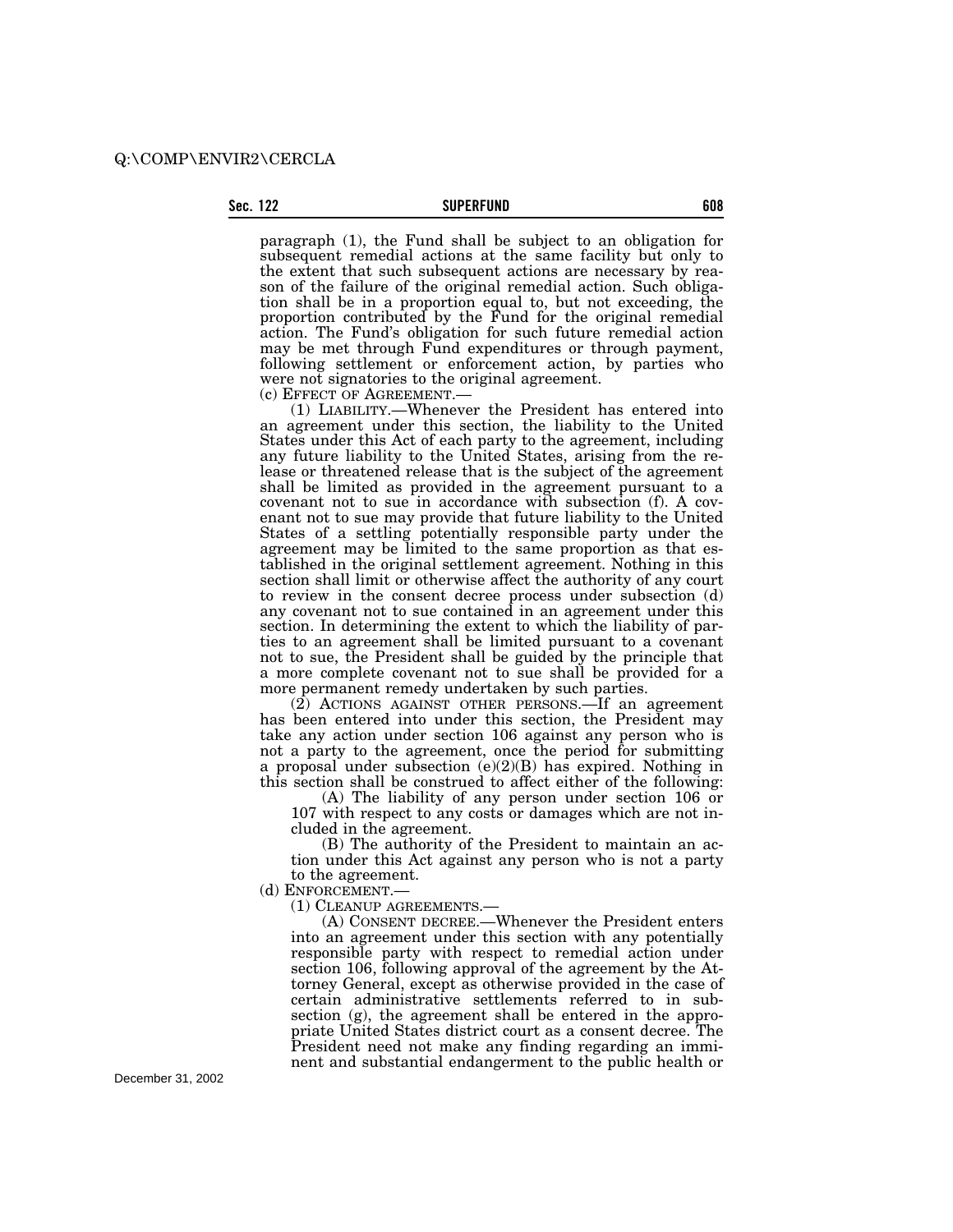paragraph (1), the Fund shall be subject to an obligation for subsequent remedial actions at the same facility but only to the extent that such subsequent actions are necessary by reason of the failure of the original remedial action. Such obligation shall be in a proportion equal to, but not exceeding, the proportion contributed by the Fund for the original remedial action. The Fund's obligation for such future remedial action may be met through Fund expenditures or through payment, following settlement or enforcement action, by parties who were not signatories to the original agreement.

(c) EFFECT OF AGREEMENT.—

(1) LIABILITY.—Whenever the President has entered into an agreement under this section, the liability to the United States under this Act of each party to the agreement, including any future liability to the United States, arising from the release or threatened release that is the subject of the agreement shall be limited as provided in the agreement pursuant to a covenant not to sue in accordance with subsection (f). A covenant not to sue may provide that future liability to the United States of a settling potentially responsible party under the agreement may be limited to the same proportion as that established in the original settlement agreement. Nothing in this section shall limit or otherwise affect the authority of any court to review in the consent decree process under subsection (d) any covenant not to sue contained in an agreement under this section. In determining the extent to which the liability of parties to an agreement shall be limited pursuant to a covenant not to sue, the President shall be guided by the principle that a more complete covenant not to sue shall be provided for a more permanent remedy undertaken by such parties.

(2) ACTIONS AGAINST OTHER PERSONS.—If an agreement has been entered into under this section, the President may take any action under section 106 against any person who is not a party to the agreement, once the period for submitting a proposal under subsection (e)(2)(B) has expired. Nothing in this section shall be construed to affect either of the following:

(A) The liability of any person under section 106 or 107 with respect to any costs or damages which are not included in the agreement.

(B) The authority of the President to maintain an action under this Act against any person who is not a party to the agreement.

(d) ENFORCEMENT.—

(1) CLEANUP AGREEMENTS.—

(A) CONSENT DECREE.—Whenever the President enters into an agreement under this section with any potentially responsible party with respect to remedial action under section 106, following approval of the agreement by the Attorney General, except as otherwise provided in the case of certain administrative settlements referred to in subsection (g), the agreement shall be entered in the appropriate United States district court as a consent decree. The President need not make any finding regarding an imminent and substantial endangerment to the public health or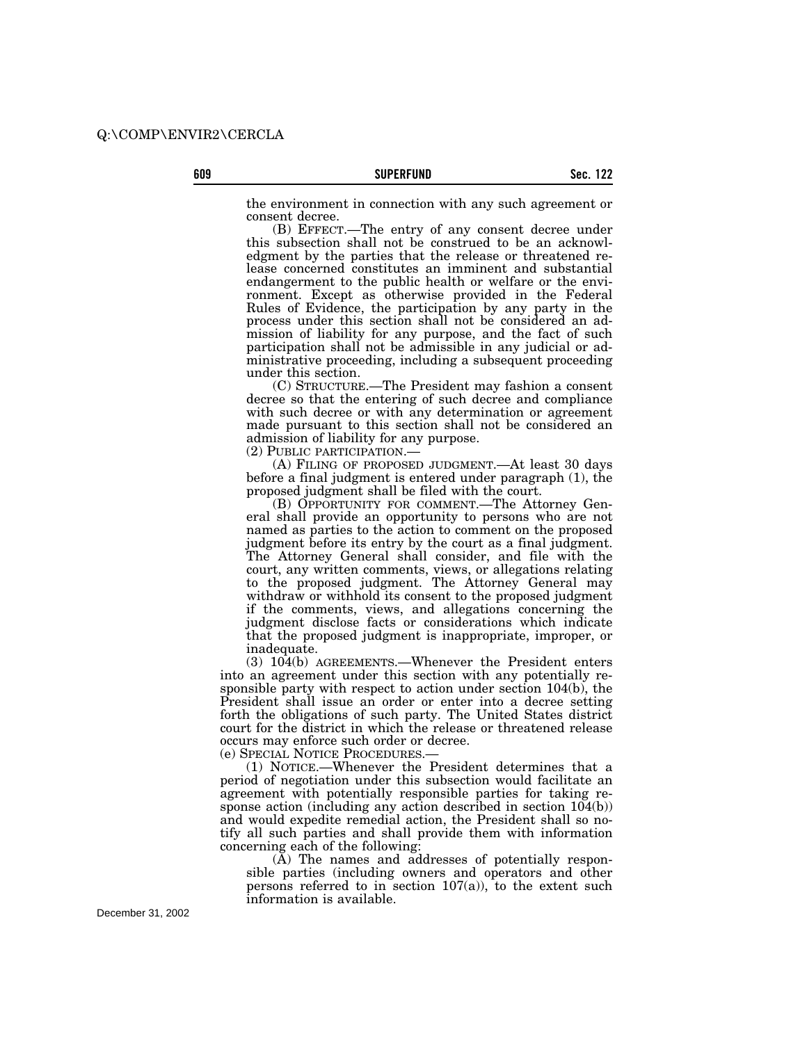the environment in connection with any such agreement or consent decree.

(B) EFFECT.—The entry of any consent decree under this subsection shall not be construed to be an acknowledgment by the parties that the release or threatened release concerned constitutes an imminent and substantial endangerment to the public health or welfare or the environment. Except as otherwise provided in the Federal Rules of Evidence, the participation by any party in the process under this section shall not be considered an admission of liability for any purpose, and the fact of such participation shall not be admissible in any judicial or administrative proceeding, including a subsequent proceeding under this section.

(C) STRUCTURE.—The President may fashion a consent decree so that the entering of such decree and compliance with such decree or with any determination or agreement made pursuant to this section shall not be considered an admission of liability for any purpose.

(2) PUBLIC PARTICIPATION.—

(A) FILING OF PROPOSED JUDGMENT.—At least 30 days before a final judgment is entered under paragraph (1), the proposed judgment shall be filed with the court.

(B) OPPORTUNITY FOR COMMENT.—The Attorney General shall provide an opportunity to persons who are not named as parties to the action to comment on the proposed judgment before its entry by the court as a final judgment. The Attorney General shall consider, and file with the court, any written comments, views, or allegations relating to the proposed judgment. The Attorney General may withdraw or withhold its consent to the proposed judgment if the comments, views, and allegations concerning the judgment disclose facts or considerations which indicate that the proposed judgment is inappropriate, improper, or inadequate.

(3) 104(b) AGREEMENTS.—Whenever the President enters into an agreement under this section with any potentially responsible party with respect to action under section 104(b), the President shall issue an order or enter into a decree setting forth the obligations of such party. The United States district court for the district in which the release or threatened release occurs may enforce such order or decree.

(e) SPECIAL NOTICE PROCEDURES.—

(1) NOTICE.—Whenever the President determines that a period of negotiation under this subsection would facilitate an agreement with potentially responsible parties for taking response action (including any action described in section 104(b)) and would expedite remedial action, the President shall so notify all such parties and shall provide them with information concerning each of the following:

(A) The names and addresses of potentially responsible parties (including owners and operators and other persons referred to in section 107(a)), to the extent such information is available.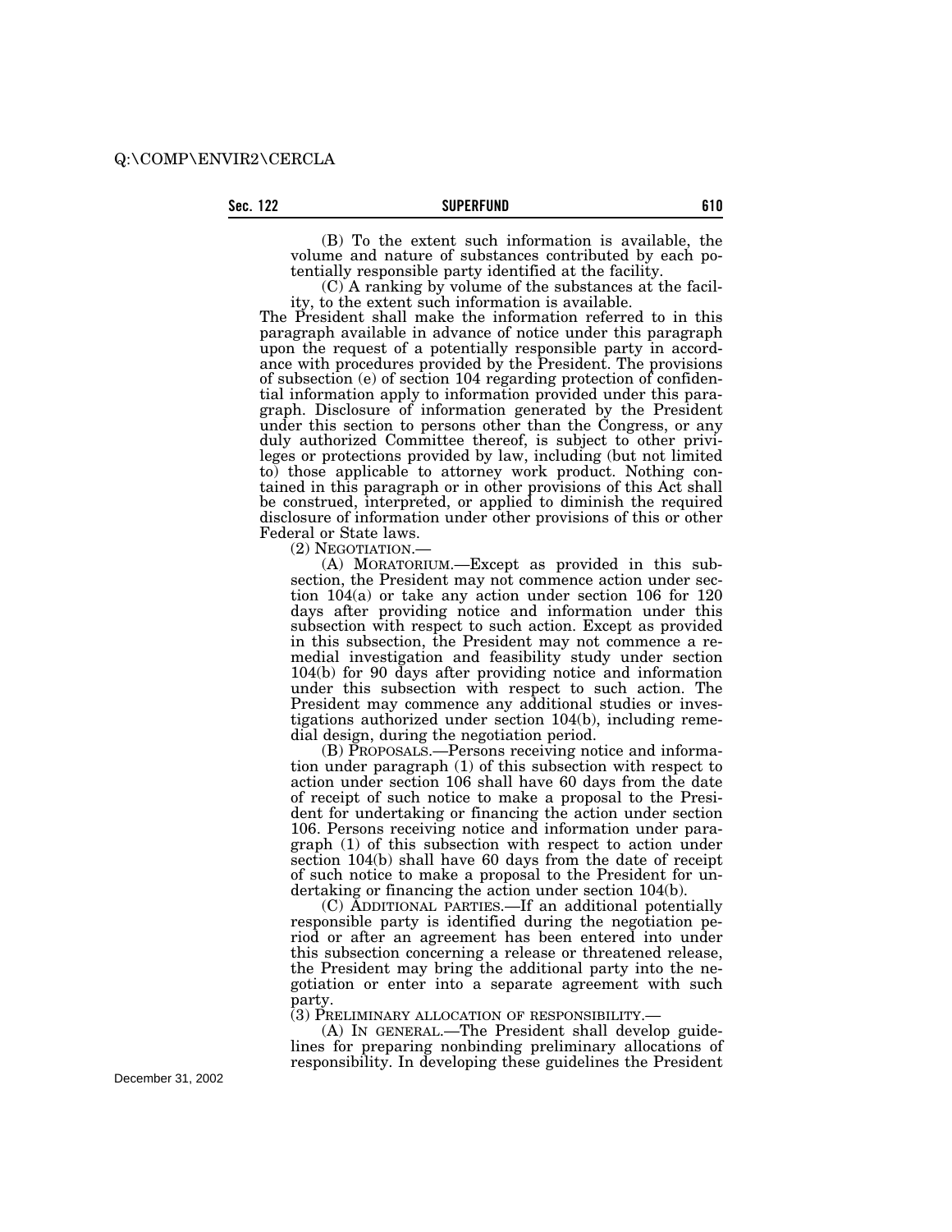(B) To the extent such information is available, the volume and nature of substances contributed by each potentially responsible party identified at the facility.

(C) A ranking by volume of the substances at the facility, to the extent such information is available.

The President shall make the information referred to in this paragraph available in advance of notice under this paragraph upon the request of a potentially responsible party in accordance with procedures provided by the President. The provisions of subsection (e) of section 104 regarding protection of confidential information apply to information provided under this paragraph. Disclosure of information generated by the President under this section to persons other than the Congress, or any duly authorized Committee thereof, is subject to other privileges or protections provided by law, including (but not limited to) those applicable to attorney work product. Nothing contained in this paragraph or in other provisions of this Act shall be construed, interpreted, or applied to diminish the required disclosure of information under other provisions of this or other Federal or State laws.

(2) NEGOTIATION.—

(A) MORATORIUM.—Except as provided in this subsection, the President may not commence action under section 104(a) or take any action under section 106 for 120 days after providing notice and information under this subsection with respect to such action. Except as provided in this subsection, the President may not commence a remedial investigation and feasibility study under section 104(b) for 90 days after providing notice and information under this subsection with respect to such action. The President may commence any additional studies or investigations authorized under section 104(b), including remedial design, during the negotiation period.

(B) PROPOSALS.—Persons receiving notice and information under paragraph (1) of this subsection with respect to action under section 106 shall have 60 days from the date of receipt of such notice to make a proposal to the President for undertaking or financing the action under section 106. Persons receiving notice and information under paragraph (1) of this subsection with respect to action under section 104(b) shall have 60 days from the date of receipt of such notice to make a proposal to the President for undertaking or financing the action under section 104(b).

(C) ADDITIONAL PARTIES.—If an additional potentially responsible party is identified during the negotiation period or after an agreement has been entered into under this subsection concerning a release or threatened release, the President may bring the additional party into the negotiation or enter into a separate agreement with such party.

(3) PRELIMINARY ALLOCATION OF RESPONSIBILITY.—

(A) IN GENERAL.—The President shall develop guidelines for preparing nonbinding preliminary allocations of responsibility. In developing these guidelines the President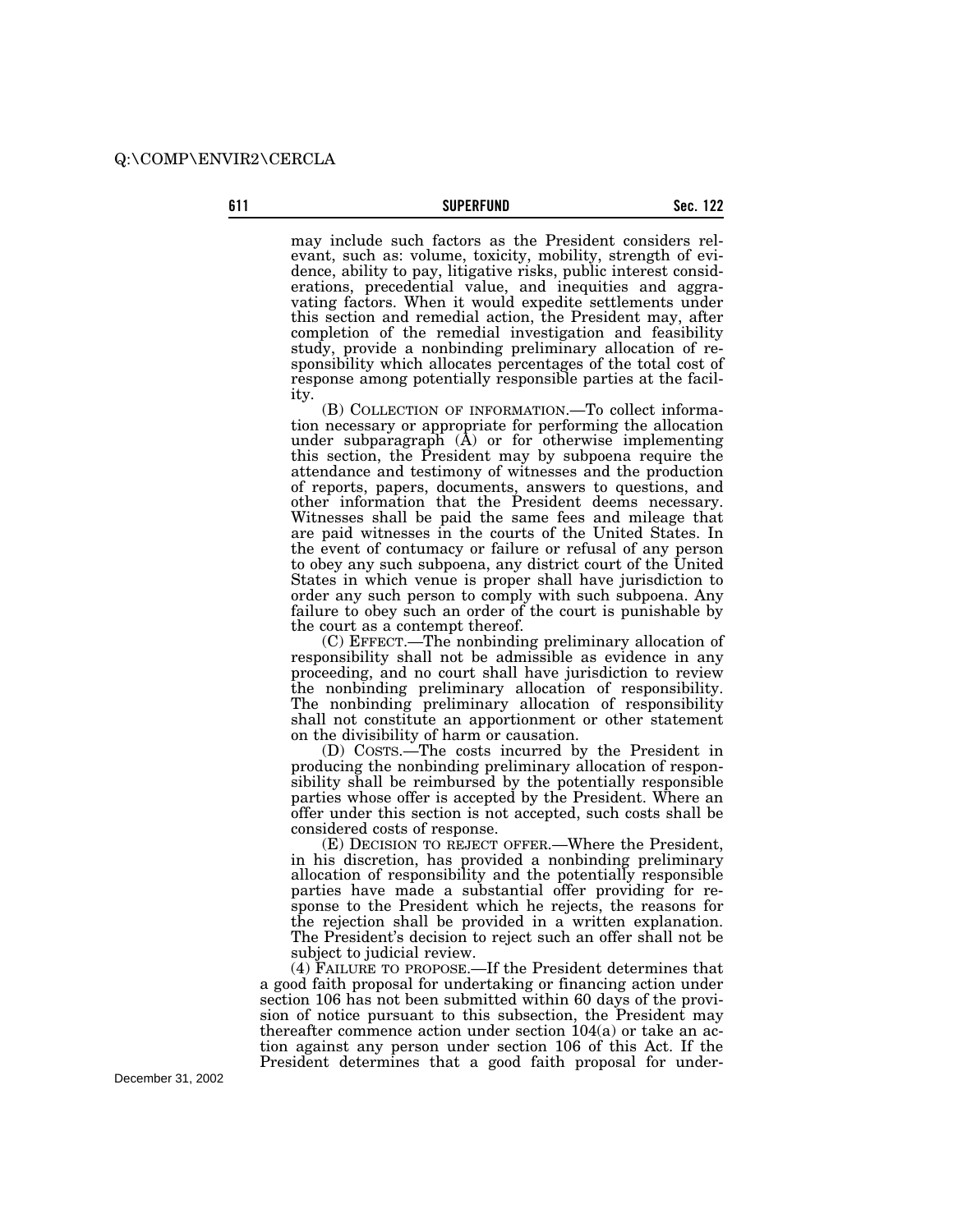may include such factors as the President considers relevant, such as: volume, toxicity, mobility, strength of evidence, ability to pay, litigative risks, public interest considerations, precedential value, and inequities and aggravating factors. When it would expedite settlements under this section and remedial action, the President may, after completion of the remedial investigation and feasibility study, provide a nonbinding preliminary allocation of responsibility which allocates percentages of the total cost of response among potentially responsible parties at the facility.

(B) COLLECTION OF INFORMATION.—To collect information necessary or appropriate for performing the allocation under subparagraph (A) or for otherwise implementing this section, the President may by subpoena require the attendance and testimony of witnesses and the production of reports, papers, documents, answers to questions, and other information that the President deems necessary. Witnesses shall be paid the same fees and mileage that are paid witnesses in the courts of the United States. In the event of contumacy or failure or refusal of any person to obey any such subpoena, any district court of the United States in which venue is proper shall have jurisdiction to order any such person to comply with such subpoena. Any failure to obey such an order of the court is punishable by the court as a contempt thereof.

(C) EFFECT.—The nonbinding preliminary allocation of responsibility shall not be admissible as evidence in any proceeding, and no court shall have jurisdiction to review the nonbinding preliminary allocation of responsibility. The nonbinding preliminary allocation of responsibility shall not constitute an apportionment or other statement on the divisibility of harm or causation.

(D) COSTS.—The costs incurred by the President in producing the nonbinding preliminary allocation of responsibility shall be reimbursed by the potentially responsible parties whose offer is accepted by the President. Where an offer under this section is not accepted, such costs shall be considered costs of response.

(E) DECISION TO REJECT OFFER.—Where the President, in his discretion, has provided a nonbinding preliminary allocation of responsibility and the potentially responsible parties have made a substantial offer providing for response to the President which he rejects, the reasons for the rejection shall be provided in a written explanation. The President's decision to reject such an offer shall not be subject to judicial review.

(4) FAILURE TO PROPOSE.—If the President determines that a good faith proposal for undertaking or financing action under section 106 has not been submitted within 60 days of the provision of notice pursuant to this subsection, the President may thereafter commence action under section 104(a) or take an action against any person under section 106 of this Act. If the President determines that a good faith proposal for under-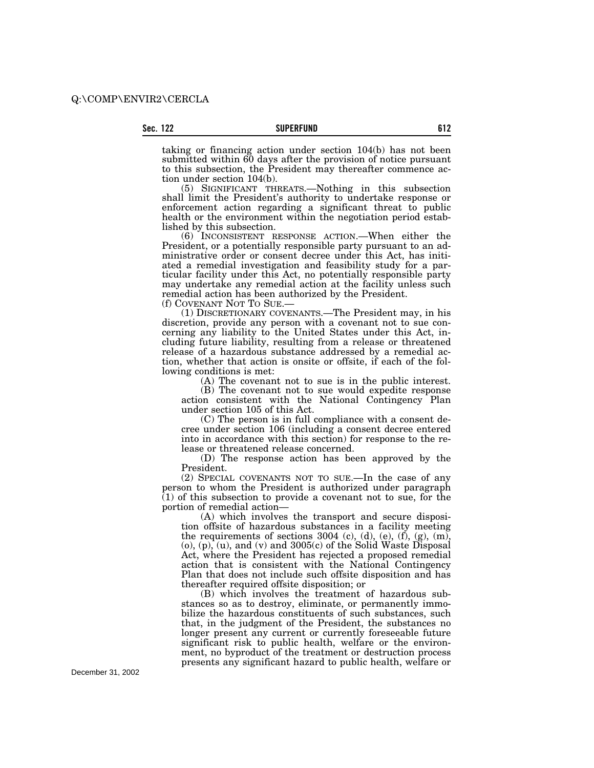taking or financing action under section 104(b) has not been submitted within 60 days after the provision of notice pursuant to this subsection, the President may thereafter commence action under section 104(b).

(5) SIGNIFICANT THREATS.—Nothing in this subsection shall limit the President's authority to undertake response or enforcement action regarding a significant threat to public health or the environment within the negotiation period established by this subsection.

(6) INCONSISTENT RESPONSE ACTION.—When either the President, or a potentially responsible party pursuant to an administrative order or consent decree under this Act, has initiated a remedial investigation and feasibility study for a particular facility under this Act, no potentially responsible party may undertake any remedial action at the facility unless such remedial action has been authorized by the President.

(f) COVENANT NOT TO SUE.—

(1) DISCRETIONARY COVENANTS.—The President may, in his discretion, provide any person with a covenant not to sue concerning any liability to the United States under this Act, including future liability, resulting from a release or threatened release of a hazardous substance addressed by a remedial action, whether that action is onsite or offsite, if each of the following conditions is met:

(A) The covenant not to sue is in the public interest.

(B) The covenant not to sue would expedite response action consistent with the National Contingency Plan under section 105 of this Act.

(C) The person is in full compliance with a consent decree under section 106 (including a consent decree entered into in accordance with this section) for response to the release or threatened release concerned.

(D) The response action has been approved by the President.

(2) SPECIAL COVENANTS NOT TO SUE.—In the case of any person to whom the President is authorized under paragraph (1) of this subsection to provide a covenant not to sue, for the portion of remedial action—

(A) which involves the transport and secure disposition offsite of hazardous substances in a facility meeting the requirements of sections 3004 (c), (d), (e), (f), (g), (m), (o), (p), (u), and (v) and 3005(c) of the Solid Waste Disposal Act, where the President has rejected a proposed remedial action that is consistent with the National Contingency Plan that does not include such offsite disposition and has thereafter required offsite disposition; or

(B) which involves the treatment of hazardous substances so as to destroy, eliminate, or permanently immobilize the hazardous constituents of such substances, such that, in the judgment of the President, the substances no longer present any current or currently foreseeable future significant risk to public health, welfare or the environment, no byproduct of the treatment or destruction process presents any significant hazard to public health, welfare or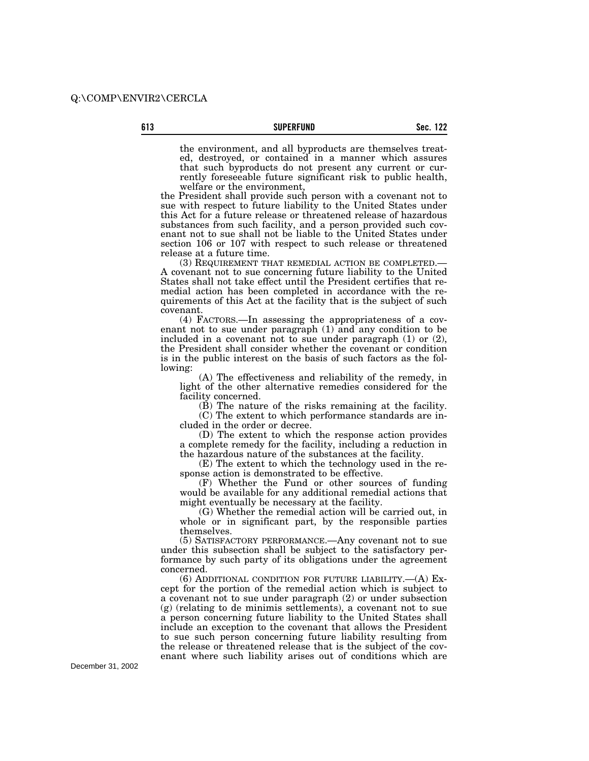the environment, and all byproducts are themselves treated, destroyed, or contained in a manner which assures that such byproducts do not present any current or currently foreseeable future significant risk to public health, welfare or the environment,

the President shall provide such person with a covenant not to sue with respect to future liability to the United States under this Act for a future release or threatened release of hazardous substances from such facility, and a person provided such covenant not to sue shall not be liable to the United States under section 106 or 107 with respect to such release or threatened release at a future time.

(3) REQUIREMENT THAT REMEDIAL ACTION BE COMPLETED.—A covenant not to sue concerning future liability to the United States shall not take effect until the President certifies that remedial action has been completed in accordance with the requirements of this Act at the facility that is the subject of such covenant.

(4) FACTORS.—In assessing the appropriateness of a covenant not to sue under paragraph (1) and any condition to be included in a covenant not to sue under paragraph (1) or (2), the President shall consider whether the covenant or condition is in the public interest on the basis of such factors as the following:

(A) The effectiveness and reliability of the remedy, in light of the other alternative remedies considered for the facility concerned.

(B) The nature of the risks remaining at the facility.

(C) The extent to which performance standards are included in the order or decree.

(D) The extent to which the response action provides a complete remedy for the facility, including a reduction in the hazardous nature of the substances at the facility.

(E) The extent to which the technology used in the response action is demonstrated to be effective.

(F) Whether the Fund or other sources of funding would be available for any additional remedial actions that might eventually be necessary at the facility.

(G) Whether the remedial action will be carried out, in whole or in significant part, by the responsible parties themselves.

(5) SATISFACTORY PERFORMANCE.—Any covenant not to sue under this subsection shall be subject to the satisfactory performance by such party of its obligations under the agreement concerned.

(6) ADDITIONAL CONDITION FOR FUTURE LIABILITY.—(A) Except for the portion of the remedial action which is subject to a covenant not to sue under paragraph (2) or under subsection (g) (relating to de minimis settlements), a covenant not to sue a person concerning future liability to the United States shall include an exception to the covenant that allows the President to sue such person concerning future liability resulting from the release or threatened release that is the subject of the covenant where such liability arises out of conditions which are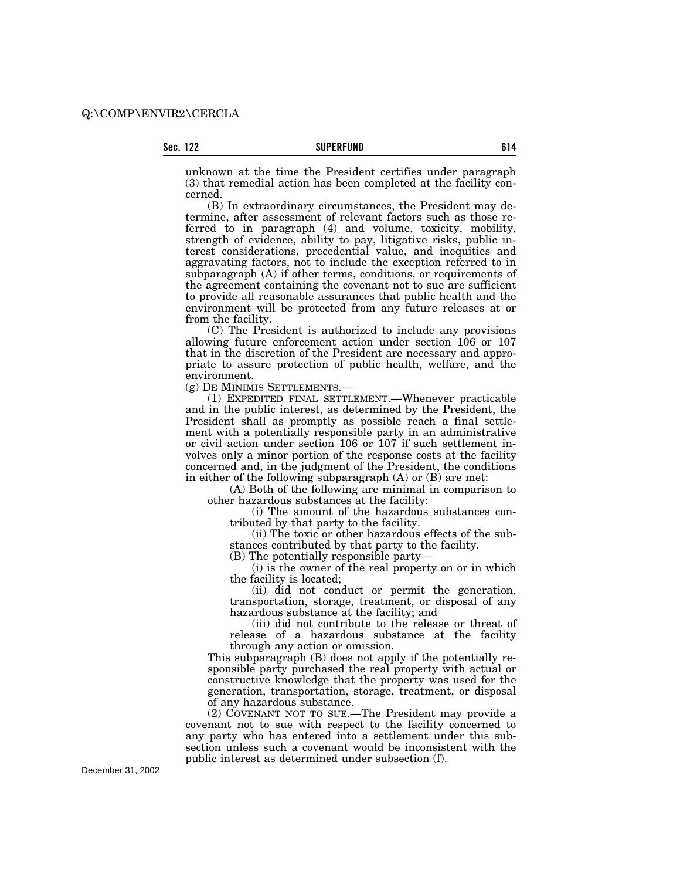unknown at the time the President certifies under paragraph (3) that remedial action has been completed at the facility concerned.

(B) In extraordinary circumstances, the President may determine, after assessment of relevant factors such as those referred to in paragraph (4) and volume, toxicity, mobility, strength of evidence, ability to pay, litigative risks, public interest considerations, precedential value, and inequities and aggravating factors, not to include the exception referred to in subparagraph (A) if other terms, conditions, or requirements of the agreement containing the covenant not to sue are sufficient to provide all reasonable assurances that public health and the environment will be protected from any future releases at or from the facility.

(C) The President is authorized to include any provisions allowing future enforcement action under section 106 or 107 that in the discretion of the President are necessary and appropriate to assure protection of public health, welfare, and the environment.

(g) DE MINIMIS SETTLEMENTS.—

(1) EXPEDITED FINAL SETTLEMENT.—Whenever practicable and in the public interest, as determined by the President, the President shall as promptly as possible reach a final settlement with a potentially responsible party in an administrative or civil action under section 106 or 107 if such settlement involves only a minor portion of the response costs at the facility concerned and, in the judgment of the President, the conditions in either of the following subparagraph (A) or (B) are met:

(A) Both of the following are minimal in comparison to other hazardous substances at the facility:

(i) The amount of the hazardous substances contributed by that party to the facility.

(ii) The toxic or other hazardous effects of the substances contributed by that party to the facility.

(B) The potentially responsible party—

(i) is the owner of the real property on or in which the facility is located;

(ii) did not conduct or permit the generation, transportation, storage, treatment, or disposal of any hazardous substance at the facility; and

(iii) did not contribute to the release or threat of release of a hazardous substance at the facility through any action or omission.

This subparagraph (B) does not apply if the potentially responsible party purchased the real property with actual or constructive knowledge that the property was used for the generation, transportation, storage, treatment, or disposal of any hazardous substance.

(2) COVENANT NOT TO SUE.—The President may provide a covenant not to sue with respect to the facility concerned to any party who has entered into a settlement under this subsection unless such a covenant would be inconsistent with the public interest as determined under subsection (f).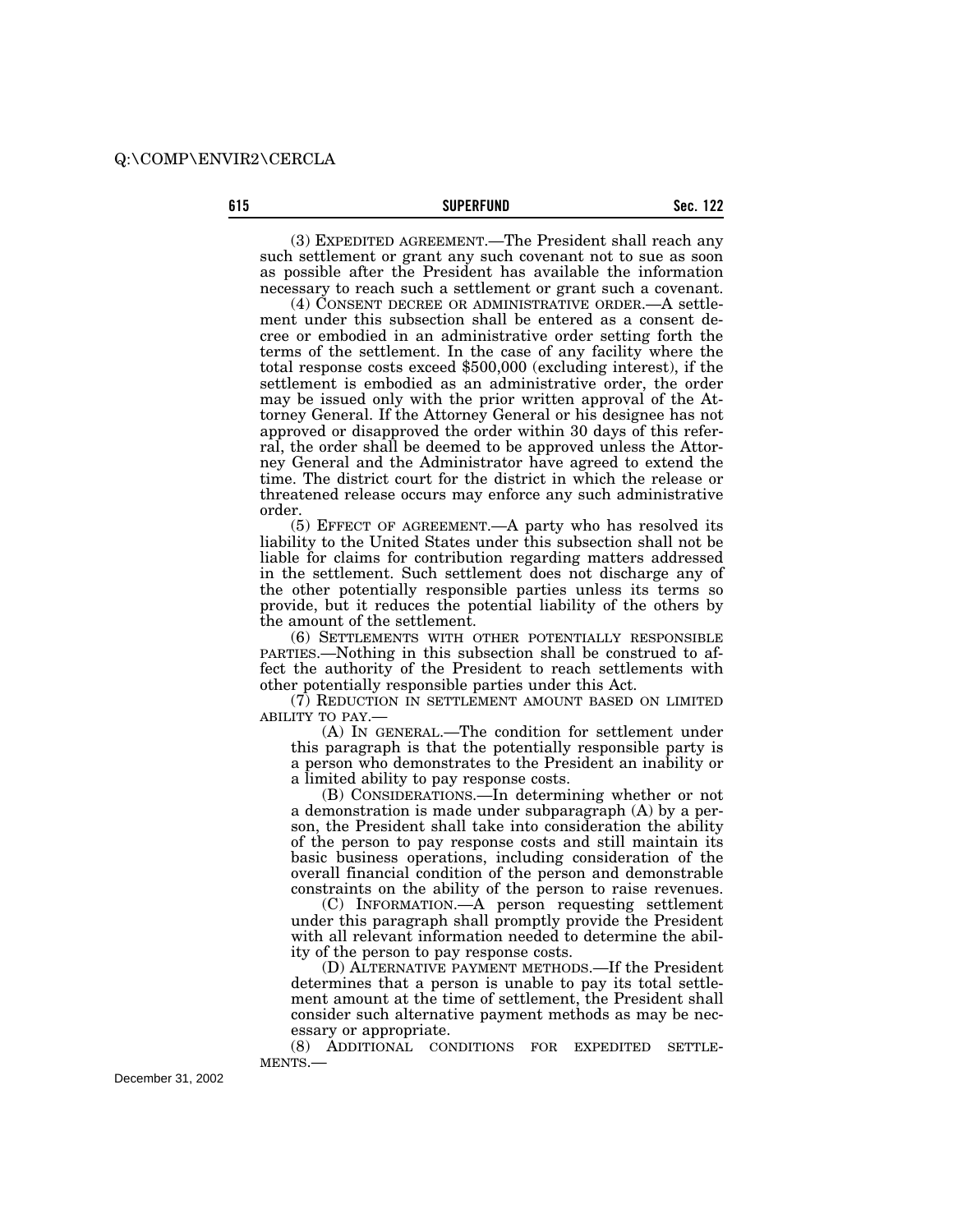(3) EXPEDITED AGREEMENT.—The President shall reach any such settlement or grant any such covenant not to sue as soon as possible after the President has available the information necessary to reach such a settlement or grant such a covenant.

(4) CONSENT DECREE OR ADMINISTRATIVE ORDER.—A settlement under this subsection shall be entered as a consent decree or embodied in an administrative order setting forth the terms of the settlement. In the case of any facility where the total response costs exceed $500,000 (excluding interest), if the settlement is embodied as an administrative order, the order may be issued only with the prior written approval of the Attorney General. If the Attorney General or his designee has not approved or disapproved the order within 30 days of this referral, the order shall be deemed to be approved unless the Attorney General and the Administrator have agreed to extend the time. The district court for the district in which the release or threatened release occurs may enforce any such administrative order.

(5) EFFECT OF AGREEMENT.—A party who has resolved its liability to the United States under this subsection shall not be liable for claims for contribution regarding matters addressed in the settlement. Such settlement does not discharge any of the other potentially responsible parties unless its terms so provide, but it reduces the potential liability of the others by the amount of the settlement.

(6) SETTLEMENTS WITH OTHER POTENTIALLY RESPONSIBLE PARTIES.—Nothing in this subsection shall be construed to affect the authority of the President to reach settlements with other potentially responsible parties under this Act.

(7) REDUCTION IN SETTLEMENT AMOUNT BASED ON LIMITED ABILITY TO PAY.—

(A) IN GENERAL.—The condition for settlement under this paragraph is that the potentially responsible party is a person who demonstrates to the President an inability or a limited ability to pay response costs.

(B) CONSIDERATIONS.—In determining whether or not a demonstration is made under subparagraph (A) by a person, the President shall take into consideration the ability of the person to pay response costs and still maintain its basic business operations, including consideration of the overall financial condition of the person and demonstrable constraints on the ability of the person to raise revenues.

(C) INFORMATION.—A person requesting settlement under this paragraph shall promptly provide the President with all relevant information needed to determine the ability of the person to pay response costs.

(D) ALTERNATIVE PAYMENT METHODS.—If the President determines that a person is unable to pay its total settlement amount at the time of settlement, the President shall consider such alternative payment methods as may be necessary or appropriate.

(8) ADDITIONAL CONDITIONS FOR EXPEDITED SETTLEMENTS.—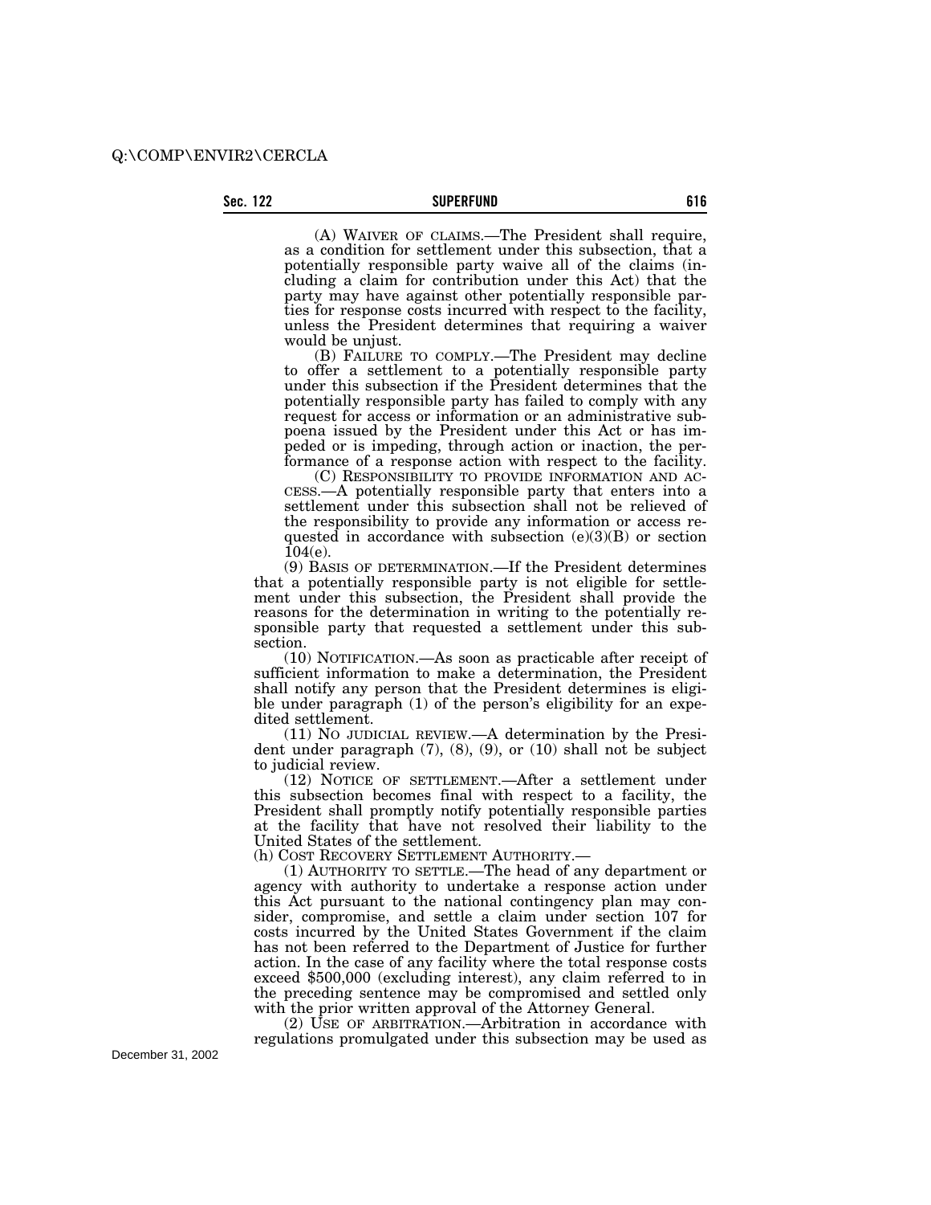(A) WAIVER OF CLAIMS.—The President shall require, as a condition for settlement under this subsection, that a potentially responsible party waive all of the claims (including a claim for contribution under this Act) that the party may have against other potentially responsible parties for response costs incurred with respect to the facility, unless the President determines that requiring a waiver would be unjust.

(B) FAILURE TO COMPLY.—The President may decline to offer a settlement to a potentially responsible party under this subsection if the President determines that the potentially responsible party has failed to comply with any request for access or information or an administrative subpoena issued by the President under this Act or has impeded or is impeding, through action or inaction, the performance of a response action with respect to the facility.

(C) RESPONSIBILITY TO PROVIDE INFORMATION AND ACCESS.—A potentially responsible party that enters into a settlement under this subsection shall not be relieved of the responsibility to provide any information or access requested in accordance with subsection (e)(3)(B) or section 104(e).

(9) BASIS OF DETERMINATION.—If the President determines that a potentially responsible party is not eligible for settlement under this subsection, the President shall provide the reasons for the determination in writing to the potentially responsible party that requested a settlement under this subsection.

(10) NOTIFICATION.—As soon as practicable after receipt of sufficient information to make a determination, the President shall notify any person that the President determines is eligible under paragraph (1) of the person's eligibility for an expedited settlement.

(11) NO JUDICIAL REVIEW.—A determination by the President under paragraph (7), (8), (9), or (10) shall not be subject to judicial review.

(12) NOTICE OF SETTLEMENT.—After a settlement under this subsection becomes final with respect to a facility, the President shall promptly notify potentially responsible parties at the facility that have not resolved their liability to the United States of the settlement.

(h) COST RECOVERY SETTLEMENT AUTHORITY.—

(1) AUTHORITY TO SETTLE.—The head of any department or agency with authority to undertake a response action under this Act pursuant to the national contingency plan may consider, compromise, and settle a claim under section 107 for costs incurred by the United States Government if the claim has not been referred to the Department of Justice for further action. In the case of any facility where the total response costs exceed $500,000 (excluding interest), any claim referred to in the preceding sentence may be compromised and settled only with the prior written approval of the Attorney General.

(2) USE OF ARBITRATION.—Arbitration in accordance with regulations promulgated under this subsection may be used as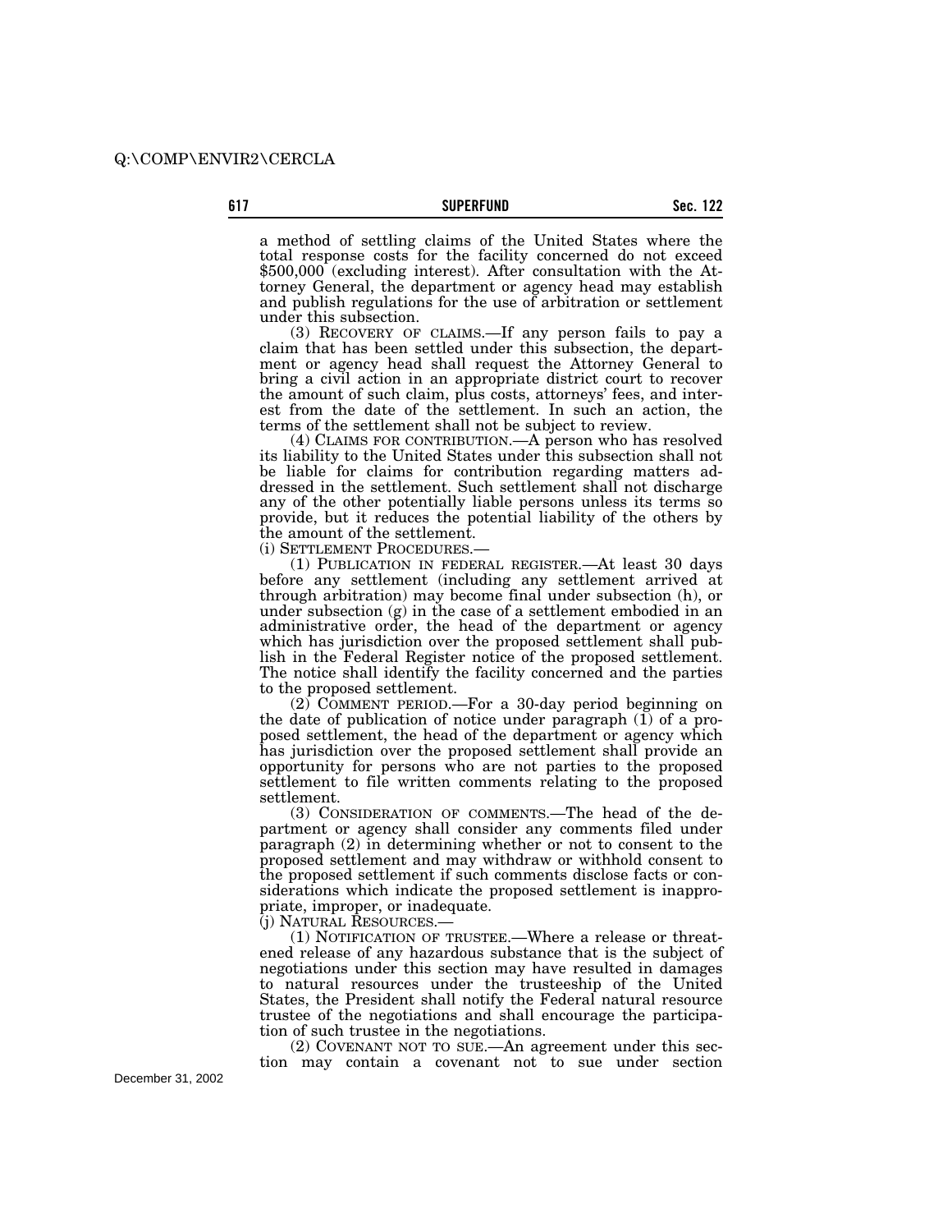a method of settling claims of the United States where the total response costs for the facility concerned do not exceed $500,000 (excluding interest). After consultation with the Attorney General, the department or agency head may establish and publish regulations for the use of arbitration or settlement under this subsection.

(3) RECOVERY OF CLAIMS.—If any person fails to pay a claim that has been settled under this subsection, the department or agency head shall request the Attorney General to bring a civil action in an appropriate district court to recover the amount of such claim, plus costs, attorneys' fees, and interest from the date of the settlement. In such an action, the terms of the settlement shall not be subject to review.

(4) CLAIMS FOR CONTRIBUTION.—A person who has resolved its liability to the United States under this subsection shall not be liable for claims for contribution regarding matters addressed in the settlement. Such settlement shall not discharge any of the other potentially liable persons unless its terms so provide, but it reduces the potential liability of the others by the amount of the settlement.

(i) SETTLEMENT PROCEDURES.—

(1) PUBLICATION IN FEDERAL REGISTER.—At least 30 days before any settlement (including any settlement arrived at through arbitration) may become final under subsection (h), or under subsection (g) in the case of a settlement embodied in an administrative order, the head of the department or agency which has jurisdiction over the proposed settlement shall publish in the Federal Register notice of the proposed settlement. The notice shall identify the facility concerned and the parties to the proposed settlement.

(2) COMMENT PERIOD.—For a 30-day period beginning on the date of publication of notice under paragraph (1) of a proposed settlement, the head of the department or agency which has jurisdiction over the proposed settlement shall provide an opportunity for persons who are not parties to the proposed settlement to file written comments relating to the proposed settlement.

(3) CONSIDERATION OF COMMENTS.—The head of the department or agency shall consider any comments filed under paragraph (2) in determining whether or not to consent to the proposed settlement and may withdraw or withhold consent to the proposed settlement if such comments disclose facts or considerations which indicate the proposed settlement is inappropriate, improper, or inadequate.

(j) NATURAL RESOURCES.—

(1) NOTIFICATION OF TRUSTEE.—Where a release or threatened release of any hazardous substance that is the subject of negotiations under this section may have resulted in damages to natural resources under the trusteeship of the United States, the President shall notify the Federal natural resource trustee of the negotiations and shall encourage the participation of such trustee in the negotiations.

(2) COVENANT NOT TO SUE.—An agreement under this section may contain a covenant not to sue under section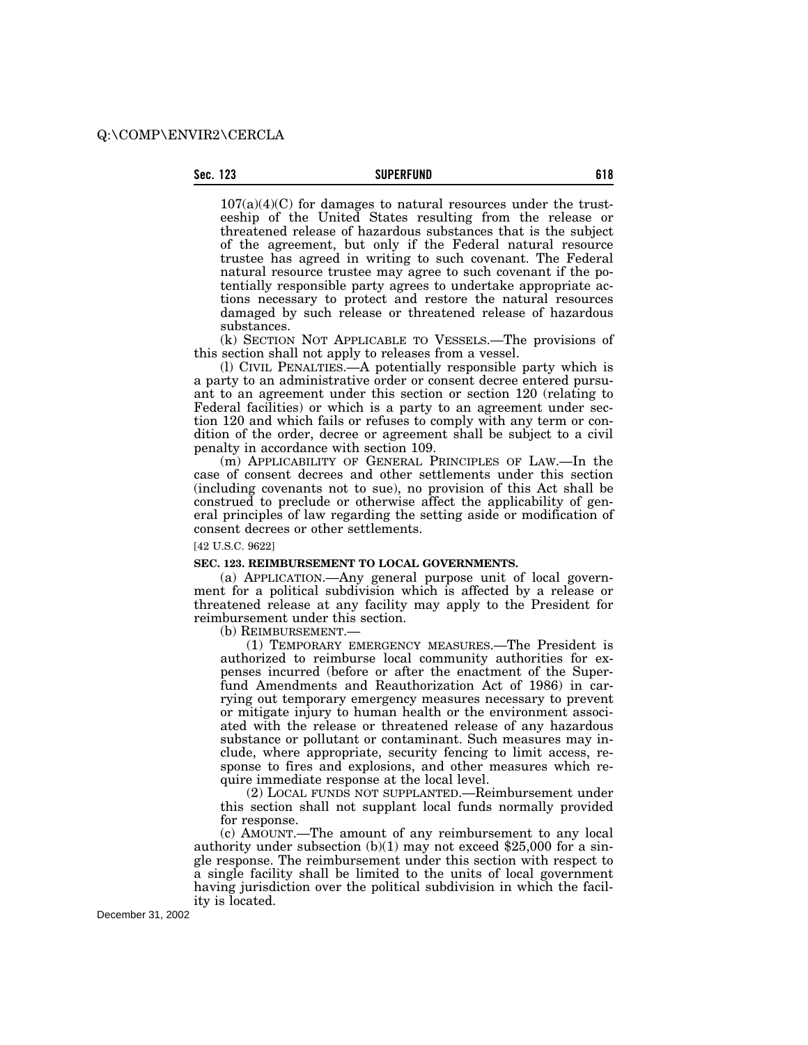107(a)(4)(C) for damages to natural resources under the trusteeship of the United States resulting from the release or threatened release of hazardous substances that is the subject of the agreement, but only if the Federal natural resource trustee has agreed in writing to such covenant. The Federal natural resource trustee may agree to such covenant if the potentially responsible party agrees to undertake appropriate actions necessary to protect and restore the natural resources damaged by such release or threatened release of hazardous substances.

(k) SECTION NOT APPLICABLE TO VESSELS.—The provisions of this section shall not apply to releases from a vessel.

(l) CIVIL PENALTIES.—A potentially responsible party which is a party to an administrative order or consent decree entered pursuant to an agreement under this section or section 120 (relating to Federal facilities) or which is a party to an agreement under section 120 and which fails or refuses to comply with any term or condition of the order, decree or agreement shall be subject to a civil penalty in accordance with section 109.

(m) APPLICABILITY OF GENERAL PRINCIPLES OF LAW.—In the case of consent decrees and other settlements under this section (including covenants not to sue), no provision of this Act shall be construed to preclude or otherwise affect the applicability of general principles of law regarding the setting aside or modification of consent decrees or other settlements.

[42 U.S.C. 9622]

**SEC. 123. REIMBURSEMENT TO LOCAL GOVERNMENTS.**

(a) APPLICATION.—Any general purpose unit of local government for a political subdivision which is affected by a release or threatened release at any facility may apply to the President for reimbursement under this section.

(b) REIMBURSEMENT.—

(1) TEMPORARY EMERGENCY MEASURES.—The President is authorized to reimburse local community authorities for expenses incurred (before or after the enactment of the Superfund Amendments and Reauthorization Act of 1986) in carrying out temporary emergency measures necessary to prevent or mitigate injury to human health or the environment associated with the release or threatened release of any hazardous substance or pollutant or contaminant. Such measures may include, where appropriate, security fencing to limit access, response to fires and explosions, and other measures which require immediate response at the local level.

(2) LOCAL FUNDS NOT SUPPLANTED.—Reimbursement under this section shall not supplant local funds normally provided for response.

(c) AMOUNT.—The amount of any reimbursement to any local authority under subsection (b)(1) may not exceed $25,000 for a single response. The reimbursement under this section with respect to a single facility shall be limited to the units of local government having jurisdiction over the political subdivision in which the facility is located.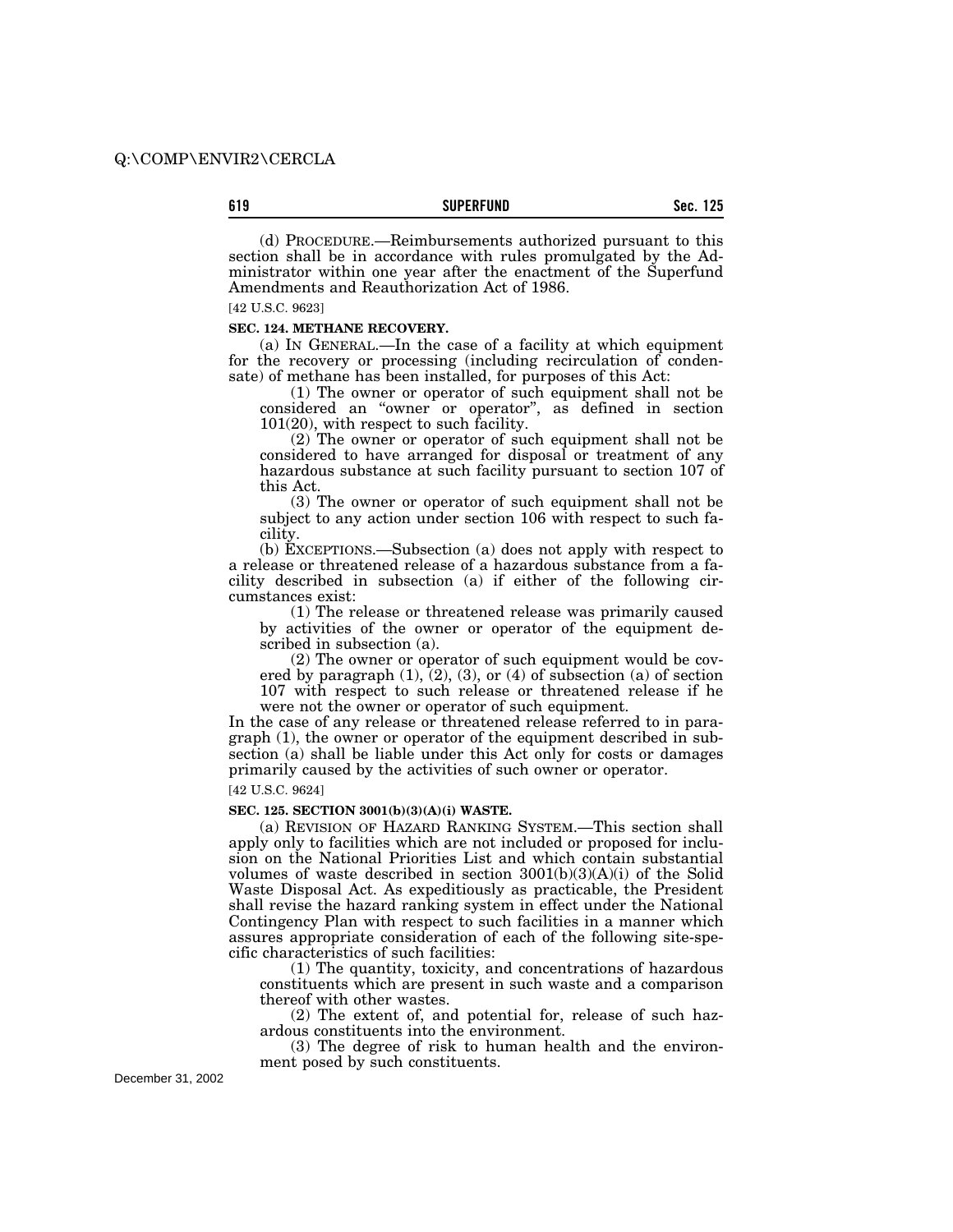(d) PROCEDURE.—Reimbursements authorized pursuant to this section shall be in accordance with rules promulgated by the Administrator within one year after the enactment of the Superfund Amendments and Reauthorization Act of 1986.

[42 U.S.C. 9623]

**SEC. 124. METHANE RECOVERY.**

(a) IN GENERAL.—In the case of a facility at which equipment for the recovery or processing (including recirculation of condensate) of methane has been installed, for purposes of this Act:

(1) The owner or operator of such equipment shall not be considered an "owner or operator", as defined in section 101(20), with respect to such facility.

(2) The owner or operator of such equipment shall not be considered to have arranged for disposal or treatment of any hazardous substance at such facility pursuant to section 107 of this Act.

(3) The owner or operator of such equipment shall not be subject to any action under section 106 with respect to such facility.

(b) EXCEPTIONS.—Subsection (a) does not apply with respect to a release or threatened release of a hazardous substance from a facility described in subsection (a) if either of the following circumstances exist:

(1) The release or threatened release was primarily caused by activities of the owner or operator of the equipment described in subsection (a).

(2) The owner or operator of such equipment would be covered by paragraph (1), (2), (3), or (4) of subsection (a) of section 107 with respect to such release or threatened release if he were not the owner or operator of such equipment.

In the case of any release or threatened release referred to in paragraph (1), the owner or operator of the equipment described in subsection (a) shall be liable under this Act only for costs or damages primarily caused by the activities of such owner or operator.

[42 U.S.C. 9624]

**SEC. 125. SECTION 3001(b)(3)(A)(i) WASTE.**

(a) REVISION OF HAZARD RANKING SYSTEM.—This section shall apply only to facilities which are not included or proposed for inclusion on the National Priorities List and which contain substantial volumes of waste described in section 3001(b)(3)(A)(i) of the Solid Waste Disposal Act. As expeditiously as practicable, the President shall revise the hazard ranking system in effect under the National Contingency Plan with respect to such facilities in a manner which assures appropriate consideration of each of the following site-specific characteristics of such facilities:

(1) The quantity, toxicity, and concentrations of hazardous constituents which are present in such waste and a comparison thereof with other wastes.

(2) The extent of, and potential for, release of such hazardous constituents into the environment.

(3) The degree of risk to human health and the environment posed by such constituents.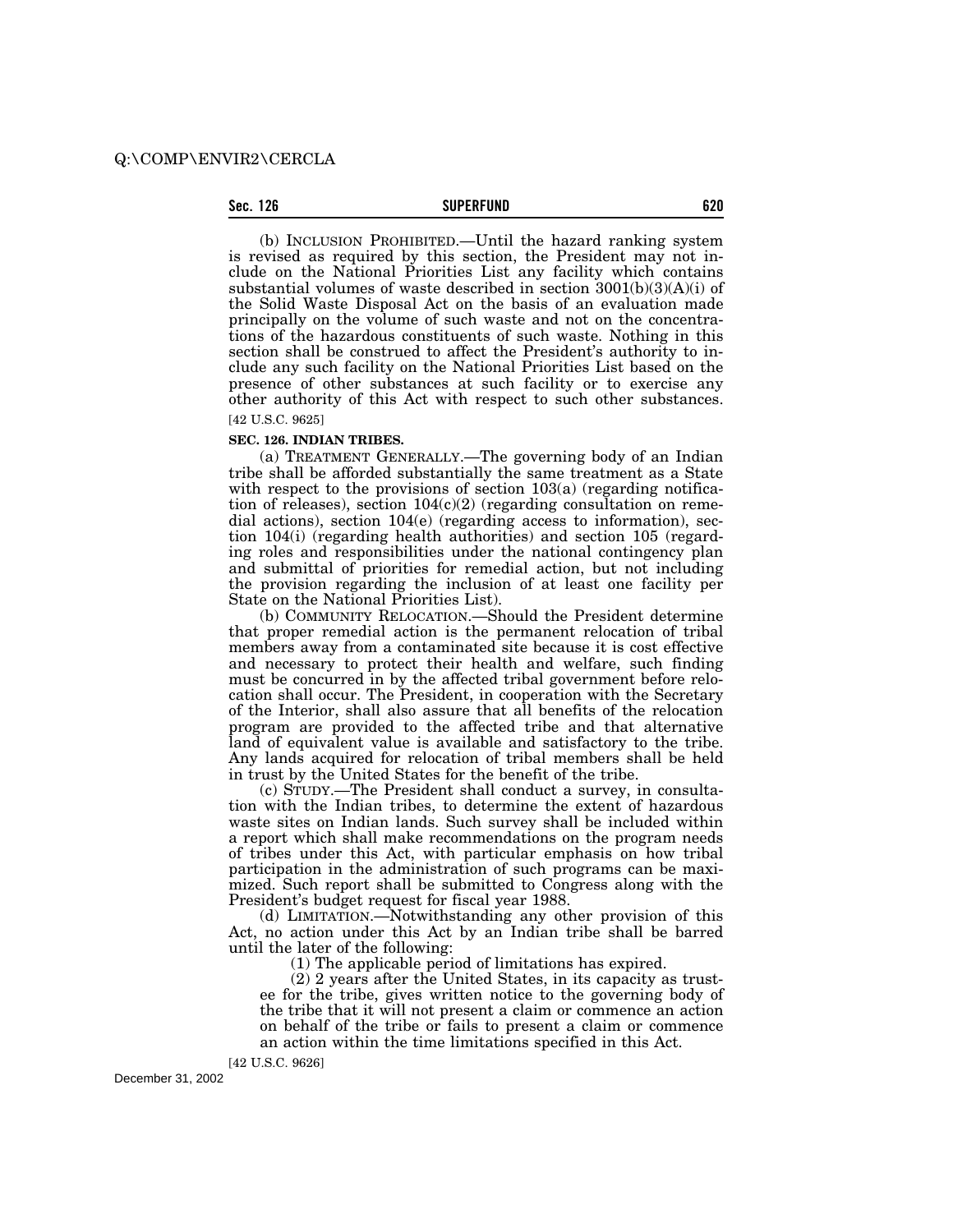(b) INCLUSION PROHIBITED.—Until the hazard ranking system is revised as required by this section, the President may not include on the National Priorities List any facility which contains substantial volumes of waste described in section 3001(b)(3)(A)(i) of the Solid Waste Disposal Act on the basis of an evaluation made principally on the volume of such waste and not on the concentrations of the hazardous constituents of such waste. Nothing in this section shall be construed to affect the President's authority to include any such facility on the National Priorities List based on the presence of other substances at such facility or to exercise any other authority of this Act with respect to such other substances.

[42 U.S.C. 9625]

**SEC. 126. INDIAN TRIBES.**

(a) TREATMENT GENERALLY.—The governing body of an Indian tribe shall be afforded substantially the same treatment as a State with respect to the provisions of section 103(a) (regarding notification of releases), section 104(c)(2) (regarding consultation on remedial actions), section 104(e) (regarding access to information), section 104(i) (regarding health authorities) and section 105 (regarding roles and responsibilities under the national contingency plan and submittal of priorities for remedial action, but not including the provision regarding the inclusion of at least one facility per State on the National Priorities List).

(b) COMMUNITY RELOCATION.—Should the President determine that proper remedial action is the permanent relocation of tribal members away from a contaminated site because it is cost effective and necessary to protect their health and welfare, such finding must be concurred in by the affected tribal government before relocation shall occur. The President, in cooperation with the Secretary of the Interior, shall also assure that all benefits of the relocation program are provided to the affected tribe and that alternative land of equivalent value is available and satisfactory to the tribe. Any lands acquired for relocation of tribal members shall be held in trust by the United States for the benefit of the tribe.

(c) STUDY.—The President shall conduct a survey, in consultation with the Indian tribes, to determine the extent of hazardous waste sites on Indian lands. Such survey shall be included within a report which shall make recommendations on the program needs of tribes under this Act, with particular emphasis on how tribal participation in the administration of such programs can be maximized. Such report shall be submitted to Congress along with the President's budget request for fiscal year 1988.

(d) LIMITATION.—Notwithstanding any other provision of this Act, no action under this Act by an Indian tribe shall be barred until the later of the following:

(1) The applicable period of limitations has expired.

(2) 2 years after the United States, in its capacity as trustee for the tribe, gives written notice to the governing body of the tribe that it will not present a claim or commence an action on behalf of the tribe or fails to present a claim or commence an action within the time limitations specified in this Act.

[42 U.S.C. 9626]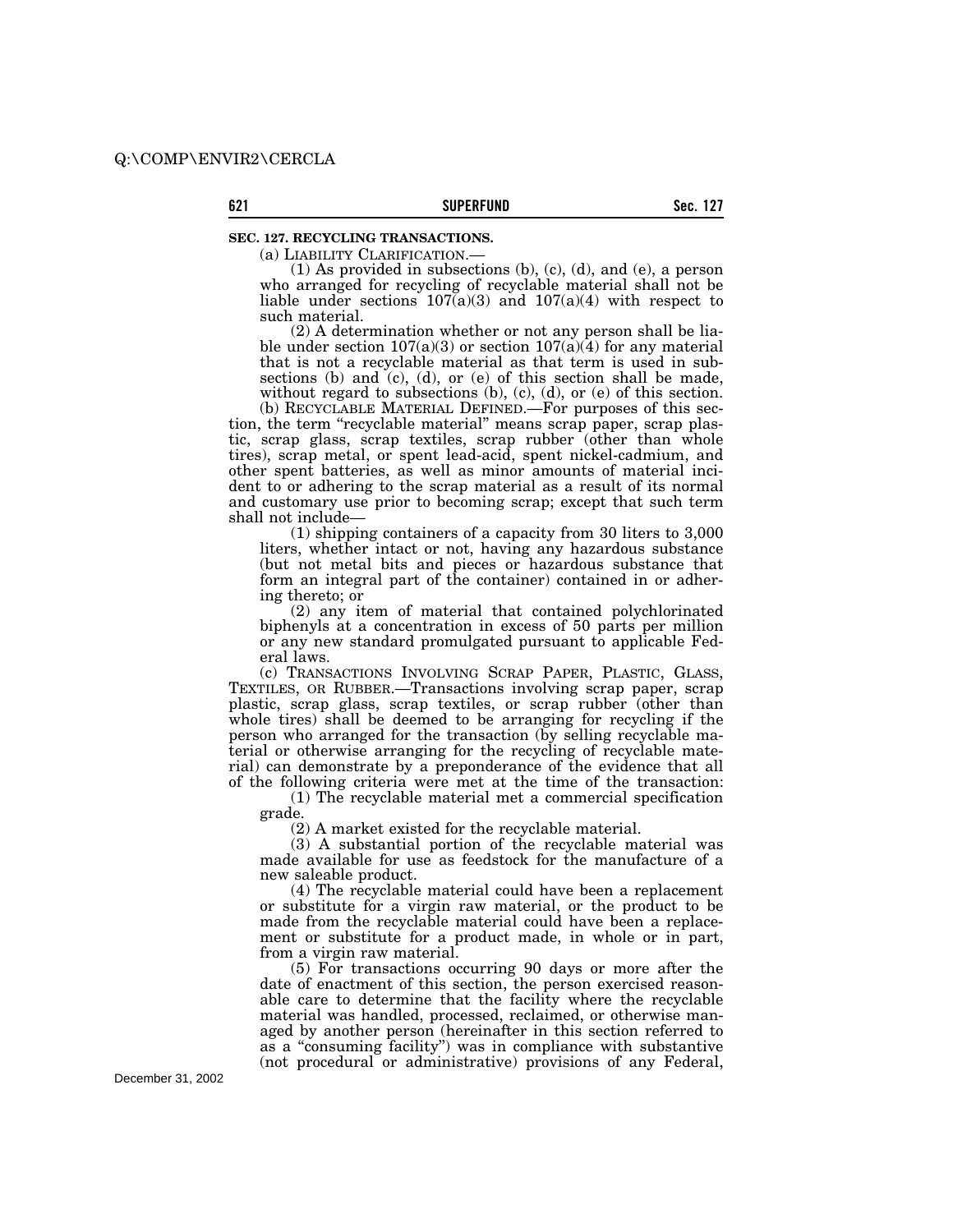## SEC. 127. RECYCLING TRANSACTIONS.

(a) LIABILITY CLARIFICATION.—

(1) As provided in subsections (b), (c), (d), and (e), a person who arranged for recycling of recyclable material shall not be liable under sections 107(a)(3) and 107(a)(4) with respect to such material.

(2) A determination whether or not any person shall be liable under section 107(a)(3) or section 107(a)(4) for any material that is not a recyclable material as that term is used in subsections (b) and (c), (d), or (e) of this section shall be made, without regard to subsections (b), (c), (d), or (e) of this section.

(b) RECYCLABLE MATERIAL DEFINED.—For purposes of this section, the term "recyclable material" means scrap paper, scrap plastic, scrap glass, scrap textiles, scrap rubber (other than whole tires), scrap metal, or spent lead-acid, spent nickel-cadmium, and other spent batteries, as well as minor amounts of material incident to or adhering to the scrap material as a result of its normal and customary use prior to becoming scrap; except that such term shall not include—

(1) shipping containers of a capacity from 30 liters to 3,000 liters, whether intact or not, having any hazardous substance (but not metal bits and pieces or hazardous substance that form an integral part of the container) contained in or adhering thereto; or

(2) any item of material that contained polychlorinated biphenyls at a concentration in excess of 50 parts per million or any new standard promulgated pursuant to applicable Federal laws.

(c) TRANSACTIONS INVOLVING SCRAP PAPER, PLASTIC, GLASS, TEXTILES, OR RUBBER.—Transactions involving scrap paper, scrap plastic, scrap glass, scrap textiles, or scrap rubber (other than whole tires) shall be deemed to be arranging for recycling if the person who arranged for the transaction (by selling recyclable material or otherwise arranging for the recycling of recyclable material) can demonstrate by a preponderance of the evidence that all of the following criteria were met at the time of the transaction:

(1) The recyclable material met a commercial specification grade.

(2) A market existed for the recyclable material.

(3) A substantial portion of the recyclable material was made available for use as feedstock for the manufacture of a new saleable product.

(4) The recyclable material could have been a replacement or substitute for a virgin raw material, or the product to be made from the recyclable material could have been a replacement or substitute for a product made, in whole or in part, from a virgin raw material.

(5) For transactions occurring 90 days or more after the date of enactment of this section, the person exercised reasonable care to determine that the facility where the recyclable material was handled, processed, reclaimed, or otherwise managed by another person (hereinafter in this section referred to as a "consuming facility") was in compliance with substantive (not procedural or administrative) provisions of any Federal,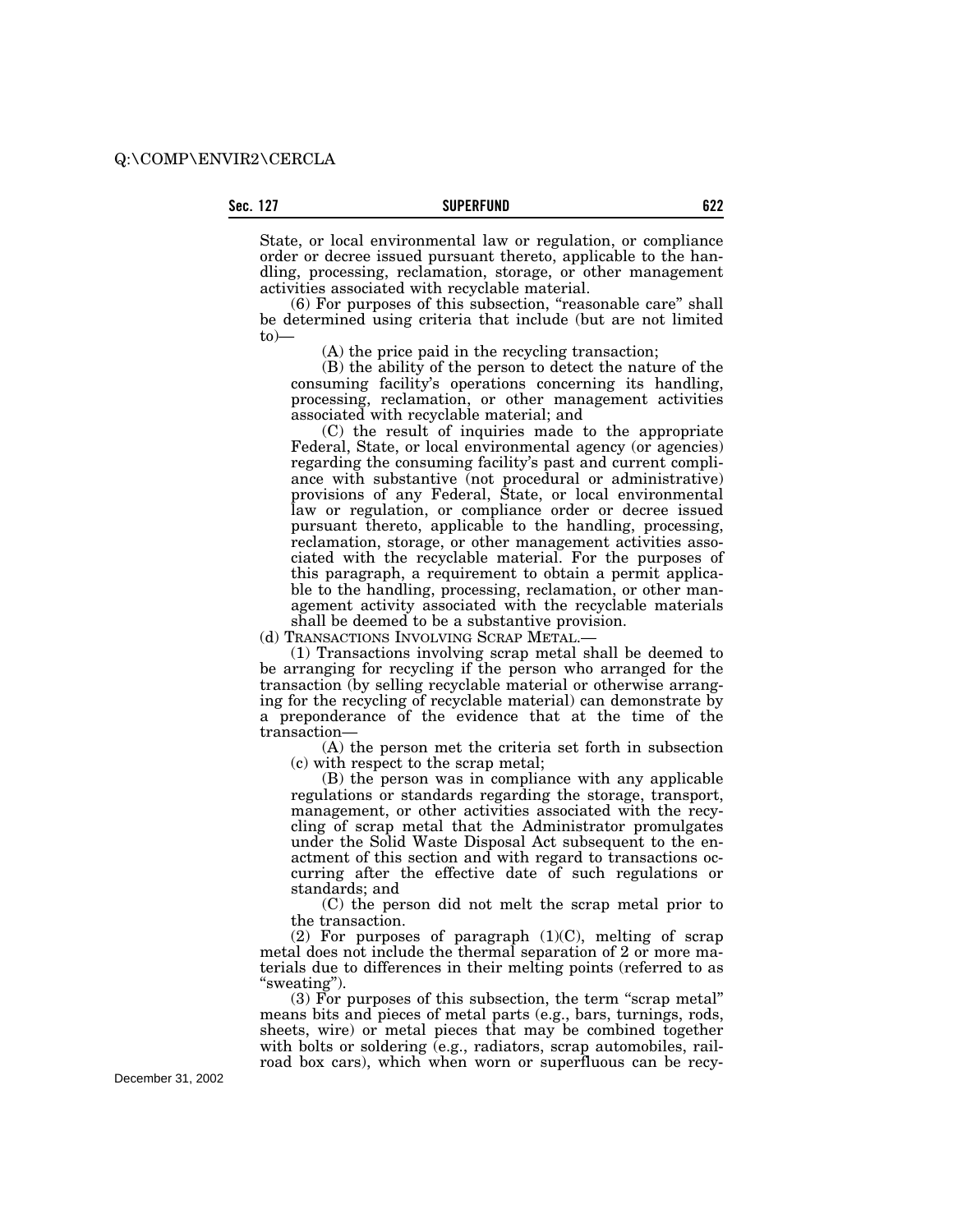State, or local environmental law or regulation, or compliance order or decree issued pursuant thereto, applicable to the handling, processing, reclamation, storage, or other management activities associated with recyclable material.

(6) For purposes of this subsection, "reasonable care" shall be determined using criteria that include (but are not limited to)—

(A) the price paid in the recycling transaction;

(B) the ability of the person to detect the nature of the consuming facility's operations concerning its handling, processing, reclamation, or other management activities associated with recyclable material; and

(C) the result of inquiries made to the appropriate Federal, State, or local environmental agency (or agencies) regarding the consuming facility's past and current compliance with substantive (not procedural or administrative) provisions of any Federal, State, or local environmental law or regulation, or compliance order or decree issued pursuant thereto, applicable to the handling, processing, reclamation, storage, or other management activities associated with the recyclable material. For the purposes of this paragraph, a requirement to obtain a permit applicable to the handling, processing, reclamation, or other management activity associated with the recyclable materials shall be deemed to be a substantive provision.

(d) TRANSACTIONS INVOLVING SCRAP METAL.—

(1) Transactions involving scrap metal shall be deemed to be arranging for recycling if the person who arranged for the transaction (by selling recyclable material or otherwise arranging for the recycling of recyclable material) can demonstrate by a preponderance of the evidence that at the time of the transaction—

(A) the person met the criteria set forth in subsection (c) with respect to the scrap metal;

(B) the person was in compliance with any applicable regulations or standards regarding the storage, transport, management, or other activities associated with the recycling of scrap metal that the Administrator promulgates under the Solid Waste Disposal Act subsequent to the enactment of this section and with regard to transactions occurring after the effective date of such regulations or standards; and

(C) the person did not melt the scrap metal prior to the transaction.

(2) For purposes of paragraph (1)(C), melting of scrap metal does not include the thermal separation of 2 or more materials due to differences in their melting points (referred to as "sweating").

(3) For purposes of this subsection, the term "scrap metal" means bits and pieces of metal parts (e.g., bars, turnings, rods, sheets, wire) or metal pieces that may be combined together with bolts or soldering (e.g., radiators, scrap automobiles, railroad box cars), which when worn or superfluous can be recy-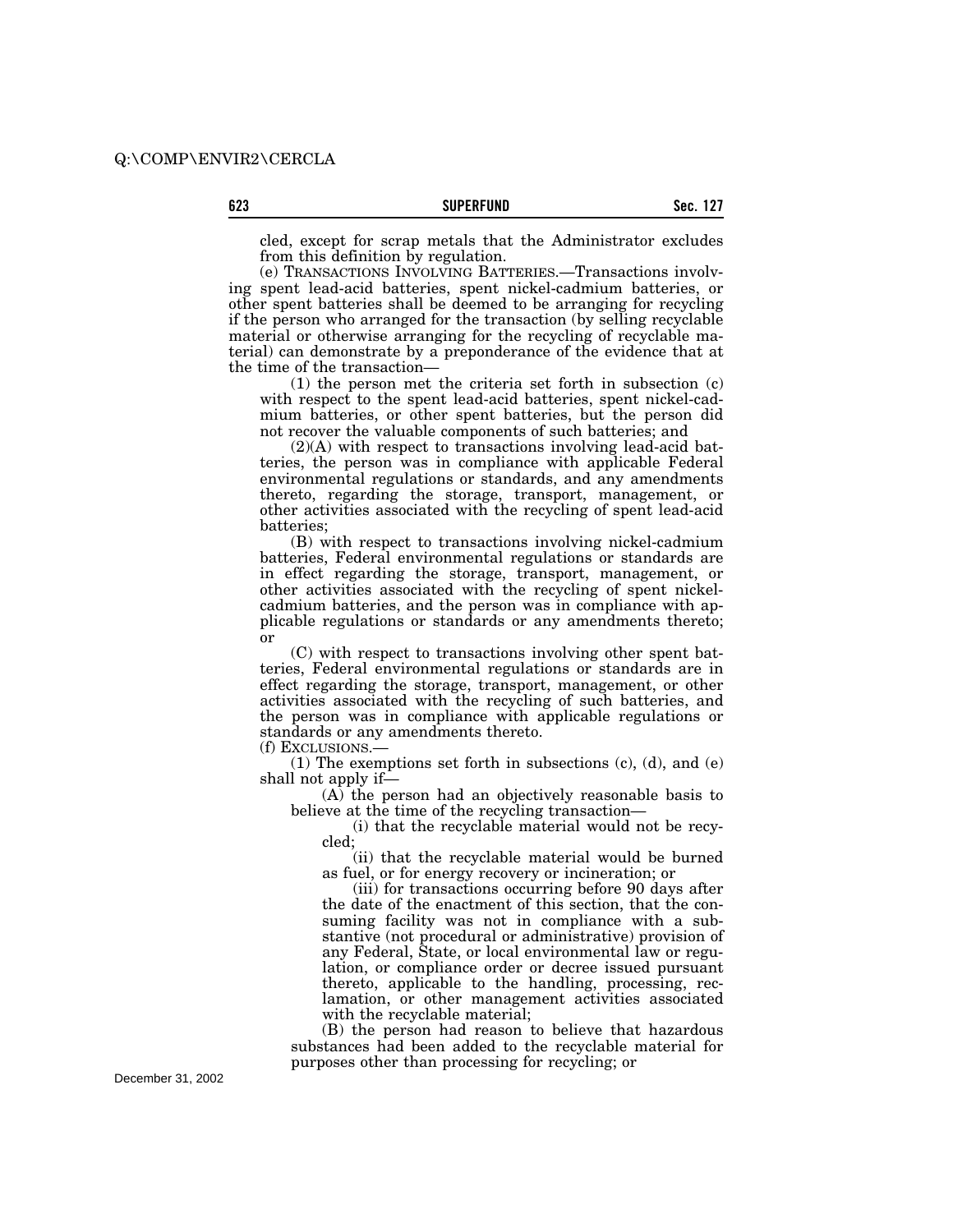cled, except for scrap metals that the Administrator excludes from this definition by regulation.

(e) TRANSACTIONS INVOLVING BATTERIES.—Transactions involving spent lead-acid batteries, spent nickel-cadmium batteries, or other spent batteries shall be deemed to be arranging for recycling if the person who arranged for the transaction (by selling recyclable material or otherwise arranging for the recycling of recyclable material) can demonstrate by a preponderance of the evidence that at the time of the transaction—

(1) the person met the criteria set forth in subsection (c) with respect to the spent lead-acid batteries, spent nickel-cadmium batteries, or other spent batteries, but the person did not recover the valuable components of such batteries; and

(2)(A) with respect to transactions involving lead-acid batteries, the person was in compliance with applicable Federal environmental regulations or standards, and any amendments thereto, regarding the storage, transport, management, or other activities associated with the recycling of spent lead-acid batteries;

(B) with respect to transactions involving nickel-cadmium batteries, Federal environmental regulations or standards are in effect regarding the storage, transport, management, or other activities associated with the recycling of spent nickel-cadmium batteries, and the person was in compliance with applicable regulations or standards or any amendments thereto; or

(C) with respect to transactions involving other spent batteries, Federal environmental regulations or standards are in effect regarding the storage, transport, management, or other activities associated with the recycling of such batteries, and the person was in compliance with applicable regulations or standards or any amendments thereto.

(f) EXCLUSIONS.—

(1) The exemptions set forth in subsections (c), (d), and (e) shall not apply if—

(A) the person had an objectively reasonable basis to believe at the time of the recycling transaction—

(i) that the recyclable material would not be recycled;

(ii) that the recyclable material would be burned as fuel, or for energy recovery or incineration; or

(iii) for transactions occurring before 90 days after the date of the enactment of this section, that the consuming facility was not in compliance with a substantive (not procedural or administrative) provision of any Federal, State, or local environmental law or regulation, or compliance order or decree issued pursuant thereto, applicable to the handling, processing, reclamation, or other management activities associated with the recyclable material;

(B) the person had reason to believe that hazardous substances had been added to the recyclable material for purposes other than processing for recycling; or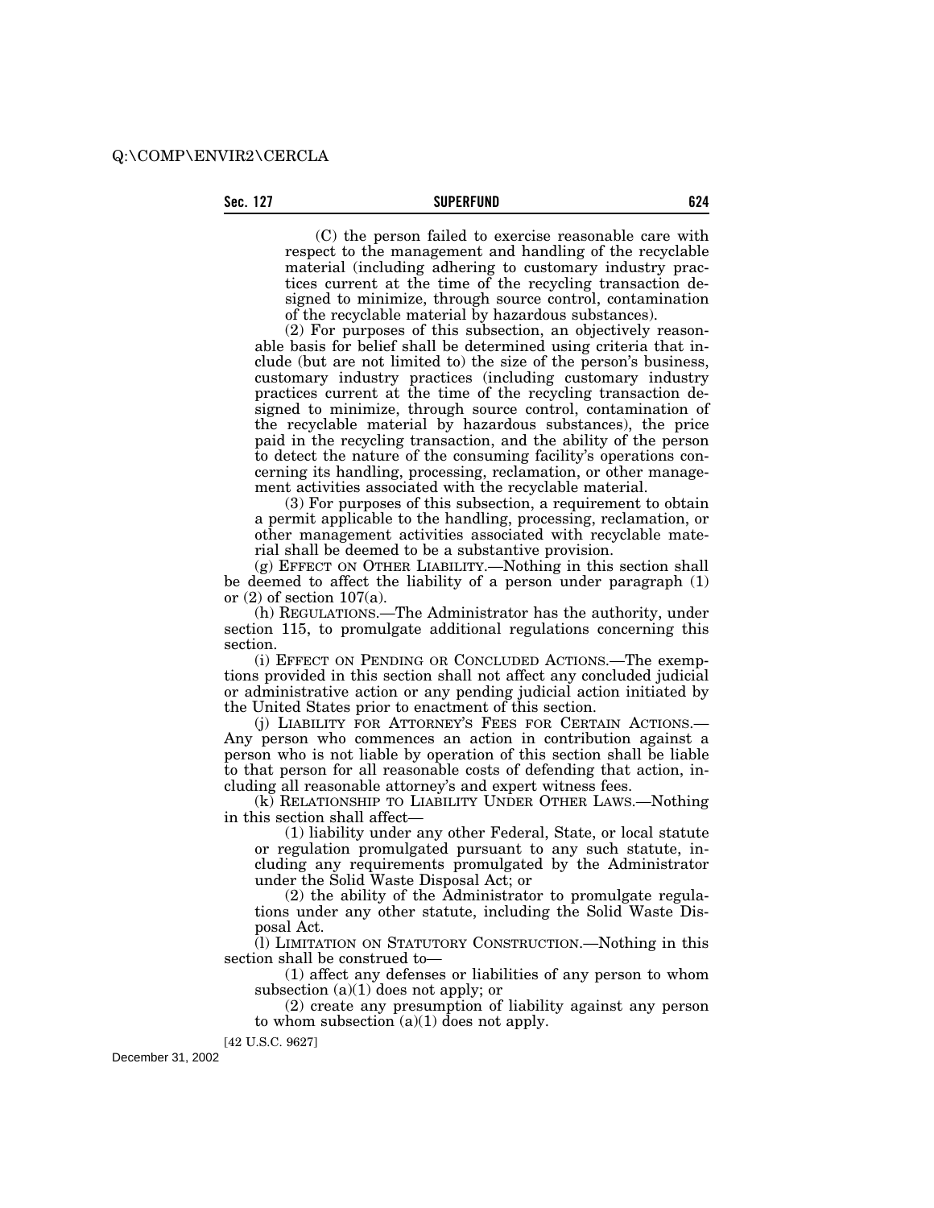(C) the person failed to exercise reasonable care with respect to the management and handling of the recyclable material (including adhering to customary industry practices current at the time of the recycling transaction designed to minimize, through source control, contamination of the recyclable material by hazardous substances).

(2) For purposes of this subsection, an objectively reasonable basis for belief shall be determined using criteria that include (but are not limited to) the size of the person's business, customary industry practices (including customary industry practices current at the time of the recycling transaction designed to minimize, through source control, contamination of the recyclable material by hazardous substances), the price paid in the recycling transaction, and the ability of the person to detect the nature of the consuming facility's operations concerning its handling, processing, reclamation, or other management activities associated with the recyclable material.

(3) For purposes of this subsection, a requirement to obtain a permit applicable to the handling, processing, reclamation, or other management activities associated with recyclable material shall be deemed to be a substantive provision.

(g) EFFECT ON OTHER LIABILITY.—Nothing in this section shall be deemed to affect the liability of a person under paragraph (1) or (2) of section 107(a).

(h) REGULATIONS.—The Administrator has the authority, under section 115, to promulgate additional regulations concerning this section.

(i) EFFECT ON PENDING OR CONCLUDED ACTIONS.—The exemptions provided in this section shall not affect any concluded judicial or administrative action or any pending judicial action initiated by the United States prior to enactment of this section.

(j) LIABILITY FOR ATTORNEY'S FEES FOR CERTAIN ACTIONS.—Any person who commences an action in contribution against a person who is not liable by operation of this section shall be liable to that person for all reasonable costs of defending that action, including all reasonable attorney's and expert witness fees.

(k) RELATIONSHIP TO LIABILITY UNDER OTHER LAWS.—Nothing in this section shall affect—

(1) liability under any other Federal, State, or local statute or regulation promulgated pursuant to any such statute, including any requirements promulgated by the Administrator under the Solid Waste Disposal Act; or

(2) the ability of the Administrator to promulgate regulations under any other statute, including the Solid Waste Disposal Act.

(l) LIMITATION ON STATUTORY CONSTRUCTION.—Nothing in this section shall be construed to—

(1) affect any defenses or liabilities of any person to whom subsection (a)(1) does not apply; or

(2) create any presumption of liability against any person to whom subsection (a)(1) does not apply.

[42 U.S.C. 9627]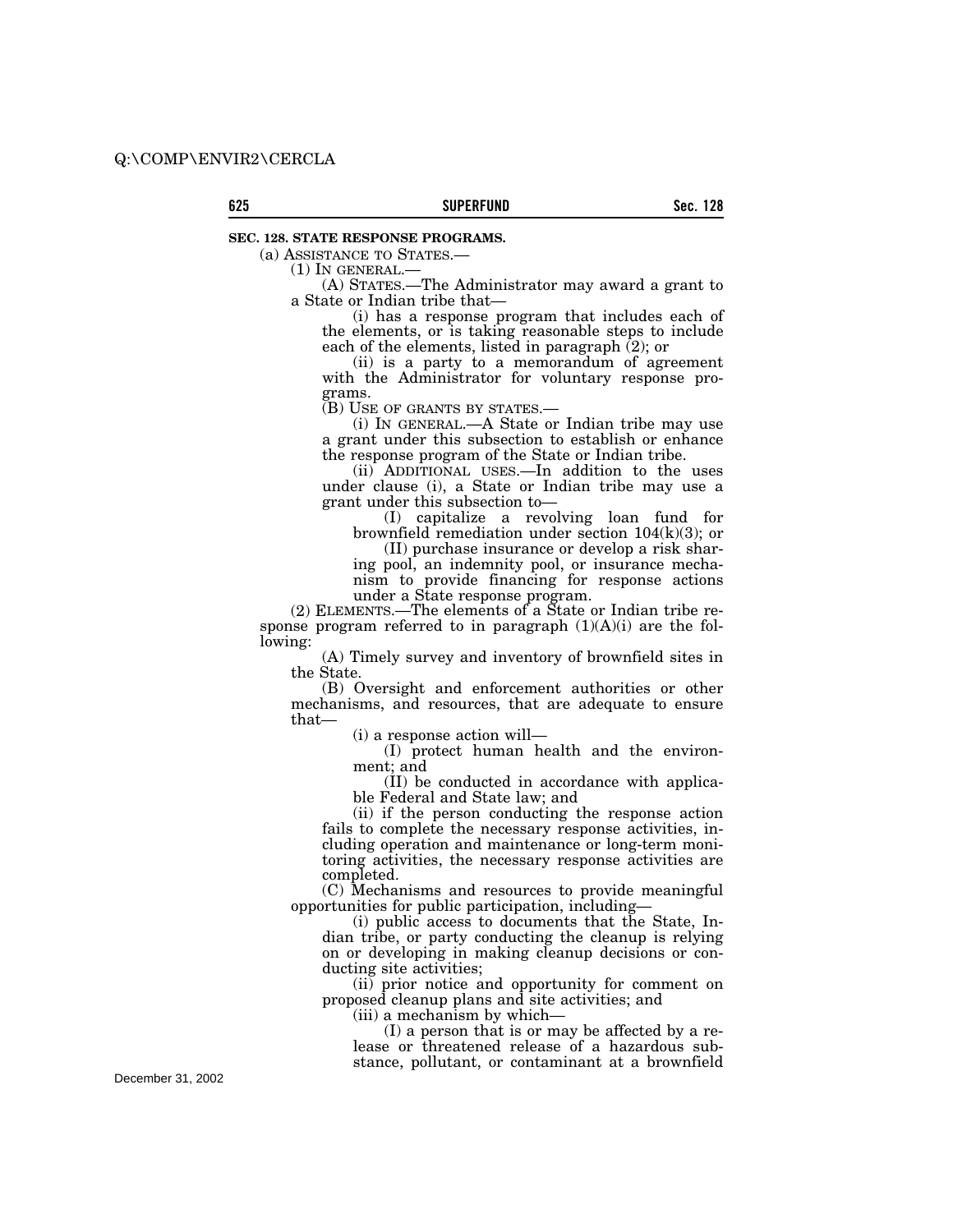**SEC. 128. STATE RESPONSE PROGRAMS.**

(a) ASSISTANCE TO STATES.—

(1) IN GENERAL.—

(A) STATES.—The Administrator may award a grant to a State or Indian tribe that—

(i) has a response program that includes each of the elements, or is taking reasonable steps to include each of the elements, listed in paragraph (2); or

(ii) is a party to a memorandum of agreement with the Administrator for voluntary response programs.

(B) USE OF GRANTS BY STATES.—

(i) IN GENERAL.—A State or Indian tribe may use a grant under this subsection to establish or enhance the response program of the State or Indian tribe.

(ii) ADDITIONAL USES.—In addition to the uses under clause (i), a State or Indian tribe may use a grant under this subsection to—

(I) capitalize a revolving loan fund for brownfield remediation under section 104(k)(3); or

(II) purchase insurance or develop a risk sharing pool, an indemnity pool, or insurance mechanism to provide financing for response actions under a State response program.

(2) ELEMENTS.—The elements of a State or Indian tribe response program referred to in paragraph (1)(A)(i) are the following:

(A) Timely survey and inventory of brownfield sites in the State.

(B) Oversight and enforcement authorities or other mechanisms, and resources, that are adequate to ensure that—

(i) a response action will—

(I) protect human health and the environment; and

(II) be conducted in accordance with applicable Federal and State law; and

(ii) if the person conducting the response action fails to complete the necessary response activities, including operation and maintenance or long-term monitoring activities, the necessary response activities are completed.

(C) Mechanisms and resources to provide meaningful opportunities for public participation, including—

(i) public access to documents that the State, Indian tribe, or party conducting the cleanup is relying on or developing in making cleanup decisions or conducting site activities;

(ii) prior notice and opportunity for comment on proposed cleanup plans and site activities; and

(iii) a mechanism by which—

(I) a person that is or may be affected by a release or threatened release of a hazardous substance, pollutant, or contaminant at a brownfield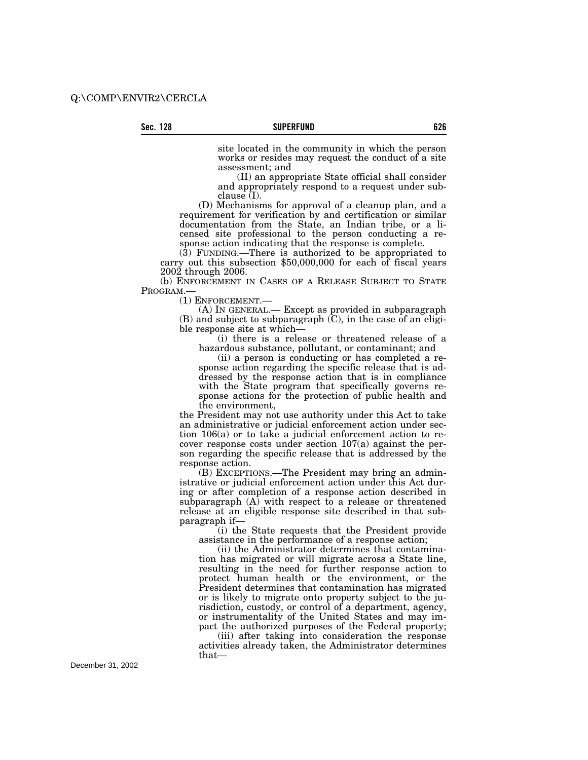site located in the community in which the person works or resides may request the conduct of a site assessment; and

(II) an appropriate State official shall consider and appropriately respond to a request under subclause (I).

(D) Mechanisms for approval of a cleanup plan, and a requirement for verification by and certification or similar documentation from the State, an Indian tribe, or a licensed site professional to the person conducting a response action indicating that the response is complete.

(3) FUNDING.—There is authorized to be appropriated to carry out this subsection $50,000,000 for each of fiscal years 2002 through 2006.

(b) ENFORCEMENT IN CASES OF A RELEASE SUBJECT TO STATE PROGRAM.—

(1) ENFORCEMENT.—

(A) IN GENERAL.— Except as provided in subparagraph (B) and subject to subparagraph (C), in the case of an eligible response site at which—

(i) there is a release or threatened release of a hazardous substance, pollutant, or contaminant; and

(ii) a person is conducting or has completed a response action regarding the specific release that is addressed by the response action that is in compliance with the State program that specifically governs response actions for the protection of public health and the environment,

the President may not use authority under this Act to take an administrative or judicial enforcement action under section 106(a) or to take a judicial enforcement action to recover response costs under section 107(a) against the person regarding the specific release that is addressed by the response action.

(B) EXCEPTIONS.—The President may bring an administrative or judicial enforcement action under this Act during or after completion of a response action described in subparagraph (A) with respect to a release or threatened release at an eligible response site described in that subparagraph if—

(i) the State requests that the President provide assistance in the performance of a response action;

(ii) the Administrator determines that contamination has migrated or will migrate across a State line, resulting in the need for further response action to protect human health or the environment, or the President determines that contamination has migrated or is likely to migrate onto property subject to the jurisdiction, custody, or control of a department, agency, or instrumentality of the United States and may impact the authorized purposes of the Federal property;

(iii) after taking into consideration the response activities already taken, the Administrator determines that—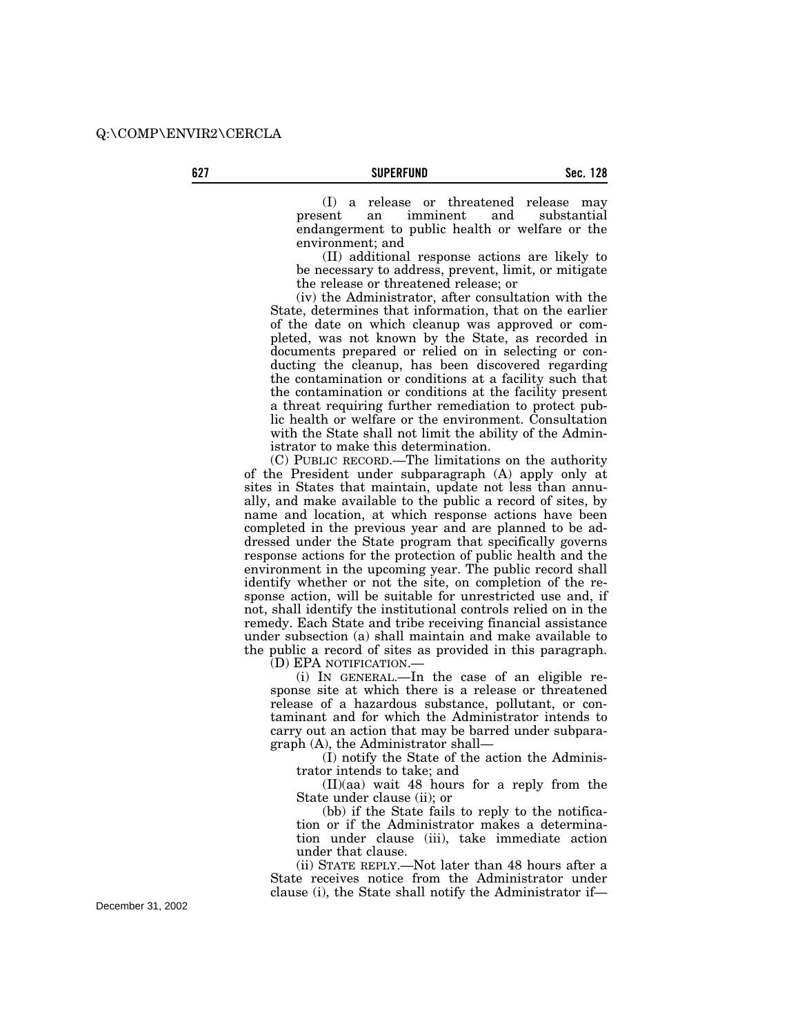(I) a release or threatened release may present an imminent and substantial endangerment to public health or welfare or the environment; and

(II) additional response actions are likely to be necessary to address, prevent, limit, or mitigate the release or threatened release; or

(iv) the Administrator, after consultation with the State, determines that information, that on the earlier of the date on which cleanup was approved or completed, was not known by the State, as recorded in documents prepared or relied on in selecting or conducting the cleanup, has been discovered regarding the contamination or conditions at a facility such that the contamination or conditions at the facility present a threat requiring further remediation to protect public health or welfare or the environment. Consultation with the State shall not limit the ability of the Administrator to make this determination.

(C) PUBLIC RECORD.—The limitations on the authority of the President under subparagraph (A) apply only at sites in States that maintain, update not less than annually, and make available to the public a record of sites, by name and location, at which response actions have been completed in the previous year and are planned to be addressed under the State program that specifically governs response actions for the protection of public health and the environment in the upcoming year. The public record shall identify whether or not the site, on completion of the response action, will be suitable for unrestricted use and, if not, shall identify the institutional controls relied on in the remedy. Each State and tribe receiving financial assistance under subsection (a) shall maintain and make available to the public a record of sites as provided in this paragraph.

(D) EPA NOTIFICATION.—

(i) IN GENERAL.—In the case of an eligible response site at which there is a release or threatened release of a hazardous substance, pollutant, or contaminant and for which the Administrator intends to carry out an action that may be barred under subparagraph (A), the Administrator shall—

(I) notify the State of the action the Administrator intends to take; and

(II)(aa) wait 48 hours for a reply from the State under clause (ii); or

(bb) if the State fails to reply to the notification or if the Administrator makes a determination under clause (iii), take immediate action under that clause.

(ii) STATE REPLY.—Not later than 48 hours after a State receives notice from the Administrator under clause (i), the State shall notify the Administrator if—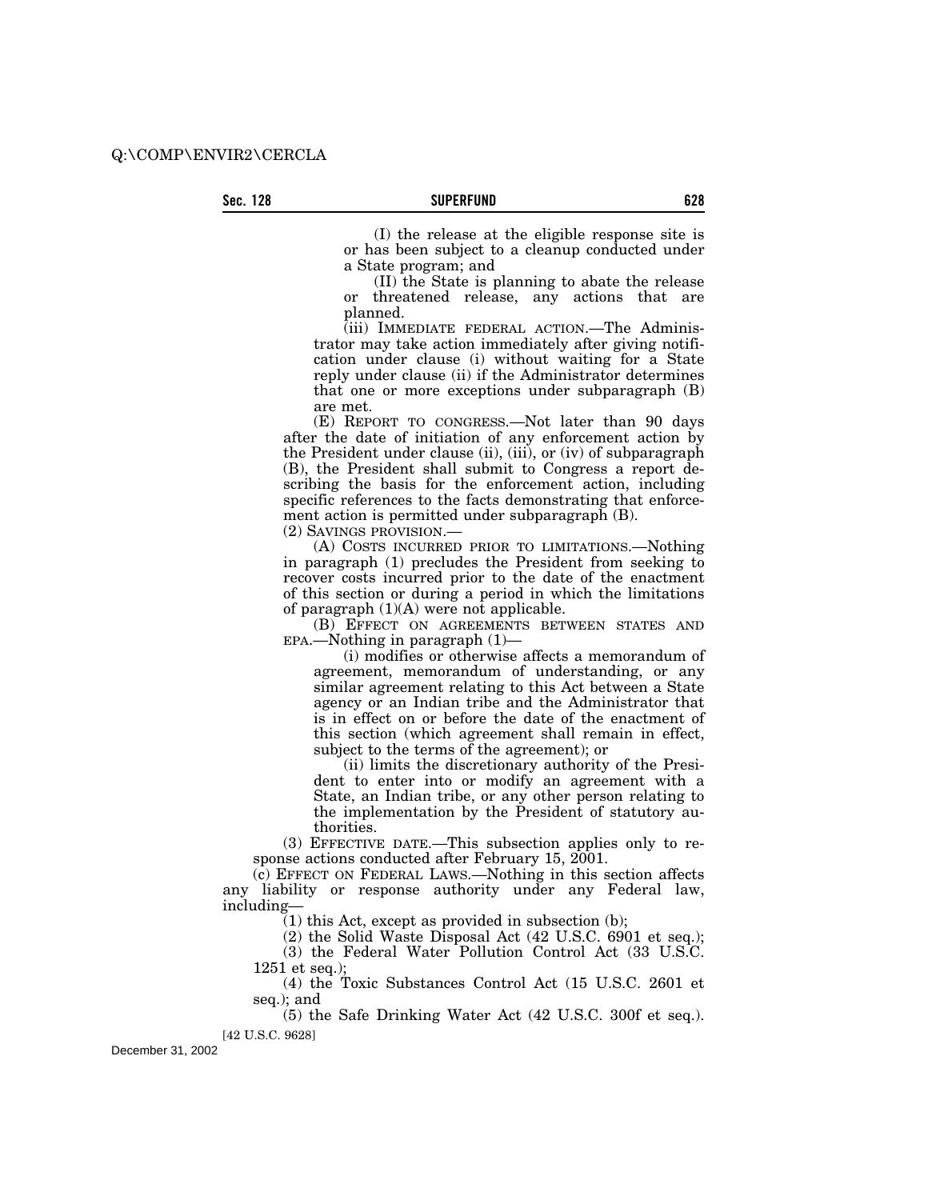(I) the release at the eligible response site is or has been subject to a cleanup conducted under a State program; and

(II) the State is planning to abate the release or threatened release, any actions that are planned.

(iii) IMMEDIATE FEDERAL ACTION.—The Administrator may take action immediately after giving notification under clause (i) without waiting for a State reply under clause (ii) if the Administrator determines that one or more exceptions under subparagraph (B) are met.

(E) REPORT TO CONGRESS.—Not later than 90 days after the date of initiation of any enforcement action by the President under clause (ii), (iii), or (iv) of subparagraph (B), the President shall submit to Congress a report describing the basis for the enforcement action, including specific references to the facts demonstrating that enforcement action is permitted under subparagraph (B).

(2) SAVINGS PROVISION.—

(A) COSTS INCURRED PRIOR TO LIMITATIONS.—Nothing in paragraph (1) precludes the President from seeking to recover costs incurred prior to the date of the enactment of this section or during a period in which the limitations of paragraph (1)(A) were not applicable.

(B) EFFECT ON AGREEMENTS BETWEEN STATES AND EPA.—Nothing in paragraph (1)—

(i) modifies or otherwise affects a memorandum of agreement, memorandum of understanding, or any similar agreement relating to this Act between a State agency or an Indian tribe and the Administrator that is in effect on or before the date of the enactment of this section (which agreement shall remain in effect, subject to the terms of the agreement); or

(ii) limits the discretionary authority of the President to enter into or modify an agreement with a State, an Indian tribe, or any other person relating to the implementation by the President of statutory authorities.

(3) EFFECTIVE DATE.—This subsection applies only to response actions conducted after February 15, 2001.

(c) EFFECT ON FEDERAL LAWS.—Nothing in this section affects any liability or response authority under any Federal law, including—

(1) this Act, except as provided in subsection (b);

(2) the Solid Waste Disposal Act (42 U.S.C. 6901 et seq.);

(3) the Federal Water Pollution Control Act (33 U.S.C. 1251 et seq.);

(4) the Toxic Substances Control Act (15 U.S.C. 2601 et seq.); and

(5) the Safe Drinking Water Act (42 U.S.C. 300f et seq.).

[42 U.S.C. 9628]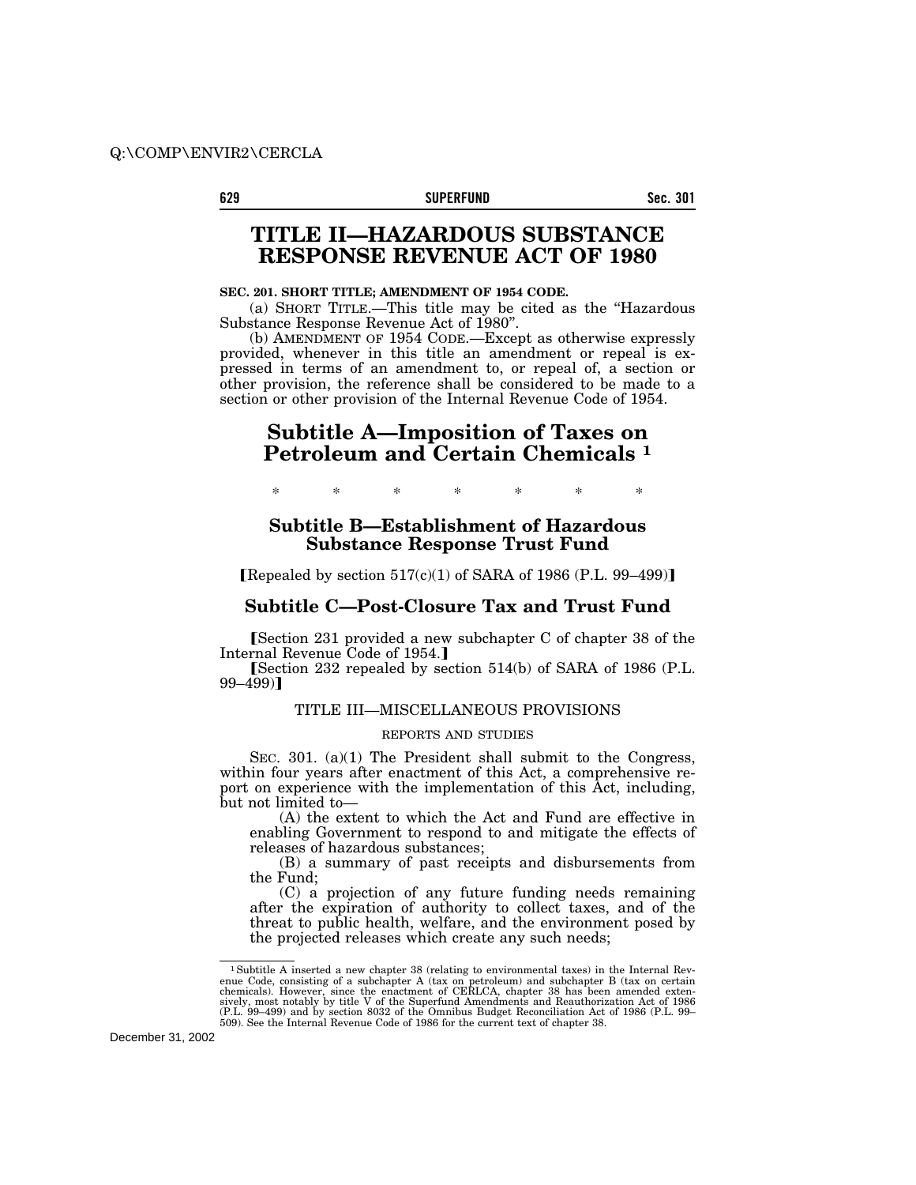# TITLE II—HAZARDOUS SUBSTANCE RESPONSE REVENUE ACT OF 1980

**SEC. 201. SHORT TITLE; AMENDMENT OF 1954 CODE.**

(a) SHORT TITLE.—This title may be cited as the "Hazardous Substance Response Revenue Act of 1980".

(b) AMENDMENT OF 1954 CODE.—Except as otherwise expressly provided, whenever in this title an amendment or repeal is expressed in terms of an amendment to, or repeal of, a section or other provision, the reference shall be considered to be made to a section or other provision of the Internal Revenue Code of 1954.

## Subtitle A—Imposition of Taxes on Petroleum and Certain Chemicals [1]

\* \* \* \* \* \* \*

### Subtitle B—Establishment of Hazardous Substance Response Trust Fund

【Repealed by section 517(c)(1) of SARA of 1986 (P.L. 99–499)】

### Subtitle C—Post-Closure Tax and Trust Fund

【Section 231 provided a new subchapter C of chapter 38 of the Internal Revenue Code of 1954.】

【Section 232 repealed by section 514(b) of SARA of 1986 (P.L. 99–499)】

TITLE III—MISCELLANEOUS PROVISIONS

REPORTS AND STUDIES

SEC. 301. (a)(1) The President shall submit to the Congress, within four years after enactment of this Act, a comprehensive report on experience with the implementation of this Act, including, but not limited to—

(A) the extent to which the Act and Fund are effective in enabling Government to respond to and mitigate the effects of releases of hazardous substances;

(B) a summary of past receipts and disbursements from the Fund;

(C) a projection of any future funding needs remaining after the expiration of authority to collect taxes, and of the threat to public health, welfare, and the environment posed by the projected releases which create any such needs;

---

[1] Subtitle A inserted a new chapter 38 (relating to environmental taxes) in the Internal Revenue Code, consisting of a subchapter A (tax on petroleum) and subchapter B (tax on certain chemicals). However, since the enactment of CERLCA, chapter 38 has been amended extensively, most notably by title V of the Superfund Amendments and Reauthorization Act of 1986 (P.L. 99–499) and by section 8032 of the Omnibus Budget Reconciliation Act of 1986 (P.L. 99–509). See the Internal Revenue Code of 1986 for the current text of chapter 38.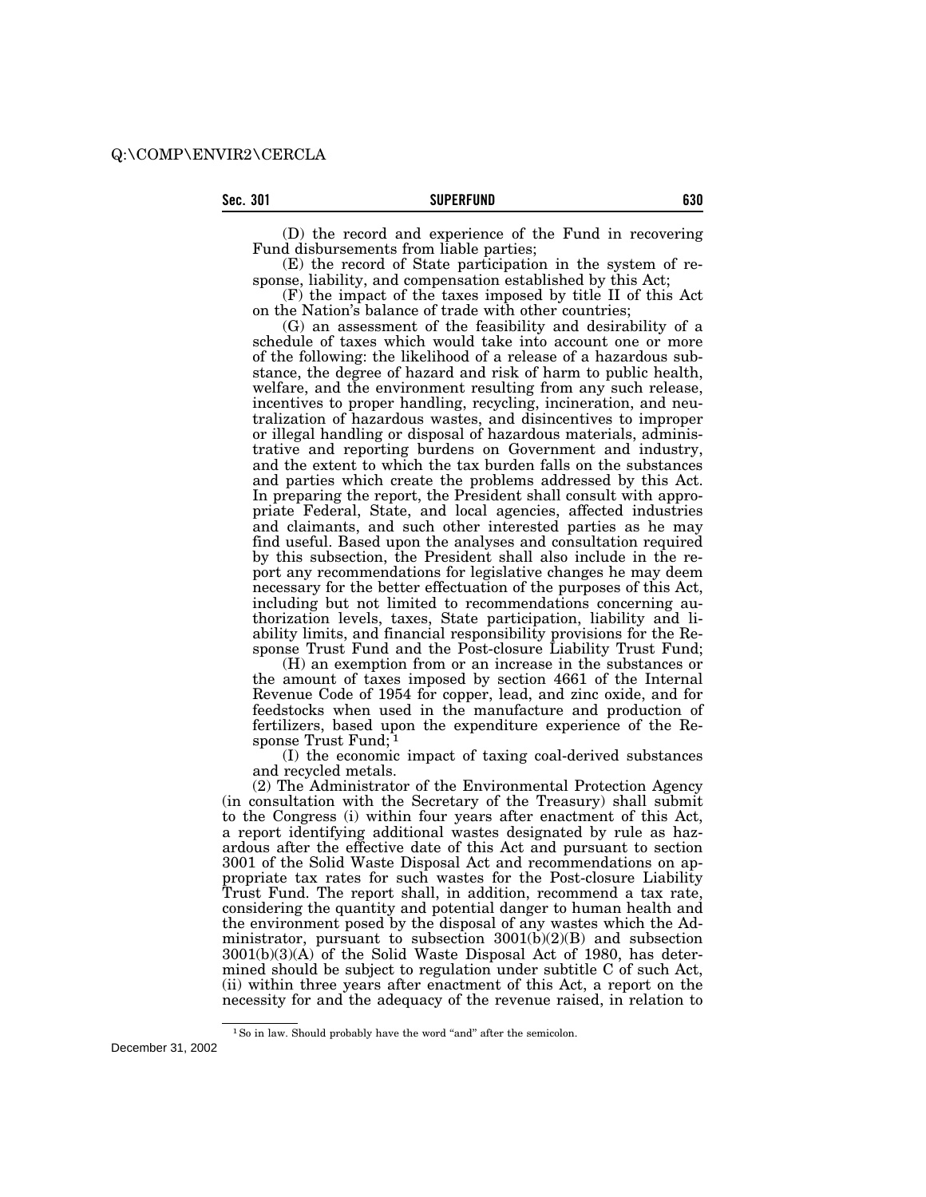(D) the record and experience of the Fund in recovering Fund disbursements from liable parties;

(E) the record of State participation in the system of response, liability, and compensation established by this Act;

(F) the impact of the taxes imposed by title II of this Act on the Nation's balance of trade with other countries;

(G) an assessment of the feasibility and desirability of a schedule of taxes which would take into account one or more of the following: the likelihood of a release of a hazardous substance, the degree of hazard and risk of harm to public health, welfare, and the environment resulting from any such release, incentives to proper handling, recycling, incineration, and neutralization of hazardous wastes, and disincentives to improper or illegal handling or disposal of hazardous materials, administrative and reporting burdens on Government and industry, and the extent to which the tax burden falls on the substances and parties which create the problems addressed by this Act. In preparing the report, the President shall consult with appropriate Federal, State, and local agencies, affected industries and claimants, and such other interested parties as he may find useful. Based upon the analyses and consultation required by this subsection, the President shall also include in the report any recommendations for legislative changes he may deem necessary for the better effectuation of the purposes of this Act, including but not limited to recommendations concerning authorization levels, taxes, State participation, liability and liability limits, and financial responsibility provisions for the Response Trust Fund and the Post-closure Liability Trust Fund;

(H) an exemption from or an increase in the substances or the amount of taxes imposed by section 4661 of the Internal Revenue Code of 1954 for copper, lead, and zinc oxide, and for feedstocks when used in the manufacture and production of fertilizers, based upon the expenditure experience of the Response Trust Fund;[1]

(I) the economic impact of taxing coal-derived substances and recycled metals.

(2) The Administrator of the Environmental Protection Agency (in consultation with the Secretary of the Treasury) shall submit to the Congress (i) within four years after enactment of this Act, a report identifying additional wastes designated by rule as hazardous after the effective date of this Act and pursuant to section 3001 of the Solid Waste Disposal Act and recommendations on appropriate tax rates for such wastes for the Post-closure Liability Trust Fund. The report shall, in addition, recommend a tax rate, considering the quantity and potential danger to human health and the environment posed by the disposal of any wastes which the Administrator, pursuant to subsection 3001(b)(2)(B) and subsection 3001(b)(3)(A) of the Solid Waste Disposal Act of 1980, has determined should be subject to regulation under subtitle C of such Act, (ii) within three years after enactment of this Act, a report on the necessity for and the adequacy of the revenue raised, in relation to

[1] So in law. Should probably have the word "and" after the semicolon.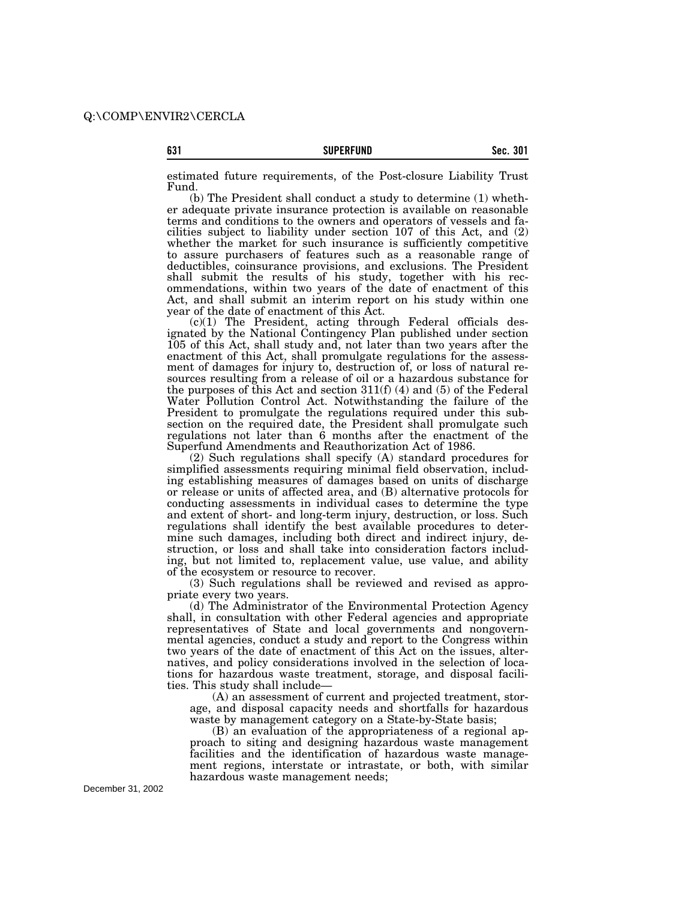estimated future requirements, of the Post-closure Liability Trust Fund.

(b) The President shall conduct a study to determine (1) whether adequate private insurance protection is available on reasonable terms and conditions to the owners and operators of vessels and facilities subject to liability under section 107 of this Act, and (2) whether the market for such insurance is sufficiently competitive to assure purchasers of features such as a reasonable range of deductibles, coinsurance provisions, and exclusions. The President shall submit the results of his study, together with his recommendations, within two years of the date of enactment of this Act, and shall submit an interim report on his study within one year of the date of enactment of this Act.

(c)(1) The President, acting through Federal officials designated by the National Contingency Plan published under section 105 of this Act, shall study and, not later than two years after the enactment of this Act, shall promulgate regulations for the assessment of damages for injury to, destruction of, or loss of natural resources resulting from a release of oil or a hazardous substance for the purposes of this Act and section 311(f) (4) and (5) of the Federal Water Pollution Control Act. Notwithstanding the failure of the President to promulgate the regulations required under this subsection on the required date, the President shall promulgate such regulations not later than 6 months after the enactment of the Superfund Amendments and Reauthorization Act of 1986.

(2) Such regulations shall specify (A) standard procedures for simplified assessments requiring minimal field observation, including establishing measures of damages based on units of discharge or release or units of affected area, and (B) alternative protocols for conducting assessments in individual cases to determine the type and extent of short- and long-term injury, destruction, or loss. Such regulations shall identify the best available procedures to determine such damages, including both direct and indirect injury, destruction, or loss and shall take into consideration factors including, but not limited to, replacement value, use value, and ability of the ecosystem or resource to recover.

(3) Such regulations shall be reviewed and revised as appropriate every two years.

(d) The Administrator of the Environmental Protection Agency shall, in consultation with other Federal agencies and appropriate representatives of State and local governments and nongovernmental agencies, conduct a study and report to the Congress within two years of the date of enactment of this Act on the issues, alternatives, and policy considerations involved in the selection of locations for hazardous waste treatment, storage, and disposal facilities. This study shall include—

(A) an assessment of current and projected treatment, storage, and disposal capacity needs and shortfalls for hazardous waste by management category on a State-by-State basis;

(B) an evaluation of the appropriateness of a regional approach to siting and designing hazardous waste management facilities and the identification of hazardous waste management regions, interstate or intrastate, or both, with similar hazardous waste management needs;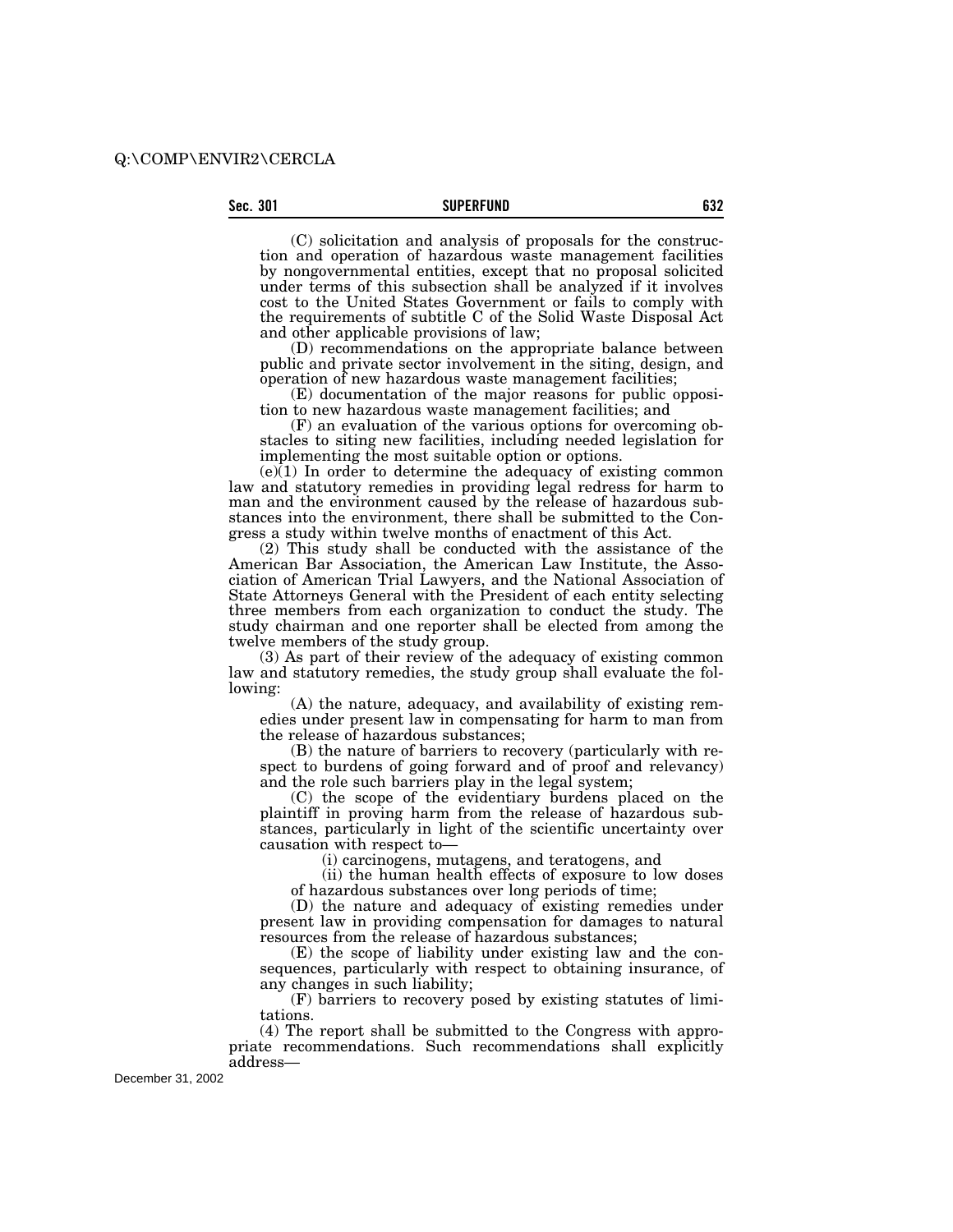(C) solicitation and analysis of proposals for the construction and operation of hazardous waste management facilities by nongovernmental entities, except that no proposal solicited under terms of this subsection shall be analyzed if it involves cost to the United States Government or fails to comply with the requirements of subtitle C of the Solid Waste Disposal Act and other applicable provisions of law;

(D) recommendations on the appropriate balance between public and private sector involvement in the siting, design, and operation of new hazardous waste management facilities;

(E) documentation of the major reasons for public opposition to new hazardous waste management facilities; and

(F) an evaluation of the various options for overcoming obstacles to siting new facilities, including needed legislation for implementing the most suitable option or options.

(e)(1) In order to determine the adequacy of existing common law and statutory remedies in providing legal redress for harm to man and the environment caused by the release of hazardous substances into the environment, there shall be submitted to the Congress a study within twelve months of enactment of this Act.

(2) This study shall be conducted with the assistance of the American Bar Association, the American Law Institute, the Association of American Trial Lawyers, and the National Association of State Attorneys General with the President of each entity selecting three members from each organization to conduct the study. The study chairman and one reporter shall be elected from among the twelve members of the study group.

(3) As part of their review of the adequacy of existing common law and statutory remedies, the study group shall evaluate the following:

(A) the nature, adequacy, and availability of existing remedies under present law in compensating for harm to man from the release of hazardous substances;

(B) the nature of barriers to recovery (particularly with respect to burdens of going forward and of proof and relevancy) and the role such barriers play in the legal system;

(C) the scope of the evidentiary burdens placed on the plaintiff in proving harm from the release of hazardous substances, particularly in light of the scientific uncertainty over causation with respect to—

(i) carcinogens, mutagens, and teratogens, and

(ii) the human health effects of exposure to low doses of hazardous substances over long periods of time;

(D) the nature and adequacy of existing remedies under present law in providing compensation for damages to natural resources from the release of hazardous substances;

(E) the scope of liability under existing law and the consequences, particularly with respect to obtaining insurance, of any changes in such liability;

(F) barriers to recovery posed by existing statutes of limitations.

(4) The report shall be submitted to the Congress with appropriate recommendations. Such recommendations shall explicitly address—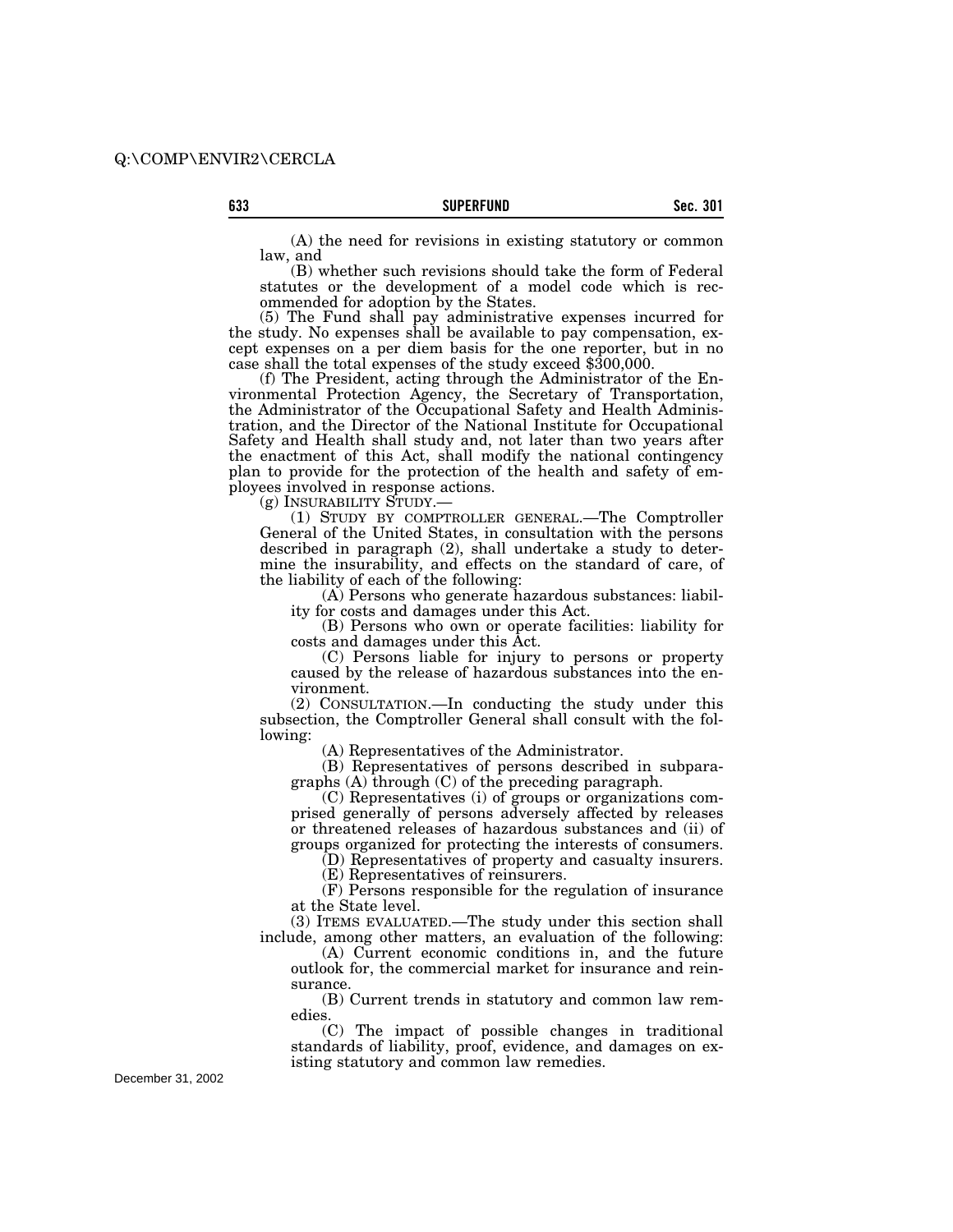(A) the need for revisions in existing statutory or common law, and

(B) whether such revisions should take the form of Federal statutes or the development of a model code which is recommended for adoption by the States.

(5) The Fund shall pay administrative expenses incurred for the study. No expenses shall be available to pay compensation, except expenses on a per diem basis for the one reporter, but in no case shall the total expenses of the study exceed $300,000.

(f) The President, acting through the Administrator of the Environmental Protection Agency, the Secretary of Transportation, the Administrator of the Occupational Safety and Health Administration, and the Director of the National Institute for Occupational Safety and Health shall study and, not later than two years after the enactment of this Act, shall modify the national contingency plan to provide for the protection of the health and safety of employees involved in response actions.

(g) INSURABILITY STUDY.—

(1) STUDY BY COMPTROLLER GENERAL.—The Comptroller General of the United States, in consultation with the persons described in paragraph (2), shall undertake a study to determine the insurability, and effects on the standard of care, of the liability of each of the following:

(A) Persons who generate hazardous substances: liability for costs and damages under this Act.

(B) Persons who own or operate facilities: liability for costs and damages under this Act.

(C) Persons liable for injury to persons or property caused by the release of hazardous substances into the environment.

(2) CONSULTATION.—In conducting the study under this subsection, the Comptroller General shall consult with the following:

(A) Representatives of the Administrator.

(B) Representatives of persons described in subparagraphs (A) through (C) of the preceding paragraph.

(C) Representatives (i) of groups or organizations comprised generally of persons adversely affected by releases or threatened releases of hazardous substances and (ii) of groups organized for protecting the interests of consumers.

(D) Representatives of property and casualty insurers.

(E) Representatives of reinsurers.

(F) Persons responsible for the regulation of insurance at the State level.

(3) ITEMS EVALUATED.—The study under this section shall include, among other matters, an evaluation of the following:

(A) Current economic conditions in, and the future outlook for, the commercial market for insurance and reinsurance.

(B) Current trends in statutory and common law remedies.

(C) The impact of possible changes in traditional standards of liability, proof, evidence, and damages on existing statutory and common law remedies.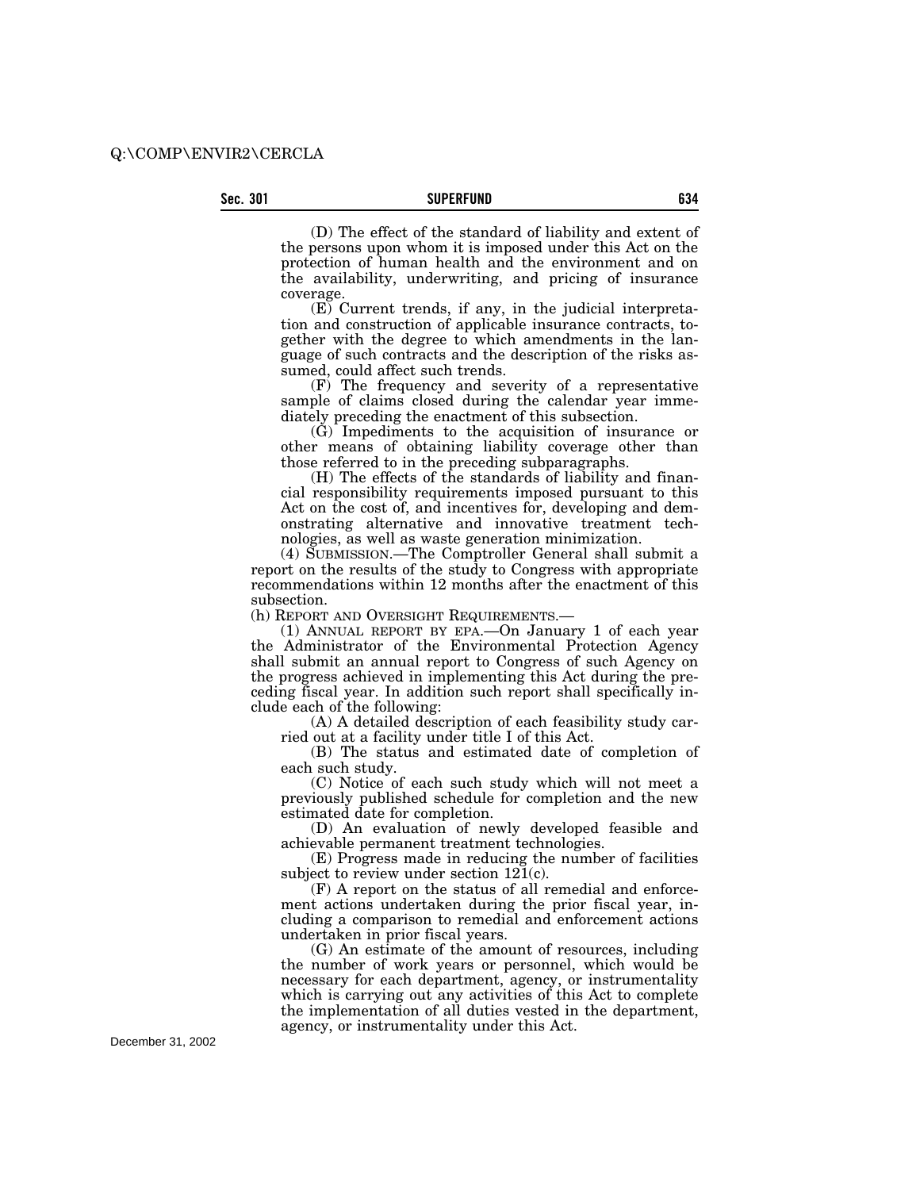(D) The effect of the standard of liability and extent of the persons upon whom it is imposed under this Act on the protection of human health and the environment and on the availability, underwriting, and pricing of insurance coverage.

(E) Current trends, if any, in the judicial interpretation and construction of applicable insurance contracts, together with the degree to which amendments in the language of such contracts and the description of the risks assumed, could affect such trends.

(F) The frequency and severity of a representative sample of claims closed during the calendar year immediately preceding the enactment of this subsection.

(G) Impediments to the acquisition of insurance or other means of obtaining liability coverage other than those referred to in the preceding subparagraphs.

(H) The effects of the standards of liability and financial responsibility requirements imposed pursuant to this Act on the cost of, and incentives for, developing and demonstrating alternative and innovative treatment technologies, as well as waste generation minimization.

(4) SUBMISSION.—The Comptroller General shall submit a report on the results of the study to Congress with appropriate recommendations within 12 months after the enactment of this subsection.

(h) REPORT AND OVERSIGHT REQUIREMENTS.—

(1) ANNUAL REPORT BY EPA.—On January 1 of each year the Administrator of the Environmental Protection Agency shall submit an annual report to Congress of such Agency on the progress achieved in implementing this Act during the preceding fiscal year. In addition such report shall specifically include each of the following:

(A) A detailed description of each feasibility study carried out at a facility under title I of this Act.

(B) The status and estimated date of completion of each such study.

(C) Notice of each such study which will not meet a previously published schedule for completion and the new estimated date for completion.

(D) An evaluation of newly developed feasible and achievable permanent treatment technologies.

(E) Progress made in reducing the number of facilities subject to review under section 121(c).

(F) A report on the status of all remedial and enforcement actions undertaken during the prior fiscal year, including a comparison to remedial and enforcement actions undertaken in prior fiscal years.

(G) An estimate of the amount of resources, including the number of work years or personnel, which would be necessary for each department, agency, or instrumentality which is carrying out any activities of this Act to complete the implementation of all duties vested in the department, agency, or instrumentality under this Act.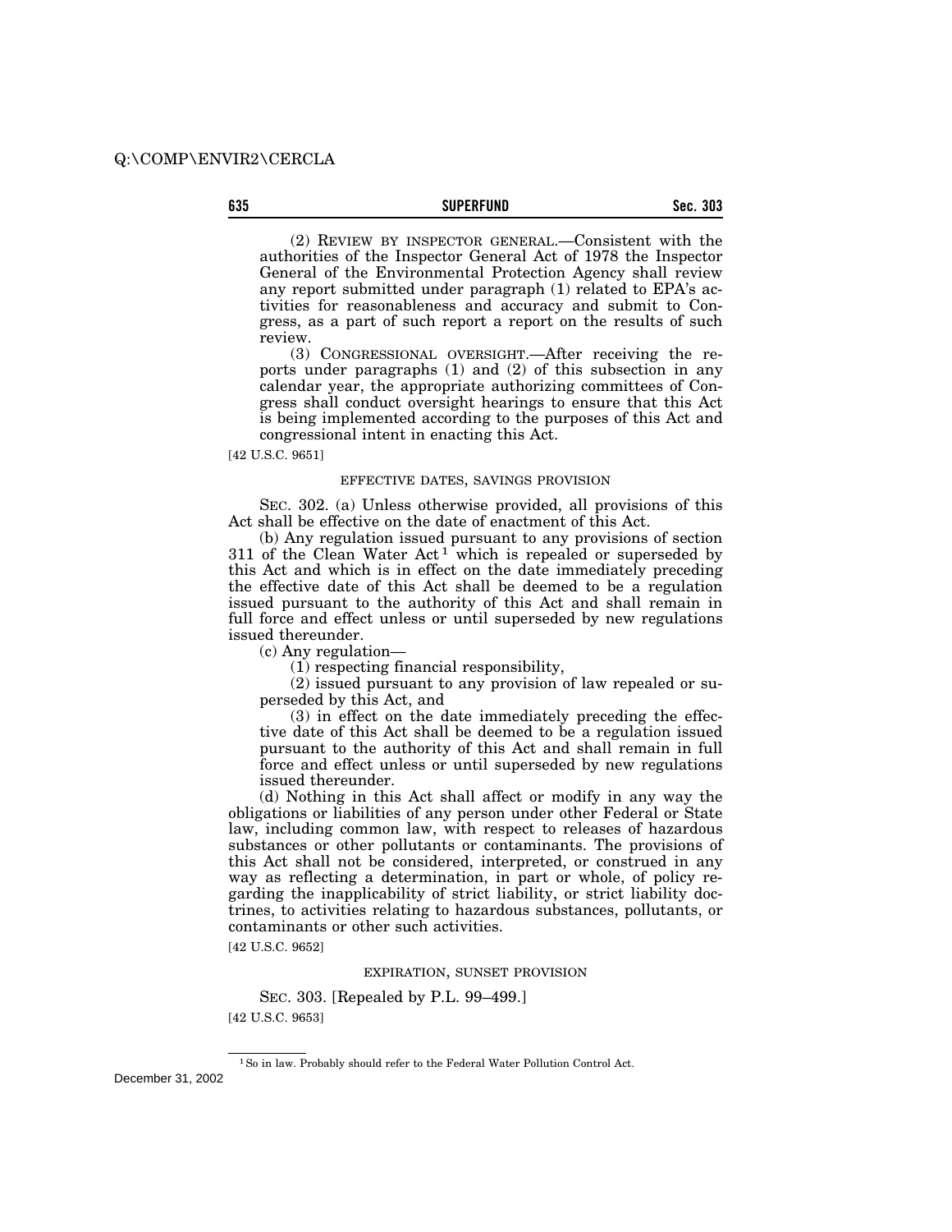(2) REVIEW BY INSPECTOR GENERAL.—Consistent with the authorities of the Inspector General Act of 1978 the Inspector General of the Environmental Protection Agency shall review any report submitted under paragraph (1) related to EPA's activities for reasonableness and accuracy and submit to Congress, as a part of such report a report on the results of such review.

(3) CONGRESSIONAL OVERSIGHT.—After receiving the reports under paragraphs (1) and (2) of this subsection in any calendar year, the appropriate authorizing committees of Congress shall conduct oversight hearings to ensure that this Act is being implemented according to the purposes of this Act and congressional intent in enacting this Act.

[42 U.S.C. 9651]

EFFECTIVE DATES, SAVINGS PROVISION

SEC. 302. (a) Unless otherwise provided, all provisions of this Act shall be effective on the date of enactment of this Act.

(b) Any regulation issued pursuant to any provisions of section 311 of the Clean Water Act[1] which is repealed or superseded by this Act and which is in effect on the date immediately preceding the effective date of this Act shall be deemed to be a regulation issued pursuant to the authority of this Act and shall remain in full force and effect unless or until superseded by new regulations issued thereunder.

(c) Any regulation—

(1) respecting financial responsibility,

(2) issued pursuant to any provision of law repealed or superseded by this Act, and

(3) in effect on the date immediately preceding the effective date of this Act shall be deemed to be a regulation issued pursuant to the authority of this Act and shall remain in full force and effect unless or until superseded by new regulations issued thereunder.

(d) Nothing in this Act shall affect or modify in any way the obligations or liabilities of any person under other Federal or State law, including common law, with respect to releases of hazardous substances or other pollutants or contaminants. The provisions of this Act shall not be considered, interpreted, or construed in any way as reflecting a determination, in part or whole, of policy regarding the inapplicability of strict liability, or strict liability doctrines, to activities relating to hazardous substances, pollutants, or contaminants or other such activities.

[42 U.S.C. 9652]

EXPIRATION, SUNSET PROVISION

SEC. 303. [Repealed by P.L. 99–499.]

[42 U.S.C. 9653]

[1] So in law. Probably should refer to the Federal Water Pollution Control Act.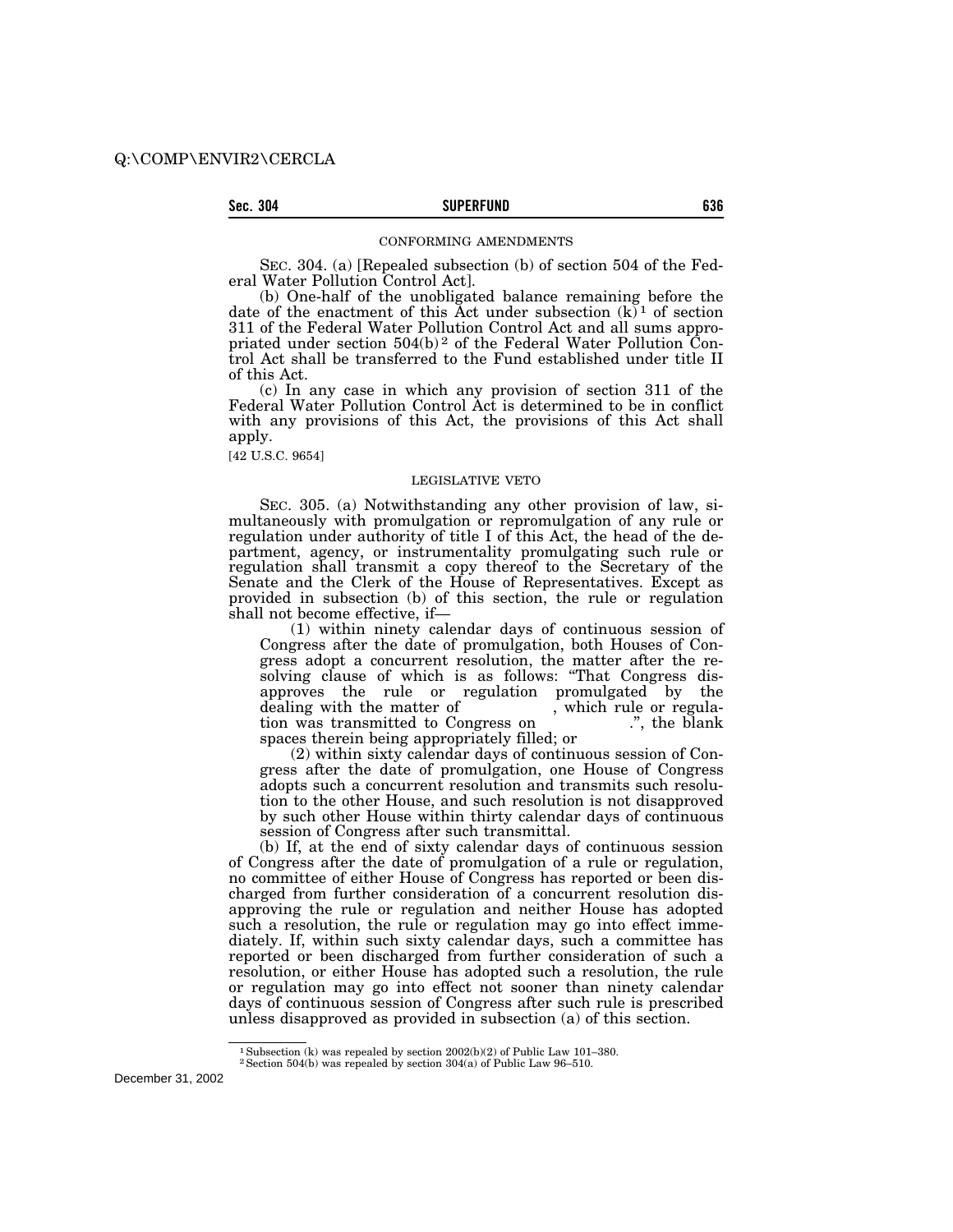CONFORMING AMENDMENTS

SEC. 304. (a) [Repealed subsection (b) of section 504 of the Federal Water Pollution Control Act].

(b) One-half of the unobligated balance remaining before the date of the enactment of this Act under subsection (k)[1] of section 311 of the Federal Water Pollution Control Act and all sums appropriated under section 504(b)[2] of the Federal Water Pollution Control Act shall be transferred to the Fund established under title II of this Act.

(c) In any case in which any provision of section 311 of the Federal Water Pollution Control Act is determined to be in conflict with any provisions of this Act, the provisions of this Act shall apply.

[42 U.S.C. 9654]

LEGISLATIVE VETO

SEC. 305. (a) Notwithstanding any other provision of law, simultaneously with promulgation or repromulgation of any rule or regulation under authority of title I of this Act, the head of the department, agency, or instrumentality promulgating such rule or regulation shall transmit a copy thereof to the Secretary of the Senate and the Clerk of the House of Representatives. Except as provided in subsection (b) of this section, the rule or regulation shall not become effective, if—

(1) within ninety calendar days of continuous session of Congress after the date of promulgation, both Houses of Congress adopt a concurrent resolution, the matter after the resolving clause of which is as follows: "That Congress disapproves the rule or regulation promulgated by the dealing with the matter of , which rule or regulation was transmitted to Congress on .", the blank spaces therein being appropriately filled; or

(2) within sixty calendar days of continuous session of Congress after the date of promulgation, one House of Congress adopts such a concurrent resolution and transmits such resolution to the other House, and such resolution is not disapproved by such other House within thirty calendar days of continuous session of Congress after such transmittal.

(b) If, at the end of sixty calendar days of continuous session of Congress after the date of promulgation of a rule or regulation, no committee of either House of Congress has reported or been discharged from further consideration of a concurrent resolution disapproving the rule or regulation and neither House has adopted such a resolution, the rule or regulation may go into effect immediately. If, within such sixty calendar days, such a committee has reported or been discharged from further consideration of such a resolution, or either House has adopted such a resolution, the rule or regulation may go into effect not sooner than ninety calendar days of continuous session of Congress after such rule is prescribed unless disapproved as provided in subsection (a) of this section.

[1] Subsection (k) was repealed by section 2002(b)(2) of Public Law 101–380.

[2] Section 504(b) was repealed by section 304(a) of Public Law 96–510.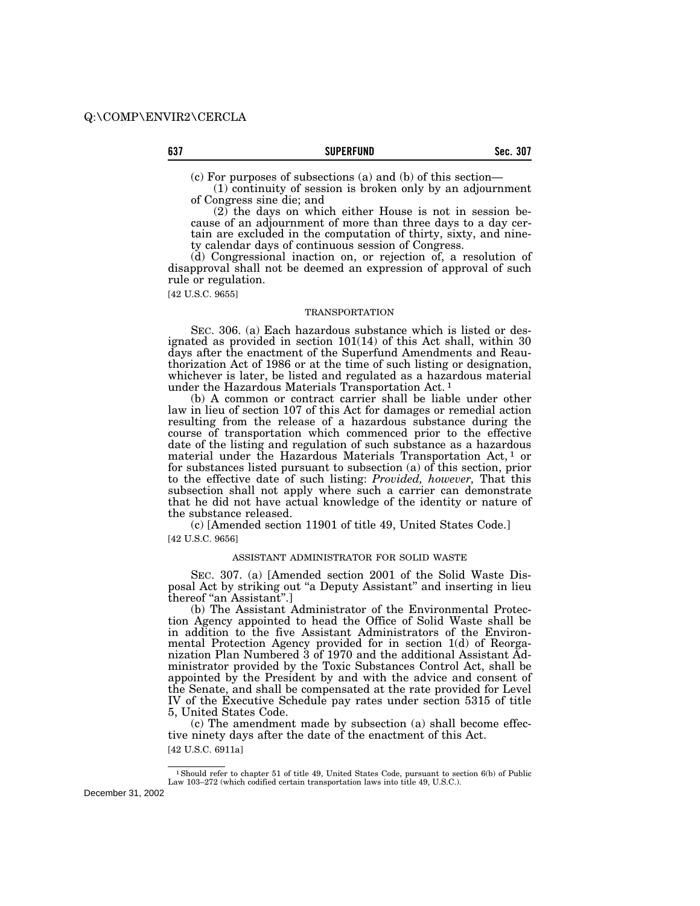(c) For purposes of subsections (a) and (b) of this section—

(1) continuity of session is broken only by an adjournment of Congress sine die; and

(2) the days on which either House is not in session because of an adjournment of more than three days to a day certain are excluded in the computation of thirty, sixty, and ninety calendar days of continuous session of Congress.

(d) Congressional inaction on, or rejection of, a resolution of disapproval shall not be deemed an expression of approval of such rule or regulation.

[42 U.S.C. 9655]

TRANSPORTATION

SEC. 306. (a) Each hazardous substance which is listed or designated as provided in section 101(14) of this Act shall, within 30 days after the enactment of the Superfund Amendments and Reauthorization Act of 1986 or at the time of such listing or designation, whichever is later, be listed and regulated as a hazardous material under the Hazardous Materials Transportation Act.[1]

(b) A common or contract carrier shall be liable under other law in lieu of section 107 of this Act for damages or remedial action resulting from the release of a hazardous substance during the course of transportation which commenced prior to the effective date of the listing and regulation of such substance as a hazardous material under the Hazardous Materials Transportation Act,[1] or for substances listed pursuant to subsection (a) of this section, prior to the effective date of such listing: *Provided, however,* That this subsection shall not apply where such a carrier can demonstrate that he did not have actual knowledge of the identity or nature of the substance released.

(c) [Amended section 11901 of title 49, United States Code.]

[42 U.S.C. 9656]

ASSISTANT ADMINISTRATOR FOR SOLID WASTE

SEC. 307. (a) [Amended section 2001 of the Solid Waste Disposal Act by striking out "a Deputy Assistant" and inserting in lieu thereof "an Assistant".]

(b) The Assistant Administrator of the Environmental Protection Agency appointed to head the Office of Solid Waste shall be in addition to the five Assistant Administrators of the Environmental Protection Agency provided for in section 1(d) of Reorganization Plan Numbered 3 of 1970 and the additional Assistant Administrator provided by the Toxic Substances Control Act, shall be appointed by the President by and with the advice and consent of the Senate, and shall be compensated at the rate provided for Level IV of the Executive Schedule pay rates under section 5315 of title 5, United States Code.

(c) The amendment made by subsection (a) shall become effective ninety days after the date of the enactment of this Act.

[42 U.S.C. 6911a]

[1] Should refer to chapter 51 of title 49, United States Code, pursuant to section 6(b) of Public Law 103–272 (which codified certain transportation laws into title 49, U.S.C.).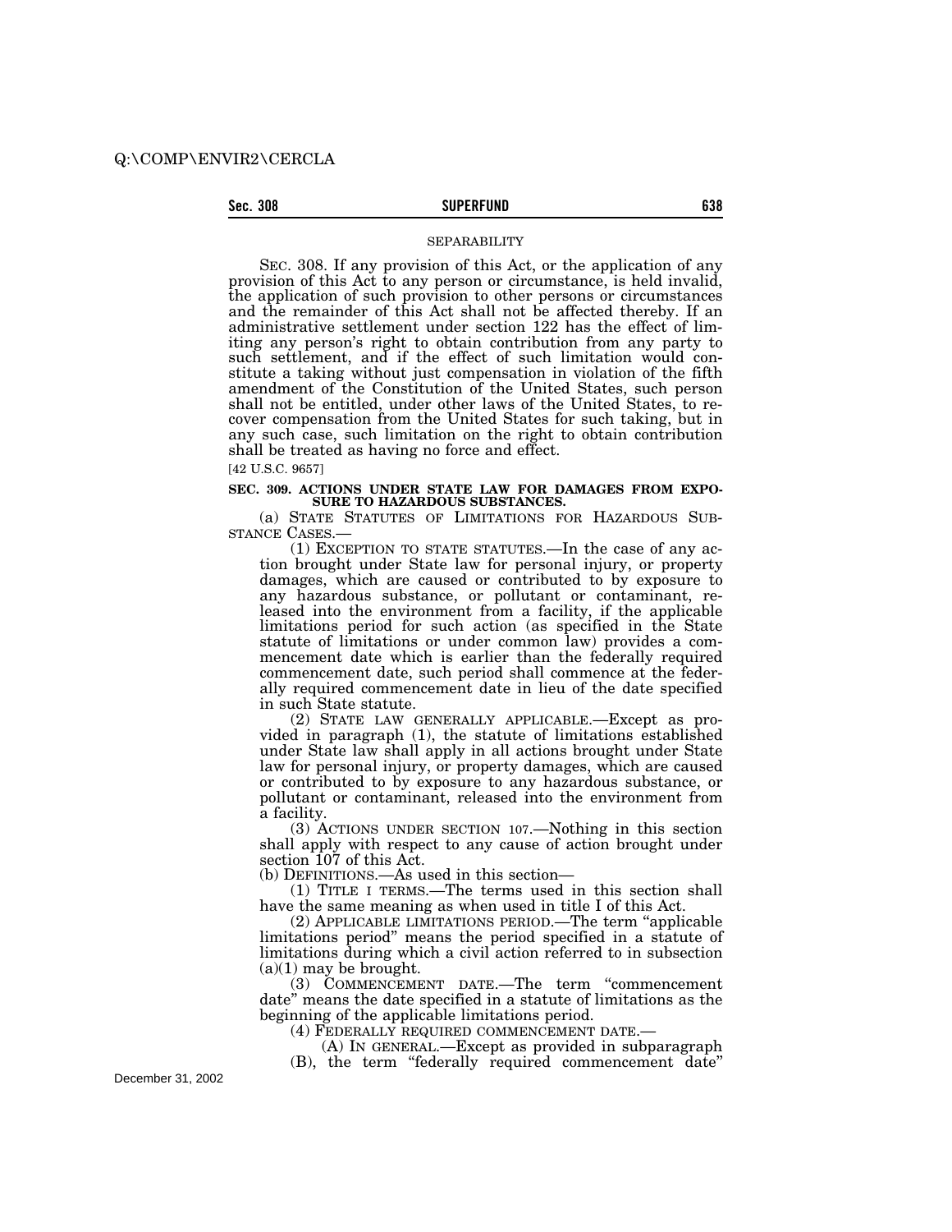SEPARABILITY

SEC. 308. If any provision of this Act, or the application of any provision of this Act to any person or circumstance, is held invalid, the application of such provision to other persons or circumstances and the remainder of this Act shall not be affected thereby. If an administrative settlement under section 122 has the effect of limiting any person's right to obtain contribution from any party to such settlement, and if the effect of such limitation would constitute a taking without just compensation in violation of the fifth amendment of the Constitution of the United States, such person shall not be entitled, under other laws of the United States, to recover compensation from the United States for such taking, but in any such case, such limitation on the right to obtain contribution shall be treated as having no force and effect.

[42 U.S.C. 9657]

**SEC. 309. ACTIONS UNDER STATE LAW FOR DAMAGES FROM EXPOSURE TO HAZARDOUS SUBSTANCES.**

(a) STATE STATUTES OF LIMITATIONS FOR HAZARDOUS SUBSTANCE CASES.—

(1) EXCEPTION TO STATE STATUTES.—In the case of any action brought under State law for personal injury, or property damages, which are caused or contributed to by exposure to any hazardous substance, or pollutant or contaminant, released into the environment from a facility, if the applicable limitations period for such action (as specified in the State statute of limitations or under common law) provides a commencement date which is earlier than the federally required commencement date, such period shall commence at the federally required commencement date in lieu of the date specified in such State statute.

(2) STATE LAW GENERALLY APPLICABLE.—Except as provided in paragraph (1), the statute of limitations established under State law shall apply in all actions brought under State law for personal injury, or property damages, which are caused or contributed to by exposure to any hazardous substance, or pollutant or contaminant, released into the environment from a facility.

(3) ACTIONS UNDER SECTION 107.—Nothing in this section shall apply with respect to any cause of action brought under section 107 of this Act.

(b) DEFINITIONS.—As used in this section—

(1) TITLE I TERMS.—The terms used in this section shall have the same meaning as when used in title I of this Act.

(2) APPLICABLE LIMITATIONS PERIOD.—The term "applicable limitations period" means the period specified in a statute of limitations during which a civil action referred to in subsection (a)(1) may be brought.

(3) COMMENCEMENT DATE.—The term "commencement date" means the date specified in a statute of limitations as the beginning of the applicable limitations period.

(4) FEDERALLY REQUIRED COMMENCEMENT DATE.—

(A) IN GENERAL.—Except as provided in subparagraph (B), the term "federally required commencement date"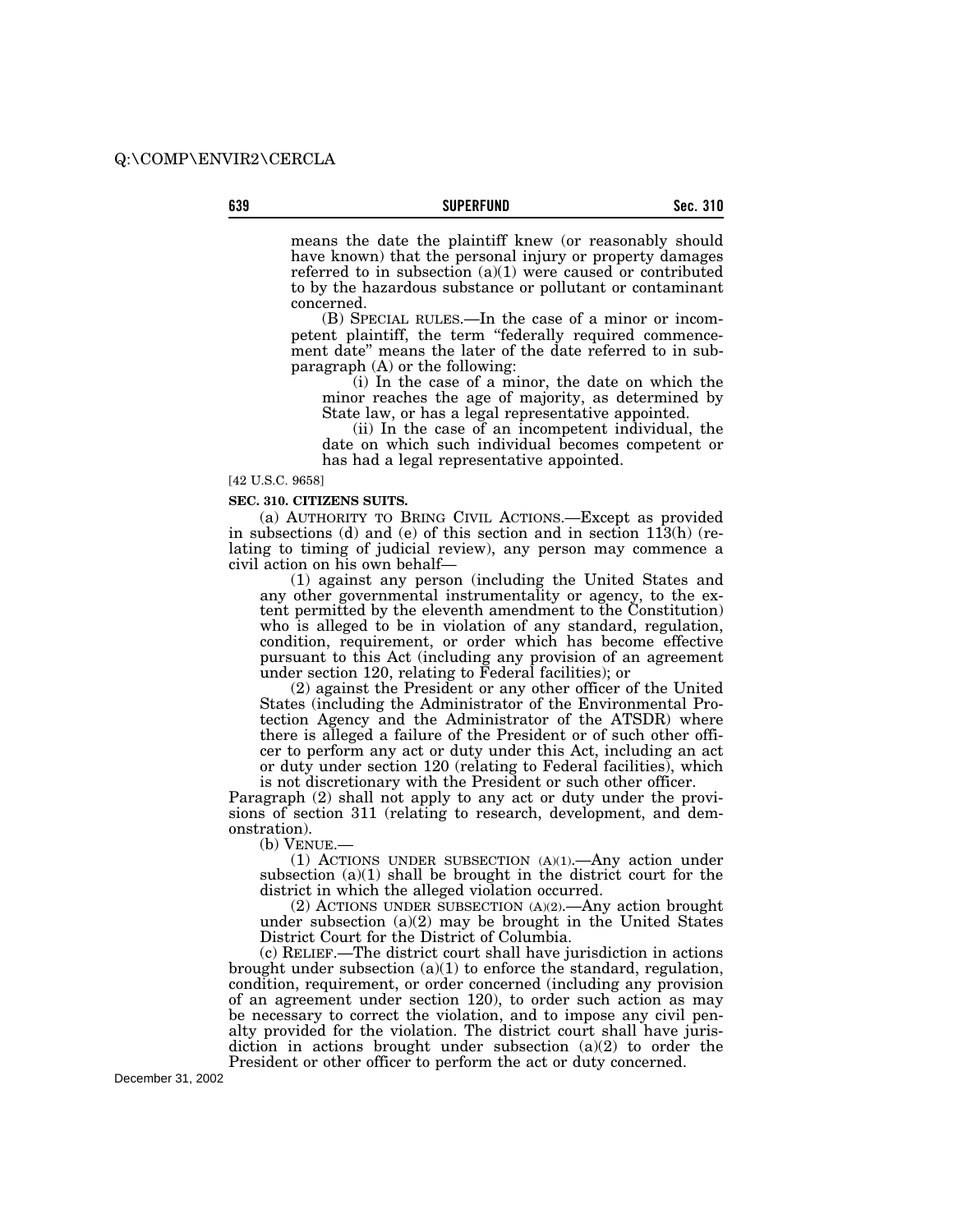means the date the plaintiff knew (or reasonably should have known) that the personal injury or property damages referred to in subsection (a)(1) were caused or contributed to by the hazardous substance or pollutant or contaminant concerned.

(B) SPECIAL RULES.—In the case of a minor or incompetent plaintiff, the term "federally required commencement date" means the later of the date referred to in subparagraph (A) or the following:

(i) In the case of a minor, the date on which the minor reaches the age of majority, as determined by State law, or has a legal representative appointed.

(ii) In the case of an incompetent individual, the date on which such individual becomes competent or has had a legal representative appointed.

[42 U.S.C. 9658]

**SEC. 310. CITIZENS SUITS.**

(a) AUTHORITY TO BRING CIVIL ACTIONS.—Except as provided in subsections (d) and (e) of this section and in section 113(h) (relating to timing of judicial review), any person may commence a civil action on his own behalf—

(1) against any person (including the United States and any other governmental instrumentality or agency, to the extent permitted by the eleventh amendment to the Constitution) who is alleged to be in violation of any standard, regulation, condition, requirement, or order which has become effective pursuant to this Act (including any provision of an agreement under section 120, relating to Federal facilities); or

(2) against the President or any other officer of the United States (including the Administrator of the Environmental Protection Agency and the Administrator of the ATSDR) where there is alleged a failure of the President or of such other officer to perform any act or duty under this Act, including an act or duty under section 120 (relating to Federal facilities), which is not discretionary with the President or such other officer.

Paragraph (2) shall not apply to any act or duty under the provisions of section 311 (relating to research, development, and demonstration).

(b) VENUE.—

(1) ACTIONS UNDER SUBSECTION (A)(1).—Any action under subsection (a)(1) shall be brought in the district court for the district in which the alleged violation occurred.

(2) ACTIONS UNDER SUBSECTION (A)(2).—Any action brought under subsection (a)(2) may be brought in the United States District Court for the District of Columbia.

(c) RELIEF.—The district court shall have jurisdiction in actions brought under subsection (a)(1) to enforce the standard, regulation, condition, requirement, or order concerned (including any provision of an agreement under section 120), to order such action as may be necessary to correct the violation, and to impose any civil penalty provided for the violation. The district court shall have jurisdiction in actions brought under subsection (a)(2) to order the President or other officer to perform the act or duty concerned.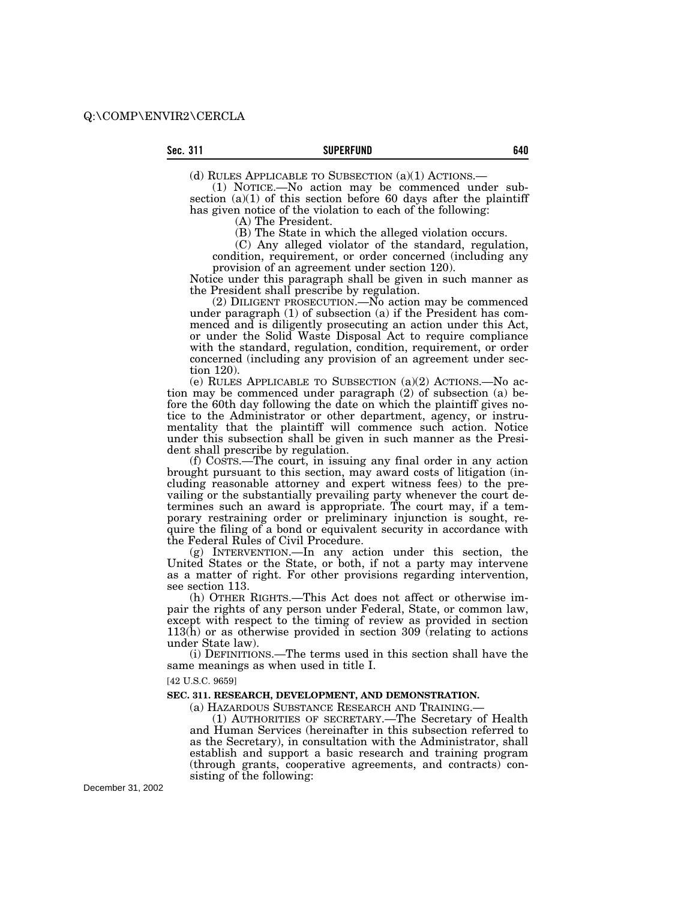(d) RULES APPLICABLE TO SUBSECTION (a)(1) ACTIONS.—

(1) NOTICE.—No action may be commenced under subsection (a)(1) of this section before 60 days after the plaintiff has given notice of the violation to each of the following:

(A) The President.

(B) The State in which the alleged violation occurs.

(C) Any alleged violator of the standard, regulation, condition, requirement, or order concerned (including any provision of an agreement under section 120).

Notice under this paragraph shall be given in such manner as the President shall prescribe by regulation.

(2) DILIGENT PROSECUTION.—No action may be commenced under paragraph (1) of subsection (a) if the President has commenced and is diligently prosecuting an action under this Act, or under the Solid Waste Disposal Act to require compliance with the standard, regulation, condition, requirement, or order concerned (including any provision of an agreement under section 120).

(e) RULES APPLICABLE TO SUBSECTION (a)(2) ACTIONS.—No action may be commenced under paragraph (2) of subsection (a) before the 60th day following the date on which the plaintiff gives notice to the Administrator or other department, agency, or instrumentality that the plaintiff will commence such action. Notice under this subsection shall be given in such manner as the President shall prescribe by regulation.

(f) COSTS.—The court, in issuing any final order in any action brought pursuant to this section, may award costs of litigation (including reasonable attorney and expert witness fees) to the prevailing or the substantially prevailing party whenever the court determines such an award is appropriate. The court may, if a temporary restraining order or preliminary injunction is sought, require the filing of a bond or equivalent security in accordance with the Federal Rules of Civil Procedure.

(g) INTERVENTION.—In any action under this section, the United States or the State, or both, if not a party may intervene as a matter of right. For other provisions regarding intervention, see section 113.

(h) OTHER RIGHTS.—This Act does not affect or otherwise impair the rights of any person under Federal, State, or common law, except with respect to the timing of review as provided in section 113(h) or as otherwise provided in section 309 (relating to actions under State law).

(i) DEFINITIONS.—The terms used in this section shall have the same meanings as when used in title I.

[42 U.S.C. 9659]

**SEC. 311. RESEARCH, DEVELOPMENT, AND DEMONSTRATION.**

(a) HAZARDOUS SUBSTANCE RESEARCH AND TRAINING.—

(1) AUTHORITIES OF SECRETARY.—The Secretary of Health and Human Services (hereinafter in this subsection referred to as the Secretary), in consultation with the Administrator, shall establish and support a basic research and training program (through grants, cooperative agreements, and contracts) consisting of the following: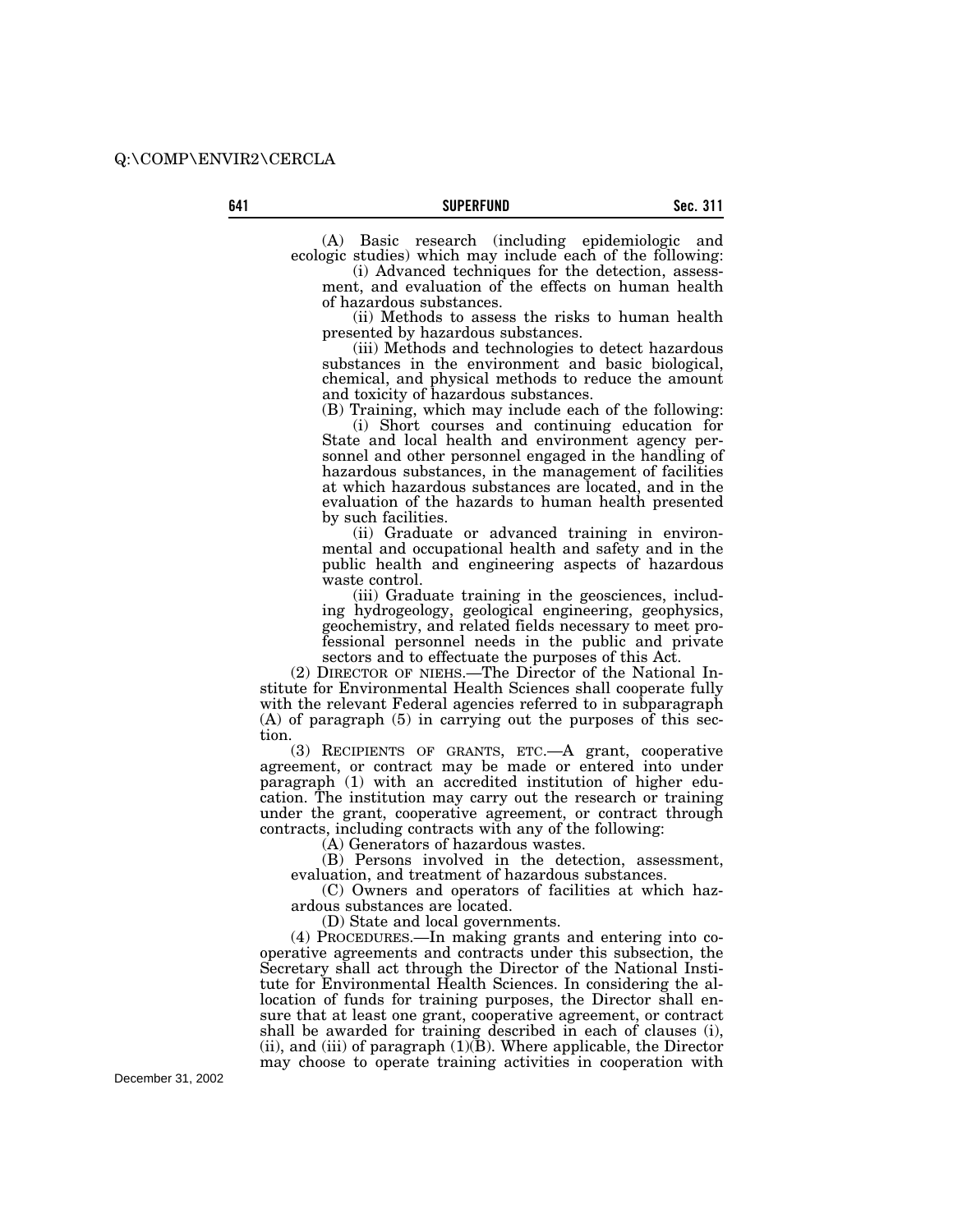(A) Basic research (including epidemiologic and ecologic studies) which may include each of the following:

(i) Advanced techniques for the detection, assessment, and evaluation of the effects on human health of hazardous substances.

(ii) Methods to assess the risks to human health presented by hazardous substances.

(iii) Methods and technologies to detect hazardous substances in the environment and basic biological, chemical, and physical methods to reduce the amount and toxicity of hazardous substances.

(B) Training, which may include each of the following:

(i) Short courses and continuing education for State and local health and environment agency personnel and other personnel engaged in the handling of hazardous substances, in the management of facilities at which hazardous substances are located, and in the evaluation of the hazards to human health presented by such facilities.

(ii) Graduate or advanced training in environmental and occupational health and safety and in the public health and engineering aspects of hazardous waste control.

(iii) Graduate training in the geosciences, including hydrogeology, geological engineering, geophysics, geochemistry, and related fields necessary to meet professional personnel needs in the public and private sectors and to effectuate the purposes of this Act.

(2) DIRECTOR OF NIEHS.—The Director of the National Institute for Environmental Health Sciences shall cooperate fully with the relevant Federal agencies referred to in subparagraph (A) of paragraph (5) in carrying out the purposes of this section.

(3) RECIPIENTS OF GRANTS, ETC.—A grant, cooperative agreement, or contract may be made or entered into under paragraph (1) with an accredited institution of higher education. The institution may carry out the research or training under the grant, cooperative agreement, or contract through contracts, including contracts with any of the following:

(A) Generators of hazardous wastes.

(B) Persons involved in the detection, assessment, evaluation, and treatment of hazardous substances.

(C) Owners and operators of facilities at which hazardous substances are located.

(D) State and local governments.

(4) PROCEDURES.—In making grants and entering into cooperative agreements and contracts under this subsection, the Secretary shall act through the Director of the National Institute for Environmental Health Sciences. In considering the allocation of funds for training purposes, the Director shall ensure that at least one grant, cooperative agreement, or contract shall be awarded for training described in each of clauses (i), (ii), and (iii) of paragraph (1)(B). Where applicable, the Director may choose to operate training activities in cooperation with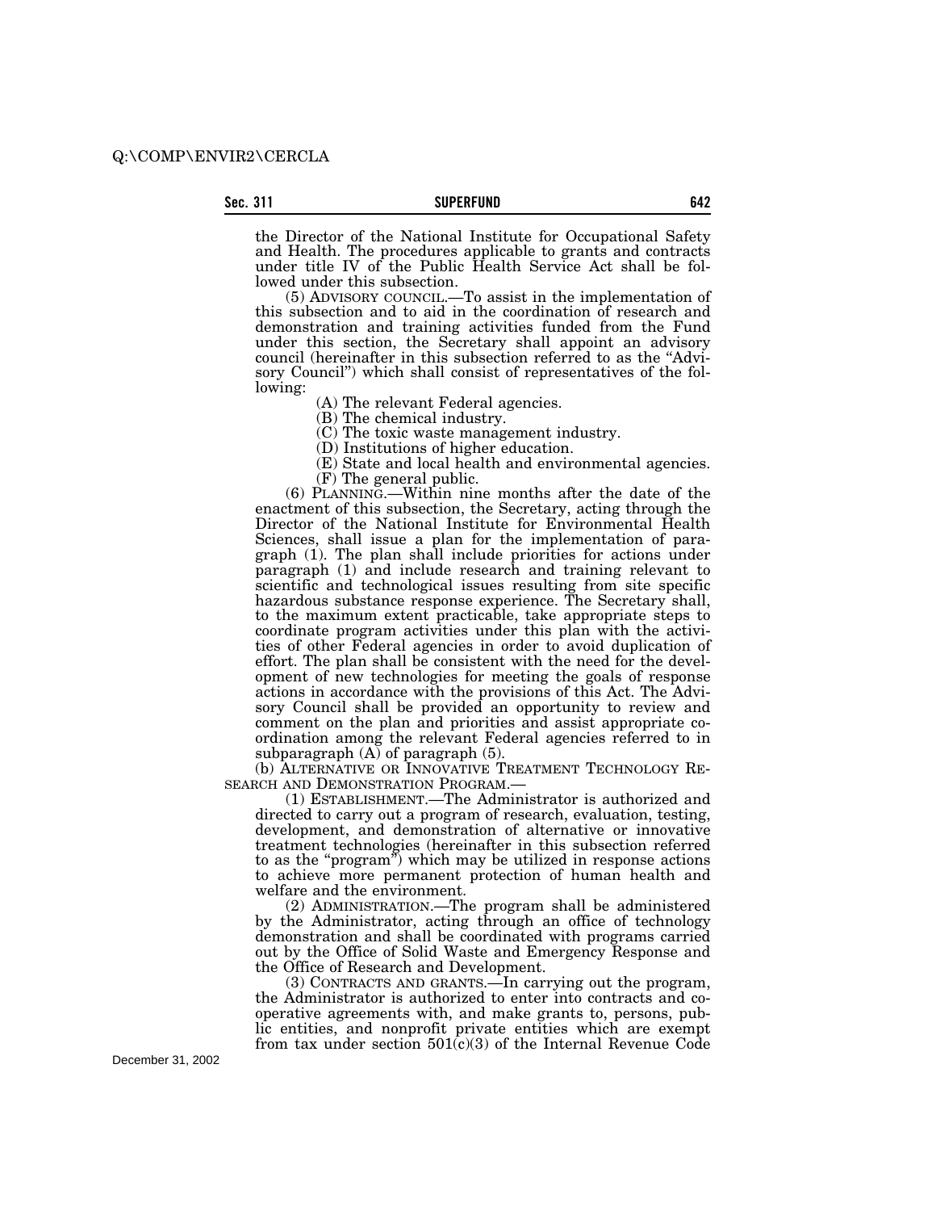the Director of the National Institute for Occupational Safety and Health. The procedures applicable to grants and contracts under title IV of the Public Health Service Act shall be followed under this subsection.

(5) ADVISORY COUNCIL.—To assist in the implementation of this subsection and to aid in the coordination of research and demonstration and training activities funded from the Fund under this section, the Secretary shall appoint an advisory council (hereinafter in this subsection referred to as the "Advisory Council") which shall consist of representatives of the following:

(A) The relevant Federal agencies.

(B) The chemical industry.

(C) The toxic waste management industry.

(D) Institutions of higher education.

(E) State and local health and environmental agencies.

(F) The general public.

(6) PLANNING.—Within nine months after the date of the enactment of this subsection, the Secretary, acting through the Director of the National Institute for Environmental Health Sciences, shall issue a plan for the implementation of paragraph (1). The plan shall include priorities for actions under paragraph (1) and include research and training relevant to scientific and technological issues resulting from site specific hazardous substance response experience. The Secretary shall, to the maximum extent practicable, take appropriate steps to coordinate program activities under this plan with the activities of other Federal agencies in order to avoid duplication of effort. The plan shall be consistent with the need for the development of new technologies for meeting the goals of response actions in accordance with the provisions of this Act. The Advisory Council shall be provided an opportunity to review and comment on the plan and priorities and assist appropriate coordination among the relevant Federal agencies referred to in subparagraph (A) of paragraph (5).

(b) ALTERNATIVE OR INNOVATIVE TREATMENT TECHNOLOGY RESEARCH AND DEMONSTRATION PROGRAM.—

(1) ESTABLISHMENT.—The Administrator is authorized and directed to carry out a program of research, evaluation, testing, development, and demonstration of alternative or innovative treatment technologies (hereinafter in this subsection referred to as the "program") which may be utilized in response actions to achieve more permanent protection of human health and welfare and the environment.

(2) ADMINISTRATION.—The program shall be administered by the Administrator, acting through an office of technology demonstration and shall be coordinated with programs carried out by the Office of Solid Waste and Emergency Response and the Office of Research and Development.

(3) CONTRACTS AND GRANTS.—In carrying out the program, the Administrator is authorized to enter into contracts and cooperative agreements with, and make grants to, persons, public entities, and nonprofit private entities which are exempt from tax under section 501(c)(3) of the Internal Revenue Code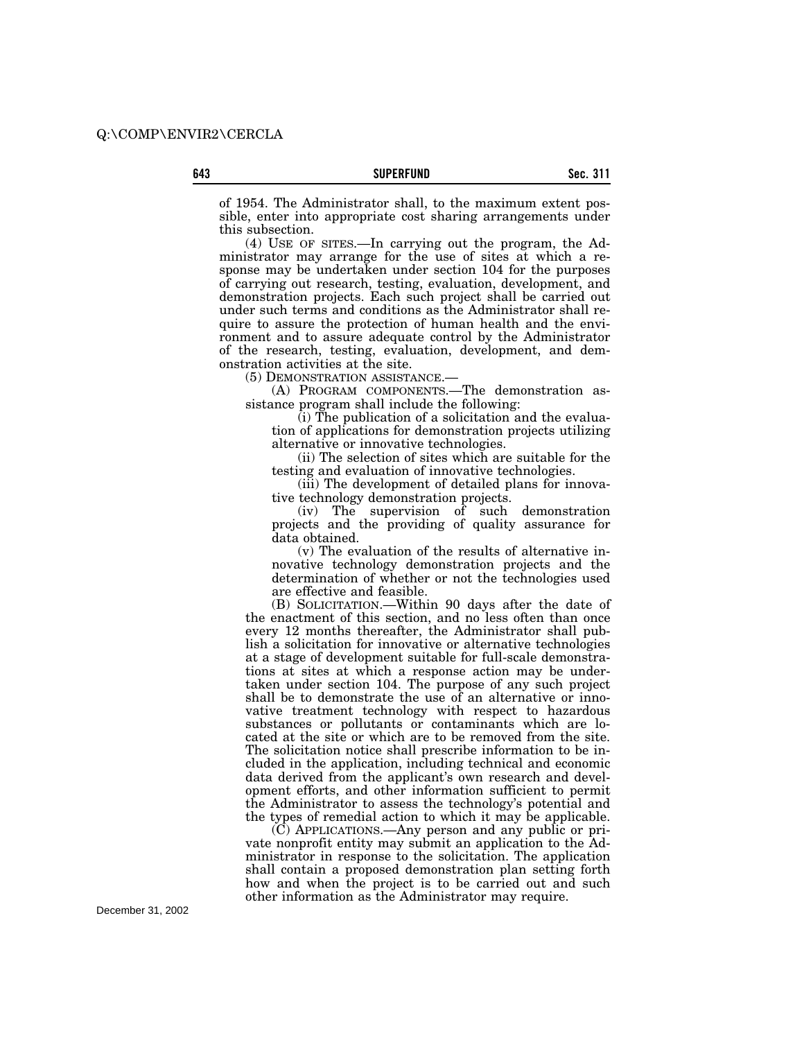of 1954. The Administrator shall, to the maximum extent possible, enter into appropriate cost sharing arrangements under this subsection.

(4) USE OF SITES.—In carrying out the program, the Administrator may arrange for the use of sites at which a response may be undertaken under section 104 for the purposes of carrying out research, testing, evaluation, development, and demonstration projects. Each such project shall be carried out under such terms and conditions as the Administrator shall require to assure the protection of human health and the environment and to assure adequate control by the Administrator of the research, testing, evaluation, development, and demonstration activities at the site.

(5) DEMONSTRATION ASSISTANCE.—

(A) PROGRAM COMPONENTS.—The demonstration assistance program shall include the following:

(i) The publication of a solicitation and the evaluation of applications for demonstration projects utilizing alternative or innovative technologies.

(ii) The selection of sites which are suitable for the testing and evaluation of innovative technologies.

(iii) The development of detailed plans for innovative technology demonstration projects.

(iv) The supervision of such demonstration projects and the providing of quality assurance for data obtained.

(v) The evaluation of the results of alternative innovative technology demonstration projects and the determination of whether or not the technologies used are effective and feasible.

(B) SOLICITATION.—Within 90 days after the date of the enactment of this section, and no less often than once every 12 months thereafter, the Administrator shall publish a solicitation for innovative or alternative technologies at a stage of development suitable for full-scale demonstrations at sites at which a response action may be undertaken under section 104. The purpose of any such project shall be to demonstrate the use of an alternative or innovative treatment technology with respect to hazardous substances or pollutants or contaminants which are located at the site or which are to be removed from the site. The solicitation notice shall prescribe information to be included in the application, including technical and economic data derived from the applicant's own research and development efforts, and other information sufficient to permit the Administrator to assess the technology's potential and the types of remedial action to which it may be applicable.

(C) APPLICATIONS.—Any person and any public or private nonprofit entity may submit an application to the Administrator in response to the solicitation. The application shall contain a proposed demonstration plan setting forth how and when the project is to be carried out and such other information as the Administrator may require.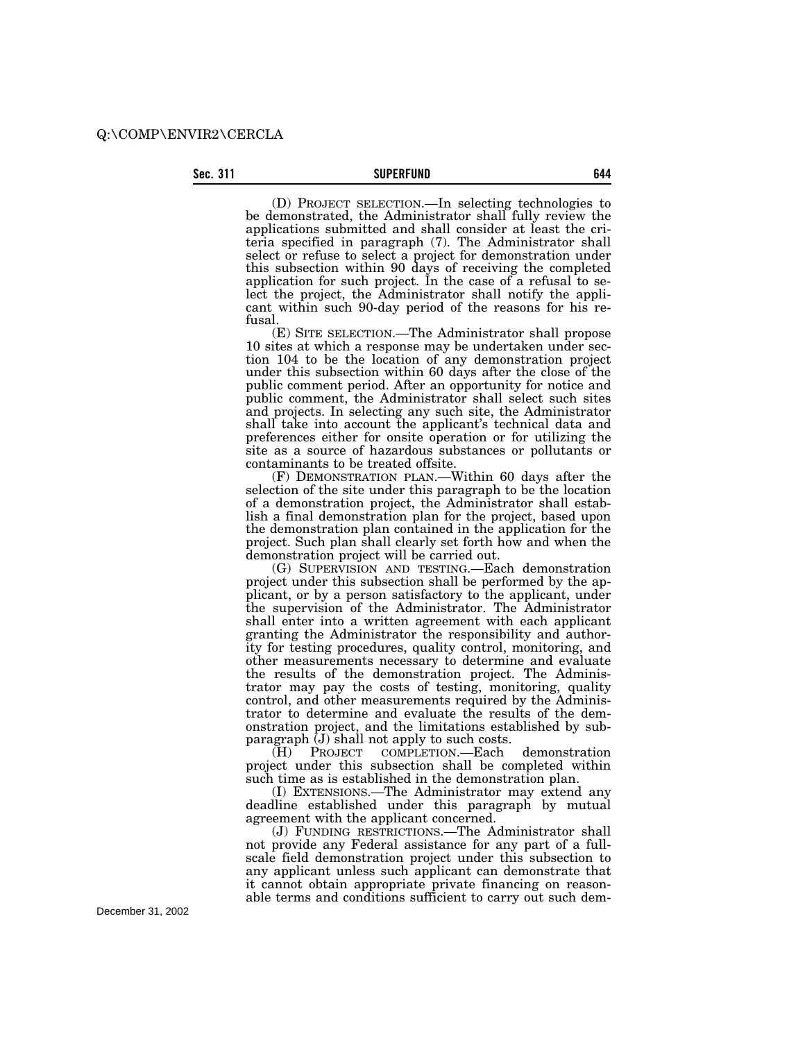(D) PROJECT SELECTION.—In selecting technologies to be demonstrated, the Administrator shall fully review the applications submitted and shall consider at least the criteria specified in paragraph (7). The Administrator shall select or refuse to select a project for demonstration under this subsection within 90 days of receiving the completed application for such project. In the case of a refusal to select the project, the Administrator shall notify the applicant within such 90-day period of the reasons for his refusal.

(E) SITE SELECTION.—The Administrator shall propose 10 sites at which a response may be undertaken under section 104 to be the location of any demonstration project under this subsection within 60 days after the close of the public comment period. After an opportunity for notice and public comment, the Administrator shall select such sites and projects. In selecting any such site, the Administrator shall take into account the applicant's technical data and preferences either for onsite operation or for utilizing the site as a source of hazardous substances or pollutants or contaminants to be treated offsite.

(F) DEMONSTRATION PLAN.—Within 60 days after the selection of the site under this paragraph to be the location of a demonstration project, the Administrator shall establish a final demonstration plan for the project, based upon the demonstration plan contained in the application for the project. Such plan shall clearly set forth how and when the demonstration project will be carried out.

(G) SUPERVISION AND TESTING.—Each demonstration project under this subsection shall be performed by the applicant, or by a person satisfactory to the applicant, under the supervision of the Administrator. The Administrator shall enter into a written agreement with each applicant granting the Administrator the responsibility and authority for testing procedures, quality control, monitoring, and other measurements necessary to determine and evaluate the results of the demonstration project. The Administrator may pay the costs of testing, monitoring, quality control, and other measurements required by the Administrator to determine and evaluate the results of the demonstration project, and the limitations established by subparagraph (J) shall not apply to such costs.

(H) PROJECT COMPLETION.—Each demonstration project under this subsection shall be completed within such time as is established in the demonstration plan.

(I) EXTENSIONS.—The Administrator may extend any deadline established under this paragraph by mutual agreement with the applicant concerned.

(J) FUNDING RESTRICTIONS.—The Administrator shall not provide any Federal assistance for any part of a full-scale field demonstration project under this subsection to any applicant unless such applicant can demonstrate that it cannot obtain appropriate private financing on reasonable terms and conditions sufficient to carry out such dem-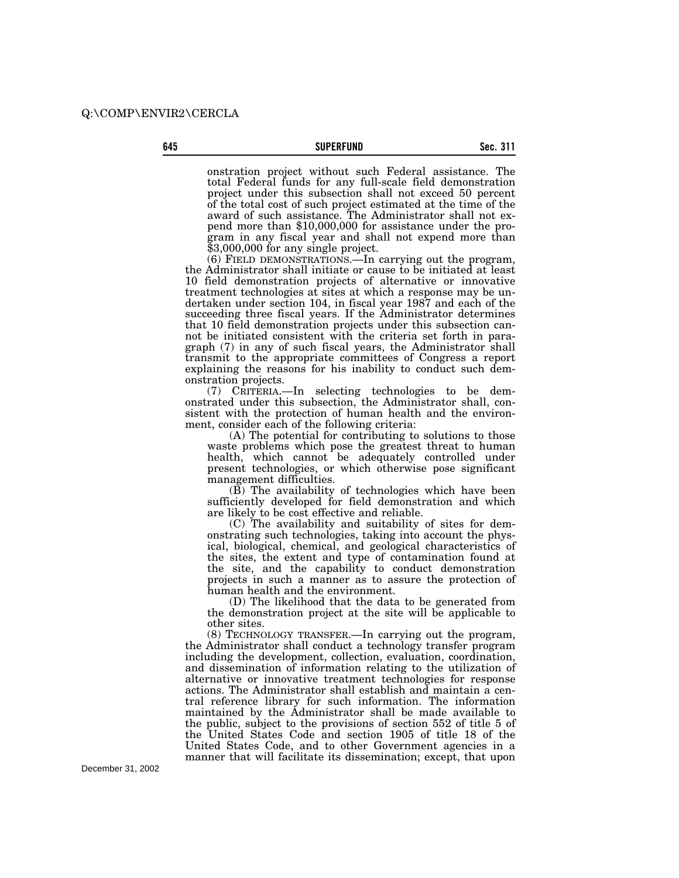onstration project without such Federal assistance. The total Federal funds for any full-scale field demonstration project under this subsection shall not exceed 50 percent of the total cost of such project estimated at the time of the award of such assistance. The Administrator shall not expend more than $10,000,000 for assistance under the program in any fiscal year and shall not expend more than $3,000,000 for any single project.

(6) FIELD DEMONSTRATIONS.—In carrying out the program, the Administrator shall initiate or cause to be initiated at least 10 field demonstration projects of alternative or innovative treatment technologies at sites at which a response may be undertaken under section 104, in fiscal year 1987 and each of the succeeding three fiscal years. If the Administrator determines that 10 field demonstration projects under this subsection cannot be initiated consistent with the criteria set forth in paragraph (7) in any of such fiscal years, the Administrator shall transmit to the appropriate committees of Congress a report explaining the reasons for his inability to conduct such demonstration projects.

(7) CRITERIA.—In selecting technologies to be demonstrated under this subsection, the Administrator shall, consistent with the protection of human health and the environment, consider each of the following criteria:

(A) The potential for contributing to solutions to those waste problems which pose the greatest threat to human health, which cannot be adequately controlled under present technologies, or which otherwise pose significant management difficulties.

(B) The availability of technologies which have been sufficiently developed for field demonstration and which are likely to be cost effective and reliable.

(C) The availability and suitability of sites for demonstrating such technologies, taking into account the physical, biological, chemical, and geological characteristics of the sites, the extent and type of contamination found at the site, and the capability to conduct demonstration projects in such a manner as to assure the protection of human health and the environment.

(D) The likelihood that the data to be generated from the demonstration project at the site will be applicable to other sites.

(8) TECHNOLOGY TRANSFER.—In carrying out the program, the Administrator shall conduct a technology transfer program including the development, collection, evaluation, coordination, and dissemination of information relating to the utilization of alternative or innovative treatment technologies for response actions. The Administrator shall establish and maintain a central reference library for such information. The information maintained by the Administrator shall be made available to the public, subject to the provisions of section 552 of title 5 of the United States Code and section 1905 of title 18 of the United States Code, and to other Government agencies in a manner that will facilitate its dissemination; except, that upon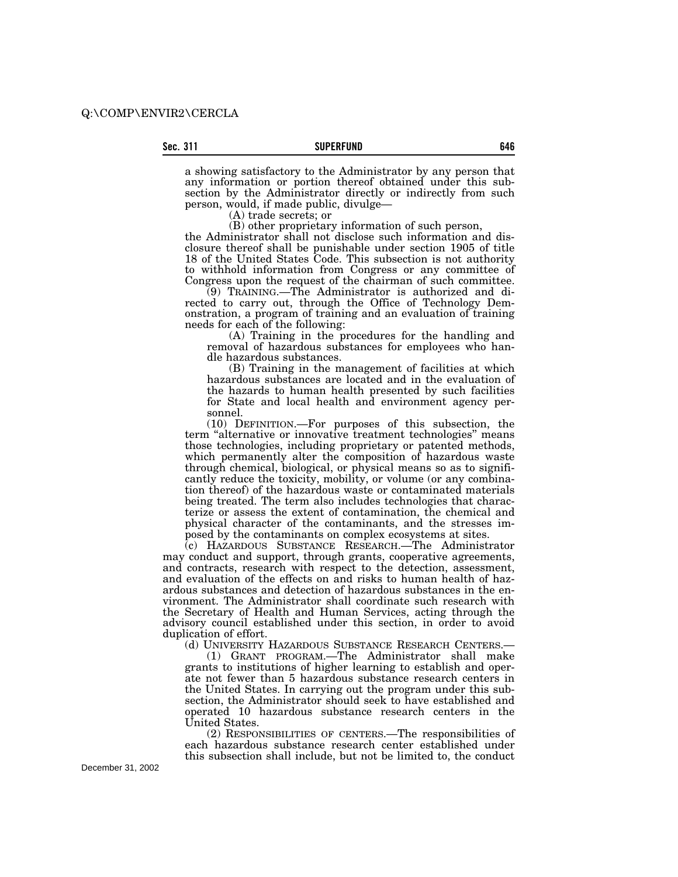a showing satisfactory to the Administrator by any person that any information or portion thereof obtained under this subsection by the Administrator directly or indirectly from such person, would, if made public, divulge—

(A) trade secrets; or

(B) other proprietary information of such person,

the Administrator shall not disclose such information and disclosure thereof shall be punishable under section 1905 of title 18 of the United States Code. This subsection is not authority to withhold information from Congress or any committee of Congress upon the request of the chairman of such committee.

(9) TRAINING.—The Administrator is authorized and directed to carry out, through the Office of Technology Demonstration, a program of training and an evaluation of training needs for each of the following:

(A) Training in the procedures for the handling and removal of hazardous substances for employees who handle hazardous substances.

(B) Training in the management of facilities at which hazardous substances are located and in the evaluation of the hazards to human health presented by such facilities for State and local health and environment agency personnel.

(10) DEFINITION.—For purposes of this subsection, the term "alternative or innovative treatment technologies" means those technologies, including proprietary or patented methods, which permanently alter the composition of hazardous waste through chemical, biological, or physical means so as to significantly reduce the toxicity, mobility, or volume (or any combination thereof) of the hazardous waste or contaminated materials being treated. The term also includes technologies that characterize or assess the extent of contamination, the chemical and physical character of the contaminants, and the stresses imposed by the contaminants on complex ecosystems at sites.

(c) HAZARDOUS SUBSTANCE RESEARCH.—The Administrator may conduct and support, through grants, cooperative agreements, and contracts, research with respect to the detection, assessment, and evaluation of the effects on and risks to human health of hazardous substances and detection of hazardous substances in the environment. The Administrator shall coordinate such research with the Secretary of Health and Human Services, acting through the advisory council established under this section, in order to avoid duplication of effort.

(d) UNIVERSITY HAZARDOUS SUBSTANCE RESEARCH CENTERS.—

(1) GRANT PROGRAM.—The Administrator shall make grants to institutions of higher learning to establish and operate not fewer than 5 hazardous substance research centers in the United States. In carrying out the program under this subsection, the Administrator should seek to have established and operated 10 hazardous substance research centers in the United States.

(2) RESPONSIBILITIES OF CENTERS.—The responsibilities of each hazardous substance research center established under this subsection shall include, but not be limited to, the conduct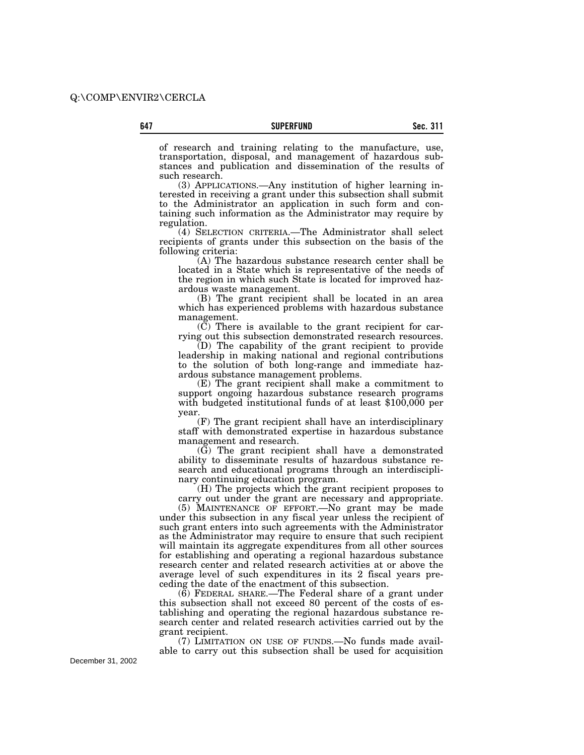of research and training relating to the manufacture, use, transportation, disposal, and management of hazardous substances and publication and dissemination of the results of such research.

(3) APPLICATIONS.—Any institution of higher learning interested in receiving a grant under this subsection shall submit to the Administrator an application in such form and containing such information as the Administrator may require by regulation.

(4) SELECTION CRITERIA.—The Administrator shall select recipients of grants under this subsection on the basis of the following criteria:

(A) The hazardous substance research center shall be located in a State which is representative of the needs of the region in which such State is located for improved hazardous waste management.

(B) The grant recipient shall be located in an area which has experienced problems with hazardous substance management.

(C) There is available to the grant recipient for carrying out this subsection demonstrated research resources.

(D) The capability of the grant recipient to provide leadership in making national and regional contributions to the solution of both long-range and immediate hazardous substance management problems.

(E) The grant recipient shall make a commitment to support ongoing hazardous substance research programs with budgeted institutional funds of at least $100,000 per year.

(F) The grant recipient shall have an interdisciplinary staff with demonstrated expertise in hazardous substance management and research.

(G) The grant recipient shall have a demonstrated ability to disseminate results of hazardous substance research and educational programs through an interdisciplinary continuing education program.

(H) The projects which the grant recipient proposes to carry out under the grant are necessary and appropriate.

(5) MAINTENANCE OF EFFORT.—No grant may be made under this subsection in any fiscal year unless the recipient of such grant enters into such agreements with the Administrator as the Administrator may require to ensure that such recipient will maintain its aggregate expenditures from all other sources for establishing and operating a regional hazardous substance research center and related research activities at or above the average level of such expenditures in its 2 fiscal years preceding the date of the enactment of this subsection.

(6) FEDERAL SHARE.—The Federal share of a grant under this subsection shall not exceed 80 percent of the costs of establishing and operating the regional hazardous substance research center and related research activities carried out by the grant recipient.

(7) LIMITATION ON USE OF FUNDS.—No funds made available to carry out this subsection shall be used for acquisition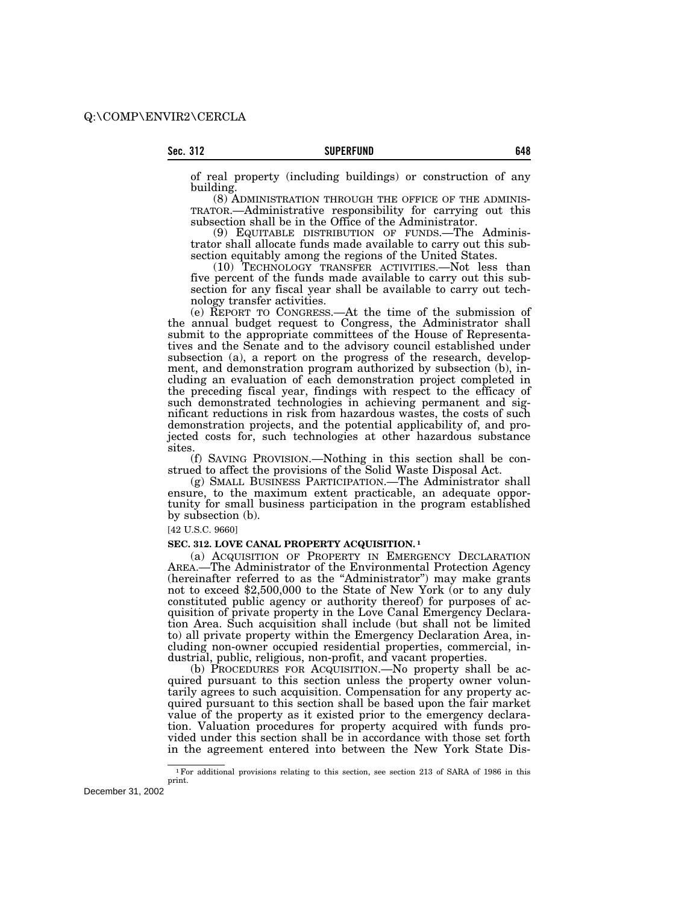of real property (including buildings) or construction of any building.

(8) ADMINISTRATION THROUGH THE OFFICE OF THE ADMINISTRATOR.—Administrative responsibility for carrying out this subsection shall be in the Office of the Administrator.

(9) EQUITABLE DISTRIBUTION OF FUNDS.—The Administrator shall allocate funds made available to carry out this subsection equitably among the regions of the United States.

(10) TECHNOLOGY TRANSFER ACTIVITIES.—Not less than five percent of the funds made available to carry out this subsection for any fiscal year shall be available to carry out technology transfer activities.

(e) REPORT TO CONGRESS.—At the time of the submission of the annual budget request to Congress, the Administrator shall submit to the appropriate committees of the House of Representatives and the Senate and to the advisory council established under subsection (a), a report on the progress of the research, development, and demonstration program authorized by subsection (b), including an evaluation of each demonstration project completed in the preceding fiscal year, findings with respect to the efficacy of such demonstrated technologies in achieving permanent and significant reductions in risk from hazardous wastes, the costs of such demonstration projects, and the potential applicability of, and projected costs for, such technologies at other hazardous substance sites.

(f) SAVING PROVISION.—Nothing in this section shall be construed to affect the provisions of the Solid Waste Disposal Act.

(g) SMALL BUSINESS PARTICIPATION.—The Administrator shall ensure, to the maximum extent practicable, an adequate opportunity for small business participation in the program established by subsection (b).

[42 U.S.C. 9660]

**SEC. 312. LOVE CANAL PROPERTY ACQUISITION.** [1]

(a) ACQUISITION OF PROPERTY IN EMERGENCY DECLARATION AREA.—The Administrator of the Environmental Protection Agency (hereinafter referred to as the "Administrator") may make grants not to exceed $2,500,000 to the State of New York (or to any duly constituted public agency or authority thereof) for purposes of acquisition of private property in the Love Canal Emergency Declaration Area. Such acquisition shall include (but shall not be limited to) all private property within the Emergency Declaration Area, including non-owner occupied residential properties, commercial, industrial, public, religious, non-profit, and vacant properties.

(b) PROCEDURES FOR ACQUISITION.—No property shall be acquired pursuant to this section unless the property owner voluntarily agrees to such acquisition. Compensation for any property acquired pursuant to this section shall be based upon the fair market value of the property as it existed prior to the emergency declaration. Valuation procedures for property acquired with funds provided under this section shall be in accordance with those set forth in the agreement entered into between the New York State Dis-

[1] For additional provisions relating to this section, see section 213 of SARA of 1986 in this print.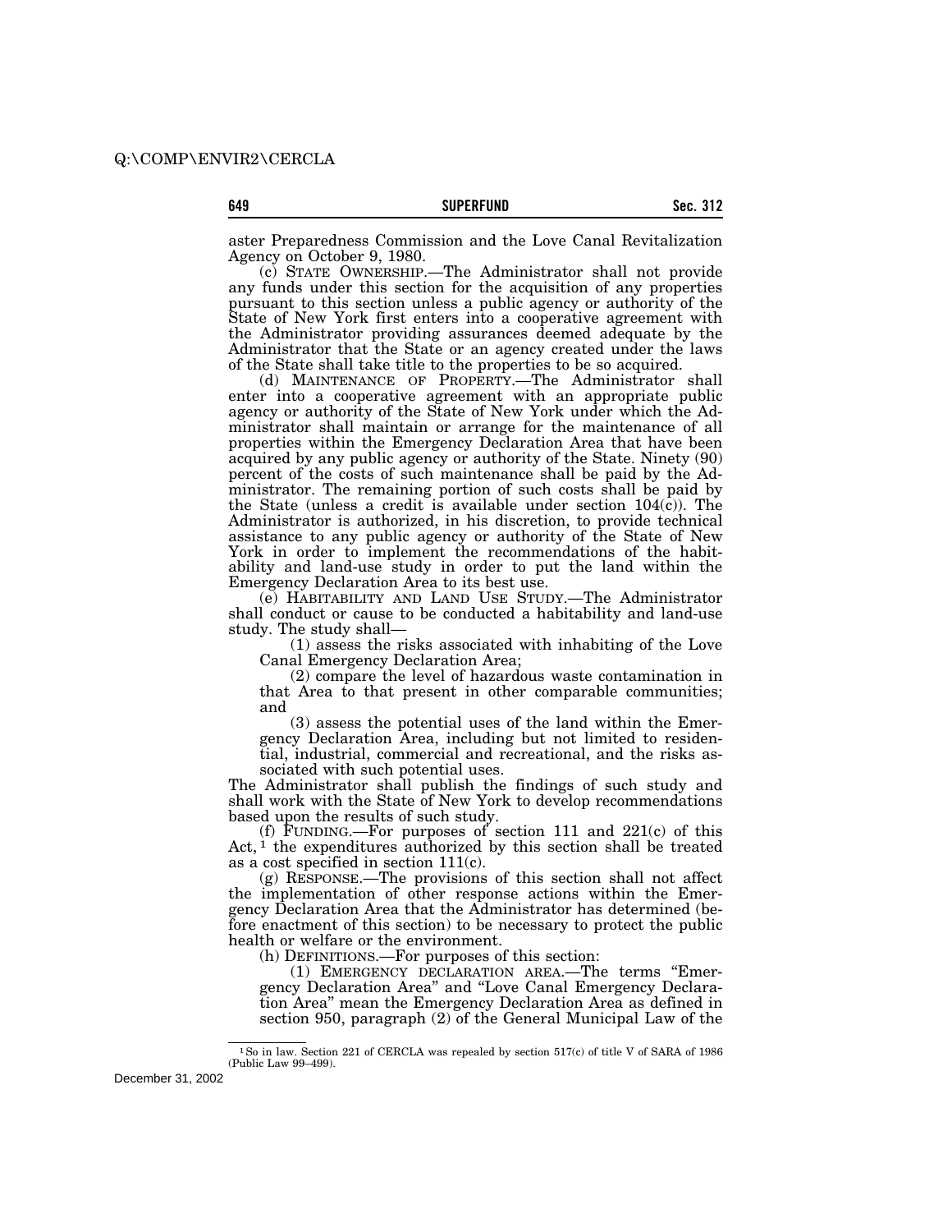aster Preparedness Commission and the Love Canal Revitalization Agency on October 9, 1980.

(c) STATE OWNERSHIP.—The Administrator shall not provide any funds under this section for the acquisition of any properties pursuant to this section unless a public agency or authority of the State of New York first enters into a cooperative agreement with the Administrator providing assurances deemed adequate by the Administrator that the State or an agency created under the laws of the State shall take title to the properties to be so acquired.

(d) MAINTENANCE OF PROPERTY.—The Administrator shall enter into a cooperative agreement with an appropriate public agency or authority of the State of New York under which the Administrator shall maintain or arrange for the maintenance of all properties within the Emergency Declaration Area that have been acquired by any public agency or authority of the State. Ninety (90) percent of the costs of such maintenance shall be paid by the Administrator. The remaining portion of such costs shall be paid by the State (unless a credit is available under section 104(c)). The Administrator is authorized, in his discretion, to provide technical assistance to any public agency or authority of the State of New York in order to implement the recommendations of the habitability and land-use study in order to put the land within the Emergency Declaration Area to its best use.

(e) HABITABILITY AND LAND USE STUDY.—The Administrator shall conduct or cause to be conducted a habitability and land-use study. The study shall—

(1) assess the risks associated with inhabiting of the Love Canal Emergency Declaration Area;

(2) compare the level of hazardous waste contamination in that Area to that present in other comparable communities; and

(3) assess the potential uses of the land within the Emergency Declaration Area, including but not limited to residential, industrial, commercial and recreational, and the risks associated with such potential uses.

The Administrator shall publish the findings of such study and shall work with the State of New York to develop recommendations based upon the results of such study.

(f) FUNDING.—For purposes of section 111 and 221(c) of this Act,[1] the expenditures authorized by this section shall be treated as a cost specified in section 111(c).

(g) RESPONSE.—The provisions of this section shall not affect the implementation of other response actions within the Emergency Declaration Area that the Administrator has determined (before enactment of this section) to be necessary to protect the public health or welfare or the environment.

(h) DEFINITIONS.—For purposes of this section:

(1) EMERGENCY DECLARATION AREA.—The terms "Emergency Declaration Area" and "Love Canal Emergency Declaration Area" mean the Emergency Declaration Area as defined in section 950, paragraph (2) of the General Municipal Law of the

[1] So in law. Section 221 of CERCLA was repealed by section 517(c) of title V of SARA of 1986 (Public Law 99–499).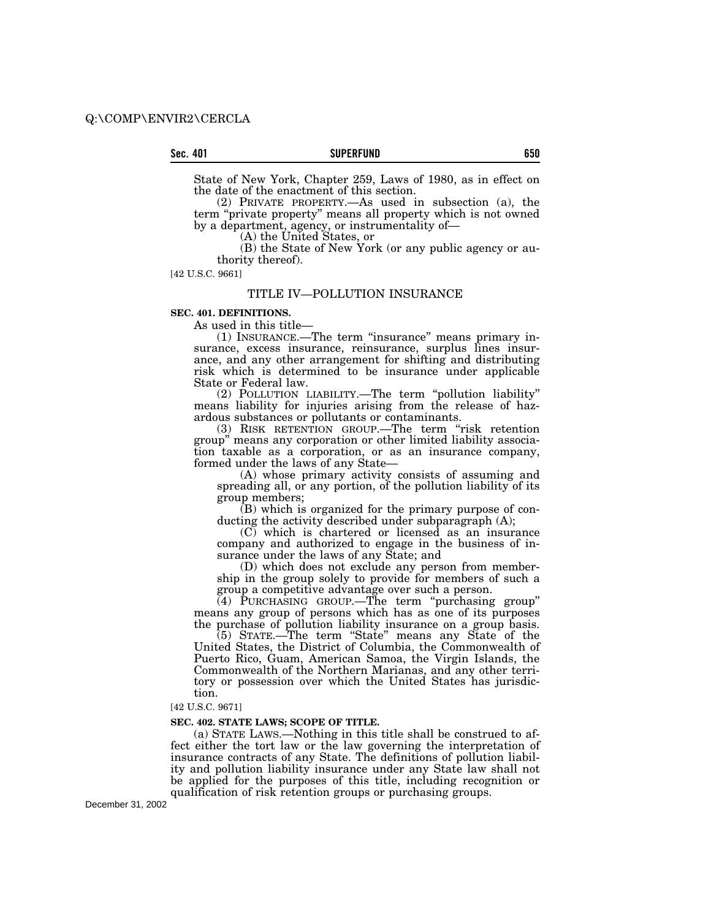State of New York, Chapter 259, Laws of 1980, as in effect on the date of the enactment of this section.

(2) PRIVATE PROPERTY.—As used in subsection (a), the term "private property" means all property which is not owned by a department, agency, or instrumentality of—

(A) the United States, or

(B) the State of New York (or any public agency or authority thereof).

[42 U.S.C. 9661]

## TITLE IV—POLLUTION INSURANCE

### SEC. 401. DEFINITIONS.

As used in this title—

(1) INSURANCE.—The term "insurance" means primary insurance, excess insurance, reinsurance, surplus lines insurance, and any other arrangement for shifting and distributing risk which is determined to be insurance under applicable State or Federal law.

(2) POLLUTION LIABILITY.—The term "pollution liability" means liability for injuries arising from the release of hazardous substances or pollutants or contaminants.

(3) RISK RETENTION GROUP.—The term "risk retention group" means any corporation or other limited liability association taxable as a corporation, or as an insurance company, formed under the laws of any State—

(A) whose primary activity consists of assuming and spreading all, or any portion, of the pollution liability of its group members;

(B) which is organized for the primary purpose of conducting the activity described under subparagraph (A);

(C) which is chartered or licensed as an insurance company and authorized to engage in the business of insurance under the laws of any State; and

(D) which does not exclude any person from membership in the group solely to provide for members of such a group a competitive advantage over such a person.

(4) PURCHASING GROUP.—The term "purchasing group" means any group of persons which has as one of its purposes the purchase of pollution liability insurance on a group basis.

(5) STATE.—The term "State" means any State of the United States, the District of Columbia, the Commonwealth of Puerto Rico, Guam, American Samoa, the Virgin Islands, the Commonwealth of the Northern Marianas, and any other territory or possession over which the United States has jurisdiction.

[42 U.S.C. 9671]

### SEC. 402. STATE LAWS; SCOPE OF TITLE.

(a) STATE LAWS.—Nothing in this title shall be construed to affect either the tort law or the law governing the interpretation of insurance contracts of any State. The definitions of pollution liability and pollution liability insurance under any State law shall not be applied for the purposes of this title, including recognition or qualification of risk retention groups or purchasing groups.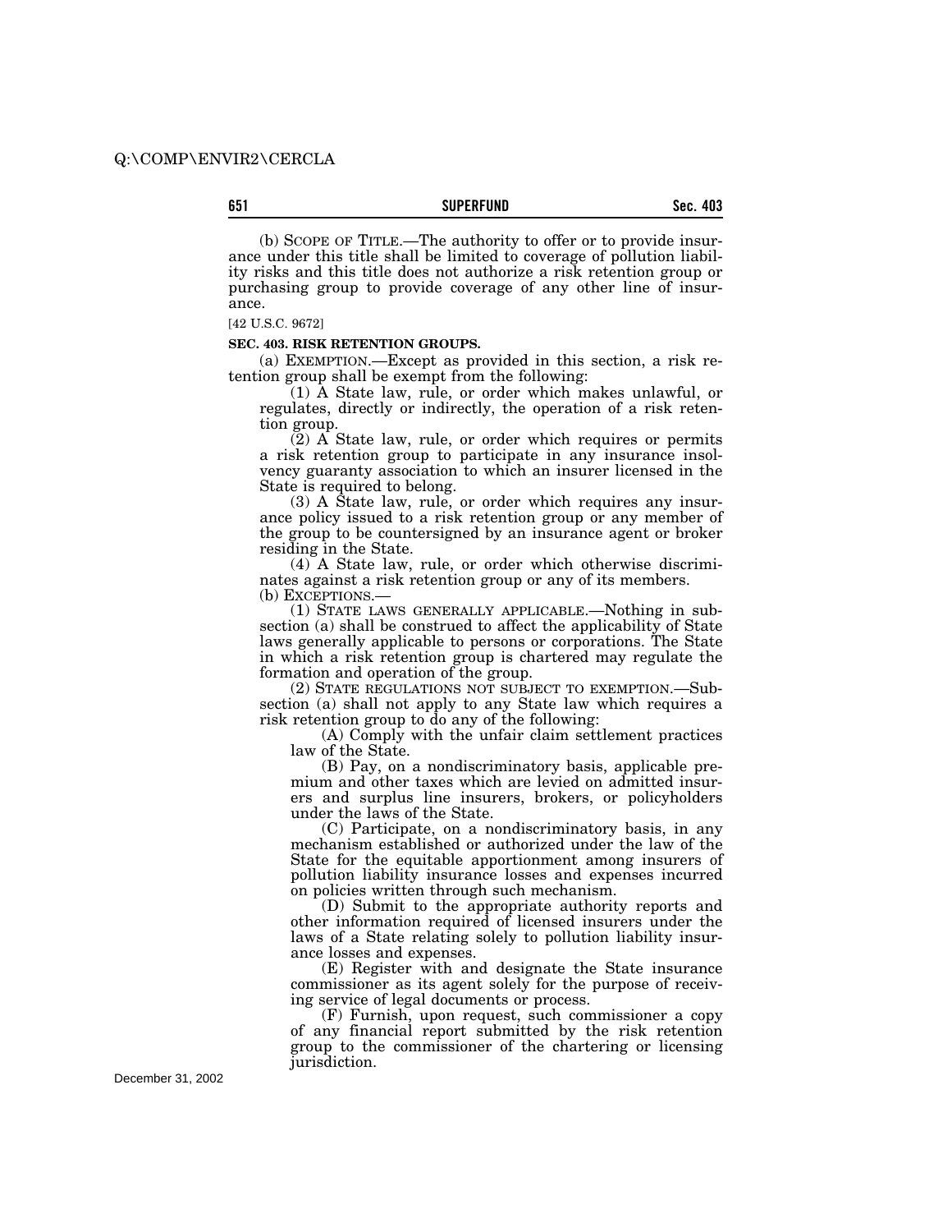(b) SCOPE OF TITLE.—The authority to offer or to provide insurance under this title shall be limited to coverage of pollution liability risks and this title does not authorize a risk retention group or purchasing group to provide coverage of any other line of insurance.

[42 U.S.C. 9672]

**SEC. 403. RISK RETENTION GROUPS.**

(a) EXEMPTION.—Except as provided in this section, a risk retention group shall be exempt from the following:

(1) A State law, rule, or order which makes unlawful, or regulates, directly or indirectly, the operation of a risk retention group.

(2) A State law, rule, or order which requires or permits a risk retention group to participate in any insurance insolvency guaranty association to which an insurer licensed in the State is required to belong.

(3) A State law, rule, or order which requires any insurance policy issued to a risk retention group or any member of the group to be countersigned by an insurance agent or broker residing in the State.

(4) A State law, rule, or order which otherwise discriminates against a risk retention group or any of its members.

(b) EXCEPTIONS.—

(1) STATE LAWS GENERALLY APPLICABLE.—Nothing in subsection (a) shall be construed to affect the applicability of State laws generally applicable to persons or corporations. The State in which a risk retention group is chartered may regulate the formation and operation of the group.

(2) STATE REGULATIONS NOT SUBJECT TO EXEMPTION.—Subsection (a) shall not apply to any State law which requires a risk retention group to do any of the following:

(A) Comply with the unfair claim settlement practices law of the State.

(B) Pay, on a nondiscriminatory basis, applicable premium and other taxes which are levied on admitted insurers and surplus line insurers, brokers, or policyholders under the laws of the State.

(C) Participate, on a nondiscriminatory basis, in any mechanism established or authorized under the law of the State for the equitable apportionment among insurers of pollution liability insurance losses and expenses incurred on policies written through such mechanism.

(D) Submit to the appropriate authority reports and other information required of licensed insurers under the laws of a State relating solely to pollution liability insurance losses and expenses.

(E) Register with and designate the State insurance commissioner as its agent solely for the purpose of receiving service of legal documents or process.

(F) Furnish, upon request, such commissioner a copy of any financial report submitted by the risk retention group to the commissioner of the chartering or licensing jurisdiction.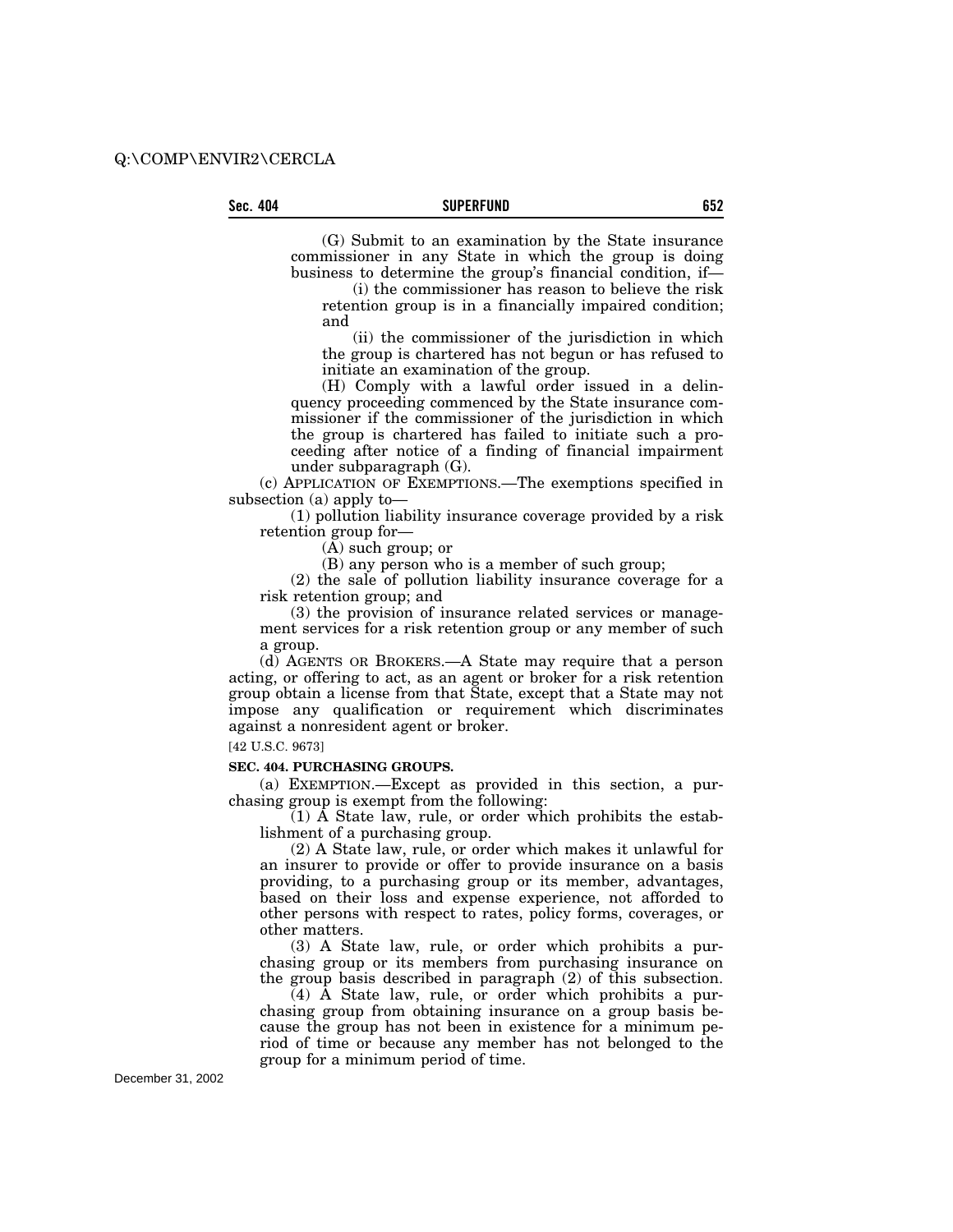(G) Submit to an examination by the State insurance commissioner in any State in which the group is doing business to determine the group's financial condition, if—

(i) the commissioner has reason to believe the risk retention group is in a financially impaired condition; and

(ii) the commissioner of the jurisdiction in which the group is chartered has not begun or has refused to initiate an examination of the group.

(H) Comply with a lawful order issued in a delinquency proceeding commenced by the State insurance commissioner if the commissioner of the jurisdiction in which the group is chartered has failed to initiate such a proceeding after notice of a finding of financial impairment under subparagraph (G).

(c) APPLICATION OF EXEMPTIONS.—The exemptions specified in subsection (a) apply to—

(1) pollution liability insurance coverage provided by a risk retention group for—

(A) such group; or

(B) any person who is a member of such group;

(2) the sale of pollution liability insurance coverage for a risk retention group; and

(3) the provision of insurance related services or management services for a risk retention group or any member of such a group.

(d) AGENTS OR BROKERS.—A State may require that a person acting, or offering to act, as an agent or broker for a risk retention group obtain a license from that State, except that a State may not impose any qualification or requirement which discriminates against a nonresident agent or broker.

[42 U.S.C. 9673]

**SEC. 404. PURCHASING GROUPS.**

(a) EXEMPTION.—Except as provided in this section, a purchasing group is exempt from the following:

(1) A State law, rule, or order which prohibits the establishment of a purchasing group.

(2) A State law, rule, or order which makes it unlawful for an insurer to provide or offer to provide insurance on a basis providing, to a purchasing group or its member, advantages, based on their loss and expense experience, not afforded to other persons with respect to rates, policy forms, coverages, or other matters.

(3) A State law, rule, or order which prohibits a purchasing group or its members from purchasing insurance on the group basis described in paragraph (2) of this subsection.

(4) A State law, rule, or order which prohibits a purchasing group from obtaining insurance on a group basis because the group has not been in existence for a minimum period of time or because any member has not belonged to the group for a minimum period of time.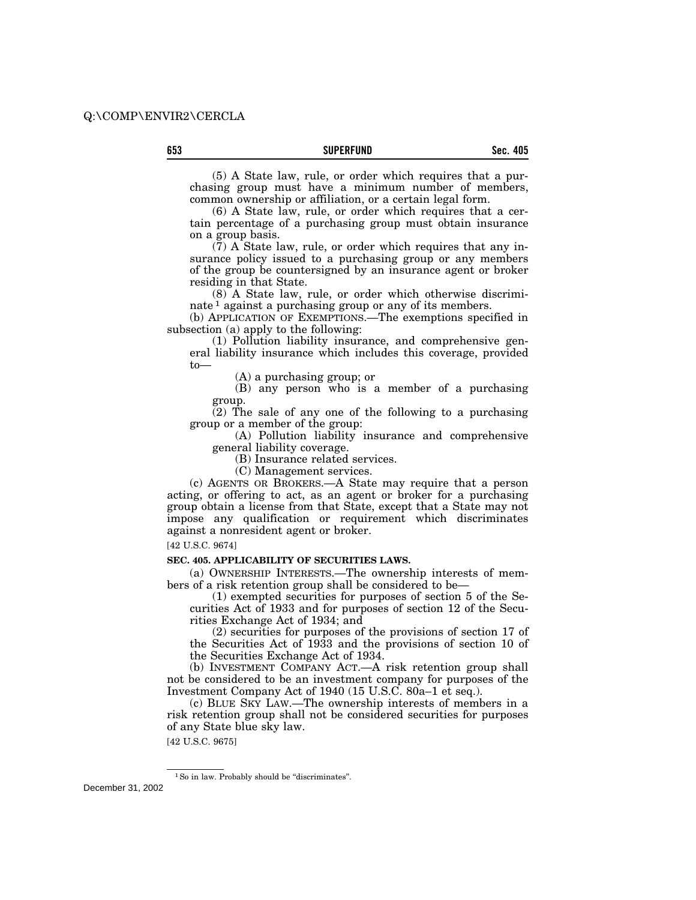(5) A State law, rule, or order which requires that a purchasing group must have a minimum number of members, common ownership or affiliation, or a certain legal form.

(6) A State law, rule, or order which requires that a certain percentage of a purchasing group must obtain insurance on a group basis.

(7) A State law, rule, or order which requires that any insurance policy issued to a purchasing group or any members of the group be countersigned by an insurance agent or broker residing in that State.

(8) A State law, rule, or order which otherwise discriminate[1] against a purchasing group or any of its members.

(b) APPLICATION OF EXEMPTIONS.—The exemptions specified in subsection (a) apply to the following:

(1) Pollution liability insurance, and comprehensive general liability insurance which includes this coverage, provided to—

(A) a purchasing group; or

(B) any person who is a member of a purchasing group.

(2) The sale of any one of the following to a purchasing group or a member of the group:

(A) Pollution liability insurance and comprehensive general liability coverage.

(B) Insurance related services.

(C) Management services.

(c) AGENTS OR BROKERS.—A State may require that a person acting, or offering to act, as an agent or broker for a purchasing group obtain a license from that State, except that a State may not impose any qualification or requirement which discriminates against a nonresident agent or broker.

[42 U.S.C. 9674]

**SEC. 405. APPLICABILITY OF SECURITIES LAWS.**

(a) OWNERSHIP INTERESTS.—The ownership interests of members of a risk retention group shall be considered to be—

(1) exempted securities for purposes of section 5 of the Securities Act of 1933 and for purposes of section 12 of the Securities Exchange Act of 1934; and

(2) securities for purposes of the provisions of section 17 of the Securities Act of 1933 and the provisions of section 10 of the Securities Exchange Act of 1934.

(b) INVESTMENT COMPANY ACT.—A risk retention group shall not be considered to be an investment company for purposes of the Investment Company Act of 1940 (15 U.S.C. 80a–1 et seq.).

(c) BLUE SKY LAW.—The ownership interests of members in a risk retention group shall not be considered securities for purposes of any State blue sky law.

[42 U.S.C. 9675]

[1] So in law. Probably should be "discriminates".